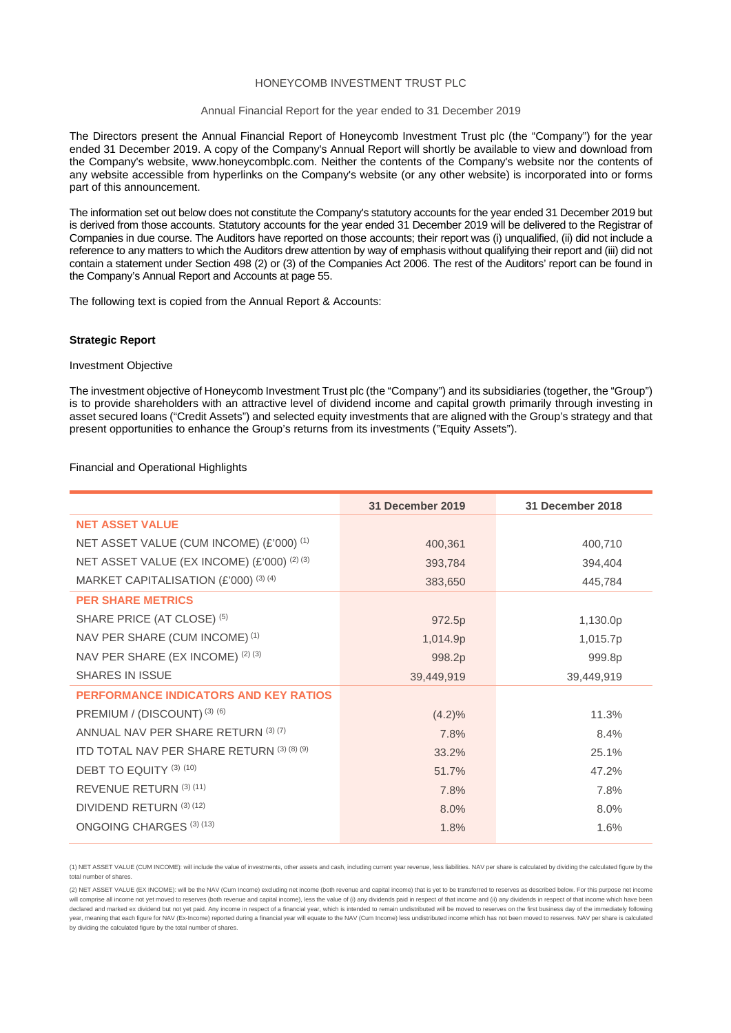HONEYCOMB INVESTMENT TRUST PLC

Annual Financial Report for the year ended to 31 December 2019

The Directors present the Annual Financial Report of Honeycomb Investment Trust plc (the "Company") for the year ended 31 December 2019. A copy of the Company's Annual Report will shortly be available to view and download from the Company's website, www.honeycombplc.com. Neither the contents of the Company's website nor the contents of any website accessible from hyperlinks on the Company's website (or any other website) is incorporated into or forms part of this announcement.

The information set out below does not constitute the Company's statutory accounts for the year ended 31 December 2019 but is derived from those accounts. Statutory accounts for the year ended 31 December 2019 will be delivered to the Registrar of Companies in due course. The Auditors have reported on those accounts; their report was (i) unqualified, (ii) did not include a reference to any matters to which the Auditors drew attention by way of emphasis without qualifying their report and (iii) did not contain a statement under Section 498 (2) or (3) of the Companies Act 2006. The rest of the Auditors' report can be found in the Company's Annual Report and Accounts at page 55.

The following text is copied from the Annual Report & Accounts:

## Strategic Report

### Investment Objective

The investment objective of Honeycomb Investment Trust plc (the "Company") and its subsidiaries (together, the "Group") is to provide shareholders with an attractive level of dividend income and capital growth primarily through investing in asset secured loans ("Credit Assets") and selected equity investments that are aligned with the Group's strategy and that present opportunities to enhance the Group's returns from its investments ("Equity Assets").

### Financial and Operational Highlights

| | 31 December 2019 | 31 December 2018 |
|---|---|---|
| **NET ASSET VALUE** | | |
| NET ASSET VALUE (CUM INCOME) (£'000) (1) | 400,361 | 400,710 |
| NET ASSET VALUE (EX INCOME) (£'000) (2) (3) | 393,784 | 394,404 |
| MARKET CAPITALISATION (£'000) (3) (4) | 383,650 | 445,784 |
| **PER SHARE METRICS** | | |
| SHARE PRICE (AT CLOSE) (5) | 972.5p | 1,130.0p |
| NAV PER SHARE (CUM INCOME) (1) | 1,014.9p | 1,015.7p |
| NAV PER SHARE (EX INCOME) (2) (3) | 998.2p | 999.8p |
| SHARES IN ISSUE | 39,449,919 | 39,449,919 |
| **PERFORMANCE INDICATORS AND KEY RATIOS** | | |
| PREMIUM / (DISCOUNT) (3) (6) | (4.2)% | 11.3% |
| ANNUAL NAV PER SHARE RETURN (3) (7) | 7.8% | 8.4% |
| ITD TOTAL NAV PER SHARE RETURN (3) (8) (9) | 33.2% | 25.1% |
| DEBT TO EQUITY (3) (10) | 51.7% | 47.2% |
| REVENUE RETURN (3) (11) | 7.8% | 7.8% |
| DIVIDEND RETURN (3) (12) | 8.0% | 8.0% |
| ONGOING CHARGES (3) (13) | 1.8% | 1.6% |

(1) NET ASSET VALUE (CUM INCOME): will include the value of investments, other assets and cash, including current year revenue, less liabilities. NAV per share is calculated by dividing the calculated figure by the total number of shares.

(2) NET ASSET VALUE (EX INCOME): will be the NAV (Cum Income) excluding net income (both revenue and capital income) that is yet to be transferred to reserves as described below. For this purpose net income will comprise all income not yet moved to reserves (both revenue and capital income), less the value of (i) any dividends paid in respect of that income and (ii) any dividends in respect of that income which have been declared and marked ex dividend but not yet paid. Any income in respect of a financial year, which is intended to remain undistributed will be moved to reserves on the first business day of the immediately following year, meaning that each figure for NAV (Ex-Income) reported during a financial year will equate to the NAV (Cum Income) less undistributed income which has not been moved to reserves. NAV per share is calculated by dividing the calculated figure by the total number of shares.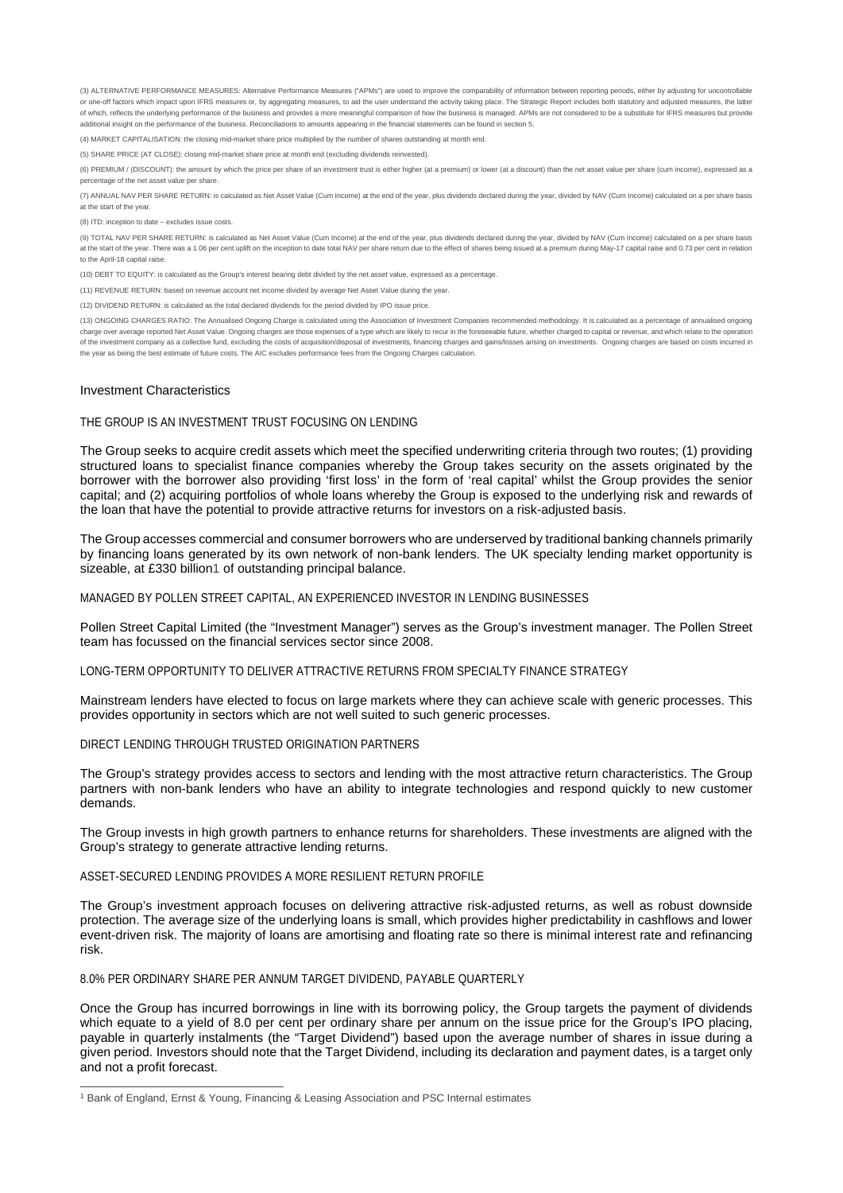(3) ALTERNATIVE PERFORMANCE MEASURES: Alternative Performance Measures ("APMs") are used to improve the comparability of information between reporting periods, either by adjusting for uncontrollable or one-off factors which impact upon IFRS measures or, by aggregating measures, to aid the user understand the activity taking place. The Strategic Report includes both statutory and adjusted measures, the latter of which, reflects the underlying performance of the business and provides a more meaningful comparison of how the business is managed. APMs are not considered to be a substitute for IFRS measures but provide additional insight on the performance of the business. Reconciliations to amounts appearing in the financial statements can be found in section 5.

(4) MARKET CAPITALISATION: the closing mid-market share price multiplied by the number of shares outstanding at month end.

(5) SHARE PRICE (AT CLOSE): closing mid-market share price at month end (excluding dividends reinvested).

(6) PREMIUM / (DISCOUNT): the amount by which the price per share of an investment trust is either higher (at a premium) or lower (at a discount) than the net asset value per share (cum income), expressed as a percentage of the net asset value per share.

(7) ANNUAL NAV PER SHARE RETURN: is calculated as Net Asset Value (Cum Income) at the end of the year, plus dividends declared during the year, divided by NAV (Cum Income) calculated on a per share basis at the start of the year.

(8) ITD: inception to date – excludes issue costs.

(9) TOTAL NAV PER SHARE RETURN: is calculated as Net Asset Value (Cum Income) at the end of the year, plus dividends declared during the year, divided by NAV (Cum Income) calculated on a per share basis at the start of the year. There was a 1.06 per cent uplift on the inception to date total NAV per share return due to the effect of shares being issued at a premium during May-17 capital raise and 0.73 per cent in relation to the April-18 capital raise.

(10) DEBT TO EQUITY: is calculated as the Group's interest bearing debt divided by the net asset value, expressed as a percentage.

(11) REVENUE RETURN: based on revenue account net income divided by average Net Asset Value during the year.

(12) DIVIDEND RETURN: is calculated as the total declared dividends for the period divided by IPO issue price.

(13) ONGOING CHARGES RATIO: The Annualised Ongoing Charge is calculated using the Association of Investment Companies recommended methodology. It is calculated as a percentage of annualised ongoing charge over average reported Net Asset Value. Ongoing charges are those expenses of a type which are likely to recur in the foreseeable future, whether charged to capital or revenue, and which relate to the operation of the investment company as a collective fund, excluding the costs of acquisition/disposal of investments, financing charges and gains/losses arising on investments. Ongoing charges are based on costs incurred in the year as being the best estimate of future costs. The AIC excludes performance fees from the Ongoing Charges calculation.

## Investment Characteristics

### THE GROUP IS AN INVESTMENT TRUST FOCUSING ON LENDING

The Group seeks to acquire credit assets which meet the specified underwriting criteria through two routes; (1) providing structured loans to specialist finance companies whereby the Group takes security on the assets originated by the borrower with the borrower also providing 'first loss' in the form of 'real capital' whilst the Group provides the senior capital; and (2) acquiring portfolios of whole loans whereby the Group is exposed to the underlying risk and rewards of the loan that have the potential to provide attractive returns for investors on a risk-adjusted basis.

The Group accesses commercial and consumer borrowers who are underserved by traditional banking channels primarily by financing loans generated by its own network of non-bank lenders. The UK specialty lending market opportunity is sizeable, at £330 billion[1] of outstanding principal balance.

### MANAGED BY POLLEN STREET CAPITAL, AN EXPERIENCED INVESTOR IN LENDING BUSINESSES

Pollen Street Capital Limited (the "Investment Manager") serves as the Group's investment manager. The Pollen Street team has focussed on the financial services sector since 2008.

### LONG-TERM OPPORTUNITY TO DELIVER ATTRACTIVE RETURNS FROM SPECIALTY FINANCE STRATEGY

Mainstream lenders have elected to focus on large markets where they can achieve scale with generic processes. This provides opportunity in sectors which are not well suited to such generic processes.

### DIRECT LENDING THROUGH TRUSTED ORIGINATION PARTNERS

The Group's strategy provides access to sectors and lending with the most attractive return characteristics. The Group partners with non-bank lenders who have an ability to integrate technologies and respond quickly to new customer demands.

The Group invests in high growth partners to enhance returns for shareholders. These investments are aligned with the Group's strategy to generate attractive lending returns.

### ASSET-SECURED LENDING PROVIDES A MORE RESILIENT RETURN PROFILE

The Group's investment approach focuses on delivering attractive risk-adjusted returns, as well as robust downside protection. The average size of the underlying loans is small, which provides higher predictability in cashflows and lower event-driven risk. The majority of loans are amortising and floating rate so there is minimal interest rate and refinancing risk.

### 8.0% PER ORDINARY SHARE PER ANNUM TARGET DIVIDEND, PAYABLE QUARTERLY

Once the Group has incurred borrowings in line with its borrowing policy, the Group targets the payment of dividends which equate to a yield of 8.0 per cent per ordinary share per annum on the issue price for the Group's IPO placing, payable in quarterly instalments (the "Target Dividend") based upon the average number of shares in issue during a given period. Investors should note that the Target Dividend, including its declaration and payment dates, is a target only and not a profit forecast.

[1] Bank of England, Ernst & Young, Financing & Leasing Association and PSC Internal estimates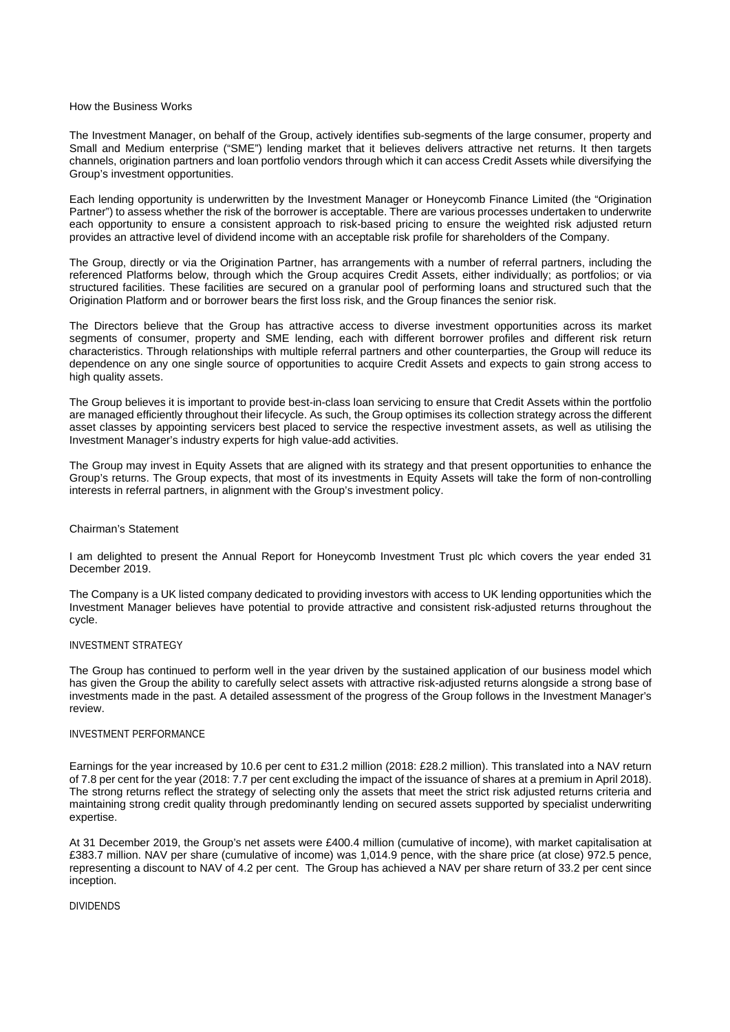## How the Business Works

The Investment Manager, on behalf of the Group, actively identifies sub-segments of the large consumer, property and Small and Medium enterprise ("SME") lending market that it believes delivers attractive net returns. It then targets channels, origination partners and loan portfolio vendors through which it can access Credit Assets while diversifying the Group's investment opportunities.

Each lending opportunity is underwritten by the Investment Manager or Honeycomb Finance Limited (the "Origination Partner") to assess whether the risk of the borrower is acceptable. There are various processes undertaken to underwrite each opportunity to ensure a consistent approach to risk-based pricing to ensure the weighted risk adjusted return provides an attractive level of dividend income with an acceptable risk profile for shareholders of the Company.

The Group, directly or via the Origination Partner, has arrangements with a number of referral partners, including the referenced Platforms below, through which the Group acquires Credit Assets, either individually; as portfolios; or via structured facilities. These facilities are secured on a granular pool of performing loans and structured such that the Origination Platform and or borrower bears the first loss risk, and the Group finances the senior risk.

The Directors believe that the Group has attractive access to diverse investment opportunities across its market segments of consumer, property and SME lending, each with different borrower profiles and different risk return characteristics. Through relationships with multiple referral partners and other counterparties, the Group will reduce its dependence on any one single source of opportunities to acquire Credit Assets and expects to gain strong access to high quality assets.

The Group believes it is important to provide best-in-class loan servicing to ensure that Credit Assets within the portfolio are managed efficiently throughout their lifecycle. As such, the Group optimises its collection strategy across the different asset classes by appointing servicers best placed to service the respective investment assets, as well as utilising the Investment Manager's industry experts for high value-add activities.

The Group may invest in Equity Assets that are aligned with its strategy and that present opportunities to enhance the Group's returns. The Group expects, that most of its investments in Equity Assets will take the form of non-controlling interests in referral partners, in alignment with the Group's investment policy.

## Chairman's Statement

I am delighted to present the Annual Report for Honeycomb Investment Trust plc which covers the year ended 31 December 2019.

The Company is a UK listed company dedicated to providing investors with access to UK lending opportunities which the Investment Manager believes have potential to provide attractive and consistent risk-adjusted returns throughout the cycle.

### INVESTMENT STRATEGY

The Group has continued to perform well in the year driven by the sustained application of our business model which has given the Group the ability to carefully select assets with attractive risk-adjusted returns alongside a strong base of investments made in the past. A detailed assessment of the progress of the Group follows in the Investment Manager's review.

### INVESTMENT PERFORMANCE

Earnings for the year increased by 10.6 per cent to £31.2 million (2018: £28.2 million). This translated into a NAV return of 7.8 per cent for the year (2018: 7.7 per cent excluding the impact of the issuance of shares at a premium in April 2018). The strong returns reflect the strategy of selecting only the assets that meet the strict risk adjusted returns criteria and maintaining strong credit quality through predominantly lending on secured assets supported by specialist underwriting expertise.

At 31 December 2019, the Group's net assets were £400.4 million (cumulative of income), with market capitalisation at £383.7 million. NAV per share (cumulative of income) was 1,014.9 pence, with the share price (at close) 972.5 pence, representing a discount to NAV of 4.2 per cent. The Group has achieved a NAV per share return of 33.2 per cent since inception.

### DIVIDENDS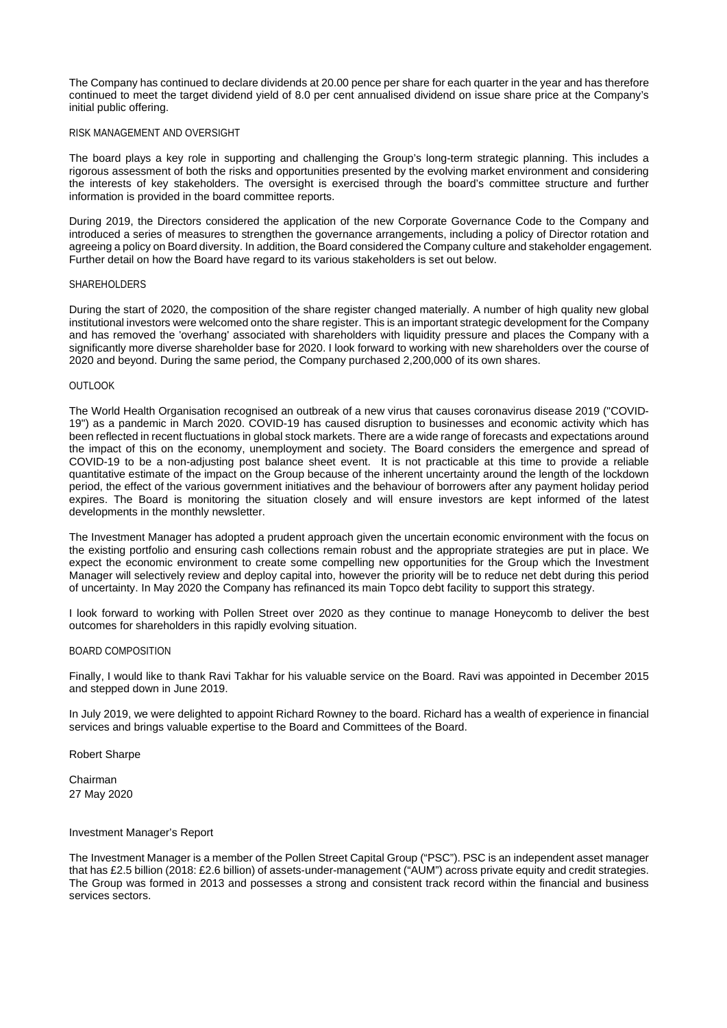The Company has continued to declare dividends at 20.00 pence per share for each quarter in the year and has therefore continued to meet the target dividend yield of 8.0 per cent annualised dividend on issue share price at the Company's initial public offering.

## RISK MANAGEMENT AND OVERSIGHT

The board plays a key role in supporting and challenging the Group's long-term strategic planning. This includes a rigorous assessment of both the risks and opportunities presented by the evolving market environment and considering the interests of key stakeholders. The oversight is exercised through the board's committee structure and further information is provided in the board committee reports.

During 2019, the Directors considered the application of the new Corporate Governance Code to the Company and introduced a series of measures to strengthen the governance arrangements, including a policy of Director rotation and agreeing a policy on Board diversity. In addition, the Board considered the Company culture and stakeholder engagement. Further detail on how the Board have regard to its various stakeholders is set out below.

## SHAREHOLDERS

During the start of 2020, the composition of the share register changed materially. A number of high quality new global institutional investors were welcomed onto the share register. This is an important strategic development for the Company and has removed the 'overhang' associated with shareholders with liquidity pressure and places the Company with a significantly more diverse shareholder base for 2020. I look forward to working with new shareholders over the course of 2020 and beyond. During the same period, the Company purchased 2,200,000 of its own shares.

## OUTLOOK

The World Health Organisation recognised an outbreak of a new virus that causes coronavirus disease 2019 ("COVID-19") as a pandemic in March 2020. COVID-19 has caused disruption to businesses and economic activity which has been reflected in recent fluctuations in global stock markets. There are a wide range of forecasts and expectations around the impact of this on the economy, unemployment and society. The Board considers the emergence and spread of COVID-19 to be a non-adjusting post balance sheet event. It is not practicable at this time to provide a reliable quantitative estimate of the impact on the Group because of the inherent uncertainty around the length of the lockdown period, the effect of the various government initiatives and the behaviour of borrowers after any payment holiday period expires. The Board is monitoring the situation closely and will ensure investors are kept informed of the latest developments in the monthly newsletter.

The Investment Manager has adopted a prudent approach given the uncertain economic environment with the focus on the existing portfolio and ensuring cash collections remain robust and the appropriate strategies are put in place. We expect the economic environment to create some compelling new opportunities for the Group which the Investment Manager will selectively review and deploy capital into, however the priority will be to reduce net debt during this period of uncertainty. In May 2020 the Company has refinanced its main Topco debt facility to support this strategy.

I look forward to working with Pollen Street over 2020 as they continue to manage Honeycomb to deliver the best outcomes for shareholders in this rapidly evolving situation.

## BOARD COMPOSITION

Finally, I would like to thank Ravi Takhar for his valuable service on the Board. Ravi was appointed in December 2015 and stepped down in June 2019.

In July 2019, we were delighted to appoint Richard Rowney to the board. Richard has a wealth of experience in financial services and brings valuable expertise to the Board and Committees of the Board.

Robert Sharpe

Chairman
27 May 2020

# Investment Manager's Report

The Investment Manager is a member of the Pollen Street Capital Group ("PSC"). PSC is an independent asset manager that has £2.5 billion (2018: £2.6 billion) of assets-under-management ("AUM") across private equity and credit strategies. The Group was formed in 2013 and possesses a strong and consistent track record within the financial and business services sectors.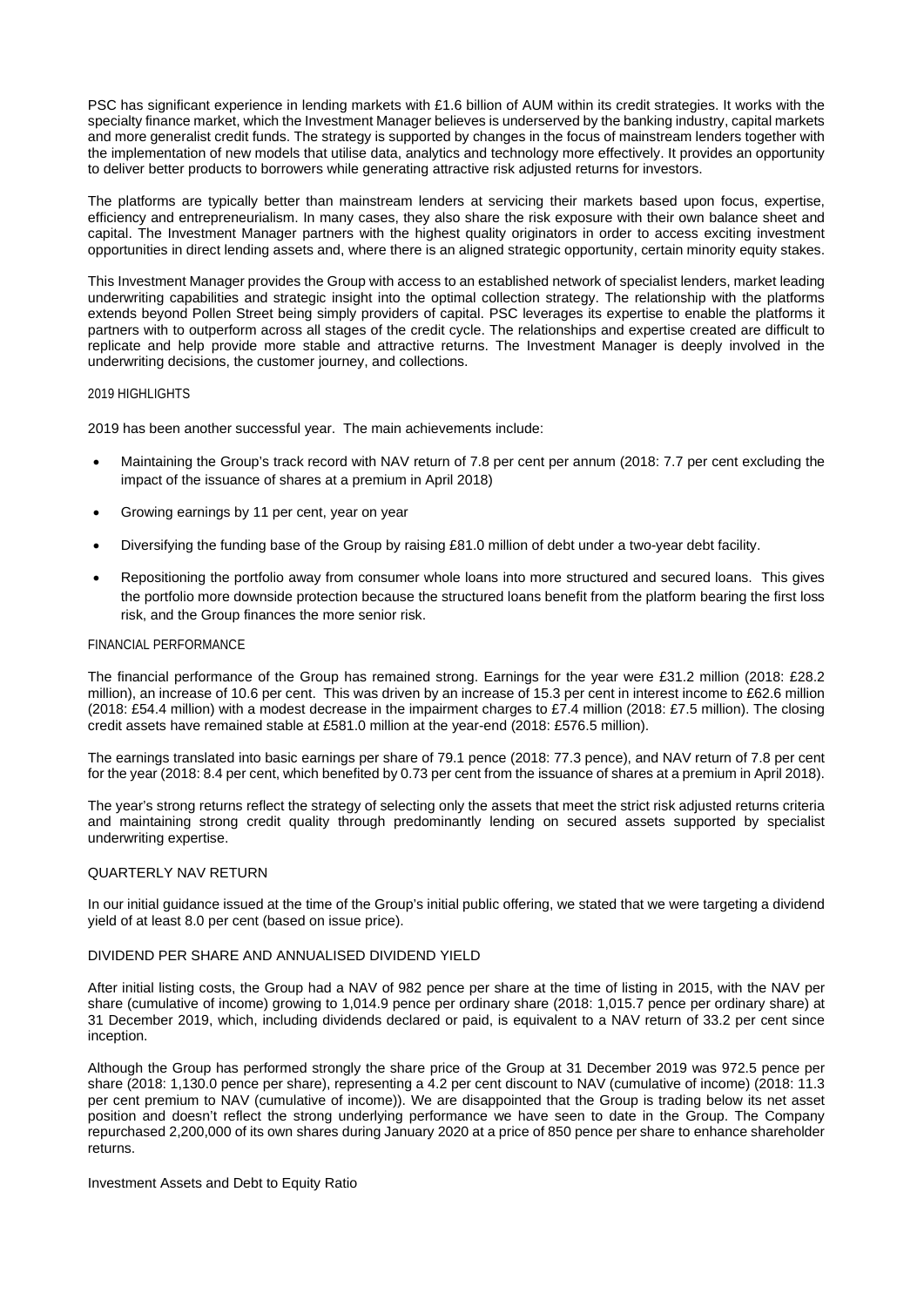PSC has significant experience in lending markets with £1.6 billion of AUM within its credit strategies. It works with the specialty finance market, which the Investment Manager believes is underserved by the banking industry, capital markets and more generalist credit funds. The strategy is supported by changes in the focus of mainstream lenders together with the implementation of new models that utilise data, analytics and technology more effectively. It provides an opportunity to deliver better products to borrowers while generating attractive risk adjusted returns for investors.

The platforms are typically better than mainstream lenders at servicing their markets based upon focus, expertise, efficiency and entrepreneurialism. In many cases, they also share the risk exposure with their own balance sheet and capital. The Investment Manager partners with the highest quality originators in order to access exciting investment opportunities in direct lending assets and, where there is an aligned strategic opportunity, certain minority equity stakes.

This Investment Manager provides the Group with access to an established network of specialist lenders, market leading underwriting capabilities and strategic insight into the optimal collection strategy. The relationship with the platforms extends beyond Pollen Street being simply providers of capital. PSC leverages its expertise to enable the platforms it partners with to outperform across all stages of the credit cycle. The relationships and expertise created are difficult to replicate and help provide more stable and attractive returns. The Investment Manager is deeply involved in the underwriting decisions, the customer journey, and collections.

## 2019 HIGHLIGHTS

2019 has been another successful year. The main achievements include:

- Maintaining the Group's track record with NAV return of 7.8 per cent per annum (2018: 7.7 per cent excluding the impact of the issuance of shares at a premium in April 2018)
- Growing earnings by 11 per cent, year on year
- Diversifying the funding base of the Group by raising £81.0 million of debt under a two-year debt facility.
- Repositioning the portfolio away from consumer whole loans into more structured and secured loans. This gives the portfolio more downside protection because the structured loans benefit from the platform bearing the first loss risk, and the Group finances the more senior risk.

## FINANCIAL PERFORMANCE

The financial performance of the Group has remained strong. Earnings for the year were £31.2 million (2018: £28.2 million), an increase of 10.6 per cent. This was driven by an increase of 15.3 per cent in interest income to £62.6 million (2018: £54.4 million) with a modest decrease in the impairment charges to £7.4 million (2018: £7.5 million). The closing credit assets have remained stable at £581.0 million at the year-end (2018: £576.5 million).

The earnings translated into basic earnings per share of 79.1 pence (2018: 77.3 pence), and NAV return of 7.8 per cent for the year (2018: 8.4 per cent, which benefited by 0.73 per cent from the issuance of shares at a premium in April 2018).

The year's strong returns reflect the strategy of selecting only the assets that meet the strict risk adjusted returns criteria and maintaining strong credit quality through predominantly lending on secured assets supported by specialist underwriting expertise.

## QUARTERLY NAV RETURN

In our initial guidance issued at the time of the Group's initial public offering, we stated that we were targeting a dividend yield of at least 8.0 per cent (based on issue price).

## DIVIDEND PER SHARE AND ANNUALISED DIVIDEND YIELD

After initial listing costs, the Group had a NAV of 982 pence per share at the time of listing in 2015, with the NAV per share (cumulative of income) growing to 1,014.9 pence per ordinary share (2018: 1,015.7 pence per ordinary share) at 31 December 2019, which, including dividends declared or paid, is equivalent to a NAV return of 33.2 per cent since inception.

Although the Group has performed strongly the share price of the Group at 31 December 2019 was 972.5 pence per share (2018: 1,130.0 pence per share), representing a 4.2 per cent discount to NAV (cumulative of income) (2018: 11.3 per cent premium to NAV (cumulative of income)). We are disappointed that the Group is trading below its net asset position and doesn't reflect the strong underlying performance we have seen to date in the Group. The Company repurchased 2,200,000 of its own shares during January 2020 at a price of 850 pence per share to enhance shareholder returns.

Investment Assets and Debt to Equity Ratio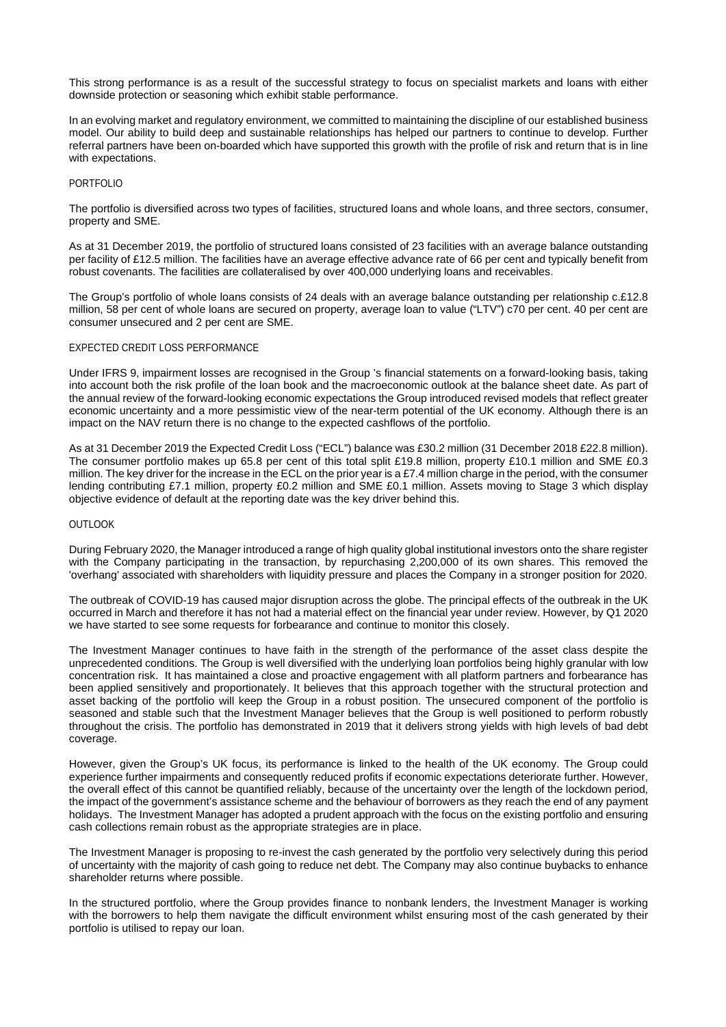This strong performance is as a result of the successful strategy to focus on specialist markets and loans with either downside protection or seasoning which exhibit stable performance.

In an evolving market and regulatory environment, we committed to maintaining the discipline of our established business model. Our ability to build deep and sustainable relationships has helped our partners to continue to develop. Further referral partners have been on-boarded which have supported this growth with the profile of risk and return that is in line with expectations.

## PORTFOLIO

The portfolio is diversified across two types of facilities, structured loans and whole loans, and three sectors, consumer, property and SME.

As at 31 December 2019, the portfolio of structured loans consisted of 23 facilities with an average balance outstanding per facility of £12.5 million. The facilities have an average effective advance rate of 66 per cent and typically benefit from robust covenants. The facilities are collateralised by over 400,000 underlying loans and receivables.

The Group's portfolio of whole loans consists of 24 deals with an average balance outstanding per relationship c.£12.8 million, 58 per cent of whole loans are secured on property, average loan to value ("LTV") c70 per cent. 40 per cent are consumer unsecured and 2 per cent are SME.

## EXPECTED CREDIT LOSS PERFORMANCE

Under IFRS 9, impairment losses are recognised in the Group 's financial statements on a forward-looking basis, taking into account both the risk profile of the loan book and the macroeconomic outlook at the balance sheet date. As part of the annual review of the forward-looking economic expectations the Group introduced revised models that reflect greater economic uncertainty and a more pessimistic view of the near-term potential of the UK economy. Although there is an impact on the NAV return there is no change to the expected cashflows of the portfolio.

As at 31 December 2019 the Expected Credit Loss ("ECL") balance was £30.2 million (31 December 2018 £22.8 million). The consumer portfolio makes up 65.8 per cent of this total split £19.8 million, property £10.1 million and SME £0.3 million. The key driver for the increase in the ECL on the prior year is a £7.4 million charge in the period, with the consumer lending contributing £7.1 million, property £0.2 million and SME £0.1 million. Assets moving to Stage 3 which display objective evidence of default at the reporting date was the key driver behind this.

## OUTLOOK

During February 2020, the Manager introduced a range of high quality global institutional investors onto the share register with the Company participating in the transaction, by repurchasing 2,200,000 of its own shares. This removed the 'overhang' associated with shareholders with liquidity pressure and places the Company in a stronger position for 2020.

The outbreak of COVID-19 has caused major disruption across the globe. The principal effects of the outbreak in the UK occurred in March and therefore it has not had a material effect on the financial year under review. However, by Q1 2020 we have started to see some requests for forbearance and continue to monitor this closely.

The Investment Manager continues to have faith in the strength of the performance of the asset class despite the unprecedented conditions. The Group is well diversified with the underlying loan portfolios being highly granular with low concentration risk. It has maintained a close and proactive engagement with all platform partners and forbearance has been applied sensitively and proportionately. It believes that this approach together with the structural protection and asset backing of the portfolio will keep the Group in a robust position. The unsecured component of the portfolio is seasoned and stable such that the Investment Manager believes that the Group is well positioned to perform robustly throughout the crisis. The portfolio has demonstrated in 2019 that it delivers strong yields with high levels of bad debt coverage.

However, given the Group's UK focus, its performance is linked to the health of the UK economy. The Group could experience further impairments and consequently reduced profits if economic expectations deteriorate further. However, the overall effect of this cannot be quantified reliably, because of the uncertainty over the length of the lockdown period, the impact of the government's assistance scheme and the behaviour of borrowers as they reach the end of any payment holidays. The Investment Manager has adopted a prudent approach with the focus on the existing portfolio and ensuring cash collections remain robust as the appropriate strategies are in place.

The Investment Manager is proposing to re-invest the cash generated by the portfolio very selectively during this period of uncertainty with the majority of cash going to reduce net debt. The Company may also continue buybacks to enhance shareholder returns where possible.

In the structured portfolio, where the Group provides finance to nonbank lenders, the Investment Manager is working with the borrowers to help them navigate the difficult environment whilst ensuring most of the cash generated by their portfolio is utilised to repay our loan.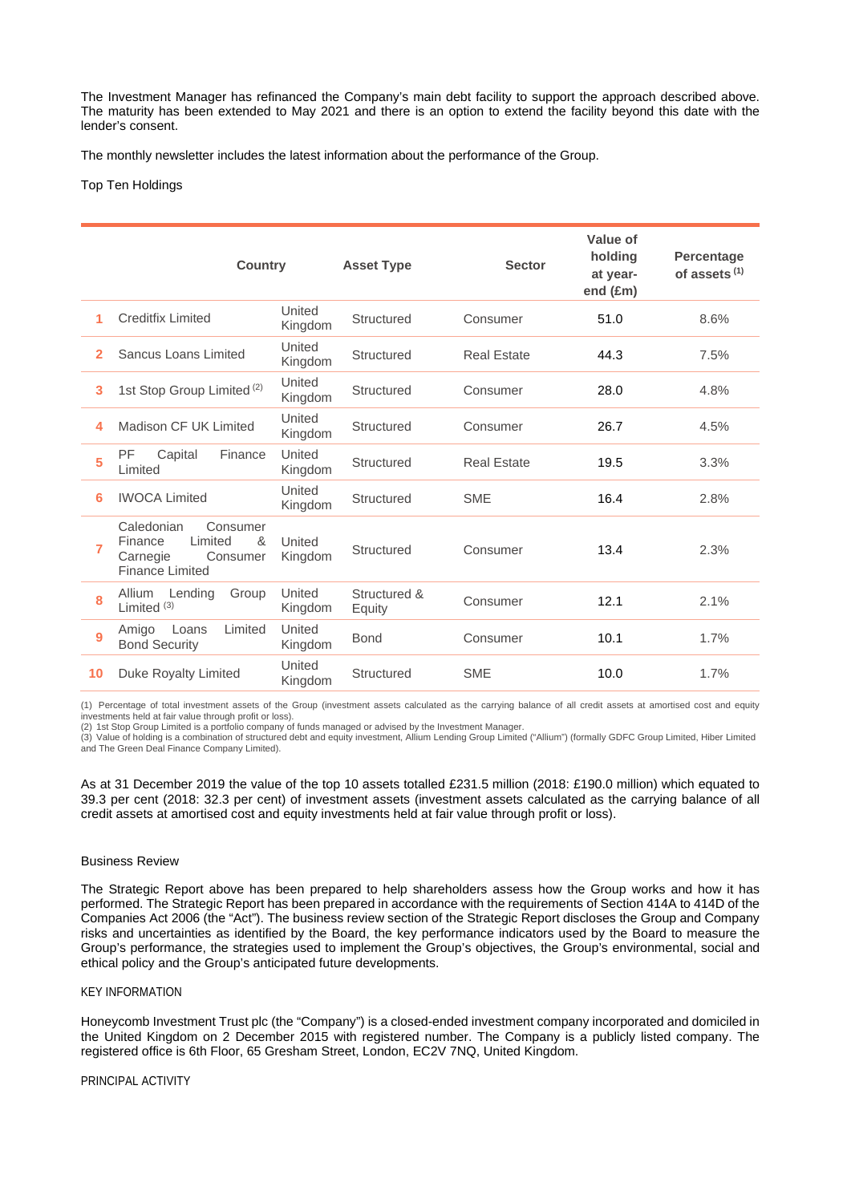The Investment Manager has refinanced the Company's main debt facility to support the approach described above. The maturity has been extended to May 2021 and there is an option to extend the facility beyond this date with the lender's consent.

The monthly newsletter includes the latest information about the performance of the Group.

Top Ten Holdings

| | | Country | Asset Type | Sector | Value of holding at year-end (£m) | Percentage of assets [1] |
|---|---|---|---|---|---|---|
| 1 | Creditfix Limited | United Kingdom | Structured | Consumer | 51.0 | 8.6% |
| 2 | Sancus Loans Limited | United Kingdom | Structured | Real Estate | 44.3 | 7.5% |
| 3 | 1st Stop Group Limited [2] | United Kingdom | Structured | Consumer | 28.0 | 4.8% |
| 4 | Madison CF UK Limited | United Kingdom | Structured | Consumer | 26.7 | 4.5% |
| 5 | PF Capital Finance Limited | United Kingdom | Structured | Real Estate | 19.5 | 3.3% |
| 6 | IWOCA Limited | United Kingdom | Structured | SME | 16.4 | 2.8% |
| 7 | Caledonian Consumer Finance Limited & Carnegie Consumer Finance Limited | United Kingdom | Structured | Consumer | 13.4 | 2.3% |
| 8 | Allium Lending Group Limited [3] | United Kingdom | Structured & Equity | Consumer | 12.1 | 2.1% |
| 9 | Amigo Loans Limited Bond Security | United Kingdom | Bond | Consumer | 10.1 | 1.7% |
| 10 | Duke Royalty Limited | United Kingdom | Structured | SME | 10.0 | 1.7% |

(1) Percentage of total investment assets of the Group (investment assets calculated as the carrying balance of all credit assets at amortised cost and equity investments held at fair value through profit or loss).
(2) 1st Stop Group Limited is a portfolio company of funds managed or advised by the Investment Manager.
(3) Value of holding is a combination of structured debt and equity investment, Allium Lending Group Limited ("Allium") (formally GDFC Group Limited, Hiber Limited and The Green Deal Finance Company Limited).

As at 31 December 2019 the value of the top 10 assets totalled £231.5 million (2018: £190.0 million) which equated to 39.3 per cent (2018: 32.3 per cent) of investment assets (investment assets calculated as the carrying balance of all credit assets at amortised cost and equity investments held at fair value through profit or loss).

## Business Review

The Strategic Report above has been prepared to help shareholders assess how the Group works and how it has performed. The Strategic Report has been prepared in accordance with the requirements of Section 414A to 414D of the Companies Act 2006 (the "Act"). The business review section of the Strategic Report discloses the Group and Company risks and uncertainties as identified by the Board, the key performance indicators used by the Board to measure the Group's performance, the strategies used to implement the Group's objectives, the Group's environmental, social and ethical policy and the Group's anticipated future developments.

### KEY INFORMATION

Honeycomb Investment Trust plc (the "Company") is a closed-ended investment company incorporated and domiciled in the United Kingdom on 2 December 2015 with registered number. The Company is a publicly listed company. The registered office is 6th Floor, 65 Gresham Street, London, EC2V 7NQ, United Kingdom.

### PRINCIPAL ACTIVITY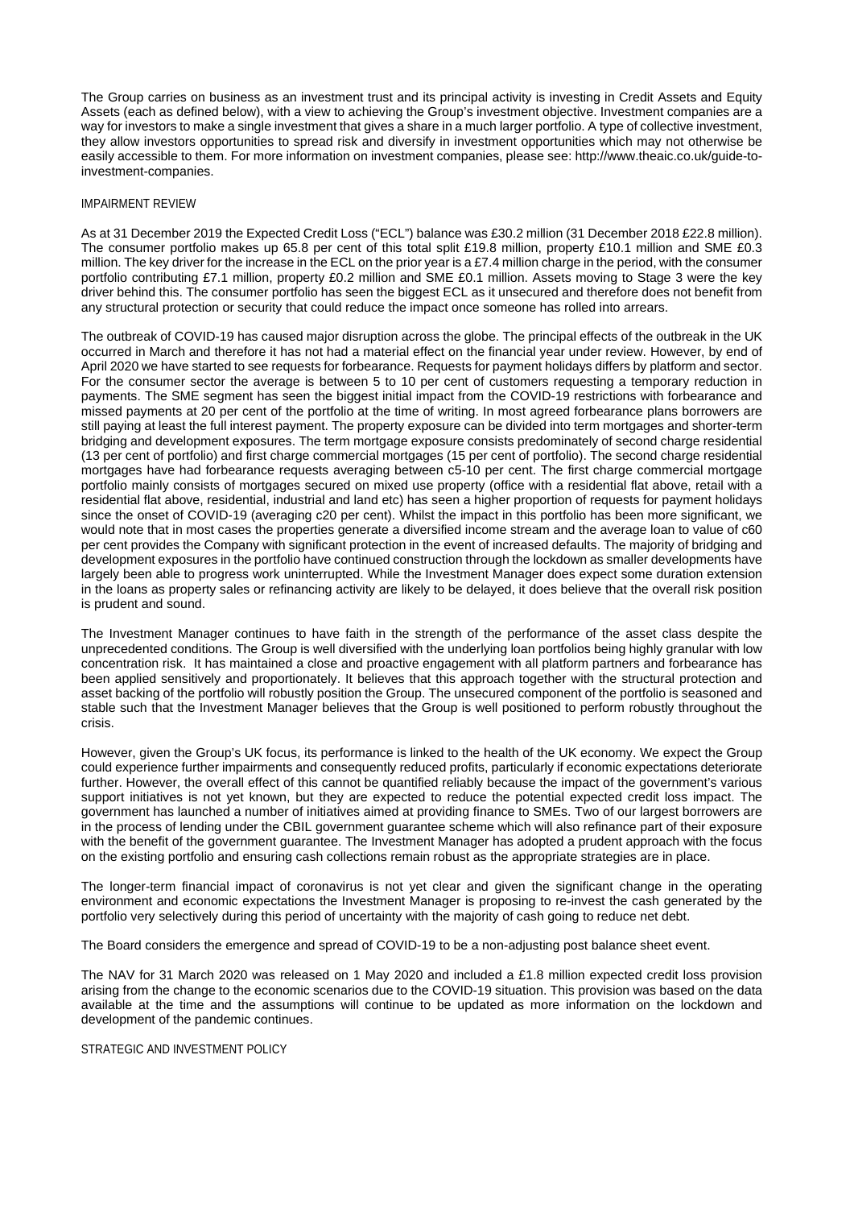The Group carries on business as an investment trust and its principal activity is investing in Credit Assets and Equity Assets (each as defined below), with a view to achieving the Group's investment objective. Investment companies are a way for investors to make a single investment that gives a share in a much larger portfolio. A type of collective investment, they allow investors opportunities to spread risk and diversify in investment opportunities which may not otherwise be easily accessible to them. For more information on investment companies, please see: http://www.theaic.co.uk/guide-to-investment-companies.

## IMPAIRMENT REVIEW

As at 31 December 2019 the Expected Credit Loss ("ECL") balance was £30.2 million (31 December 2018 £22.8 million). The consumer portfolio makes up 65.8 per cent of this total split £19.8 million, property £10.1 million and SME £0.3 million. The key driver for the increase in the ECL on the prior year is a £7.4 million charge in the period, with the consumer portfolio contributing £7.1 million, property £0.2 million and SME £0.1 million. Assets moving to Stage 3 were the key driver behind this. The consumer portfolio has seen the biggest ECL as it unsecured and therefore does not benefit from any structural protection or security that could reduce the impact once someone has rolled into arrears.

The outbreak of COVID-19 has caused major disruption across the globe. The principal effects of the outbreak in the UK occurred in March and therefore it has not had a material effect on the financial year under review. However, by end of April 2020 we have started to see requests for forbearance. Requests for payment holidays differs by platform and sector. For the consumer sector the average is between 5 to 10 per cent of customers requesting a temporary reduction in payments. The SME segment has seen the biggest initial impact from the COVID-19 restrictions with forbearance and missed payments at 20 per cent of the portfolio at the time of writing. In most agreed forbearance plans borrowers are still paying at least the full interest payment. The property exposure can be divided into term mortgages and shorter-term bridging and development exposures. The term mortgage exposure consists predominately of second charge residential (13 per cent of portfolio) and first charge commercial mortgages (15 per cent of portfolio). The second charge residential mortgages have had forbearance requests averaging between c5-10 per cent. The first charge commercial mortgage portfolio mainly consists of mortgages secured on mixed use property (office with a residential flat above, retail with a residential flat above, residential, industrial and land etc) has seen a higher proportion of requests for payment holidays since the onset of COVID-19 (averaging c20 per cent). Whilst the impact in this portfolio has been more significant, we would note that in most cases the properties generate a diversified income stream and the average loan to value of c60 per cent provides the Company with significant protection in the event of increased defaults. The majority of bridging and development exposures in the portfolio have continued construction through the lockdown as smaller developments have largely been able to progress work uninterrupted. While the Investment Manager does expect some duration extension in the loans as property sales or refinancing activity are likely to be delayed, it does believe that the overall risk position is prudent and sound.

The Investment Manager continues to have faith in the strength of the performance of the asset class despite the unprecedented conditions. The Group is well diversified with the underlying loan portfolios being highly granular with low concentration risk. It has maintained a close and proactive engagement with all platform partners and forbearance has been applied sensitively and proportionately. It believes that this approach together with the structural protection and asset backing of the portfolio will robustly position the Group. The unsecured component of the portfolio is seasoned and stable such that the Investment Manager believes that the Group is well positioned to perform robustly throughout the crisis.

However, given the Group's UK focus, its performance is linked to the health of the UK economy. We expect the Group could experience further impairments and consequently reduced profits, particularly if economic expectations deteriorate further. However, the overall effect of this cannot be quantified reliably because the impact of the government's various support initiatives is not yet known, but they are expected to reduce the potential expected credit loss impact. The government has launched a number of initiatives aimed at providing finance to SMEs. Two of our largest borrowers are in the process of lending under the CBIL government guarantee scheme which will also refinance part of their exposure with the benefit of the government guarantee. The Investment Manager has adopted a prudent approach with the focus on the existing portfolio and ensuring cash collections remain robust as the appropriate strategies are in place.

The longer-term financial impact of coronavirus is not yet clear and given the significant change in the operating environment and economic expectations the Investment Manager is proposing to re-invest the cash generated by the portfolio very selectively during this period of uncertainty with the majority of cash going to reduce net debt.

The Board considers the emergence and spread of COVID-19 to be a non-adjusting post balance sheet event.

The NAV for 31 March 2020 was released on 1 May 2020 and included a £1.8 million expected credit loss provision arising from the change to the economic scenarios due to the COVID-19 situation. This provision was based on the data available at the time and the assumptions will continue to be updated as more information on the lockdown and development of the pandemic continues.

## STRATEGIC AND INVESTMENT POLICY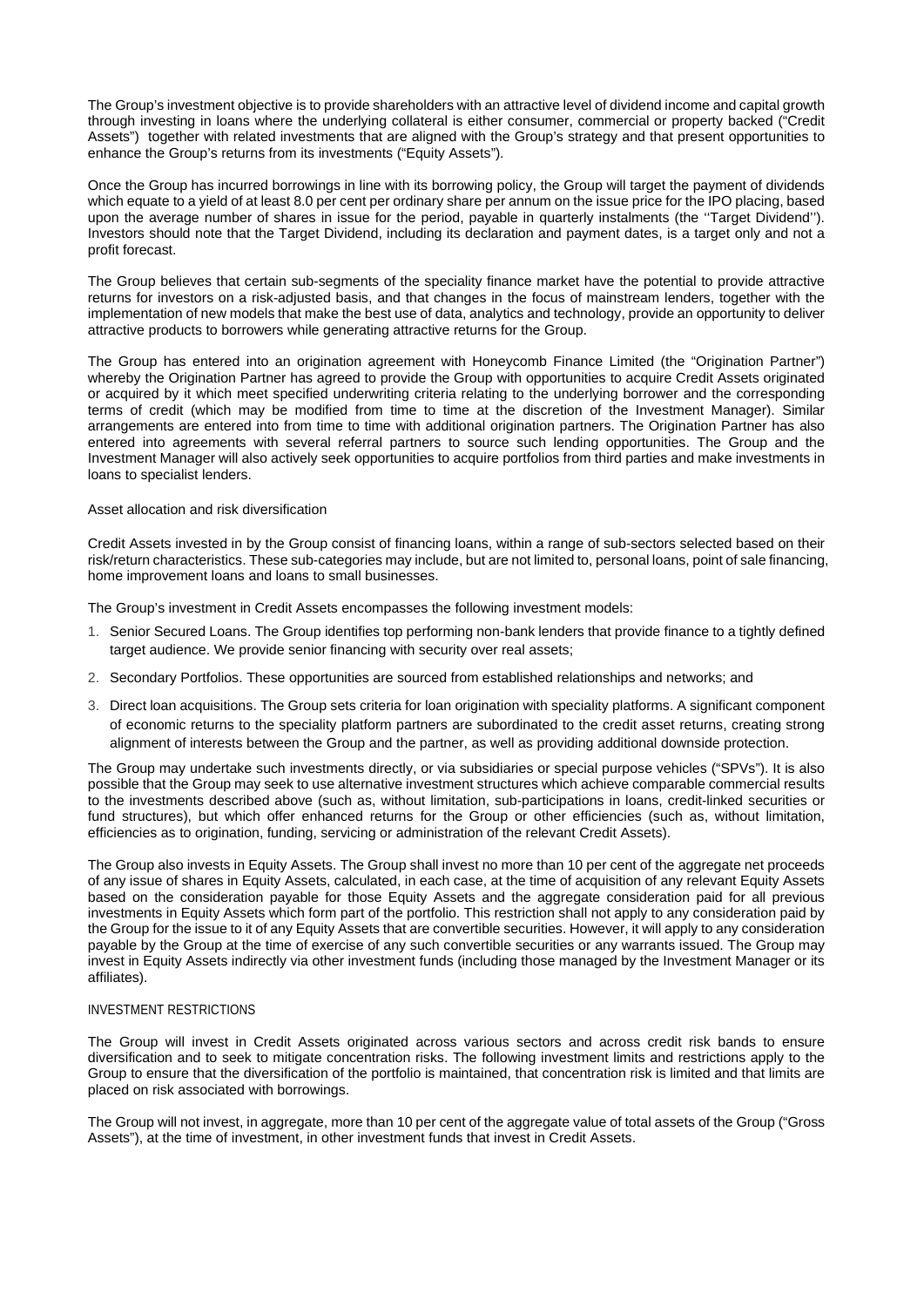The Group's investment objective is to provide shareholders with an attractive level of dividend income and capital growth through investing in loans where the underlying collateral is either consumer, commercial or property backed ("Credit Assets") together with related investments that are aligned with the Group's strategy and that present opportunities to enhance the Group's returns from its investments ("Equity Assets").

Once the Group has incurred borrowings in line with its borrowing policy, the Group will target the payment of dividends which equate to a yield of at least 8.0 per cent per ordinary share per annum on the issue price for the IPO placing, based upon the average number of shares in issue for the period, payable in quarterly instalments (the ''Target Dividend''). Investors should note that the Target Dividend, including its declaration and payment dates, is a target only and not a profit forecast.

The Group believes that certain sub-segments of the speciality finance market have the potential to provide attractive returns for investors on a risk-adjusted basis, and that changes in the focus of mainstream lenders, together with the implementation of new models that make the best use of data, analytics and technology, provide an opportunity to deliver attractive products to borrowers while generating attractive returns for the Group.

The Group has entered into an origination agreement with Honeycomb Finance Limited (the "Origination Partner") whereby the Origination Partner has agreed to provide the Group with opportunities to acquire Credit Assets originated or acquired by it which meet specified underwriting criteria relating to the underlying borrower and the corresponding terms of credit (which may be modified from time to time at the discretion of the Investment Manager). Similar arrangements are entered into from time to time with additional origination partners. The Origination Partner has also entered into agreements with several referral partners to source such lending opportunities. The Group and the Investment Manager will also actively seek opportunities to acquire portfolios from third parties and make investments in loans to specialist lenders.

Asset allocation and risk diversification

Credit Assets invested in by the Group consist of financing loans, within a range of sub-sectors selected based on their risk/return characteristics. These sub-categories may include, but are not limited to, personal loans, point of sale financing, home improvement loans and loans to small businesses.

The Group's investment in Credit Assets encompasses the following investment models:

1. Senior Secured Loans. The Group identifies top performing non-bank lenders that provide finance to a tightly defined target audience. We provide senior financing with security over real assets;
2. Secondary Portfolios. These opportunities are sourced from established relationships and networks; and
3. Direct loan acquisitions. The Group sets criteria for loan origination with speciality platforms. A significant component of economic returns to the speciality platform partners are subordinated to the credit asset returns, creating strong alignment of interests between the Group and the partner, as well as providing additional downside protection.

The Group may undertake such investments directly, or via subsidiaries or special purpose vehicles ("SPVs"). It is also possible that the Group may seek to use alternative investment structures which achieve comparable commercial results to the investments described above (such as, without limitation, sub-participations in loans, credit-linked securities or fund structures), but which offer enhanced returns for the Group or other efficiencies (such as, without limitation, efficiencies as to origination, funding, servicing or administration of the relevant Credit Assets).

The Group also invests in Equity Assets. The Group shall invest no more than 10 per cent of the aggregate net proceeds of any issue of shares in Equity Assets, calculated, in each case, at the time of acquisition of any relevant Equity Assets based on the consideration payable for those Equity Assets and the aggregate consideration paid for all previous investments in Equity Assets which form part of the portfolio. This restriction shall not apply to any consideration paid by the Group for the issue to it of any Equity Assets that are convertible securities. However, it will apply to any consideration payable by the Group at the time of exercise of any such convertible securities or any warrants issued. The Group may invest in Equity Assets indirectly via other investment funds (including those managed by the Investment Manager or its affiliates).

INVESTMENT RESTRICTIONS

The Group will invest in Credit Assets originated across various sectors and across credit risk bands to ensure diversification and to seek to mitigate concentration risks. The following investment limits and restrictions apply to the Group to ensure that the diversification of the portfolio is maintained, that concentration risk is limited and that limits are placed on risk associated with borrowings.

The Group will not invest, in aggregate, more than 10 per cent of the aggregate value of total assets of the Group ("Gross Assets"), at the time of investment, in other investment funds that invest in Credit Assets.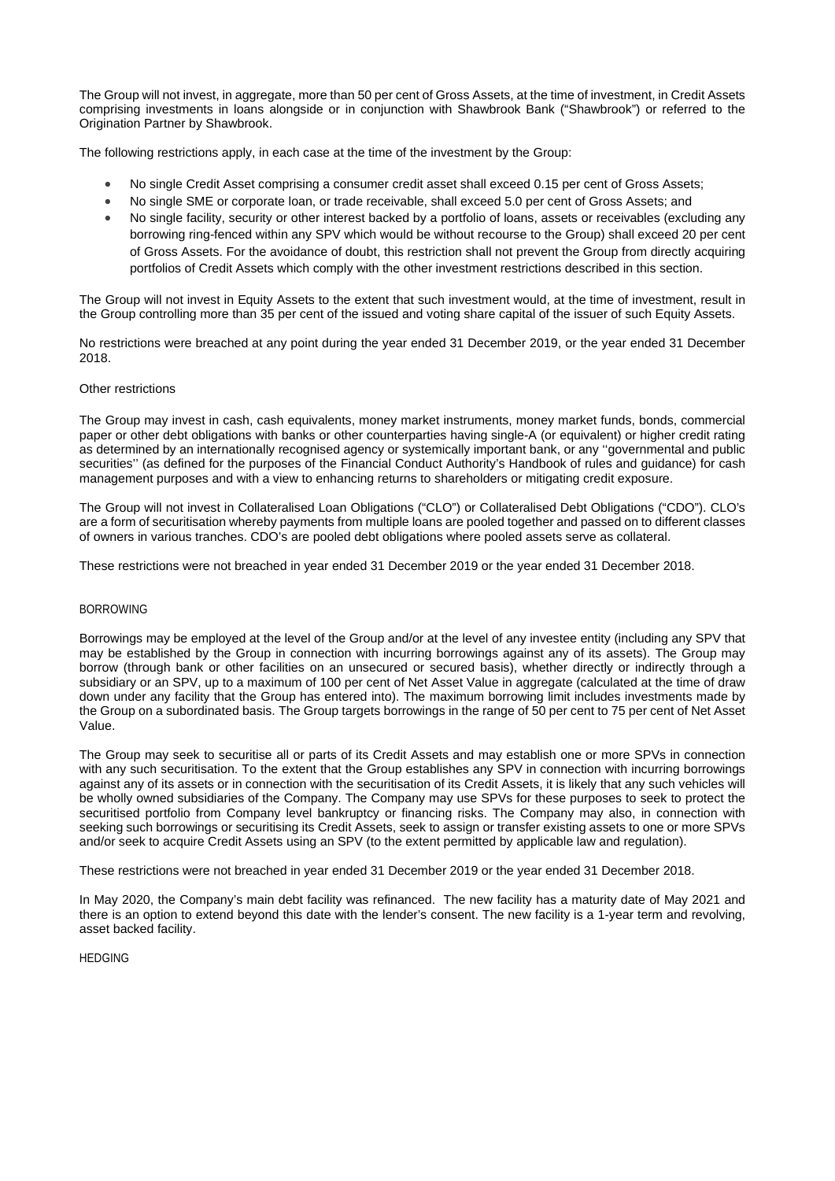The Group will not invest, in aggregate, more than 50 per cent of Gross Assets, at the time of investment, in Credit Assets comprising investments in loans alongside or in conjunction with Shawbrook Bank ("Shawbrook") or referred to the Origination Partner by Shawbrook.

The following restrictions apply, in each case at the time of the investment by the Group:

- No single Credit Asset comprising a consumer credit asset shall exceed 0.15 per cent of Gross Assets;
- No single SME or corporate loan, or trade receivable, shall exceed 5.0 per cent of Gross Assets; and
- No single facility, security or other interest backed by a portfolio of loans, assets or receivables (excluding any borrowing ring-fenced within any SPV which would be without recourse to the Group) shall exceed 20 per cent of Gross Assets. For the avoidance of doubt, this restriction shall not prevent the Group from directly acquiring portfolios of Credit Assets which comply with the other investment restrictions described in this section.

The Group will not invest in Equity Assets to the extent that such investment would, at the time of investment, result in the Group controlling more than 35 per cent of the issued and voting share capital of the issuer of such Equity Assets.

No restrictions were breached at any point during the year ended 31 December 2019, or the year ended 31 December 2018.

Other restrictions

The Group may invest in cash, cash equivalents, money market instruments, money market funds, bonds, commercial paper or other debt obligations with banks or other counterparties having single-A (or equivalent) or higher credit rating as determined by an internationally recognised agency or systemically important bank, or any ''governmental and public securities'' (as defined for the purposes of the Financial Conduct Authority's Handbook of rules and guidance) for cash management purposes and with a view to enhancing returns to shareholders or mitigating credit exposure.

The Group will not invest in Collateralised Loan Obligations ("CLO") or Collateralised Debt Obligations ("CDO"). CLO's are a form of securitisation whereby payments from multiple loans are pooled together and passed on to different classes of owners in various tranches. CDO's are pooled debt obligations where pooled assets serve as collateral.

These restrictions were not breached in year ended 31 December 2019 or the year ended 31 December 2018.

## BORROWING

Borrowings may be employed at the level of the Group and/or at the level of any investee entity (including any SPV that may be established by the Group in connection with incurring borrowings against any of its assets). The Group may borrow (through bank or other facilities on an unsecured or secured basis), whether directly or indirectly through a subsidiary or an SPV, up to a maximum of 100 per cent of Net Asset Value in aggregate (calculated at the time of draw down under any facility that the Group has entered into). The maximum borrowing limit includes investments made by the Group on a subordinated basis. The Group targets borrowings in the range of 50 per cent to 75 per cent of Net Asset Value.

The Group may seek to securitise all or parts of its Credit Assets and may establish one or more SPVs in connection with any such securitisation. To the extent that the Group establishes any SPV in connection with incurring borrowings against any of its assets or in connection with the securitisation of its Credit Assets, it is likely that any such vehicles will be wholly owned subsidiaries of the Company. The Company may use SPVs for these purposes to seek to protect the securitised portfolio from Company level bankruptcy or financing risks. The Company may also, in connection with seeking such borrowings or securitising its Credit Assets, seek to assign or transfer existing assets to one or more SPVs and/or seek to acquire Credit Assets using an SPV (to the extent permitted by applicable law and regulation).

These restrictions were not breached in year ended 31 December 2019 or the year ended 31 December 2018.

In May 2020, the Company's main debt facility was refinanced. The new facility has a maturity date of May 2021 and there is an option to extend beyond this date with the lender's consent. The new facility is a 1-year term and revolving, asset backed facility.

## HEDGING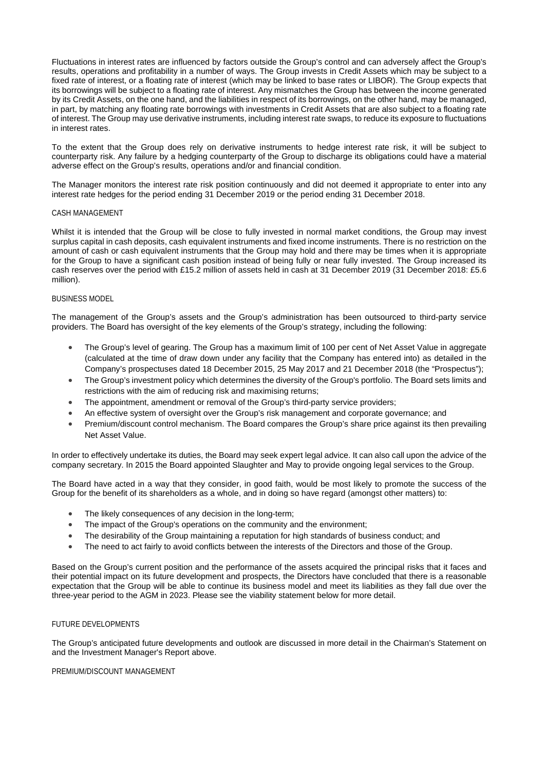Fluctuations in interest rates are influenced by factors outside the Group's control and can adversely affect the Group's results, operations and profitability in a number of ways. The Group invests in Credit Assets which may be subject to a fixed rate of interest, or a floating rate of interest (which may be linked to base rates or LIBOR). The Group expects that its borrowings will be subject to a floating rate of interest. Any mismatches the Group has between the income generated by its Credit Assets, on the one hand, and the liabilities in respect of its borrowings, on the other hand, may be managed, in part, by matching any floating rate borrowings with investments in Credit Assets that are also subject to a floating rate of interest. The Group may use derivative instruments, including interest rate swaps, to reduce its exposure to fluctuations in interest rates.

To the extent that the Group does rely on derivative instruments to hedge interest rate risk, it will be subject to counterparty risk. Any failure by a hedging counterparty of the Group to discharge its obligations could have a material adverse effect on the Group's results, operations and/or and financial condition.

The Manager monitors the interest rate risk position continuously and did not deemed it appropriate to enter into any interest rate hedges for the period ending 31 December 2019 or the period ending 31 December 2018.

### CASH MANAGEMENT

Whilst it is intended that the Group will be close to fully invested in normal market conditions, the Group may invest surplus capital in cash deposits, cash equivalent instruments and fixed income instruments. There is no restriction on the amount of cash or cash equivalent instruments that the Group may hold and there may be times when it is appropriate for the Group to have a significant cash position instead of being fully or near fully invested. The Group increased its cash reserves over the period with £15.2 million of assets held in cash at 31 December 2019 (31 December 2018: £5.6 million).

### BUSINESS MODEL

The management of the Group's assets and the Group's administration has been outsourced to third-party service providers. The Board has oversight of the key elements of the Group's strategy, including the following:

- The Group's level of gearing. The Group has a maximum limit of 100 per cent of Net Asset Value in aggregate (calculated at the time of draw down under any facility that the Company has entered into) as detailed in the Company's prospectuses dated 18 December 2015, 25 May 2017 and 21 December 2018 (the "Prospectus");
- The Group's investment policy which determines the diversity of the Group's portfolio. The Board sets limits and restrictions with the aim of reducing risk and maximising returns;
- The appointment, amendment or removal of the Group's third-party service providers;
- An effective system of oversight over the Group's risk management and corporate governance; and
- Premium/discount control mechanism. The Board compares the Group's share price against its then prevailing Net Asset Value.

In order to effectively undertake its duties, the Board may seek expert legal advice. It can also call upon the advice of the company secretary. In 2015 the Board appointed Slaughter and May to provide ongoing legal services to the Group.

The Board have acted in a way that they consider, in good faith, would be most likely to promote the success of the Group for the benefit of its shareholders as a whole, and in doing so have regard (amongst other matters) to:

- The likely consequences of any decision in the long-term;
- The impact of the Group's operations on the community and the environment;
- The desirability of the Group maintaining a reputation for high standards of business conduct; and
- The need to act fairly to avoid conflicts between the interests of the Directors and those of the Group.

Based on the Group's current position and the performance of the assets acquired the principal risks that it faces and their potential impact on its future development and prospects, the Directors have concluded that there is a reasonable expectation that the Group will be able to continue its business model and meet its liabilities as they fall due over the three-year period to the AGM in 2023. Please see the viability statement below for more detail.

### FUTURE DEVELOPMENTS

The Group's anticipated future developments and outlook are discussed in more detail in the Chairman's Statement on and the Investment Manager's Report above.

### PREMIUM/DISCOUNT MANAGEMENT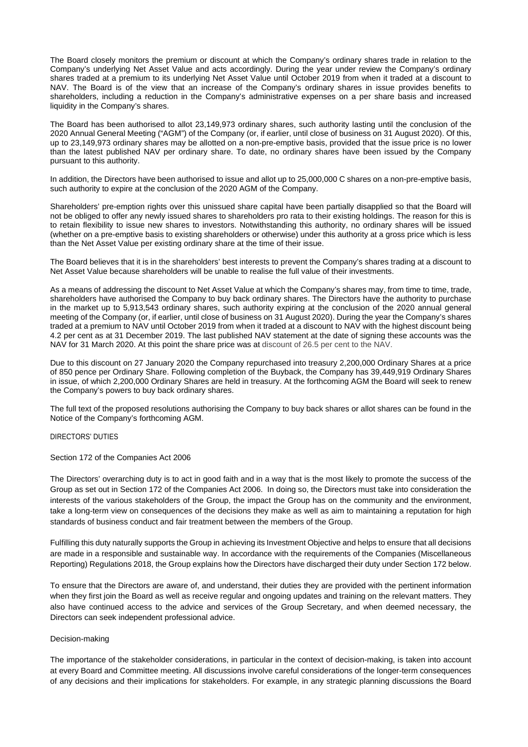The Board closely monitors the premium or discount at which the Company's ordinary shares trade in relation to the Company's underlying Net Asset Value and acts accordingly. During the year under review the Company's ordinary shares traded at a premium to its underlying Net Asset Value until October 2019 from when it traded at a discount to NAV. The Board is of the view that an increase of the Company's ordinary shares in issue provides benefits to shareholders, including a reduction in the Company's administrative expenses on a per share basis and increased liquidity in the Company's shares.

The Board has been authorised to allot 23,149,973 ordinary shares, such authority lasting until the conclusion of the 2020 Annual General Meeting ("AGM") of the Company (or, if earlier, until close of business on 31 August 2020). Of this, up to 23,149,973 ordinary shares may be allotted on a non-pre-emptive basis, provided that the issue price is no lower than the latest published NAV per ordinary share. To date, no ordinary shares have been issued by the Company pursuant to this authority.

In addition, the Directors have been authorised to issue and allot up to 25,000,000 C shares on a non-pre-emptive basis, such authority to expire at the conclusion of the 2020 AGM of the Company.

Shareholders' pre-emption rights over this unissued share capital have been partially disapplied so that the Board will not be obliged to offer any newly issued shares to shareholders pro rata to their existing holdings. The reason for this is to retain flexibility to issue new shares to investors. Notwithstanding this authority, no ordinary shares will be issued (whether on a pre-emptive basis to existing shareholders or otherwise) under this authority at a gross price which is less than the Net Asset Value per existing ordinary share at the time of their issue.

The Board believes that it is in the shareholders' best interests to prevent the Company's shares trading at a discount to Net Asset Value because shareholders will be unable to realise the full value of their investments.

As a means of addressing the discount to Net Asset Value at which the Company's shares may, from time to time, trade, shareholders have authorised the Company to buy back ordinary shares. The Directors have the authority to purchase in the market up to 5,913,543 ordinary shares, such authority expiring at the conclusion of the 2020 annual general meeting of the Company (or, if earlier, until close of business on 31 August 2020). During the year the Company's shares traded at a premium to NAV until October 2019 from when it traded at a discount to NAV with the highest discount being 4.2 per cent as at 31 December 2019. The last published NAV statement at the date of signing these accounts was the NAV for 31 March 2020. At this point the share price was at discount of 26.5 per cent to the NAV.

Due to this discount on 27 January 2020 the Company repurchased into treasury 2,200,000 Ordinary Shares at a price of 850 pence per Ordinary Share. Following completion of the Buyback, the Company has 39,449,919 Ordinary Shares in issue, of which 2,200,000 Ordinary Shares are held in treasury. At the forthcoming AGM the Board will seek to renew the Company's powers to buy back ordinary shares.

The full text of the proposed resolutions authorising the Company to buy back shares or allot shares can be found in the Notice of the Company's forthcoming AGM.

## DIRECTORS' DUTIES

### Section 172 of the Companies Act 2006

The Directors' overarching duty is to act in good faith and in a way that is the most likely to promote the success of the Group as set out in Section 172 of the Companies Act 2006. In doing so, the Directors must take into consideration the interests of the various stakeholders of the Group, the impact the Group has on the community and the environment, take a long-term view on consequences of the decisions they make as well as aim to maintaining a reputation for high standards of business conduct and fair treatment between the members of the Group.

Fulfilling this duty naturally supports the Group in achieving its Investment Objective and helps to ensure that all decisions are made in a responsible and sustainable way. In accordance with the requirements of the Companies (Miscellaneous Reporting) Regulations 2018, the Group explains how the Directors have discharged their duty under Section 172 below.

To ensure that the Directors are aware of, and understand, their duties they are provided with the pertinent information when they first join the Board as well as receive regular and ongoing updates and training on the relevant matters. They also have continued access to the advice and services of the Group Secretary, and when deemed necessary, the Directors can seek independent professional advice.

### Decision-making

The importance of the stakeholder considerations, in particular in the context of decision-making, is taken into account at every Board and Committee meeting. All discussions involve careful considerations of the longer-term consequences of any decisions and their implications for stakeholders. For example, in any strategic planning discussions the Board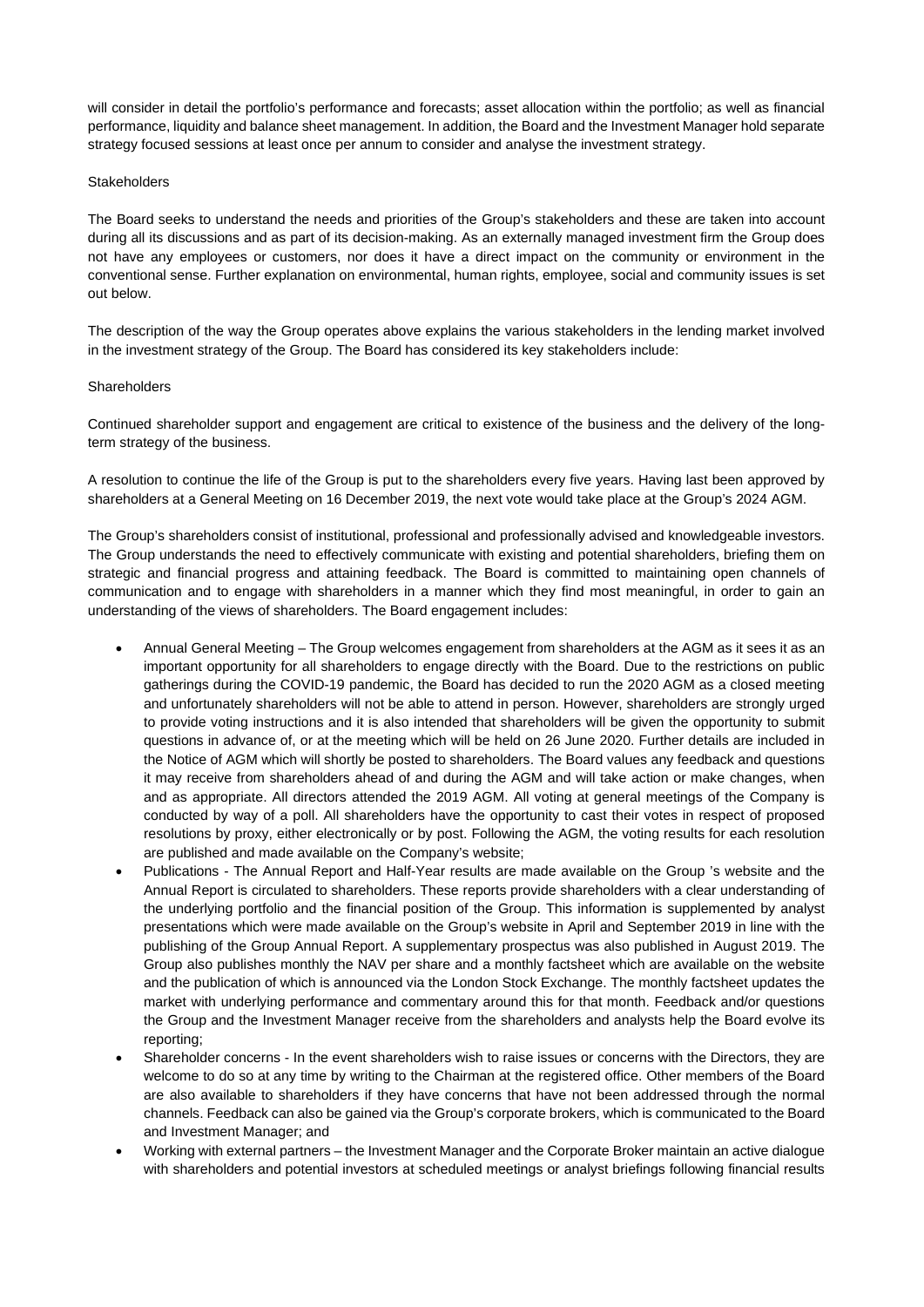will consider in detail the portfolio's performance and forecasts; asset allocation within the portfolio; as well as financial performance, liquidity and balance sheet management. In addition, the Board and the Investment Manager hold separate strategy focused sessions at least once per annum to consider and analyse the investment strategy.

### Stakeholders

The Board seeks to understand the needs and priorities of the Group's stakeholders and these are taken into account during all its discussions and as part of its decision-making. As an externally managed investment firm the Group does not have any employees or customers, nor does it have a direct impact on the community or environment in the conventional sense. Further explanation on environmental, human rights, employee, social and community issues is set out below.

The description of the way the Group operates above explains the various stakeholders in the lending market involved in the investment strategy of the Group. The Board has considered its key stakeholders include:

### Shareholders

Continued shareholder support and engagement are critical to existence of the business and the delivery of the long-term strategy of the business.

A resolution to continue the life of the Group is put to the shareholders every five years. Having last been approved by shareholders at a General Meeting on 16 December 2019, the next vote would take place at the Group's 2024 AGM.

The Group's shareholders consist of institutional, professional and professionally advised and knowledgeable investors. The Group understands the need to effectively communicate with existing and potential shareholders, briefing them on strategic and financial progress and attaining feedback. The Board is committed to maintaining open channels of communication and to engage with shareholders in a manner which they find most meaningful, in order to gain an understanding of the views of shareholders. The Board engagement includes:

- Annual General Meeting – The Group welcomes engagement from shareholders at the AGM as it sees it as an important opportunity for all shareholders to engage directly with the Board. Due to the restrictions on public gatherings during the COVID-19 pandemic, the Board has decided to run the 2020 AGM as a closed meeting and unfortunately shareholders will not be able to attend in person. However, shareholders are strongly urged to provide voting instructions and it is also intended that shareholders will be given the opportunity to submit questions in advance of, or at the meeting which will be held on 26 June 2020. Further details are included in the Notice of AGM which will shortly be posted to shareholders. The Board values any feedback and questions it may receive from shareholders ahead of and during the AGM and will take action or make changes, when and as appropriate. All directors attended the 2019 AGM. All voting at general meetings of the Company is conducted by way of a poll. All shareholders have the opportunity to cast their votes in respect of proposed resolutions by proxy, either electronically or by post. Following the AGM, the voting results for each resolution are published and made available on the Company's website;
- Publications - The Annual Report and Half-Year results are made available on the Group 's website and the Annual Report is circulated to shareholders. These reports provide shareholders with a clear understanding of the underlying portfolio and the financial position of the Group. This information is supplemented by analyst presentations which were made available on the Group's website in April and September 2019 in line with the publishing of the Group Annual Report. A supplementary prospectus was also published in August 2019. The Group also publishes monthly the NAV per share and a monthly factsheet which are available on the website and the publication of which is announced via the London Stock Exchange. The monthly factsheet updates the market with underlying performance and commentary around this for that month. Feedback and/or questions the Group and the Investment Manager receive from the shareholders and analysts help the Board evolve its reporting;
- Shareholder concerns - In the event shareholders wish to raise issues or concerns with the Directors, they are welcome to do so at any time by writing to the Chairman at the registered office. Other members of the Board are also available to shareholders if they have concerns that have not been addressed through the normal channels. Feedback can also be gained via the Group's corporate brokers, which is communicated to the Board and Investment Manager; and
- Working with external partners – the Investment Manager and the Corporate Broker maintain an active dialogue with shareholders and potential investors at scheduled meetings or analyst briefings following financial results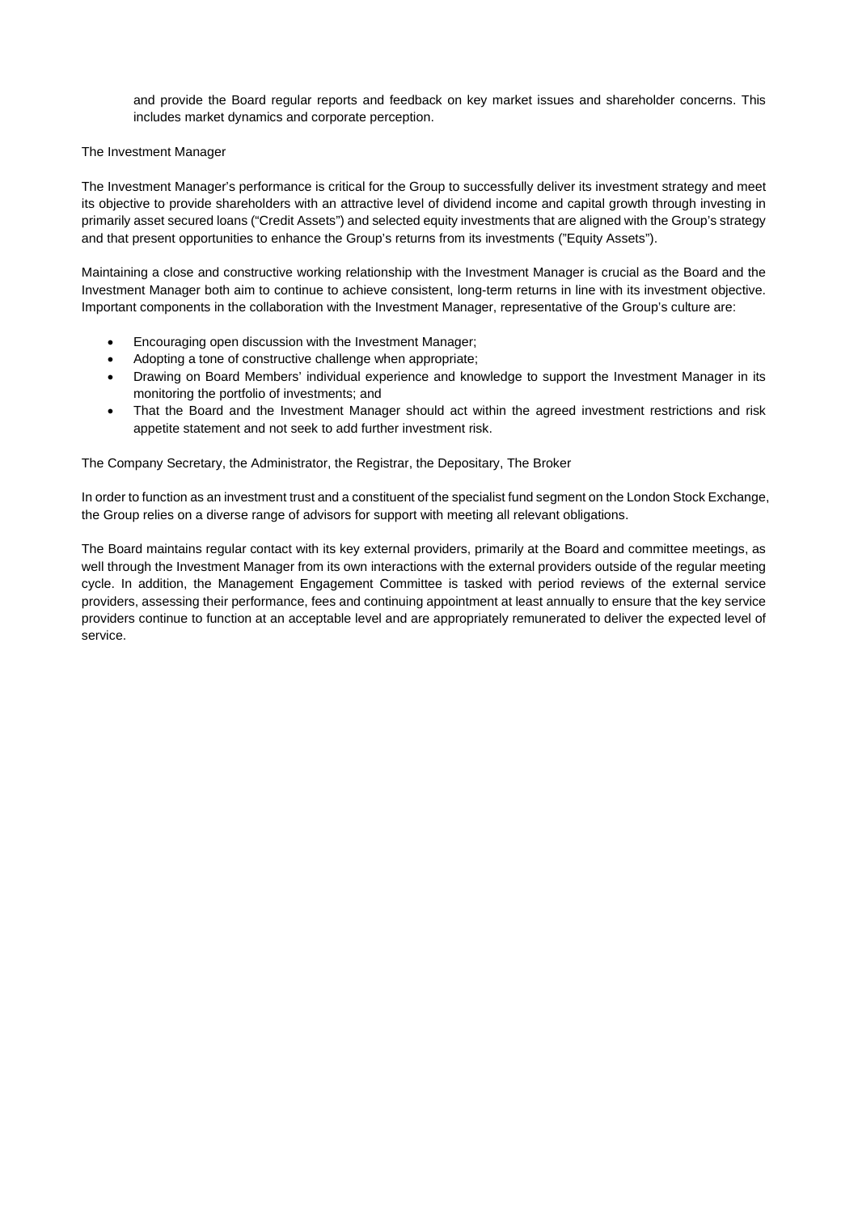and provide the Board regular reports and feedback on key market issues and shareholder concerns. This includes market dynamics and corporate perception.

The Investment Manager

The Investment Manager's performance is critical for the Group to successfully deliver its investment strategy and meet its objective to provide shareholders with an attractive level of dividend income and capital growth through investing in primarily asset secured loans ("Credit Assets") and selected equity investments that are aligned with the Group's strategy and that present opportunities to enhance the Group's returns from its investments ("Equity Assets").

Maintaining a close and constructive working relationship with the Investment Manager is crucial as the Board and the Investment Manager both aim to continue to achieve consistent, long-term returns in line with its investment objective. Important components in the collaboration with the Investment Manager, representative of the Group's culture are:

- Encouraging open discussion with the Investment Manager;
- Adopting a tone of constructive challenge when appropriate;
- Drawing on Board Members' individual experience and knowledge to support the Investment Manager in its monitoring the portfolio of investments; and
- That the Board and the Investment Manager should act within the agreed investment restrictions and risk appetite statement and not seek to add further investment risk.

The Company Secretary, the Administrator, the Registrar, the Depositary, The Broker

In order to function as an investment trust and a constituent of the specialist fund segment on the London Stock Exchange, the Group relies on a diverse range of advisors for support with meeting all relevant obligations.

The Board maintains regular contact with its key external providers, primarily at the Board and committee meetings, as well through the Investment Manager from its own interactions with the external providers outside of the regular meeting cycle. In addition, the Management Engagement Committee is tasked with period reviews of the external service providers, assessing their performance, fees and continuing appointment at least annually to ensure that the key service providers continue to function at an acceptable level and are appropriately remunerated to deliver the expected level of service.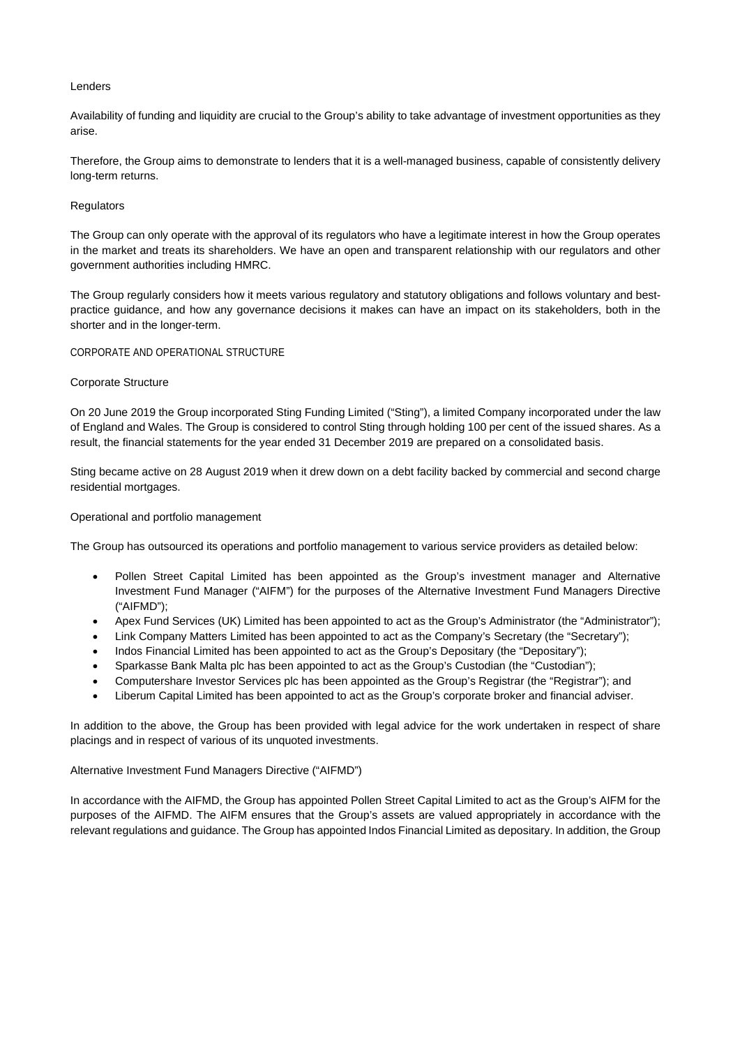Lenders

Availability of funding and liquidity are crucial to the Group's ability to take advantage of investment opportunities as they arise.

Therefore, the Group aims to demonstrate to lenders that it is a well-managed business, capable of consistently delivery long-term returns.

Regulators

The Group can only operate with the approval of its regulators who have a legitimate interest in how the Group operates in the market and treats its shareholders. We have an open and transparent relationship with our regulators and other government authorities including HMRC.

The Group regularly considers how it meets various regulatory and statutory obligations and follows voluntary and best-practice guidance, and how any governance decisions it makes can have an impact on its stakeholders, both in the shorter and in the longer-term.

## CORPORATE AND OPERATIONAL STRUCTURE

### Corporate Structure

On 20 June 2019 the Group incorporated Sting Funding Limited ("Sting"), a limited Company incorporated under the law of England and Wales. The Group is considered to control Sting through holding 100 per cent of the issued shares. As a result, the financial statements for the year ended 31 December 2019 are prepared on a consolidated basis.

Sting became active on 28 August 2019 when it drew down on a debt facility backed by commercial and second charge residential mortgages.

### Operational and portfolio management

The Group has outsourced its operations and portfolio management to various service providers as detailed below:

- Pollen Street Capital Limited has been appointed as the Group's investment manager and Alternative Investment Fund Manager ("AIFM") for the purposes of the Alternative Investment Fund Managers Directive ("AIFMD");
- Apex Fund Services (UK) Limited has been appointed to act as the Group's Administrator (the "Administrator");
- Link Company Matters Limited has been appointed to act as the Company's Secretary (the "Secretary");
- Indos Financial Limited has been appointed to act as the Group's Depositary (the "Depositary");
- Sparkasse Bank Malta plc has been appointed to act as the Group's Custodian (the "Custodian");
- Computershare Investor Services plc has been appointed as the Group's Registrar (the "Registrar"); and
- Liberum Capital Limited has been appointed to act as the Group's corporate broker and financial adviser.

In addition to the above, the Group has been provided with legal advice for the work undertaken in respect of share placings and in respect of various of its unquoted investments.

### Alternative Investment Fund Managers Directive ("AIFMD")

In accordance with the AIFMD, the Group has appointed Pollen Street Capital Limited to act as the Group's AIFM for the purposes of the AIFMD. The AIFM ensures that the Group's assets are valued appropriately in accordance with the relevant regulations and guidance. The Group has appointed Indos Financial Limited as depositary. In addition, the Group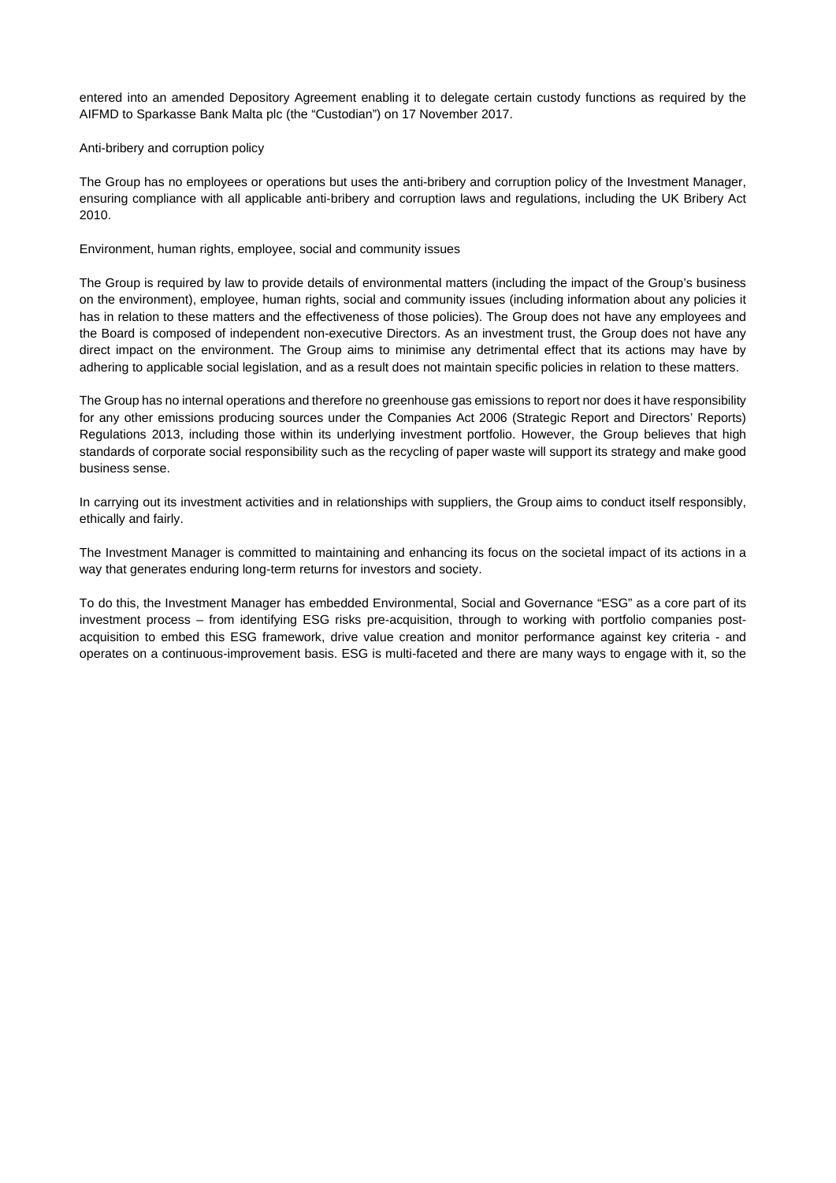entered into an amended Depository Agreement enabling it to delegate certain custody functions as required by the AIFMD to Sparkasse Bank Malta plc (the "Custodian") on 17 November 2017.

Anti-bribery and corruption policy

The Group has no employees or operations but uses the anti-bribery and corruption policy of the Investment Manager, ensuring compliance with all applicable anti-bribery and corruption laws and regulations, including the UK Bribery Act 2010.

Environment, human rights, employee, social and community issues

The Group is required by law to provide details of environmental matters (including the impact of the Group's business on the environment), employee, human rights, social and community issues (including information about any policies it has in relation to these matters and the effectiveness of those policies). The Group does not have any employees and the Board is composed of independent non-executive Directors. As an investment trust, the Group does not have any direct impact on the environment. The Group aims to minimise any detrimental effect that its actions may have by adhering to applicable social legislation, and as a result does not maintain specific policies in relation to these matters.

The Group has no internal operations and therefore no greenhouse gas emissions to report nor does it have responsibility for any other emissions producing sources under the Companies Act 2006 (Strategic Report and Directors' Reports) Regulations 2013, including those within its underlying investment portfolio. However, the Group believes that high standards of corporate social responsibility such as the recycling of paper waste will support its strategy and make good business sense.

In carrying out its investment activities and in relationships with suppliers, the Group aims to conduct itself responsibly, ethically and fairly.

The Investment Manager is committed to maintaining and enhancing its focus on the societal impact of its actions in a way that generates enduring long-term returns for investors and society.

To do this, the Investment Manager has embedded Environmental, Social and Governance "ESG" as a core part of its investment process – from identifying ESG risks pre-acquisition, through to working with portfolio companies post-acquisition to embed this ESG framework, drive value creation and monitor performance against key criteria - and operates on a continuous-improvement basis. ESG is multi-faceted and there are many ways to engage with it, so the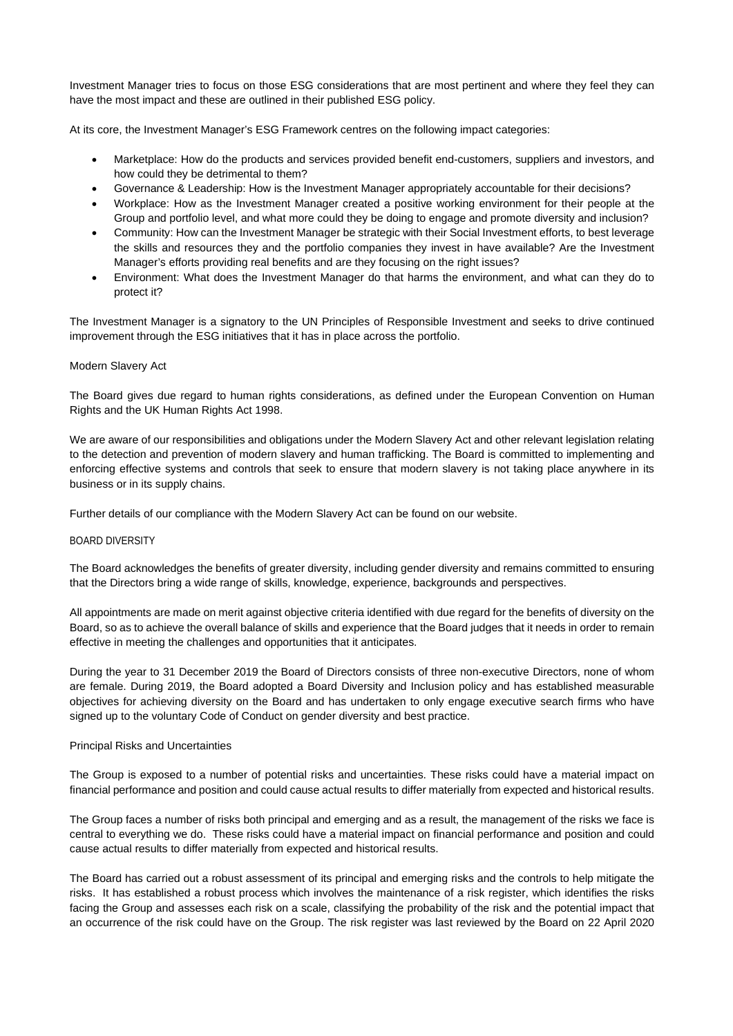Investment Manager tries to focus on those ESG considerations that are most pertinent and where they feel they can have the most impact and these are outlined in their published ESG policy.

At its core, the Investment Manager's ESG Framework centres on the following impact categories:

- Marketplace: How do the products and services provided benefit end-customers, suppliers and investors, and how could they be detrimental to them?
- Governance & Leadership: How is the Investment Manager appropriately accountable for their decisions?
- Workplace: How as the Investment Manager created a positive working environment for their people at the Group and portfolio level, and what more could they be doing to engage and promote diversity and inclusion?
- Community: How can the Investment Manager be strategic with their Social Investment efforts, to best leverage the skills and resources they and the portfolio companies they invest in have available? Are the Investment Manager's efforts providing real benefits and are they focusing on the right issues?
- Environment: What does the Investment Manager do that harms the environment, and what can they do to protect it?

The Investment Manager is a signatory to the UN Principles of Responsible Investment and seeks to drive continued improvement through the ESG initiatives that it has in place across the portfolio.

Modern Slavery Act

The Board gives due regard to human rights considerations, as defined under the European Convention on Human Rights and the UK Human Rights Act 1998.

We are aware of our responsibilities and obligations under the Modern Slavery Act and other relevant legislation relating to the detection and prevention of modern slavery and human trafficking. The Board is committed to implementing and enforcing effective systems and controls that seek to ensure that modern slavery is not taking place anywhere in its business or in its supply chains.

Further details of our compliance with the Modern Slavery Act can be found on our website.

BOARD DIVERSITY

The Board acknowledges the benefits of greater diversity, including gender diversity and remains committed to ensuring that the Directors bring a wide range of skills, knowledge, experience, backgrounds and perspectives.

All appointments are made on merit against objective criteria identified with due regard for the benefits of diversity on the Board, so as to achieve the overall balance of skills and experience that the Board judges that it needs in order to remain effective in meeting the challenges and opportunities that it anticipates.

During the year to 31 December 2019 the Board of Directors consists of three non-executive Directors, none of whom are female. During 2019, the Board adopted a Board Diversity and Inclusion policy and has established measurable objectives for achieving diversity on the Board and has undertaken to only engage executive search firms who have signed up to the voluntary Code of Conduct on gender diversity and best practice.

Principal Risks and Uncertainties

The Group is exposed to a number of potential risks and uncertainties. These risks could have a material impact on financial performance and position and could cause actual results to differ materially from expected and historical results.

The Group faces a number of risks both principal and emerging and as a result, the management of the risks we face is central to everything we do. These risks could have a material impact on financial performance and position and could cause actual results to differ materially from expected and historical results.

The Board has carried out a robust assessment of its principal and emerging risks and the controls to help mitigate the risks. It has established a robust process which involves the maintenance of a risk register, which identifies the risks facing the Group and assesses each risk on a scale, classifying the probability of the risk and the potential impact that an occurrence of the risk could have on the Group. The risk register was last reviewed by the Board on 22 April 2020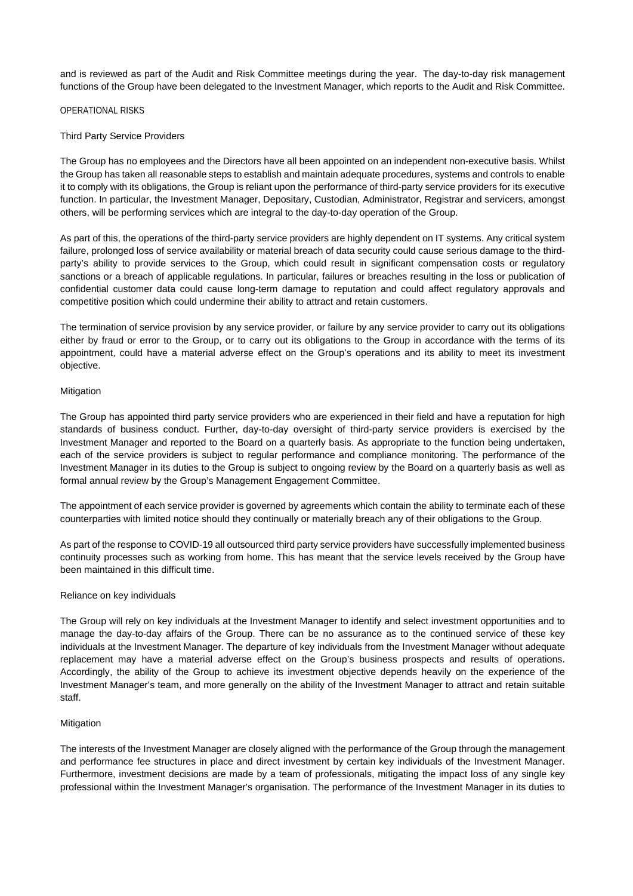and is reviewed as part of the Audit and Risk Committee meetings during the year. The day-to-day risk management functions of the Group have been delegated to the Investment Manager, which reports to the Audit and Risk Committee.

### OPERATIONAL RISKS

#### Third Party Service Providers

The Group has no employees and the Directors have all been appointed on an independent non-executive basis. Whilst the Group has taken all reasonable steps to establish and maintain adequate procedures, systems and controls to enable it to comply with its obligations, the Group is reliant upon the performance of third-party service providers for its executive function. In particular, the Investment Manager, Depositary, Custodian, Administrator, Registrar and servicers, amongst others, will be performing services which are integral to the day-to-day operation of the Group.

As part of this, the operations of the third-party service providers are highly dependent on IT systems. Any critical system failure, prolonged loss of service availability or material breach of data security could cause serious damage to the third-party's ability to provide services to the Group, which could result in significant compensation costs or regulatory sanctions or a breach of applicable regulations. In particular, failures or breaches resulting in the loss or publication of confidential customer data could cause long-term damage to reputation and could affect regulatory approvals and competitive position which could undermine their ability to attract and retain customers.

The termination of service provision by any service provider, or failure by any service provider to carry out its obligations either by fraud or error to the Group, or to carry out its obligations to the Group in accordance with the terms of its appointment, could have a material adverse effect on the Group's operations and its ability to meet its investment objective.

Mitigation

The Group has appointed third party service providers who are experienced in their field and have a reputation for high standards of business conduct. Further, day-to-day oversight of third-party service providers is exercised by the Investment Manager and reported to the Board on a quarterly basis. As appropriate to the function being undertaken, each of the service providers is subject to regular performance and compliance monitoring. The performance of the Investment Manager in its duties to the Group is subject to ongoing review by the Board on a quarterly basis as well as formal annual review by the Group's Management Engagement Committee.

The appointment of each service provider is governed by agreements which contain the ability to terminate each of these counterparties with limited notice should they continually or materially breach any of their obligations to the Group.

As part of the response to COVID-19 all outsourced third party service providers have successfully implemented business continuity processes such as working from home. This has meant that the service levels received by the Group have been maintained in this difficult time.

#### Reliance on key individuals

The Group will rely on key individuals at the Investment Manager to identify and select investment opportunities and to manage the day-to-day affairs of the Group. There can be no assurance as to the continued service of these key individuals at the Investment Manager. The departure of key individuals from the Investment Manager without adequate replacement may have a material adverse effect on the Group's business prospects and results of operations. Accordingly, the ability of the Group to achieve its investment objective depends heavily on the experience of the Investment Manager's team, and more generally on the ability of the Investment Manager to attract and retain suitable staff.

Mitigation

The interests of the Investment Manager are closely aligned with the performance of the Group through the management and performance fee structures in place and direct investment by certain key individuals of the Investment Manager. Furthermore, investment decisions are made by a team of professionals, mitigating the impact loss of any single key professional within the Investment Manager's organisation. The performance of the Investment Manager in its duties to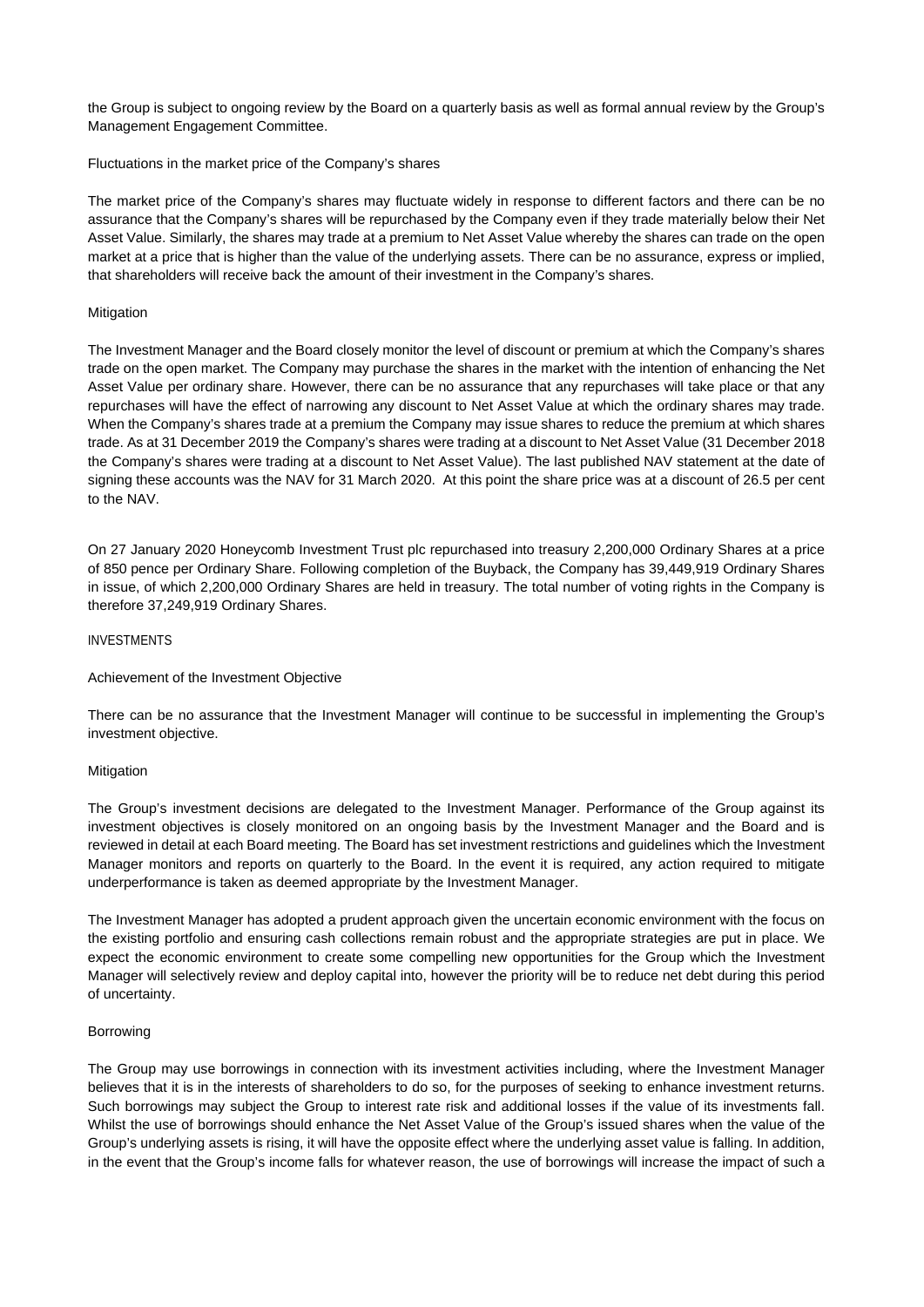the Group is subject to ongoing review by the Board on a quarterly basis as well as formal annual review by the Group's Management Engagement Committee.

Fluctuations in the market price of the Company's shares

The market price of the Company's shares may fluctuate widely in response to different factors and there can be no assurance that the Company's shares will be repurchased by the Company even if they trade materially below their Net Asset Value. Similarly, the shares may trade at a premium to Net Asset Value whereby the shares can trade on the open market at a price that is higher than the value of the underlying assets. There can be no assurance, express or implied, that shareholders will receive back the amount of their investment in the Company's shares.

Mitigation

The Investment Manager and the Board closely monitor the level of discount or premium at which the Company's shares trade on the open market. The Company may purchase the shares in the market with the intention of enhancing the Net Asset Value per ordinary share. However, there can be no assurance that any repurchases will take place or that any repurchases will have the effect of narrowing any discount to Net Asset Value at which the ordinary shares may trade. When the Company's shares trade at a premium the Company may issue shares to reduce the premium at which shares trade. As at 31 December 2019 the Company's shares were trading at a discount to Net Asset Value (31 December 2018 the Company's shares were trading at a discount to Net Asset Value). The last published NAV statement at the date of signing these accounts was the NAV for 31 March 2020. At this point the share price was at a discount of 26.5 per cent to the NAV.

On 27 January 2020 Honeycomb Investment Trust plc repurchased into treasury 2,200,000 Ordinary Shares at a price of 850 pence per Ordinary Share. Following completion of the Buyback, the Company has 39,449,919 Ordinary Shares in issue, of which 2,200,000 Ordinary Shares are held in treasury. The total number of voting rights in the Company is therefore 37,249,919 Ordinary Shares.

INVESTMENTS

Achievement of the Investment Objective

There can be no assurance that the Investment Manager will continue to be successful in implementing the Group's investment objective.

Mitigation

The Group's investment decisions are delegated to the Investment Manager. Performance of the Group against its investment objectives is closely monitored on an ongoing basis by the Investment Manager and the Board and is reviewed in detail at each Board meeting. The Board has set investment restrictions and guidelines which the Investment Manager monitors and reports on quarterly to the Board. In the event it is required, any action required to mitigate underperformance is taken as deemed appropriate by the Investment Manager.

The Investment Manager has adopted a prudent approach given the uncertain economic environment with the focus on the existing portfolio and ensuring cash collections remain robust and the appropriate strategies are put in place. We expect the economic environment to create some compelling new opportunities for the Group which the Investment Manager will selectively review and deploy capital into, however the priority will be to reduce net debt during this period of uncertainty.

Borrowing

The Group may use borrowings in connection with its investment activities including, where the Investment Manager believes that it is in the interests of shareholders to do so, for the purposes of seeking to enhance investment returns. Such borrowings may subject the Group to interest rate risk and additional losses if the value of its investments fall. Whilst the use of borrowings should enhance the Net Asset Value of the Group's issued shares when the value of the Group's underlying assets is rising, it will have the opposite effect where the underlying asset value is falling. In addition, in the event that the Group's income falls for whatever reason, the use of borrowings will increase the impact of such a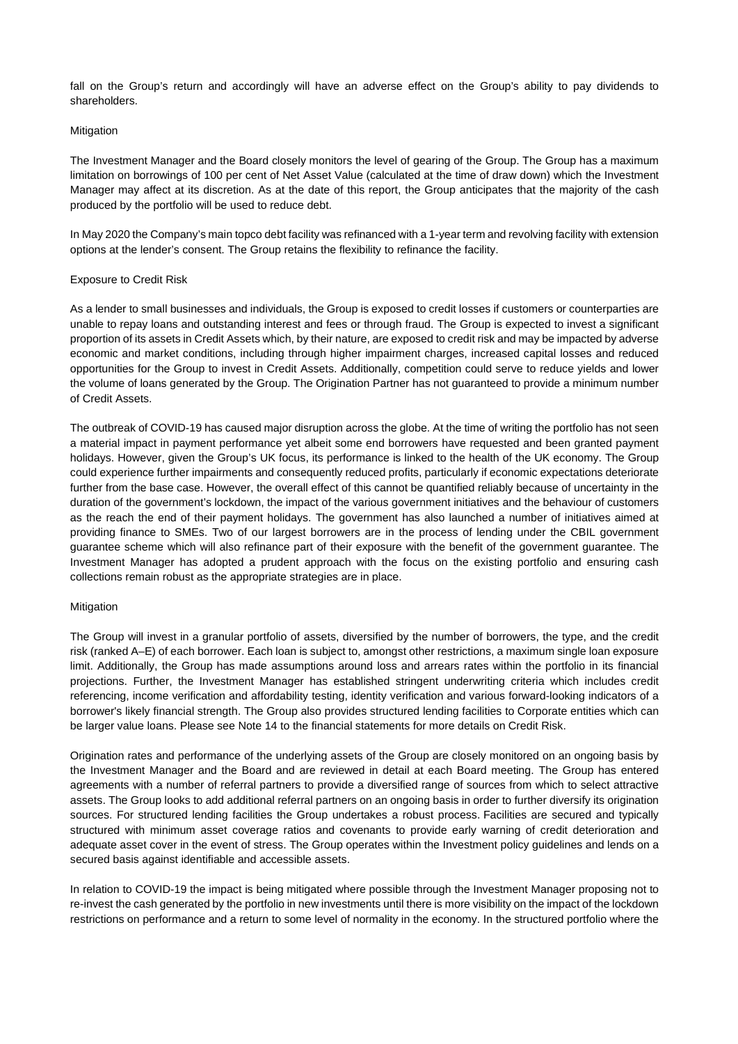fall on the Group's return and accordingly will have an adverse effect on the Group's ability to pay dividends to shareholders.

Mitigation

The Investment Manager and the Board closely monitors the level of gearing of the Group. The Group has a maximum limitation on borrowings of 100 per cent of Net Asset Value (calculated at the time of draw down) which the Investment Manager may affect at its discretion. As at the date of this report, the Group anticipates that the majority of the cash produced by the portfolio will be used to reduce debt.

In May 2020 the Company's main topco debt facility was refinanced with a 1-year term and revolving facility with extension options at the lender's consent. The Group retains the flexibility to refinance the facility.

Exposure to Credit Risk

As a lender to small businesses and individuals, the Group is exposed to credit losses if customers or counterparties are unable to repay loans and outstanding interest and fees or through fraud. The Group is expected to invest a significant proportion of its assets in Credit Assets which, by their nature, are exposed to credit risk and may be impacted by adverse economic and market conditions, including through higher impairment charges, increased capital losses and reduced opportunities for the Group to invest in Credit Assets. Additionally, competition could serve to reduce yields and lower the volume of loans generated by the Group. The Origination Partner has not guaranteed to provide a minimum number of Credit Assets.

The outbreak of COVID-19 has caused major disruption across the globe. At the time of writing the portfolio has not seen a material impact in payment performance yet albeit some end borrowers have requested and been granted payment holidays. However, given the Group's UK focus, its performance is linked to the health of the UK economy. The Group could experience further impairments and consequently reduced profits, particularly if economic expectations deteriorate further from the base case. However, the overall effect of this cannot be quantified reliably because of uncertainty in the duration of the government's lockdown, the impact of the various government initiatives and the behaviour of customers as the reach the end of their payment holidays. The government has also launched a number of initiatives aimed at providing finance to SMEs. Two of our largest borrowers are in the process of lending under the CBIL government guarantee scheme which will also refinance part of their exposure with the benefit of the government guarantee. The Investment Manager has adopted a prudent approach with the focus on the existing portfolio and ensuring cash collections remain robust as the appropriate strategies are in place.

Mitigation

The Group will invest in a granular portfolio of assets, diversified by the number of borrowers, the type, and the credit risk (ranked A–E) of each borrower. Each loan is subject to, amongst other restrictions, a maximum single loan exposure limit. Additionally, the Group has made assumptions around loss and arrears rates within the portfolio in its financial projections. Further, the Investment Manager has established stringent underwriting criteria which includes credit referencing, income verification and affordability testing, identity verification and various forward-looking indicators of a borrower's likely financial strength. The Group also provides structured lending facilities to Corporate entities which can be larger value loans. Please see Note 14 to the financial statements for more details on Credit Risk.

Origination rates and performance of the underlying assets of the Group are closely monitored on an ongoing basis by the Investment Manager and the Board and are reviewed in detail at each Board meeting. The Group has entered agreements with a number of referral partners to provide a diversified range of sources from which to select attractive assets. The Group looks to add additional referral partners on an ongoing basis in order to further diversify its origination sources. For structured lending facilities the Group undertakes a robust process. Facilities are secured and typically structured with minimum asset coverage ratios and covenants to provide early warning of credit deterioration and adequate asset cover in the event of stress. The Group operates within the Investment policy guidelines and lends on a secured basis against identifiable and accessible assets.

In relation to COVID-19 the impact is being mitigated where possible through the Investment Manager proposing not to re-invest the cash generated by the portfolio in new investments until there is more visibility on the impact of the lockdown restrictions on performance and a return to some level of normality in the economy. In the structured portfolio where the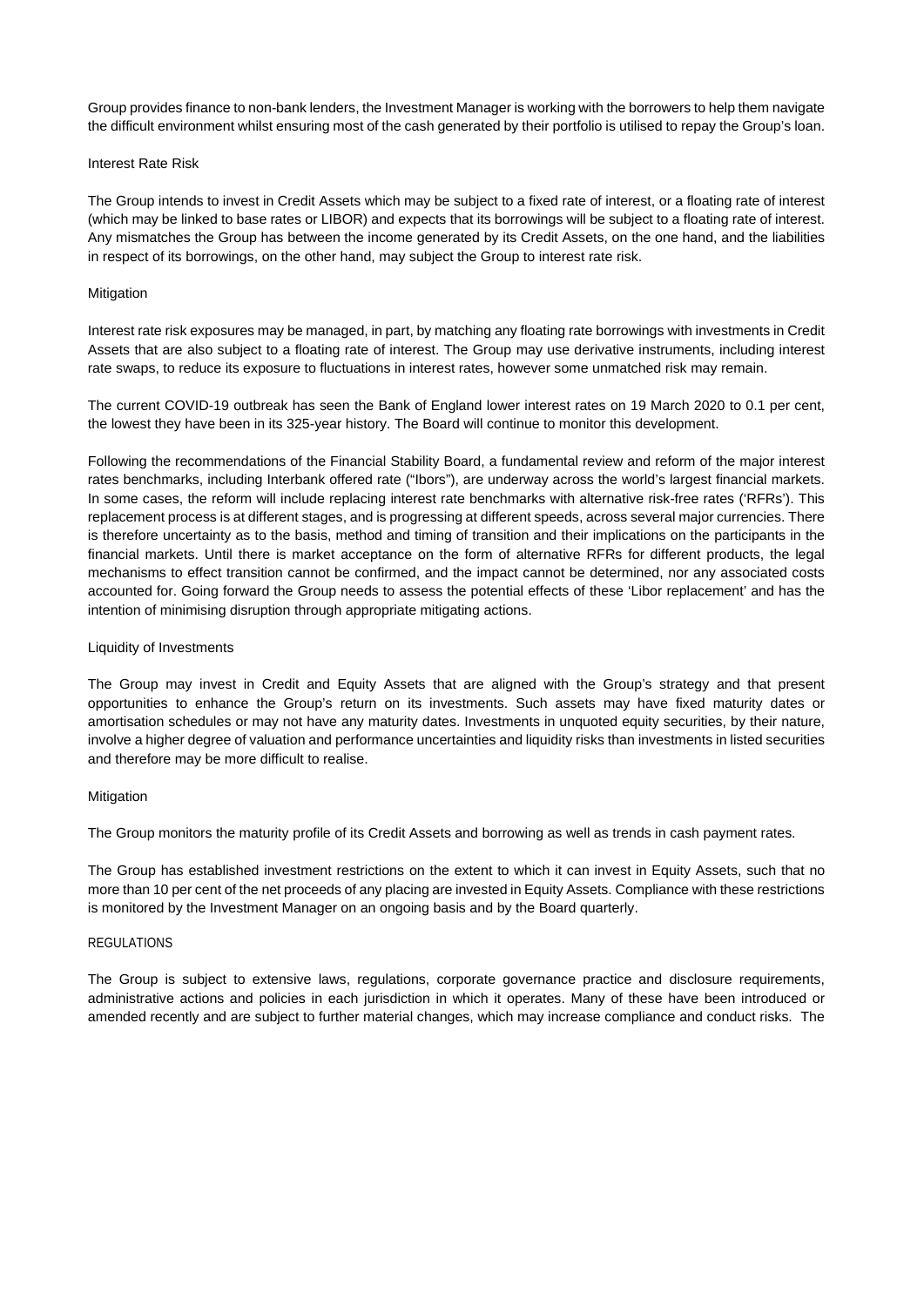Group provides finance to non-bank lenders, the Investment Manager is working with the borrowers to help them navigate the difficult environment whilst ensuring most of the cash generated by their portfolio is utilised to repay the Group's loan.

Interest Rate Risk

The Group intends to invest in Credit Assets which may be subject to a fixed rate of interest, or a floating rate of interest (which may be linked to base rates or LIBOR) and expects that its borrowings will be subject to a floating rate of interest. Any mismatches the Group has between the income generated by its Credit Assets, on the one hand, and the liabilities in respect of its borrowings, on the other hand, may subject the Group to interest rate risk.

Mitigation

Interest rate risk exposures may be managed, in part, by matching any floating rate borrowings with investments in Credit Assets that are also subject to a floating rate of interest. The Group may use derivative instruments, including interest rate swaps, to reduce its exposure to fluctuations in interest rates, however some unmatched risk may remain.

The current COVID-19 outbreak has seen the Bank of England lower interest rates on 19 March 2020 to 0.1 per cent, the lowest they have been in its 325-year history. The Board will continue to monitor this development.

Following the recommendations of the Financial Stability Board, a fundamental review and reform of the major interest rates benchmarks, including Interbank offered rate ("Ibors"), are underway across the world's largest financial markets. In some cases, the reform will include replacing interest rate benchmarks with alternative risk-free rates ('RFRs'). This replacement process is at different stages, and is progressing at different speeds, across several major currencies. There is therefore uncertainty as to the basis, method and timing of transition and their implications on the participants in the financial markets. Until there is market acceptance on the form of alternative RFRs for different products, the legal mechanisms to effect transition cannot be confirmed, and the impact cannot be determined, nor any associated costs accounted for. Going forward the Group needs to assess the potential effects of these 'Libor replacement' and has the intention of minimising disruption through appropriate mitigating actions.

Liquidity of Investments

The Group may invest in Credit and Equity Assets that are aligned with the Group's strategy and that present opportunities to enhance the Group's return on its investments. Such assets may have fixed maturity dates or amortisation schedules or may not have any maturity dates. Investments in unquoted equity securities, by their nature, involve a higher degree of valuation and performance uncertainties and liquidity risks than investments in listed securities and therefore may be more difficult to realise.

Mitigation

The Group monitors the maturity profile of its Credit Assets and borrowing as well as trends in cash payment rates.

The Group has established investment restrictions on the extent to which it can invest in Equity Assets, such that no more than 10 per cent of the net proceeds of any placing are invested in Equity Assets. Compliance with these restrictions is monitored by the Investment Manager on an ongoing basis and by the Board quarterly.

REGULATIONS

The Group is subject to extensive laws, regulations, corporate governance practice and disclosure requirements, administrative actions and policies in each jurisdiction in which it operates. Many of these have been introduced or amended recently and are subject to further material changes, which may increase compliance and conduct risks. The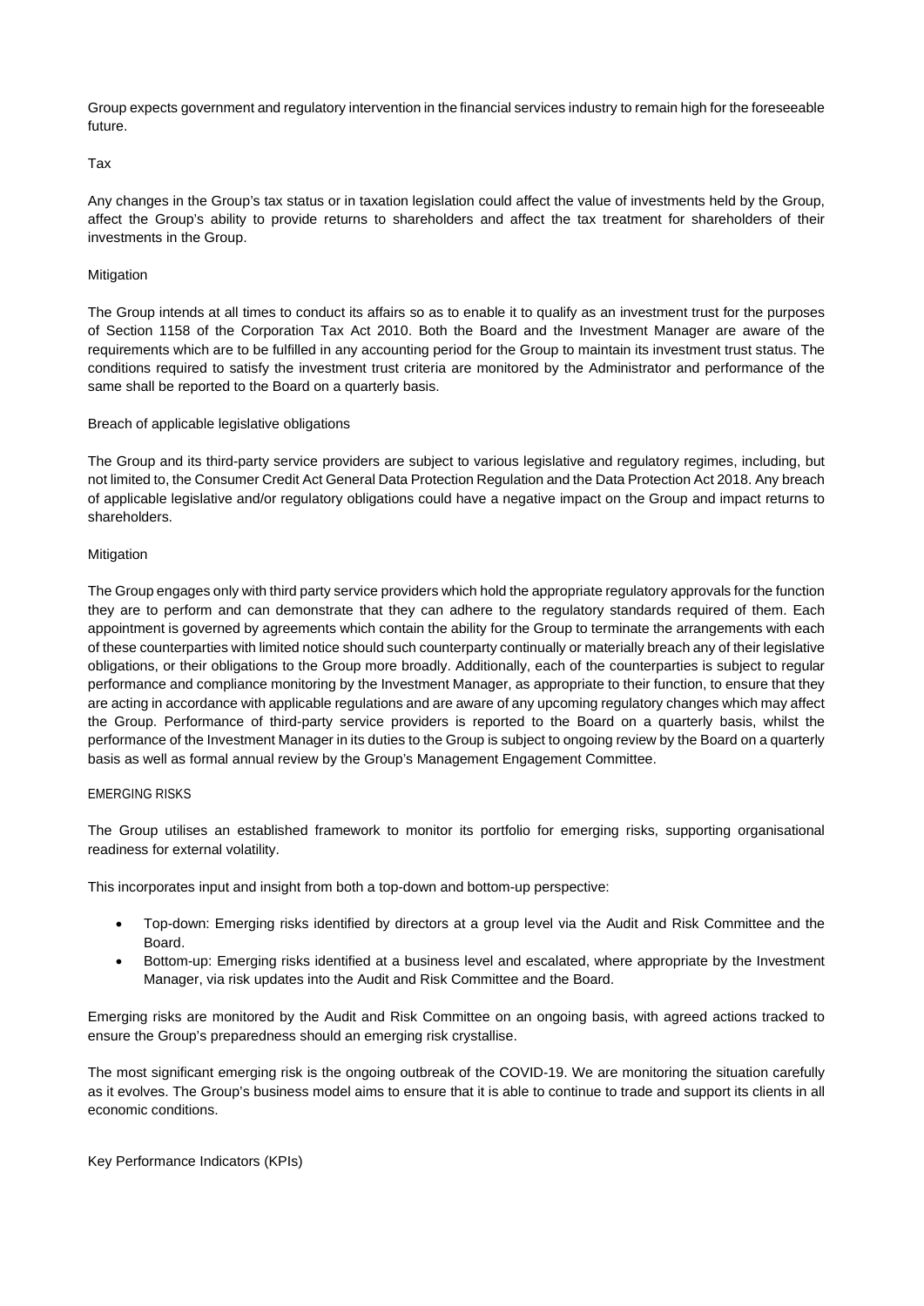Group expects government and regulatory intervention in the financial services industry to remain high for the foreseeable future.

Tax

Any changes in the Group's tax status or in taxation legislation could affect the value of investments held by the Group, affect the Group's ability to provide returns to shareholders and affect the tax treatment for shareholders of their investments in the Group.

Mitigation

The Group intends at all times to conduct its affairs so as to enable it to qualify as an investment trust for the purposes of Section 1158 of the Corporation Tax Act 2010. Both the Board and the Investment Manager are aware of the requirements which are to be fulfilled in any accounting period for the Group to maintain its investment trust status. The conditions required to satisfy the investment trust criteria are monitored by the Administrator and performance of the same shall be reported to the Board on a quarterly basis.

Breach of applicable legislative obligations

The Group and its third-party service providers are subject to various legislative and regulatory regimes, including, but not limited to, the Consumer Credit Act General Data Protection Regulation and the Data Protection Act 2018. Any breach of applicable legislative and/or regulatory obligations could have a negative impact on the Group and impact returns to shareholders.

Mitigation

The Group engages only with third party service providers which hold the appropriate regulatory approvals for the function they are to perform and can demonstrate that they can adhere to the regulatory standards required of them. Each appointment is governed by agreements which contain the ability for the Group to terminate the arrangements with each of these counterparties with limited notice should such counterparty continually or materially breach any of their legislative obligations, or their obligations to the Group more broadly. Additionally, each of the counterparties is subject to regular performance and compliance monitoring by the Investment Manager, as appropriate to their function, to ensure that they are acting in accordance with applicable regulations and are aware of any upcoming regulatory changes which may affect the Group. Performance of third-party service providers is reported to the Board on a quarterly basis, whilst the performance of the Investment Manager in its duties to the Group is subject to ongoing review by the Board on a quarterly basis as well as formal annual review by the Group's Management Engagement Committee.

EMERGING RISKS

The Group utilises an established framework to monitor its portfolio for emerging risks, supporting organisational readiness for external volatility.

This incorporates input and insight from both a top-down and bottom-up perspective:

- Top-down: Emerging risks identified by directors at a group level via the Audit and Risk Committee and the Board.
- Bottom-up: Emerging risks identified at a business level and escalated, where appropriate by the Investment Manager, via risk updates into the Audit and Risk Committee and the Board.

Emerging risks are monitored by the Audit and Risk Committee on an ongoing basis, with agreed actions tracked to ensure the Group's preparedness should an emerging risk crystallise.

The most significant emerging risk is the ongoing outbreak of the COVID-19. We are monitoring the situation carefully as it evolves. The Group's business model aims to ensure that it is able to continue to trade and support its clients in all economic conditions.

Key Performance Indicators (KPIs)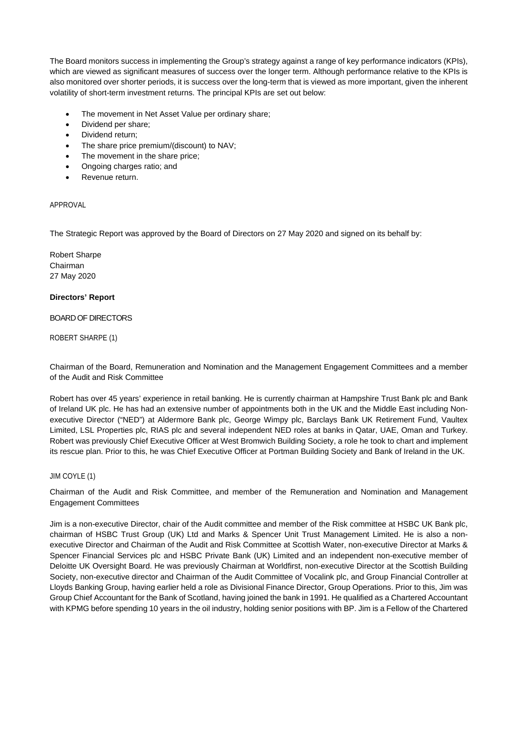The Board monitors success in implementing the Group's strategy against a range of key performance indicators (KPIs), which are viewed as significant measures of success over the longer term. Although performance relative to the KPIs is also monitored over shorter periods, it is success over the long-term that is viewed as more important, given the inherent volatility of short-term investment returns. The principal KPIs are set out below:

- The movement in Net Asset Value per ordinary share;
- Dividend per share;
- Dividend return;
- The share price premium/(discount) to NAV;
- The movement in the share price;
- Ongoing charges ratio; and
- Revenue return.

APPROVAL

The Strategic Report was approved by the Board of Directors on 27 May 2020 and signed on its behalf by:

Robert Sharpe
Chairman
27 May 2020

## Directors' Report

### BOARD OF DIRECTORS

ROBERT SHARPE (1)

Chairman of the Board, Remuneration and Nomination and the Management Engagement Committees and a member of the Audit and Risk Committee

Robert has over 45 years' experience in retail banking. He is currently chairman at Hampshire Trust Bank plc and Bank of Ireland UK plc. He has had an extensive number of appointments both in the UK and the Middle East including Non-executive Director ("NED") at Aldermore Bank plc, George Wimpy plc, Barclays Bank UK Retirement Fund, Vaultex Limited, LSL Properties plc, RIAS plc and several independent NED roles at banks in Qatar, UAE, Oman and Turkey. Robert was previously Chief Executive Officer at West Bromwich Building Society, a role he took to chart and implement its rescue plan. Prior to this, he was Chief Executive Officer at Portman Building Society and Bank of Ireland in the UK.

JIM COYLE (1)

Chairman of the Audit and Risk Committee, and member of the Remuneration and Nomination and Management Engagement Committees

Jim is a non-executive Director, chair of the Audit committee and member of the Risk committee at HSBC UK Bank plc, chairman of HSBC Trust Group (UK) Ltd and Marks & Spencer Unit Trust Management Limited. He is also a non-executive Director and Chairman of the Audit and Risk Committee at Scottish Water, non-executive Director at Marks & Spencer Financial Services plc and HSBC Private Bank (UK) Limited and an independent non-executive member of Deloitte UK Oversight Board. He was previously Chairman at Worldfirst, non-executive Director at the Scottish Building Society, non-executive director and Chairman of the Audit Committee of Vocalink plc, and Group Financial Controller at Lloyds Banking Group, having earlier held a role as Divisional Finance Director, Group Operations. Prior to this, Jim was Group Chief Accountant for the Bank of Scotland, having joined the bank in 1991. He qualified as a Chartered Accountant with KPMG before spending 10 years in the oil industry, holding senior positions with BP. Jim is a Fellow of the Chartered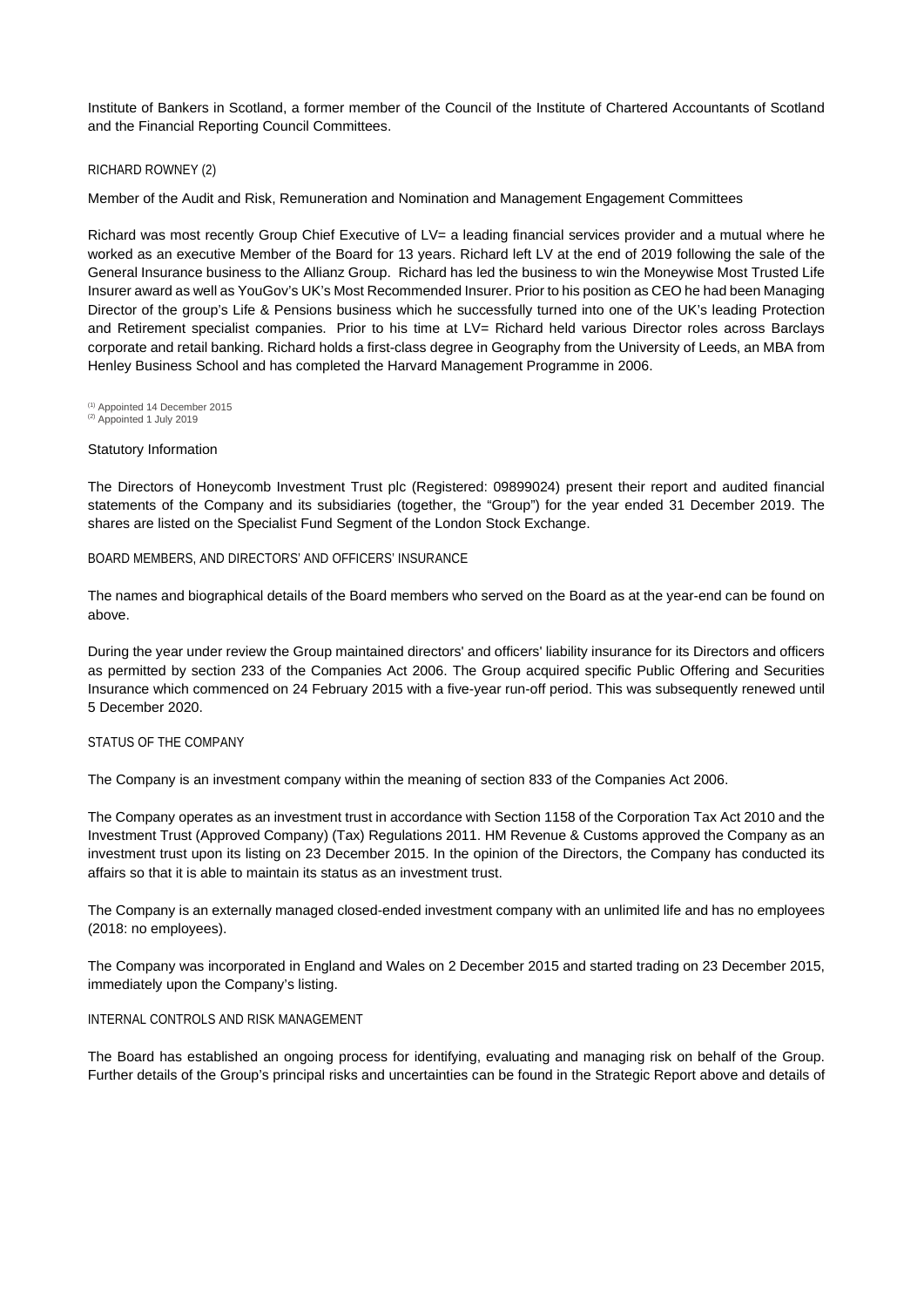Institute of Bankers in Scotland, a former member of the Council of the Institute of Chartered Accountants of Scotland and the Financial Reporting Council Committees.

RICHARD ROWNEY (2)

Member of the Audit and Risk, Remuneration and Nomination and Management Engagement Committees

Richard was most recently Group Chief Executive of LV= a leading financial services provider and a mutual where he worked as an executive Member of the Board for 13 years. Richard left LV at the end of 2019 following the sale of the General Insurance business to the Allianz Group. Richard has led the business to win the Moneywise Most Trusted Life Insurer award as well as YouGov's UK's Most Recommended Insurer. Prior to his position as CEO he had been Managing Director of the group's Life & Pensions business which he successfully turned into one of the UK's leading Protection and Retirement specialist companies. Prior to his time at LV= Richard held various Director roles across Barclays corporate and retail banking. Richard holds a first-class degree in Geography from the University of Leeds, an MBA from Henley Business School and has completed the Harvard Management Programme in 2006.

(1) Appointed 14 December 2015
(2) Appointed 1 July 2019

Statutory Information

The Directors of Honeycomb Investment Trust plc (Registered: 09899024) present their report and audited financial statements of the Company and its subsidiaries (together, the "Group") for the year ended 31 December 2019. The shares are listed on the Specialist Fund Segment of the London Stock Exchange.

BOARD MEMBERS, AND DIRECTORS' AND OFFICERS' INSURANCE

The names and biographical details of the Board members who served on the Board as at the year-end can be found on above.

During the year under review the Group maintained directors' and officers' liability insurance for its Directors and officers as permitted by section 233 of the Companies Act 2006. The Group acquired specific Public Offering and Securities Insurance which commenced on 24 February 2015 with a five-year run-off period. This was subsequently renewed until 5 December 2020.

STATUS OF THE COMPANY

The Company is an investment company within the meaning of section 833 of the Companies Act 2006.

The Company operates as an investment trust in accordance with Section 1158 of the Corporation Tax Act 2010 and the Investment Trust (Approved Company) (Tax) Regulations 2011. HM Revenue & Customs approved the Company as an investment trust upon its listing on 23 December 2015. In the opinion of the Directors, the Company has conducted its affairs so that it is able to maintain its status as an investment trust.

The Company is an externally managed closed-ended investment company with an unlimited life and has no employees (2018: no employees).

The Company was incorporated in England and Wales on 2 December 2015 and started trading on 23 December 2015, immediately upon the Company's listing.

INTERNAL CONTROLS AND RISK MANAGEMENT

The Board has established an ongoing process for identifying, evaluating and managing risk on behalf of the Group. Further details of the Group's principal risks and uncertainties can be found in the Strategic Report above and details of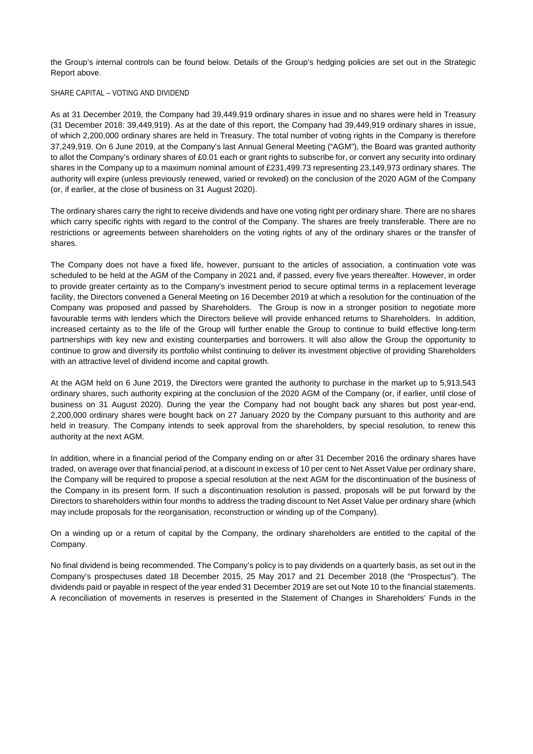the Group's internal controls can be found below. Details of the Group's hedging policies are set out in the Strategic Report above.

## SHARE CAPITAL – VOTING AND DIVIDEND

As at 31 December 2019, the Company had 39,449,919 ordinary shares in issue and no shares were held in Treasury (31 December 2018: 39,449,919). As at the date of this report, the Company had 39,449,919 ordinary shares in issue, of which 2,200,000 ordinary shares are held in Treasury. The total number of voting rights in the Company is therefore 37,249,919. On 6 June 2019, at the Company's last Annual General Meeting ("AGM"), the Board was granted authority to allot the Company's ordinary shares of £0.01 each or grant rights to subscribe for, or convert any security into ordinary shares in the Company up to a maximum nominal amount of £231,499.73 representing 23,149,973 ordinary shares. The authority will expire (unless previously renewed, varied or revoked) on the conclusion of the 2020 AGM of the Company (or, if earlier, at the close of business on 31 August 2020).

The ordinary shares carry the right to receive dividends and have one voting right per ordinary share. There are no shares which carry specific rights with regard to the control of the Company. The shares are freely transferable. There are no restrictions or agreements between shareholders on the voting rights of any of the ordinary shares or the transfer of shares.

The Company does not have a fixed life, however, pursuant to the articles of association, a continuation vote was scheduled to be held at the AGM of the Company in 2021 and, if passed, every five years thereafter. However, in order to provide greater certainty as to the Company's investment period to secure optimal terms in a replacement leverage facility, the Directors convened a General Meeting on 16 December 2019 at which a resolution for the continuation of the Company was proposed and passed by Shareholders. The Group is now in a stronger position to negotiate more favourable terms with lenders which the Directors believe will provide enhanced returns to Shareholders. In addition, increased certainty as to the life of the Group will further enable the Group to continue to build effective long-term partnerships with key new and existing counterparties and borrowers. It will also allow the Group the opportunity to continue to grow and diversify its portfolio whilst continuing to deliver its investment objective of providing Shareholders with an attractive level of dividend income and capital growth.

At the AGM held on 6 June 2019, the Directors were granted the authority to purchase in the market up to 5,913,543 ordinary shares, such authority expiring at the conclusion of the 2020 AGM of the Company (or, if earlier, until close of business on 31 August 2020). During the year the Company had not bought back any shares but post year-end, 2,200,000 ordinary shares were bought back on 27 January 2020 by the Company pursuant to this authority and are held in treasury. The Company intends to seek approval from the shareholders, by special resolution, to renew this authority at the next AGM.

In addition, where in a financial period of the Company ending on or after 31 December 2016 the ordinary shares have traded, on average over that financial period, at a discount in excess of 10 per cent to Net Asset Value per ordinary share, the Company will be required to propose a special resolution at the next AGM for the discontinuation of the business of the Company in its present form. If such a discontinuation resolution is passed, proposals will be put forward by the Directors to shareholders within four months to address the trading discount to Net Asset Value per ordinary share (which may include proposals for the reorganisation, reconstruction or winding up of the Company).

On a winding up or a return of capital by the Company, the ordinary shareholders are entitled to the capital of the Company.

No final dividend is being recommended. The Company's policy is to pay dividends on a quarterly basis, as set out in the Company's prospectuses dated 18 December 2015, 25 May 2017 and 21 December 2018 (the "Prospectus"). The dividends paid or payable in respect of the year ended 31 December 2019 are set out Note 10 to the financial statements. A reconciliation of movements in reserves is presented in the Statement of Changes in Shareholders' Funds in the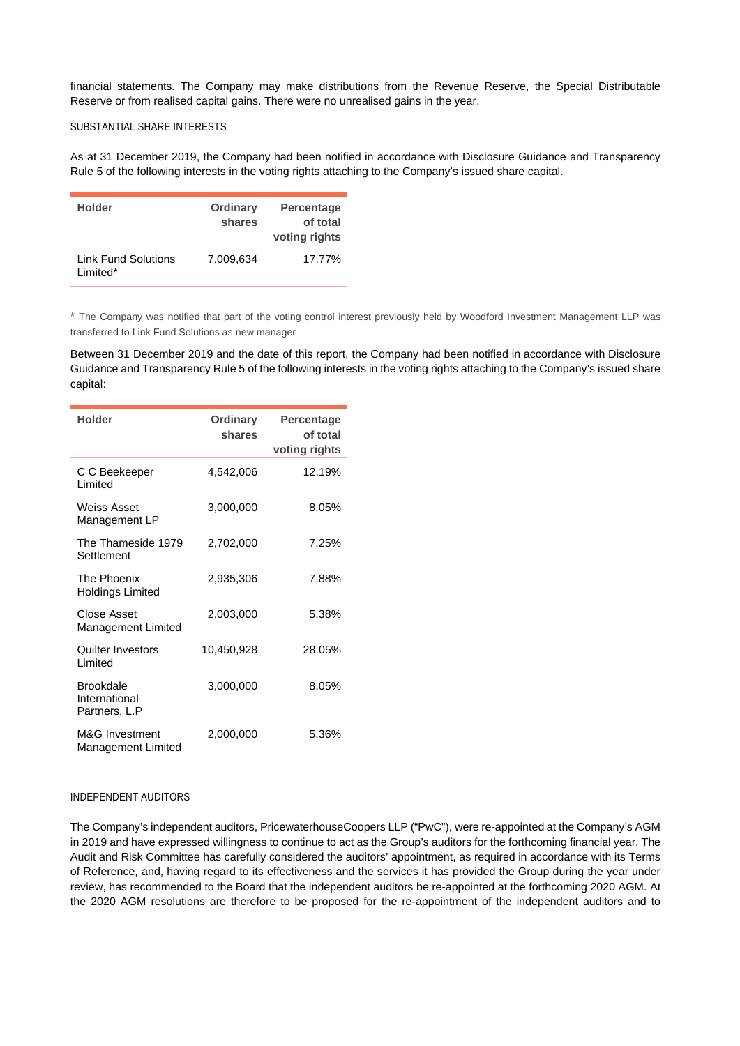financial statements. The Company may make distributions from the Revenue Reserve, the Special Distributable Reserve or from realised capital gains. There were no unrealised gains in the year.

## SUBSTANTIAL SHARE INTERESTS

As at 31 December 2019, the Company had been notified in accordance with Disclosure Guidance and Transparency Rule 5 of the following interests in the voting rights attaching to the Company's issued share capital.

| Holder | Ordinary shares | Percentage of total voting rights |
|---|---|---|
| Link Fund Solutions Limited* | 7,009,634 | 17.77% |

* The Company was notified that part of the voting control interest previously held by Woodford Investment Management LLP was transferred to Link Fund Solutions as new manager

Between 31 December 2019 and the date of this report, the Company had been notified in accordance with Disclosure Guidance and Transparency Rule 5 of the following interests in the voting rights attaching to the Company's issued share capital:

| Holder | Ordinary shares | Percentage of total voting rights |
|---|---|---|
| C C Beekeeper Limited | 4,542,006 | 12.19% |
| Weiss Asset Management LP | 3,000,000 | 8.05% |
| The Thameside 1979 Settlement | 2,702,000 | 7.25% |
| The Phoenix Holdings Limited | 2,935,306 | 7.88% |
| Close Asset Management Limited | 2,003,000 | 5.38% |
| Quilter Investors Limited | 10,450,928 | 28.05% |
| Brookdale International Partners, L.P | 3,000,000 | 8.05% |
| M&G Investment Management Limited | 2,000,000 | 5.36% |

## INDEPENDENT AUDITORS

The Company's independent auditors, PricewaterhouseCoopers LLP ("PwC"), were re-appointed at the Company's AGM in 2019 and have expressed willingness to continue to act as the Group's auditors for the forthcoming financial year. The Audit and Risk Committee has carefully considered the auditors' appointment, as required in accordance with its Terms of Reference, and, having regard to its effectiveness and the services it has provided the Group during the year under review, has recommended to the Board that the independent auditors be re-appointed at the forthcoming 2020 AGM. At the 2020 AGM resolutions are therefore to be proposed for the re-appointment of the independent auditors and to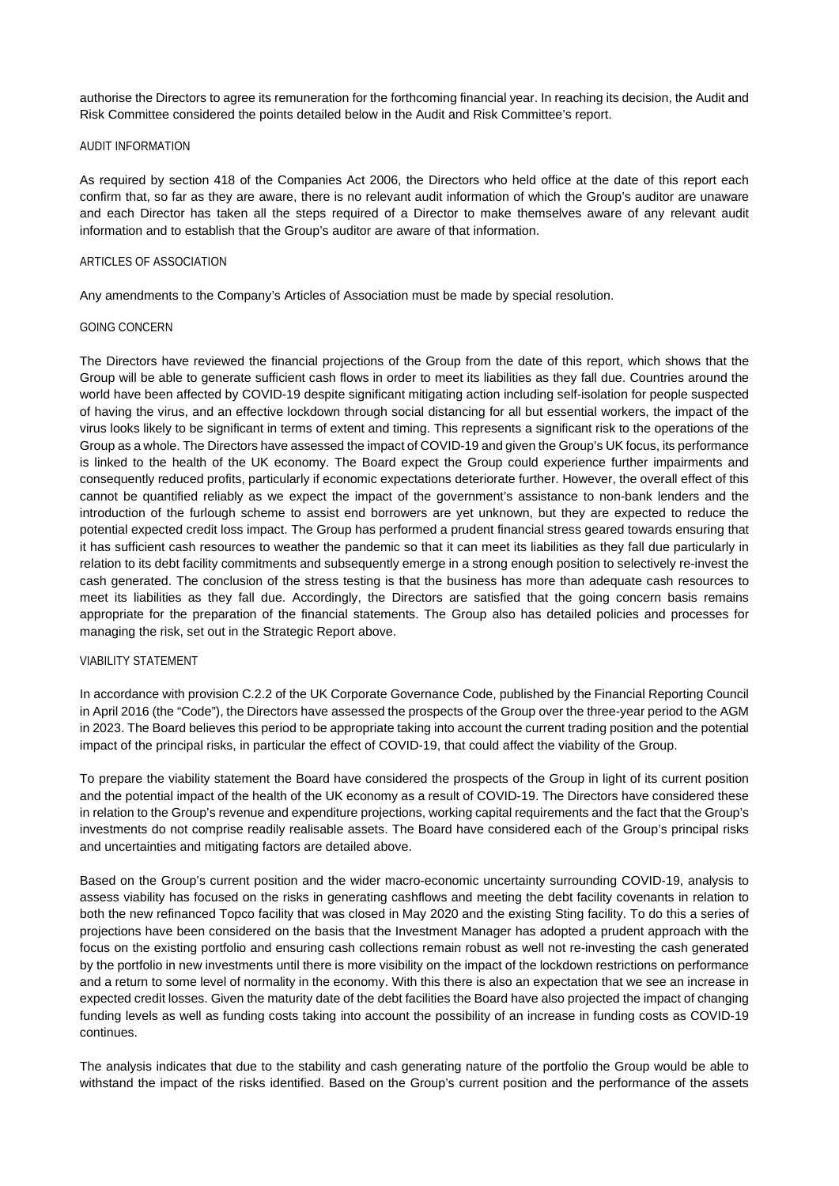authorise the Directors to agree its remuneration for the forthcoming financial year. In reaching its decision, the Audit and Risk Committee considered the points detailed below in the Audit and Risk Committee's report.

## AUDIT INFORMATION

As required by section 418 of the Companies Act 2006, the Directors who held office at the date of this report each confirm that, so far as they are aware, there is no relevant audit information of which the Group's auditor are unaware and each Director has taken all the steps required of a Director to make themselves aware of any relevant audit information and to establish that the Group's auditor are aware of that information.

## ARTICLES OF ASSOCIATION

Any amendments to the Company's Articles of Association must be made by special resolution.

## GOING CONCERN

The Directors have reviewed the financial projections of the Group from the date of this report, which shows that the Group will be able to generate sufficient cash flows in order to meet its liabilities as they fall due. Countries around the world have been affected by COVID-19 despite significant mitigating action including self-isolation for people suspected of having the virus, and an effective lockdown through social distancing for all but essential workers, the impact of the virus looks likely to be significant in terms of extent and timing. This represents a significant risk to the operations of the Group as a whole. The Directors have assessed the impact of COVID-19 and given the Group's UK focus, its performance is linked to the health of the UK economy. The Board expect the Group could experience further impairments and consequently reduced profits, particularly if economic expectations deteriorate further. However, the overall effect of this cannot be quantified reliably as we expect the impact of the government's assistance to non-bank lenders and the introduction of the furlough scheme to assist end borrowers are yet unknown, but they are expected to reduce the potential expected credit loss impact. The Group has performed a prudent financial stress geared towards ensuring that it has sufficient cash resources to weather the pandemic so that it can meet its liabilities as they fall due particularly in relation to its debt facility commitments and subsequently emerge in a strong enough position to selectively re-invest the cash generated. The conclusion of the stress testing is that the business has more than adequate cash resources to meet its liabilities as they fall due. Accordingly, the Directors are satisfied that the going concern basis remains appropriate for the preparation of the financial statements. The Group also has detailed policies and processes for managing the risk, set out in the Strategic Report above.

## VIABILITY STATEMENT

In accordance with provision C.2.2 of the UK Corporate Governance Code, published by the Financial Reporting Council in April 2016 (the "Code"), the Directors have assessed the prospects of the Group over the three-year period to the AGM in 2023. The Board believes this period to be appropriate taking into account the current trading position and the potential impact of the principal risks, in particular the effect of COVID-19, that could affect the viability of the Group.

To prepare the viability statement the Board have considered the prospects of the Group in light of its current position and the potential impact of the health of the UK economy as a result of COVID-19. The Directors have considered these in relation to the Group's revenue and expenditure projections, working capital requirements and the fact that the Group's investments do not comprise readily realisable assets. The Board have considered each of the Group's principal risks and uncertainties and mitigating factors are detailed above.

Based on the Group's current position and the wider macro-economic uncertainty surrounding COVID-19, analysis to assess viability has focused on the risks in generating cashflows and meeting the debt facility covenants in relation to both the new refinanced Topco facility that was closed in May 2020 and the existing Sting facility. To do this a series of projections have been considered on the basis that the Investment Manager has adopted a prudent approach with the focus on the existing portfolio and ensuring cash collections remain robust as well not re-investing the cash generated by the portfolio in new investments until there is more visibility on the impact of the lockdown restrictions on performance and a return to some level of normality in the economy. With this there is also an expectation that we see an increase in expected credit losses. Given the maturity date of the debt facilities the Board have also projected the impact of changing funding levels as well as funding costs taking into account the possibility of an increase in funding costs as COVID-19 continues.

The analysis indicates that due to the stability and cash generating nature of the portfolio the Group would be able to withstand the impact of the risks identified. Based on the Group's current position and the performance of the assets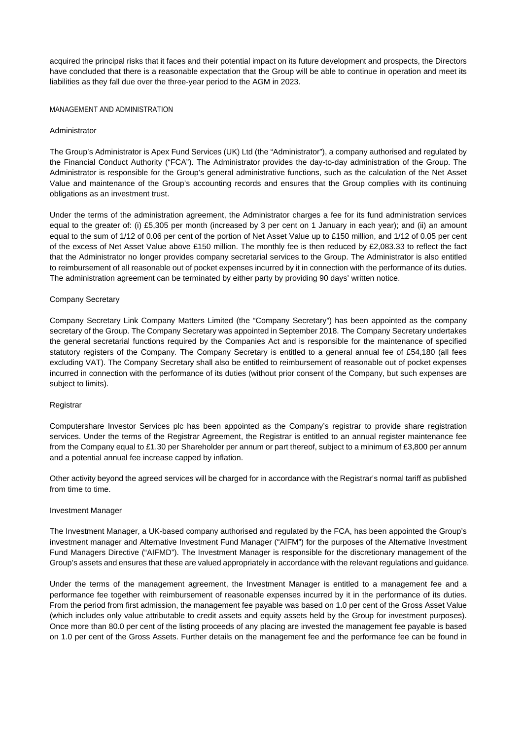acquired the principal risks that it faces and their potential impact on its future development and prospects, the Directors have concluded that there is a reasonable expectation that the Group will be able to continue in operation and meet its liabilities as they fall due over the three-year period to the AGM in 2023.

## MANAGEMENT AND ADMINISTRATION

### Administrator

The Group's Administrator is Apex Fund Services (UK) Ltd (the "Administrator"), a company authorised and regulated by the Financial Conduct Authority ("FCA"). The Administrator provides the day-to-day administration of the Group. The Administrator is responsible for the Group's general administrative functions, such as the calculation of the Net Asset Value and maintenance of the Group's accounting records and ensures that the Group complies with its continuing obligations as an investment trust.

Under the terms of the administration agreement, the Administrator charges a fee for its fund administration services equal to the greater of: (i) £5,305 per month (increased by 3 per cent on 1 January in each year); and (ii) an amount equal to the sum of 1/12 of 0.06 per cent of the portion of Net Asset Value up to £150 million, and 1/12 of 0.05 per cent of the excess of Net Asset Value above £150 million. The monthly fee is then reduced by £2,083.33 to reflect the fact that the Administrator no longer provides company secretarial services to the Group. The Administrator is also entitled to reimbursement of all reasonable out of pocket expenses incurred by it in connection with the performance of its duties. The administration agreement can be terminated by either party by providing 90 days' written notice.

### Company Secretary

Company Secretary Link Company Matters Limited (the "Company Secretary") has been appointed as the company secretary of the Group. The Company Secretary was appointed in September 2018. The Company Secretary undertakes the general secretarial functions required by the Companies Act and is responsible for the maintenance of specified statutory registers of the Company. The Company Secretary is entitled to a general annual fee of £54,180 (all fees excluding VAT). The Company Secretary shall also be entitled to reimbursement of reasonable out of pocket expenses incurred in connection with the performance of its duties (without prior consent of the Company, but such expenses are subject to limits).

### Registrar

Computershare Investor Services plc has been appointed as the Company's registrar to provide share registration services. Under the terms of the Registrar Agreement, the Registrar is entitled to an annual register maintenance fee from the Company equal to £1.30 per Shareholder per annum or part thereof, subject to a minimum of £3,800 per annum and a potential annual fee increase capped by inflation.

Other activity beyond the agreed services will be charged for in accordance with the Registrar's normal tariff as published from time to time.

### Investment Manager

The Investment Manager, a UK-based company authorised and regulated by the FCA, has been appointed the Group's investment manager and Alternative Investment Fund Manager ("AIFM") for the purposes of the Alternative Investment Fund Managers Directive ("AIFMD"). The Investment Manager is responsible for the discretionary management of the Group's assets and ensures that these are valued appropriately in accordance with the relevant regulations and guidance.

Under the terms of the management agreement, the Investment Manager is entitled to a management fee and a performance fee together with reimbursement of reasonable expenses incurred by it in the performance of its duties. From the period from first admission, the management fee payable was based on 1.0 per cent of the Gross Asset Value (which includes only value attributable to credit assets and equity assets held by the Group for investment purposes). Once more than 80.0 per cent of the listing proceeds of any placing are invested the management fee payable is based on 1.0 per cent of the Gross Assets. Further details on the management fee and the performance fee can be found in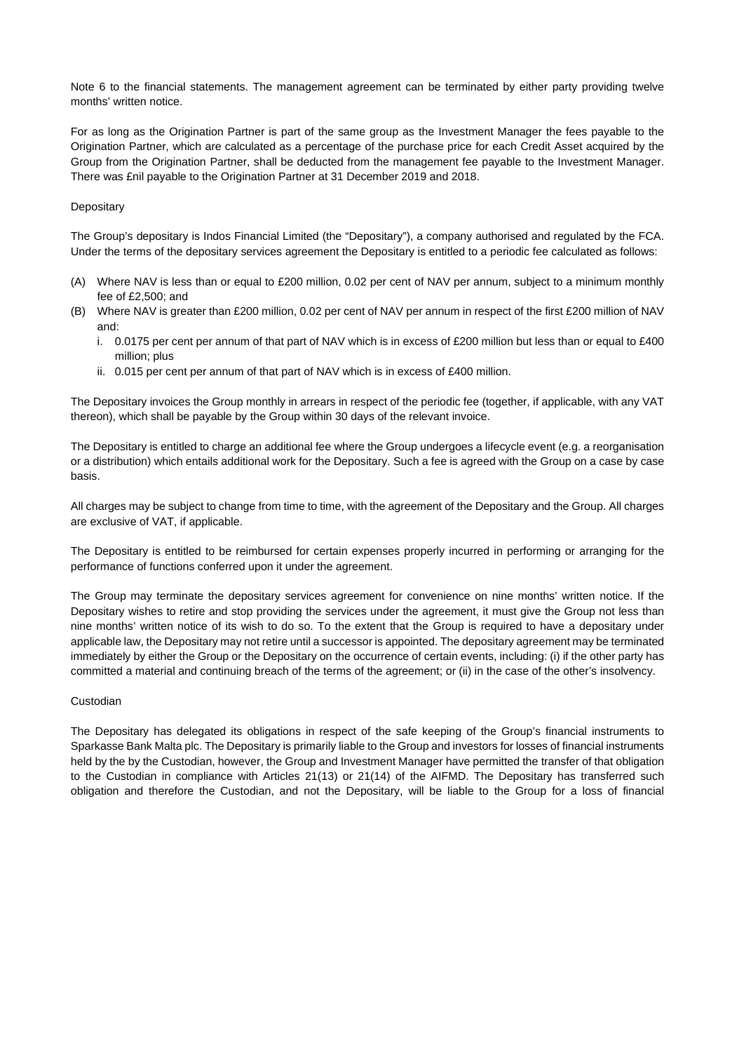Note 6 to the financial statements. The management agreement can be terminated by either party providing twelve months' written notice.

For as long as the Origination Partner is part of the same group as the Investment Manager the fees payable to the Origination Partner, which are calculated as a percentage of the purchase price for each Credit Asset acquired by the Group from the Origination Partner, shall be deducted from the management fee payable to the Investment Manager. There was £nil payable to the Origination Partner at 31 December 2019 and 2018.

Depositary

The Group's depositary is Indos Financial Limited (the "Depositary"), a company authorised and regulated by the FCA. Under the terms of the depositary services agreement the Depositary is entitled to a periodic fee calculated as follows:

(A) Where NAV is less than or equal to £200 million, 0.02 per cent of NAV per annum, subject to a minimum monthly fee of £2,500; and
(B) Where NAV is greater than £200 million, 0.02 per cent of NAV per annum in respect of the first £200 million of NAV and:
   i. 0.0175 per cent per annum of that part of NAV which is in excess of £200 million but less than or equal to £400 million; plus
   ii. 0.015 per cent per annum of that part of NAV which is in excess of £400 million.

The Depositary invoices the Group monthly in arrears in respect of the periodic fee (together, if applicable, with any VAT thereon), which shall be payable by the Group within 30 days of the relevant invoice.

The Depositary is entitled to charge an additional fee where the Group undergoes a lifecycle event (e.g. a reorganisation or a distribution) which entails additional work for the Depositary. Such a fee is agreed with the Group on a case by case basis.

All charges may be subject to change from time to time, with the agreement of the Depositary and the Group. All charges are exclusive of VAT, if applicable.

The Depositary is entitled to be reimbursed for certain expenses properly incurred in performing or arranging for the performance of functions conferred upon it under the agreement.

The Group may terminate the depositary services agreement for convenience on nine months' written notice. If the Depositary wishes to retire and stop providing the services under the agreement, it must give the Group not less than nine months' written notice of its wish to do so. To the extent that the Group is required to have a depositary under applicable law, the Depositary may not retire until a successor is appointed. The depositary agreement may be terminated immediately by either the Group or the Depositary on the occurrence of certain events, including: (i) if the other party has committed a material and continuing breach of the terms of the agreement; or (ii) in the case of the other's insolvency.

Custodian

The Depositary has delegated its obligations in respect of the safe keeping of the Group's financial instruments to Sparkasse Bank Malta plc. The Depositary is primarily liable to the Group and investors for losses of financial instruments held by the by the Custodian, however, the Group and Investment Manager have permitted the transfer of that obligation to the Custodian in compliance with Articles 21(13) or 21(14) of the AIFMD. The Depositary has transferred such obligation and therefore the Custodian, and not the Depositary, will be liable to the Group for a loss of financial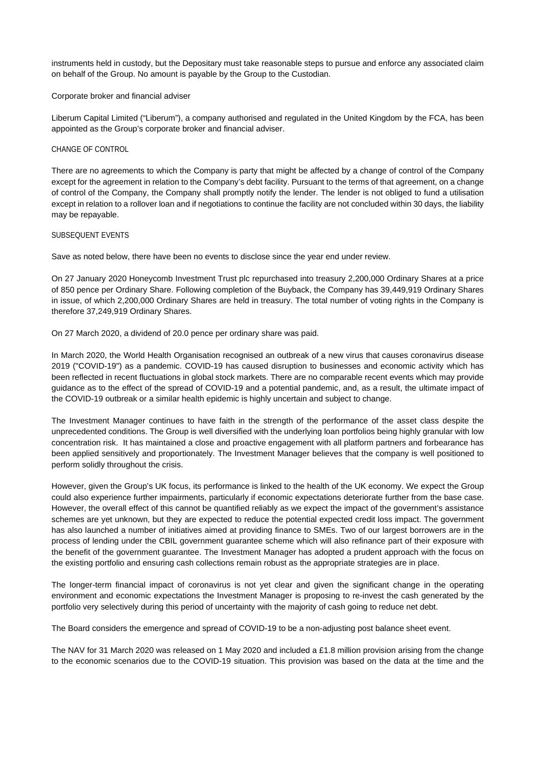instruments held in custody, but the Depositary must take reasonable steps to pursue and enforce any associated claim on behalf of the Group. No amount is payable by the Group to the Custodian.

Corporate broker and financial adviser

Liberum Capital Limited ("Liberum"), a company authorised and regulated in the United Kingdom by the FCA, has been appointed as the Group's corporate broker and financial adviser.

### CHANGE OF CONTROL

There are no agreements to which the Company is party that might be affected by a change of control of the Company except for the agreement in relation to the Company's debt facility. Pursuant to the terms of that agreement, on a change of control of the Company, the Company shall promptly notify the lender. The lender is not obliged to fund a utilisation except in relation to a rollover loan and if negotiations to continue the facility are not concluded within 30 days, the liability may be repayable.

### SUBSEQUENT EVENTS

Save as noted below, there have been no events to disclose since the year end under review.

On 27 January 2020 Honeycomb Investment Trust plc repurchased into treasury 2,200,000 Ordinary Shares at a price of 850 pence per Ordinary Share. Following completion of the Buyback, the Company has 39,449,919 Ordinary Shares in issue, of which 2,200,000 Ordinary Shares are held in treasury. The total number of voting rights in the Company is therefore 37,249,919 Ordinary Shares.

On 27 March 2020, a dividend of 20.0 pence per ordinary share was paid.

In March 2020, the World Health Organisation recognised an outbreak of a new virus that causes coronavirus disease 2019 ("COVID-19") as a pandemic. COVID-19 has caused disruption to businesses and economic activity which has been reflected in recent fluctuations in global stock markets. There are no comparable recent events which may provide guidance as to the effect of the spread of COVID-19 and a potential pandemic, and, as a result, the ultimate impact of the COVID-19 outbreak or a similar health epidemic is highly uncertain and subject to change.

The Investment Manager continues to have faith in the strength of the performance of the asset class despite the unprecedented conditions. The Group is well diversified with the underlying loan portfolios being highly granular with low concentration risk. It has maintained a close and proactive engagement with all platform partners and forbearance has been applied sensitively and proportionately. The Investment Manager believes that the company is well positioned to perform solidly throughout the crisis.

However, given the Group's UK focus, its performance is linked to the health of the UK economy. We expect the Group could also experience further impairments, particularly if economic expectations deteriorate further from the base case. However, the overall effect of this cannot be quantified reliably as we expect the impact of the government's assistance schemes are yet unknown, but they are expected to reduce the potential expected credit loss impact. The government has also launched a number of initiatives aimed at providing finance to SMEs. Two of our largest borrowers are in the process of lending under the CBIL government guarantee scheme which will also refinance part of their exposure with the benefit of the government guarantee. The Investment Manager has adopted a prudent approach with the focus on the existing portfolio and ensuring cash collections remain robust as the appropriate strategies are in place.

The longer-term financial impact of coronavirus is not yet clear and given the significant change in the operating environment and economic expectations the Investment Manager is proposing to re-invest the cash generated by the portfolio very selectively during this period of uncertainty with the majority of cash going to reduce net debt.

The Board considers the emergence and spread of COVID-19 to be a non-adjusting post balance sheet event.

The NAV for 31 March 2020 was released on 1 May 2020 and included a £1.8 million provision arising from the change to the economic scenarios due to the COVID-19 situation. This provision was based on the data at the time and the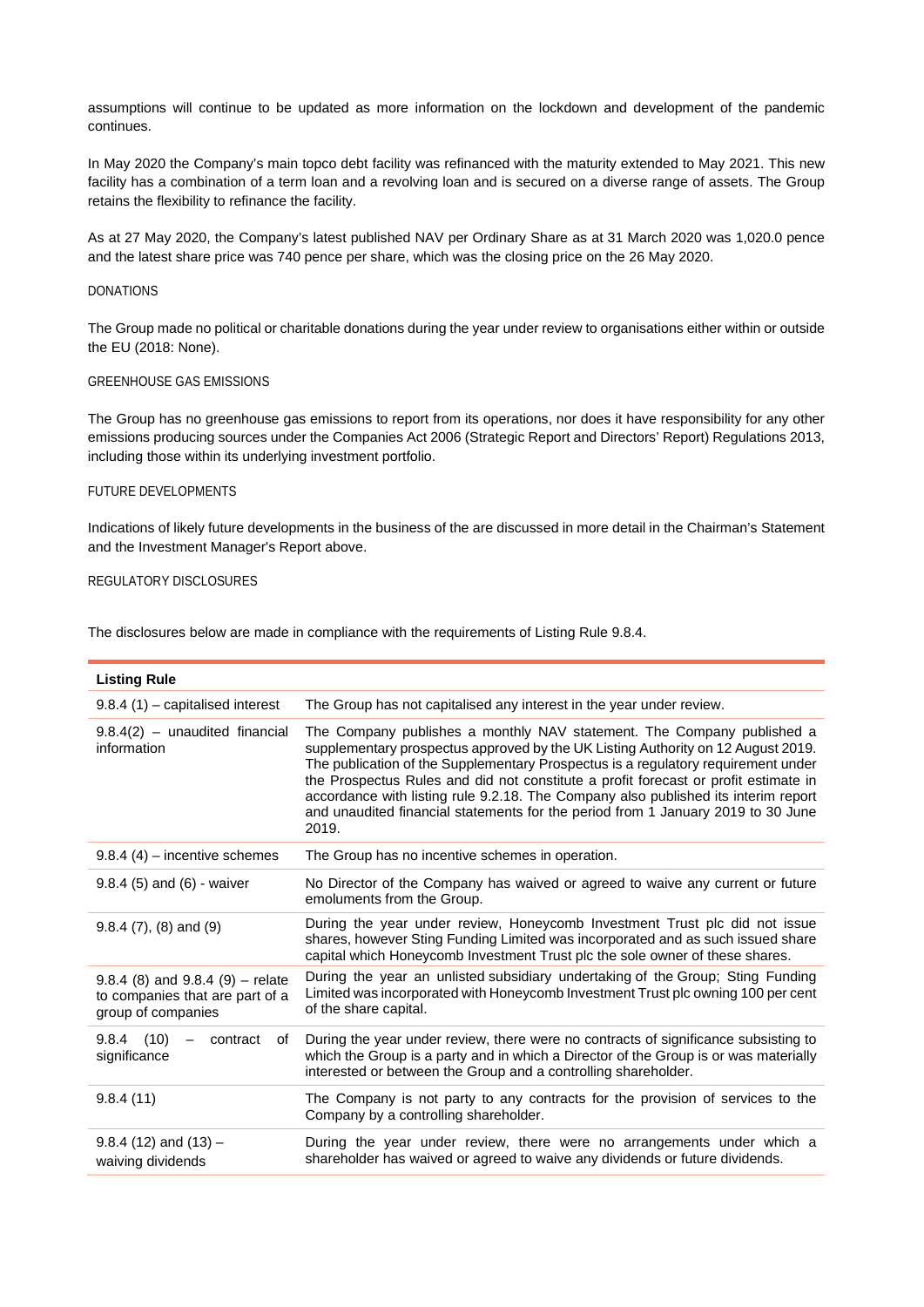assumptions will continue to be updated as more information on the lockdown and development of the pandemic continues.

In May 2020 the Company's main topco debt facility was refinanced with the maturity extended to May 2021. This new facility has a combination of a term loan and a revolving loan and is secured on a diverse range of assets. The Group retains the flexibility to refinance the facility.

As at 27 May 2020, the Company's latest published NAV per Ordinary Share as at 31 March 2020 was 1,020.0 pence and the latest share price was 740 pence per share, which was the closing price on the 26 May 2020.

## DONATIONS

The Group made no political or charitable donations during the year under review to organisations either within or outside the EU (2018: None).

## GREENHOUSE GAS EMISSIONS

The Group has no greenhouse gas emissions to report from its operations, nor does it have responsibility for any other emissions producing sources under the Companies Act 2006 (Strategic Report and Directors' Report) Regulations 2013, including those within its underlying investment portfolio.

## FUTURE DEVELOPMENTS

Indications of likely future developments in the business of the are discussed in more detail in the Chairman's Statement and the Investment Manager's Report above.

## REGULATORY DISCLOSURES

The disclosures below are made in compliance with the requirements of Listing Rule 9.8.4.

| **Listing Rule** | |
|---|---|
| 9.8.4 (1) – capitalised interest | The Group has not capitalised any interest in the year under review. |
| 9.8.4(2) – unaudited financial information | The Company publishes a monthly NAV statement. The Company published a supplementary prospectus approved by the UK Listing Authority on 12 August 2019. The publication of the Supplementary Prospectus is a regulatory requirement under the Prospectus Rules and did not constitute a profit forecast or profit estimate in accordance with listing rule 9.2.18. The Company also published its interim report and unaudited financial statements for the period from 1 January 2019 to 30 June 2019. |
| 9.8.4 (4) – incentive schemes | The Group has no incentive schemes in operation. |
| 9.8.4 (5) and (6) - waiver | No Director of the Company has waived or agreed to waive any current or future emoluments from the Group. |
| 9.8.4 (7), (8) and (9) | During the year under review, Honeycomb Investment Trust plc did not issue shares, however Sting Funding Limited was incorporated and as such issued share capital which Honeycomb Investment Trust plc the sole owner of these shares. |
| 9.8.4 (8) and 9.8.4 (9) – relate to companies that are part of a group of companies | During the year an unlisted subsidiary undertaking of the Group; Sting Funding Limited was incorporated with Honeycomb Investment Trust plc owning 100 per cent of the share capital. |
| 9.8.4 (10) – contract of significance | During the year under review, there were no contracts of significance subsisting to which the Group is a party and in which a Director of the Group is or was materially interested or between the Group and a controlling shareholder. |
| 9.8.4 (11) | The Company is not party to any contracts for the provision of services to the Company by a controlling shareholder. |
| 9.8.4 (12) and (13) – waiving dividends | During the year under review, there were no arrangements under which a shareholder has waived or agreed to waive any dividends or future dividends. |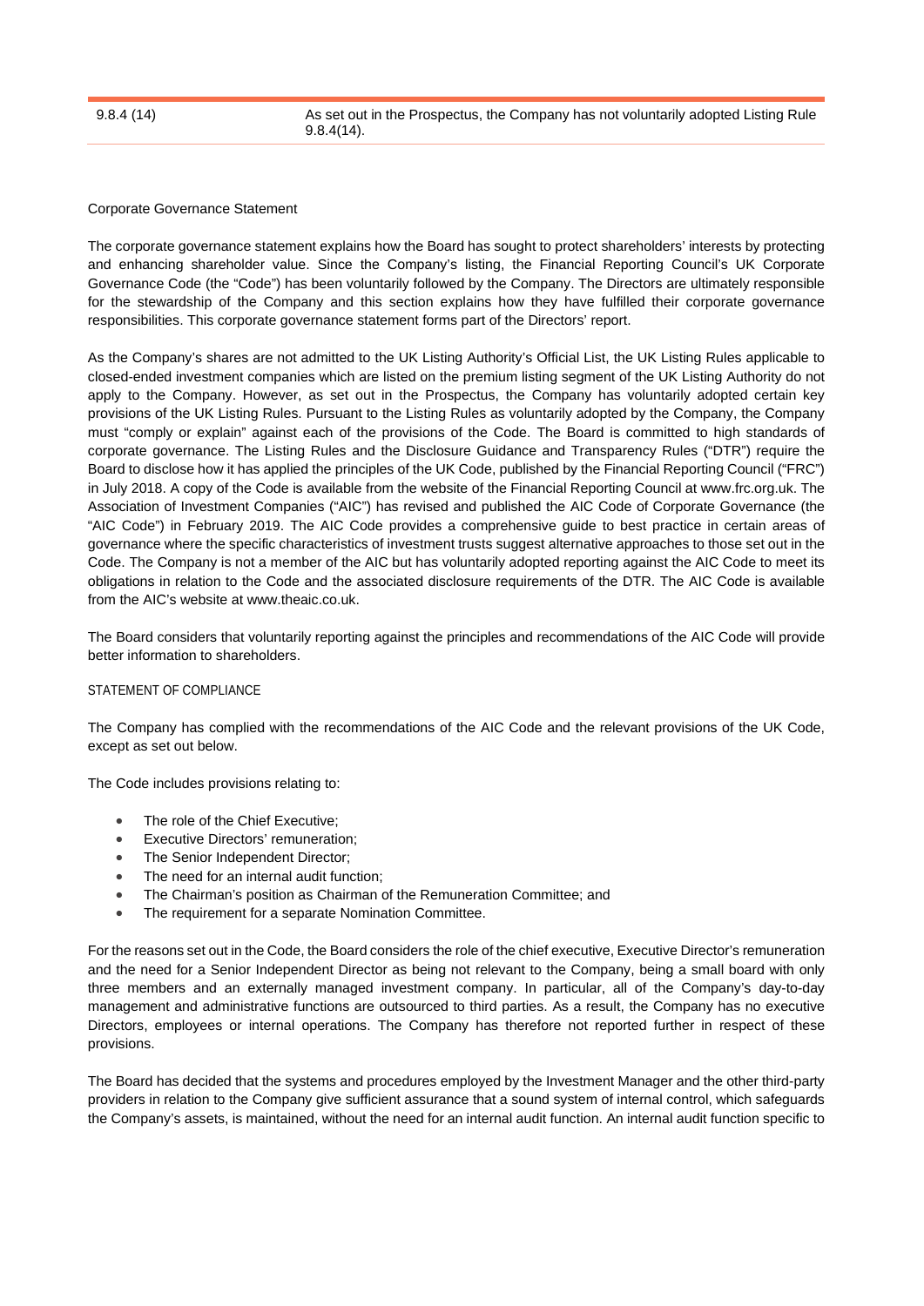| 9.8.4 (14) | As set out in the Prospectus, the Company has not voluntarily adopted Listing Rule 9.8.4(14). |
|---|---|

Corporate Governance Statement

The corporate governance statement explains how the Board has sought to protect shareholders' interests by protecting and enhancing shareholder value. Since the Company's listing, the Financial Reporting Council's UK Corporate Governance Code (the "Code") has been voluntarily followed by the Company. The Directors are ultimately responsible for the stewardship of the Company and this section explains how they have fulfilled their corporate governance responsibilities. This corporate governance statement forms part of the Directors' report.

As the Company's shares are not admitted to the UK Listing Authority's Official List, the UK Listing Rules applicable to closed-ended investment companies which are listed on the premium listing segment of the UK Listing Authority do not apply to the Company. However, as set out in the Prospectus, the Company has voluntarily adopted certain key provisions of the UK Listing Rules. Pursuant to the Listing Rules as voluntarily adopted by the Company, the Company must "comply or explain" against each of the provisions of the Code. The Board is committed to high standards of corporate governance. The Listing Rules and the Disclosure Guidance and Transparency Rules ("DTR") require the Board to disclose how it has applied the principles of the UK Code, published by the Financial Reporting Council ("FRC") in July 2018. A copy of the Code is available from the website of the Financial Reporting Council at www.frc.org.uk. The Association of Investment Companies ("AIC") has revised and published the AIC Code of Corporate Governance (the "AIC Code") in February 2019. The AIC Code provides a comprehensive guide to best practice in certain areas of governance where the specific characteristics of investment trusts suggest alternative approaches to those set out in the Code. The Company is not a member of the AIC but has voluntarily adopted reporting against the AIC Code to meet its obligations in relation to the Code and the associated disclosure requirements of the DTR. The AIC Code is available from the AIC's website at www.theaic.co.uk.

The Board considers that voluntarily reporting against the principles and recommendations of the AIC Code will provide better information to shareholders.

STATEMENT OF COMPLIANCE

The Company has complied with the recommendations of the AIC Code and the relevant provisions of the UK Code, except as set out below.

The Code includes provisions relating to:

- The role of the Chief Executive;
- Executive Directors' remuneration;
- The Senior Independent Director;
- The need for an internal audit function;
- The Chairman's position as Chairman of the Remuneration Committee; and
- The requirement for a separate Nomination Committee.

For the reasons set out in the Code, the Board considers the role of the chief executive, Executive Director's remuneration and the need for a Senior Independent Director as being not relevant to the Company, being a small board with only three members and an externally managed investment company. In particular, all of the Company's day-to-day management and administrative functions are outsourced to third parties. As a result, the Company has no executive Directors, employees or internal operations. The Company has therefore not reported further in respect of these provisions.

The Board has decided that the systems and procedures employed by the Investment Manager and the other third-party providers in relation to the Company give sufficient assurance that a sound system of internal control, which safeguards the Company's assets, is maintained, without the need for an internal audit function. An internal audit function specific to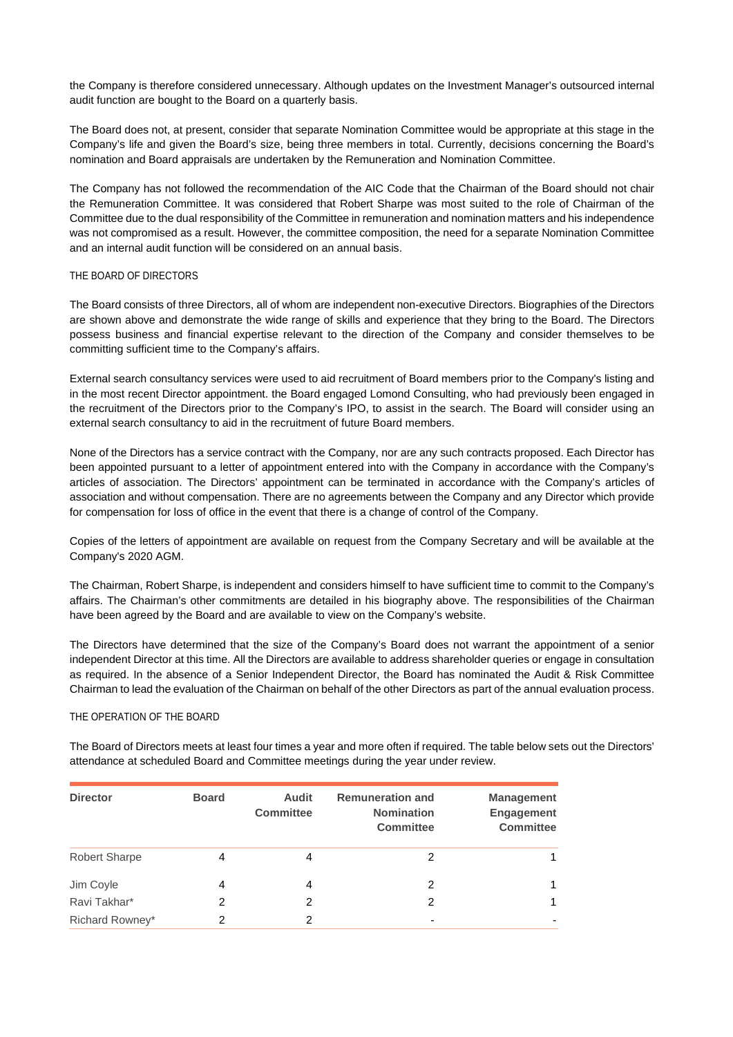the Company is therefore considered unnecessary. Although updates on the Investment Manager's outsourced internal audit function are bought to the Board on a quarterly basis.

The Board does not, at present, consider that separate Nomination Committee would be appropriate at this stage in the Company's life and given the Board's size, being three members in total. Currently, decisions concerning the Board's nomination and Board appraisals are undertaken by the Remuneration and Nomination Committee.

The Company has not followed the recommendation of the AIC Code that the Chairman of the Board should not chair the Remuneration Committee. It was considered that Robert Sharpe was most suited to the role of Chairman of the Committee due to the dual responsibility of the Committee in remuneration and nomination matters and his independence was not compromised as a result. However, the committee composition, the need for a separate Nomination Committee and an internal audit function will be considered on an annual basis.

## THE BOARD OF DIRECTORS

The Board consists of three Directors, all of whom are independent non-executive Directors. Biographies of the Directors are shown above and demonstrate the wide range of skills and experience that they bring to the Board. The Directors possess business and financial expertise relevant to the direction of the Company and consider themselves to be committing sufficient time to the Company's affairs.

External search consultancy services were used to aid recruitment of Board members prior to the Company's listing and in the most recent Director appointment. the Board engaged Lomond Consulting, who had previously been engaged in the recruitment of the Directors prior to the Company's IPO, to assist in the search. The Board will consider using an external search consultancy to aid in the recruitment of future Board members.

None of the Directors has a service contract with the Company, nor are any such contracts proposed. Each Director has been appointed pursuant to a letter of appointment entered into with the Company in accordance with the Company's articles of association. The Directors' appointment can be terminated in accordance with the Company's articles of association and without compensation. There are no agreements between the Company and any Director which provide for compensation for loss of office in the event that there is a change of control of the Company.

Copies of the letters of appointment are available on request from the Company Secretary and will be available at the Company's 2020 AGM.

The Chairman, Robert Sharpe, is independent and considers himself to have sufficient time to commit to the Company's affairs. The Chairman's other commitments are detailed in his biography above. The responsibilities of the Chairman have been agreed by the Board and are available to view on the Company's website.

The Directors have determined that the size of the Company's Board does not warrant the appointment of a senior independent Director at this time. All the Directors are available to address shareholder queries or engage in consultation as required. In the absence of a Senior Independent Director, the Board has nominated the Audit & Risk Committee Chairman to lead the evaluation of the Chairman on behalf of the other Directors as part of the annual evaluation process.

## THE OPERATION OF THE BOARD

The Board of Directors meets at least four times a year and more often if required. The table below sets out the Directors' attendance at scheduled Board and Committee meetings during the year under review.

| Director | Board | Audit Committee | Remuneration and Nomination Committee | Management Engagement Committee |
|---|---|---|---|---|
| Robert Sharpe | 4 | 4 | 2 | 1 |
| Jim Coyle | 4 | 4 | 2 | 1 |
| Ravi Takhar* | 2 | 2 | 2 | 1 |
| Richard Rowney* | 2 | 2 | - | - |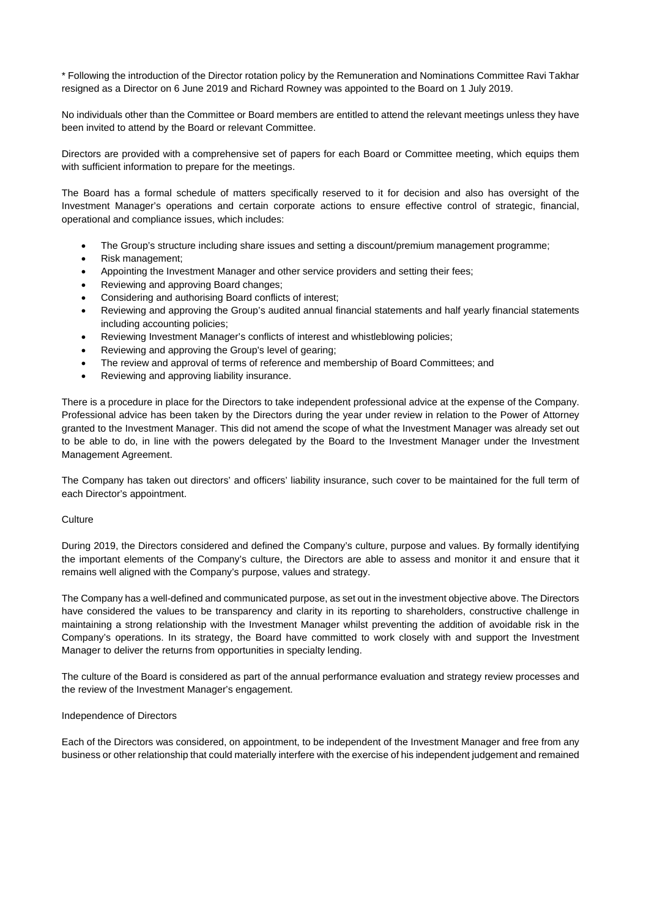* Following the introduction of the Director rotation policy by the Remuneration and Nominations Committee Ravi Takhar resigned as a Director on 6 June 2019 and Richard Rowney was appointed to the Board on 1 July 2019.

No individuals other than the Committee or Board members are entitled to attend the relevant meetings unless they have been invited to attend by the Board or relevant Committee.

Directors are provided with a comprehensive set of papers for each Board or Committee meeting, which equips them with sufficient information to prepare for the meetings.

The Board has a formal schedule of matters specifically reserved to it for decision and also has oversight of the Investment Manager's operations and certain corporate actions to ensure effective control of strategic, financial, operational and compliance issues, which includes:

- The Group's structure including share issues and setting a discount/premium management programme;
- Risk management;
- Appointing the Investment Manager and other service providers and setting their fees;
- Reviewing and approving Board changes;
- Considering and authorising Board conflicts of interest;
- Reviewing and approving the Group's audited annual financial statements and half yearly financial statements including accounting policies;
- Reviewing Investment Manager's conflicts of interest and whistleblowing policies;
- Reviewing and approving the Group's level of gearing;
- The review and approval of terms of reference and membership of Board Committees; and
- Reviewing and approving liability insurance.

There is a procedure in place for the Directors to take independent professional advice at the expense of the Company. Professional advice has been taken by the Directors during the year under review in relation to the Power of Attorney granted to the Investment Manager. This did not amend the scope of what the Investment Manager was already set out to be able to do, in line with the powers delegated by the Board to the Investment Manager under the Investment Management Agreement.

The Company has taken out directors' and officers' liability insurance, such cover to be maintained for the full term of each Director's appointment.

Culture

During 2019, the Directors considered and defined the Company's culture, purpose and values. By formally identifying the important elements of the Company's culture, the Directors are able to assess and monitor it and ensure that it remains well aligned with the Company's purpose, values and strategy.

The Company has a well-defined and communicated purpose, as set out in the investment objective above. The Directors have considered the values to be transparency and clarity in its reporting to shareholders, constructive challenge in maintaining a strong relationship with the Investment Manager whilst preventing the addition of avoidable risk in the Company's operations. In its strategy, the Board have committed to work closely with and support the Investment Manager to deliver the returns from opportunities in specialty lending.

The culture of the Board is considered as part of the annual performance evaluation and strategy review processes and the review of the Investment Manager's engagement.

Independence of Directors

Each of the Directors was considered, on appointment, to be independent of the Investment Manager and free from any business or other relationship that could materially interfere with the exercise of his independent judgement and remained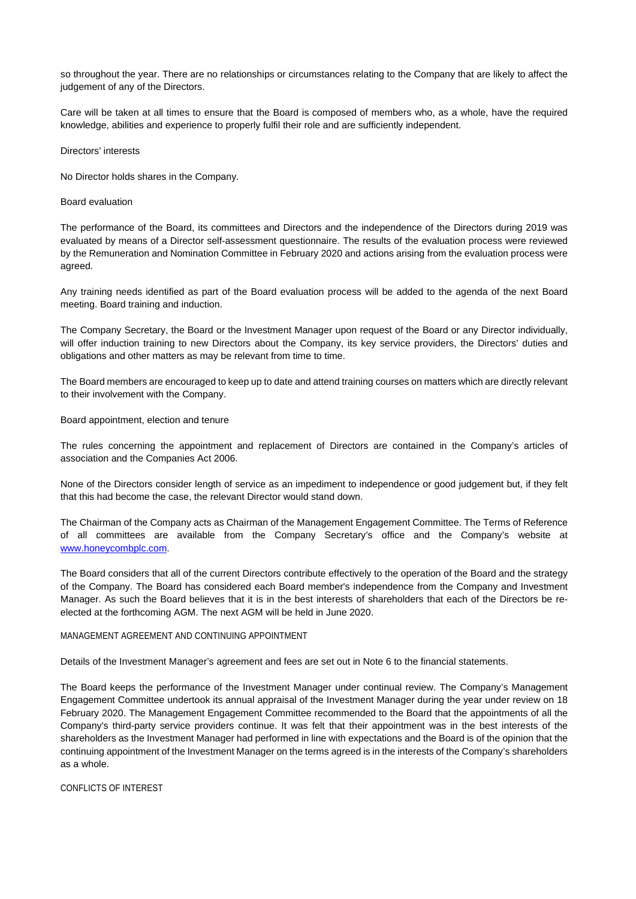so throughout the year. There are no relationships or circumstances relating to the Company that are likely to affect the judgement of any of the Directors.

Care will be taken at all times to ensure that the Board is composed of members who, as a whole, have the required knowledge, abilities and experience to properly fulfil their role and are sufficiently independent.

### Directors' interests

No Director holds shares in the Company.

### Board evaluation

The performance of the Board, its committees and Directors and the independence of the Directors during 2019 was evaluated by means of a Director self-assessment questionnaire. The results of the evaluation process were reviewed by the Remuneration and Nomination Committee in February 2020 and actions arising from the evaluation process were agreed.

Any training needs identified as part of the Board evaluation process will be added to the agenda of the next Board meeting. Board training and induction.

The Company Secretary, the Board or the Investment Manager upon request of the Board or any Director individually, will offer induction training to new Directors about the Company, its key service providers, the Directors' duties and obligations and other matters as may be relevant from time to time.

The Board members are encouraged to keep up to date and attend training courses on matters which are directly relevant to their involvement with the Company.

### Board appointment, election and tenure

The rules concerning the appointment and replacement of Directors are contained in the Company's articles of association and the Companies Act 2006.

None of the Directors consider length of service as an impediment to independence or good judgement but, if they felt that this had become the case, the relevant Director would stand down.

The Chairman of the Company acts as Chairman of the Management Engagement Committee. The Terms of Reference of all committees are available from the Company Secretary's office and the Company's website at [www.honeycombplc.com](www.honeycombplc.com).

The Board considers that all of the current Directors contribute effectively to the operation of the Board and the strategy of the Company. The Board has considered each Board member's independence from the Company and Investment Manager. As such the Board believes that it is in the best interests of shareholders that each of the Directors be re-elected at the forthcoming AGM. The next AGM will be held in June 2020.

## MANAGEMENT AGREEMENT AND CONTINUING APPOINTMENT

Details of the Investment Manager's agreement and fees are set out in Note 6 to the financial statements.

The Board keeps the performance of the Investment Manager under continual review. The Company's Management Engagement Committee undertook its annual appraisal of the Investment Manager during the year under review on 18 February 2020. The Management Engagement Committee recommended to the Board that the appointments of all the Company's third-party service providers continue. It was felt that their appointment was in the best interests of the shareholders as the Investment Manager had performed in line with expectations and the Board is of the opinion that the continuing appointment of the Investment Manager on the terms agreed is in the interests of the Company's shareholders as a whole.

## CONFLICTS OF INTEREST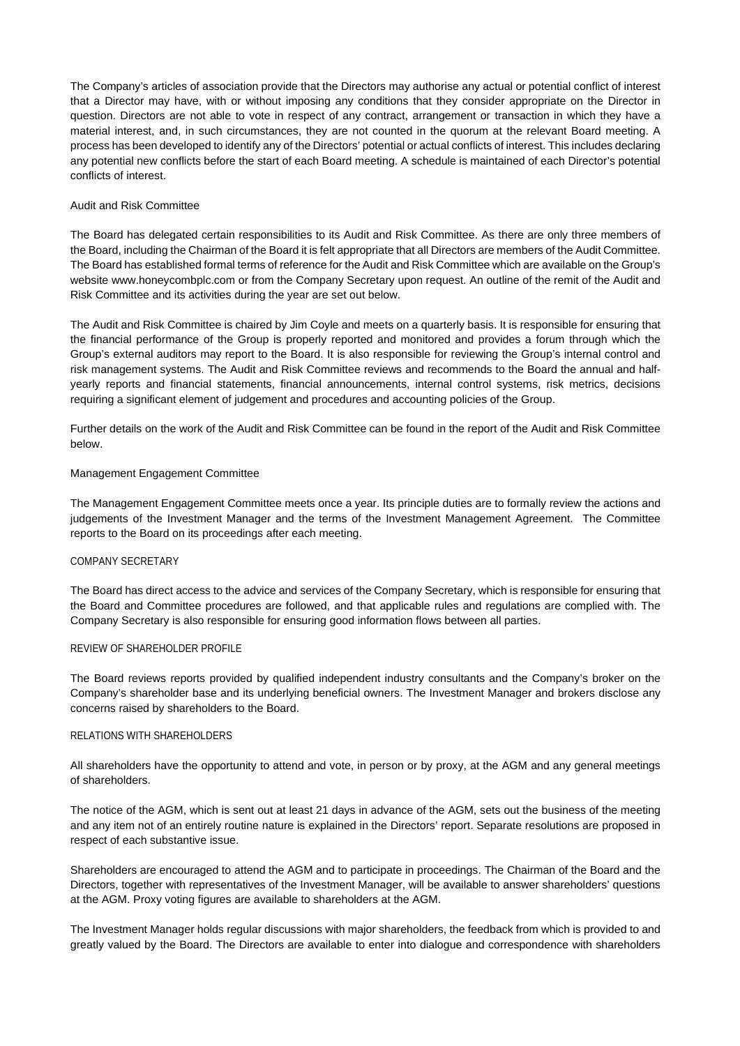The Company's articles of association provide that the Directors may authorise any actual or potential conflict of interest that a Director may have, with or without imposing any conditions that they consider appropriate on the Director in question. Directors are not able to vote in respect of any contract, arrangement or transaction in which they have a material interest, and, in such circumstances, they are not counted in the quorum at the relevant Board meeting. A process has been developed to identify any of the Directors' potential or actual conflicts of interest. This includes declaring any potential new conflicts before the start of each Board meeting. A schedule is maintained of each Director's potential conflicts of interest.

### Audit and Risk Committee

The Board has delegated certain responsibilities to its Audit and Risk Committee. As there are only three members of the Board, including the Chairman of the Board it is felt appropriate that all Directors are members of the Audit Committee. The Board has established formal terms of reference for the Audit and Risk Committee which are available on the Group's website www.honeycombplc.com or from the Company Secretary upon request. An outline of the remit of the Audit and Risk Committee and its activities during the year are set out below.

The Audit and Risk Committee is chaired by Jim Coyle and meets on a quarterly basis. It is responsible for ensuring that the financial performance of the Group is properly reported and monitored and provides a forum through which the Group's external auditors may report to the Board. It is also responsible for reviewing the Group's internal control and risk management systems. The Audit and Risk Committee reviews and recommends to the Board the annual and half-yearly reports and financial statements, financial announcements, internal control systems, risk metrics, decisions requiring a significant element of judgement and procedures and accounting policies of the Group.

Further details on the work of the Audit and Risk Committee can be found in the report of the Audit and Risk Committee below.

### Management Engagement Committee

The Management Engagement Committee meets once a year. Its principle duties are to formally review the actions and judgements of the Investment Manager and the terms of the Investment Management Agreement. The Committee reports to the Board on its proceedings after each meeting.

## COMPANY SECRETARY

The Board has direct access to the advice and services of the Company Secretary, which is responsible for ensuring that the Board and Committee procedures are followed, and that applicable rules and regulations are complied with. The Company Secretary is also responsible for ensuring good information flows between all parties.

## REVIEW OF SHAREHOLDER PROFILE

The Board reviews reports provided by qualified independent industry consultants and the Company's broker on the Company's shareholder base and its underlying beneficial owners. The Investment Manager and brokers disclose any concerns raised by shareholders to the Board.

## RELATIONS WITH SHAREHOLDERS

All shareholders have the opportunity to attend and vote, in person or by proxy, at the AGM and any general meetings of shareholders.

The notice of the AGM, which is sent out at least 21 days in advance of the AGM, sets out the business of the meeting and any item not of an entirely routine nature is explained in the Directors' report. Separate resolutions are proposed in respect of each substantive issue.

Shareholders are encouraged to attend the AGM and to participate in proceedings. The Chairman of the Board and the Directors, together with representatives of the Investment Manager, will be available to answer shareholders' questions at the AGM. Proxy voting figures are available to shareholders at the AGM.

The Investment Manager holds regular discussions with major shareholders, the feedback from which is provided to and greatly valued by the Board. The Directors are available to enter into dialogue and correspondence with shareholders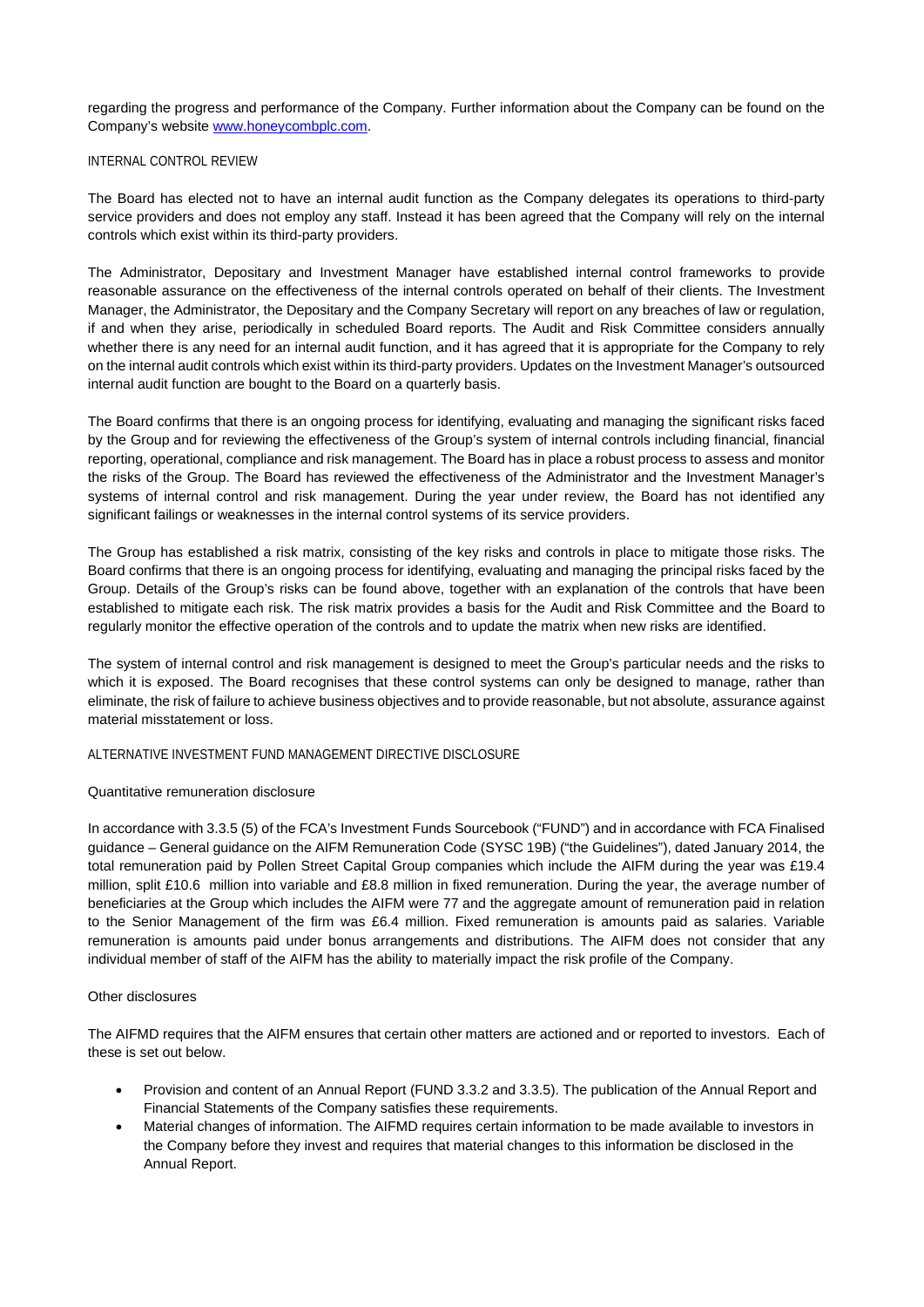regarding the progress and performance of the Company. Further information about the Company can be found on the Company's website [www.honeycombplc.com](http://www.honeycombplc.com).

## INTERNAL CONTROL REVIEW

The Board has elected not to have an internal audit function as the Company delegates its operations to third-party service providers and does not employ any staff. Instead it has been agreed that the Company will rely on the internal controls which exist within its third-party providers.

The Administrator, Depositary and Investment Manager have established internal control frameworks to provide reasonable assurance on the effectiveness of the internal controls operated on behalf of their clients. The Investment Manager, the Administrator, the Depositary and the Company Secretary will report on any breaches of law or regulation, if and when they arise, periodically in scheduled Board reports. The Audit and Risk Committee considers annually whether there is any need for an internal audit function, and it has agreed that it is appropriate for the Company to rely on the internal audit controls which exist within its third-party providers. Updates on the Investment Manager's outsourced internal audit function are bought to the Board on a quarterly basis.

The Board confirms that there is an ongoing process for identifying, evaluating and managing the significant risks faced by the Group and for reviewing the effectiveness of the Group's system of internal controls including financial, financial reporting, operational, compliance and risk management. The Board has in place a robust process to assess and monitor the risks of the Group. The Board has reviewed the effectiveness of the Administrator and the Investment Manager's systems of internal control and risk management. During the year under review, the Board has not identified any significant failings or weaknesses in the internal control systems of its service providers.

The Group has established a risk matrix, consisting of the key risks and controls in place to mitigate those risks. The Board confirms that there is an ongoing process for identifying, evaluating and managing the principal risks faced by the Group. Details of the Group's risks can be found above, together with an explanation of the controls that have been established to mitigate each risk. The risk matrix provides a basis for the Audit and Risk Committee and the Board to regularly monitor the effective operation of the controls and to update the matrix when new risks are identified.

The system of internal control and risk management is designed to meet the Group's particular needs and the risks to which it is exposed. The Board recognises that these control systems can only be designed to manage, rather than eliminate, the risk of failure to achieve business objectives and to provide reasonable, but not absolute, assurance against material misstatement or loss.

## ALTERNATIVE INVESTMENT FUND MANAGEMENT DIRECTIVE DISCLOSURE

### Quantitative remuneration disclosure

In accordance with 3.3.5 (5) of the FCA's Investment Funds Sourcebook ("FUND") and in accordance with FCA Finalised guidance – General guidance on the AIFM Remuneration Code (SYSC 19B) ("the Guidelines"), dated January 2014, the total remuneration paid by Pollen Street Capital Group companies which include the AIFM during the year was £19.4 million, split £10.6 million into variable and £8.8 million in fixed remuneration. During the year, the average number of beneficiaries at the Group which includes the AIFM were 77 and the aggregate amount of remuneration paid in relation to the Senior Management of the firm was £6.4 million. Fixed remuneration is amounts paid as salaries. Variable remuneration is amounts paid under bonus arrangements and distributions. The AIFM does not consider that any individual member of staff of the AIFM has the ability to materially impact the risk profile of the Company.

### Other disclosures

The AIFMD requires that the AIFM ensures that certain other matters are actioned and or reported to investors. Each of these is set out below.

- Provision and content of an Annual Report (FUND 3.3.2 and 3.3.5). The publication of the Annual Report and Financial Statements of the Company satisfies these requirements.
- Material changes of information. The AIFMD requires certain information to be made available to investors in the Company before they invest and requires that material changes to this information be disclosed in the Annual Report.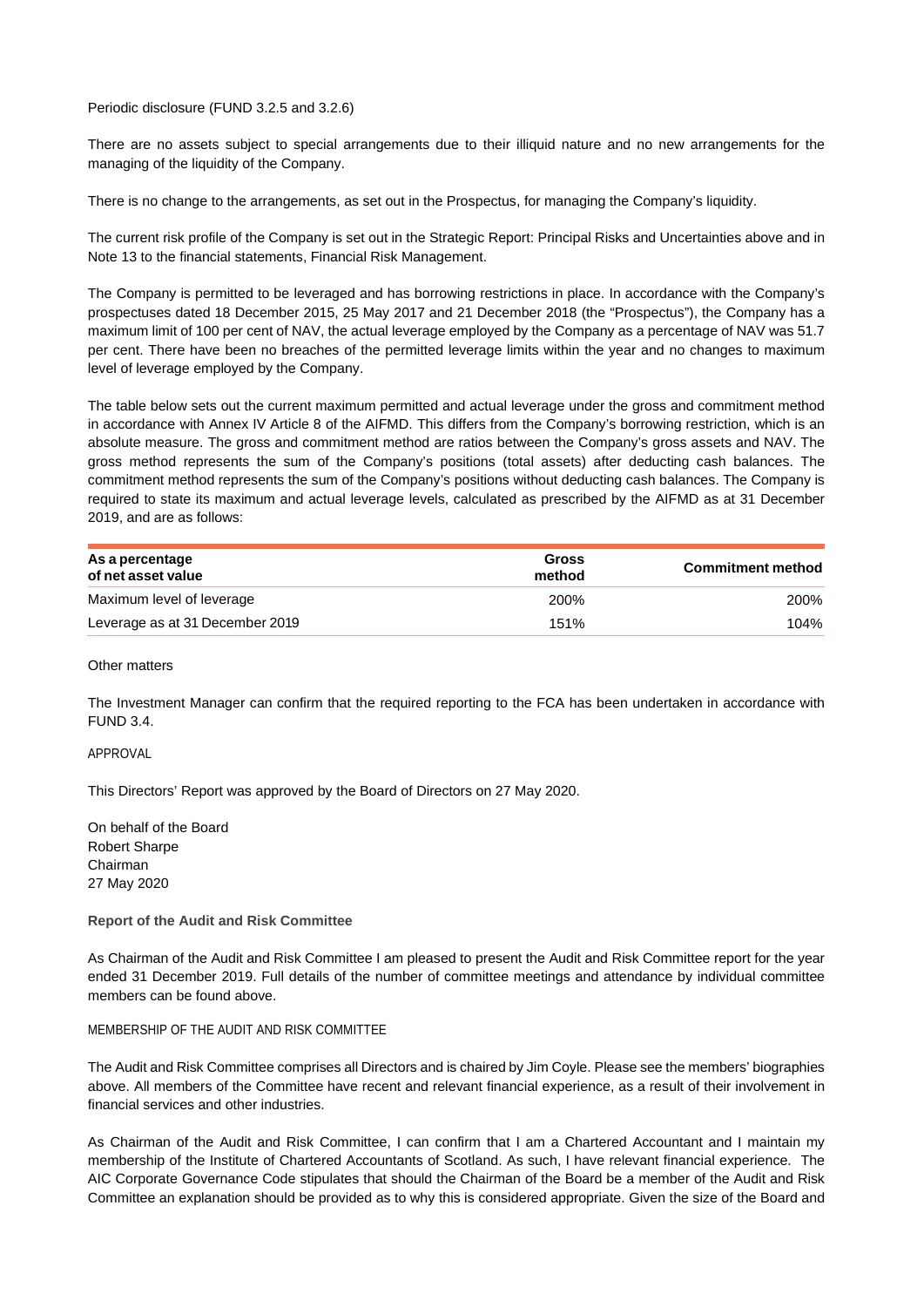Periodic disclosure (FUND 3.2.5 and 3.2.6)

There are no assets subject to special arrangements due to their illiquid nature and no new arrangements for the managing of the liquidity of the Company.

There is no change to the arrangements, as set out in the Prospectus, for managing the Company's liquidity.

The current risk profile of the Company is set out in the Strategic Report: Principal Risks and Uncertainties above and in Note 13 to the financial statements, Financial Risk Management.

The Company is permitted to be leveraged and has borrowing restrictions in place. In accordance with the Company's prospectuses dated 18 December 2015, 25 May 2017 and 21 December 2018 (the "Prospectus"), the Company has a maximum limit of 100 per cent of NAV, the actual leverage employed by the Company as a percentage of NAV was 51.7 per cent. There have been no breaches of the permitted leverage limits within the year and no changes to maximum level of leverage employed by the Company.

The table below sets out the current maximum permitted and actual leverage under the gross and commitment method in accordance with Annex IV Article 8 of the AIFMD. This differs from the Company's borrowing restriction, which is an absolute measure. The gross and commitment method are ratios between the Company's gross assets and NAV. The gross method represents the sum of the Company's positions (total assets) after deducting cash balances. The commitment method represents the sum of the Company's positions without deducting cash balances. The Company is required to state its maximum and actual leverage levels, calculated as prescribed by the AIFMD as at 31 December 2019, and are as follows:

| As a percentage of net asset value | Gross method | Commitment method |
|---|---|---|
| Maximum level of leverage | 200% | 200% |
| Leverage as at 31 December 2019 | 151% | 104% |

Other matters

The Investment Manager can confirm that the required reporting to the FCA has been undertaken in accordance with FUND 3.4.

APPROVAL

This Directors' Report was approved by the Board of Directors on 27 May 2020.

On behalf of the Board
Robert Sharpe
Chairman
27 May 2020

## Report of the Audit and Risk Committee

As Chairman of the Audit and Risk Committee I am pleased to present the Audit and Risk Committee report for the year ended 31 December 2019. Full details of the number of committee meetings and attendance by individual committee members can be found above.

MEMBERSHIP OF THE AUDIT AND RISK COMMITTEE

The Audit and Risk Committee comprises all Directors and is chaired by Jim Coyle. Please see the members' biographies above. All members of the Committee have recent and relevant financial experience, as a result of their involvement in financial services and other industries.

As Chairman of the Audit and Risk Committee, I can confirm that I am a Chartered Accountant and I maintain my membership of the Institute of Chartered Accountants of Scotland. As such, I have relevant financial experience. The AIC Corporate Governance Code stipulates that should the Chairman of the Board be a member of the Audit and Risk Committee an explanation should be provided as to why this is considered appropriate. Given the size of the Board and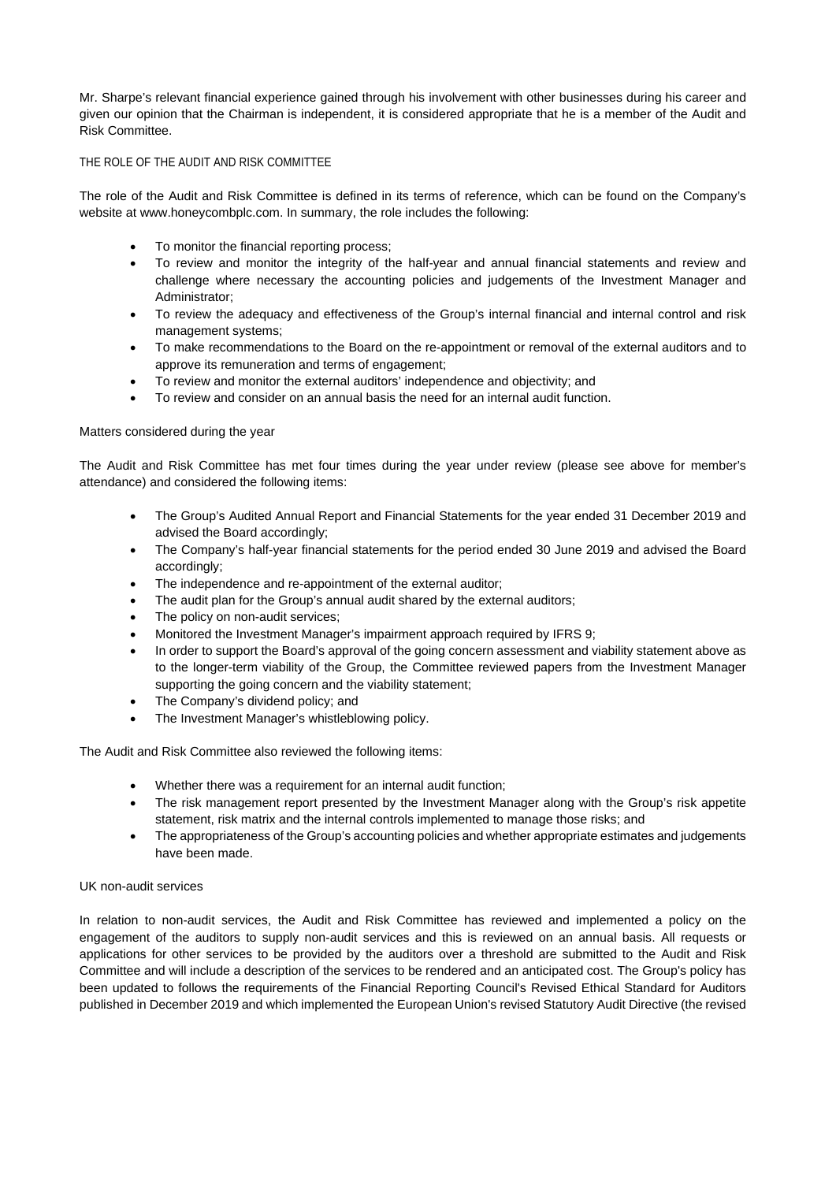Mr. Sharpe's relevant financial experience gained through his involvement with other businesses during his career and given our opinion that the Chairman is independent, it is considered appropriate that he is a member of the Audit and Risk Committee.

### THE ROLE OF THE AUDIT AND RISK COMMITTEE

The role of the Audit and Risk Committee is defined in its terms of reference, which can be found on the Company's website at www.honeycombplc.com. In summary, the role includes the following:

- To monitor the financial reporting process;
- To review and monitor the integrity of the half-year and annual financial statements and review and challenge where necessary the accounting policies and judgements of the Investment Manager and Administrator;
- To review the adequacy and effectiveness of the Group's internal financial and internal control and risk management systems;
- To make recommendations to the Board on the re-appointment or removal of the external auditors and to approve its remuneration and terms of engagement;
- To review and monitor the external auditors' independence and objectivity; and
- To review and consider on an annual basis the need for an internal audit function.

### Matters considered during the year

The Audit and Risk Committee has met four times during the year under review (please see above for member's attendance) and considered the following items:

- The Group's Audited Annual Report and Financial Statements for the year ended 31 December 2019 and advised the Board accordingly;
- The Company's half-year financial statements for the period ended 30 June 2019 and advised the Board accordingly;
- The independence and re-appointment of the external auditor;
- The audit plan for the Group's annual audit shared by the external auditors;
- The policy on non-audit services;
- Monitored the Investment Manager's impairment approach required by IFRS 9;
- In order to support the Board's approval of the going concern assessment and viability statement above as to the longer-term viability of the Group, the Committee reviewed papers from the Investment Manager supporting the going concern and the viability statement;
- The Company's dividend policy; and
- The Investment Manager's whistleblowing policy.

The Audit and Risk Committee also reviewed the following items:

- Whether there was a requirement for an internal audit function;
- The risk management report presented by the Investment Manager along with the Group's risk appetite statement, risk matrix and the internal controls implemented to manage those risks; and
- The appropriateness of the Group's accounting policies and whether appropriate estimates and judgements have been made.

### UK non-audit services

In relation to non-audit services, the Audit and Risk Committee has reviewed and implemented a policy on the engagement of the auditors to supply non-audit services and this is reviewed on an annual basis. All requests or applications for other services to be provided by the auditors over a threshold are submitted to the Audit and Risk Committee and will include a description of the services to be rendered and an anticipated cost. The Group's policy has been updated to follows the requirements of the Financial Reporting Council's Revised Ethical Standard for Auditors published in December 2019 and which implemented the European Union's revised Statutory Audit Directive (the revised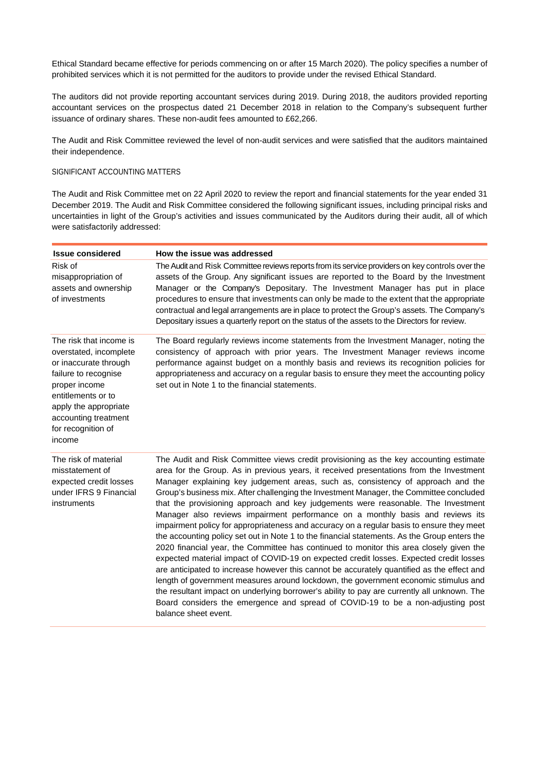Ethical Standard became effective for periods commencing on or after 15 March 2020). The policy specifies a number of prohibited services which it is not permitted for the auditors to provide under the revised Ethical Standard.

The auditors did not provide reporting accountant services during 2019. During 2018, the auditors provided reporting accountant services on the prospectus dated 21 December 2018 in relation to the Company's subsequent further issuance of ordinary shares. These non-audit fees amounted to £62,266.

The Audit and Risk Committee reviewed the level of non-audit services and were satisfied that the auditors maintained their independence.

## SIGNIFICANT ACCOUNTING MATTERS

The Audit and Risk Committee met on 22 April 2020 to review the report and financial statements for the year ended 31 December 2019. The Audit and Risk Committee considered the following significant issues, including principal risks and uncertainties in light of the Group's activities and issues communicated by the Auditors during their audit, all of which were satisfactorily addressed:

| Issue considered | How the issue was addressed |
|---|---|
| Risk of misappropriation of assets and ownership of investments | The Audit and Risk Committee reviews reports from its service providers on key controls over the assets of the Group. Any significant issues are reported to the Board by the Investment Manager or the Company's Depositary. The Investment Manager has put in place procedures to ensure that investments can only be made to the extent that the appropriate contractual and legal arrangements are in place to protect the Group's assets. The Company's Depositary issues a quarterly report on the status of the assets to the Directors for review. |
| The risk that income is overstated, incomplete or inaccurate through failure to recognise proper income entitlements or to apply the appropriate accounting treatment for recognition of income | The Board regularly reviews income statements from the Investment Manager, noting the consistency of approach with prior years. The Investment Manager reviews income performance against budget on a monthly basis and reviews its recognition policies for appropriateness and accuracy on a regular basis to ensure they meet the accounting policy set out in Note 1 to the financial statements. |
| The risk of material misstatement of expected credit losses under IFRS 9 Financial instruments | The Audit and Risk Committee views credit provisioning as the key accounting estimate area for the Group. As in previous years, it received presentations from the Investment Manager explaining key judgement areas, such as, consistency of approach and the Group's business mix. After challenging the Investment Manager, the Committee concluded that the provisioning approach and key judgements were reasonable. The Investment Manager also reviews impairment performance on a monthly basis and reviews its impairment policy for appropriateness and accuracy on a regular basis to ensure they meet the accounting policy set out in Note 1 to the financial statements. As the Group enters the 2020 financial year, the Committee has continued to monitor this area closely given the expected material impact of COVID-19 on expected credit losses. Expected credit losses are anticipated to increase however this cannot be accurately quantified as the effect and length of government measures around lockdown, the government economic stimulus and the resultant impact on underlying borrower's ability to pay are currently all unknown. The Board considers the emergence and spread of COVID-19 to be a non-adjusting post balance sheet event. |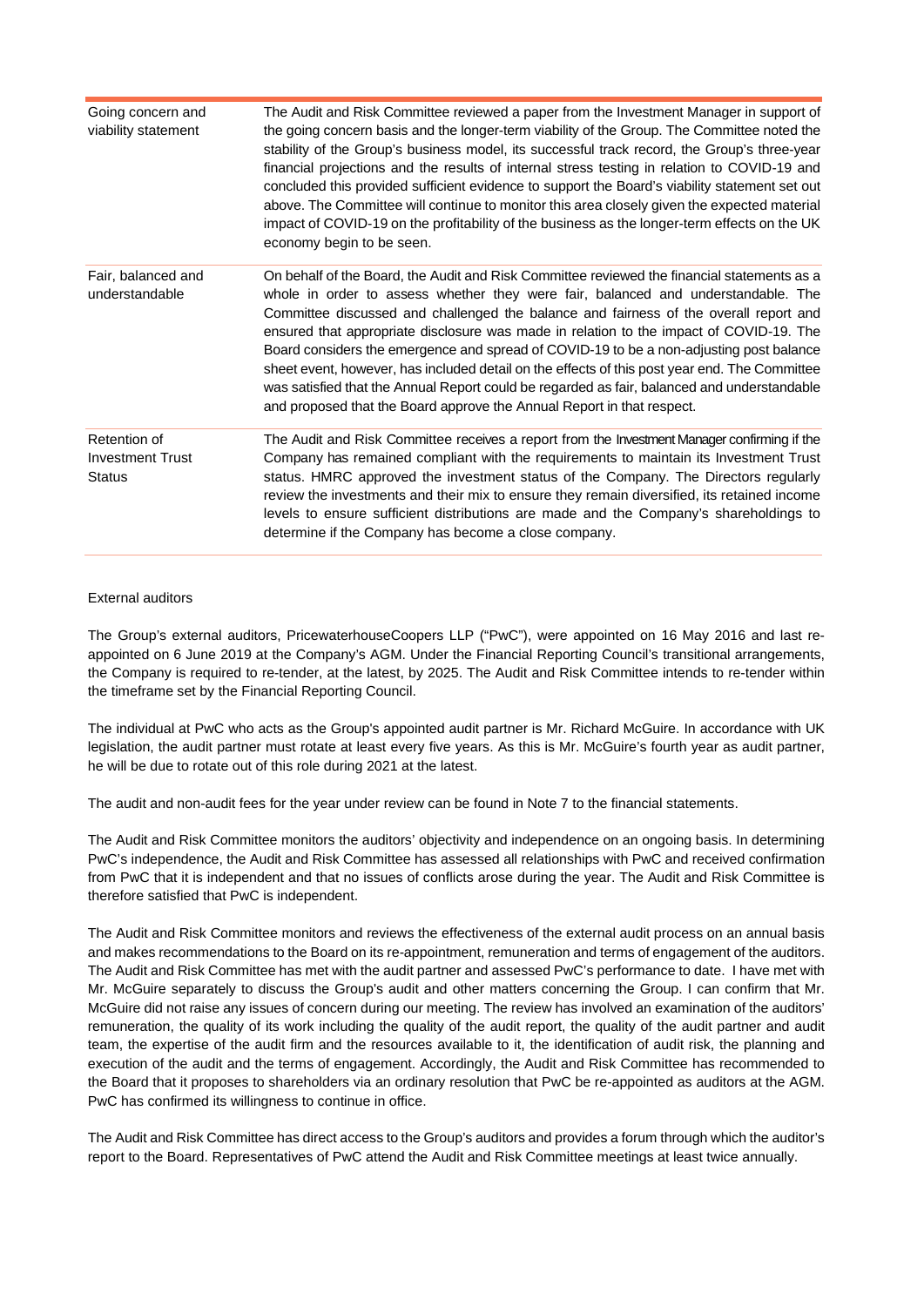| | |
|---|---|
| Going concern and viability statement | The Audit and Risk Committee reviewed a paper from the Investment Manager in support of the going concern basis and the longer-term viability of the Group. The Committee noted the stability of the Group's business model, its successful track record, the Group's three-year financial projections and the results of internal stress testing in relation to COVID-19 and concluded this provided sufficient evidence to support the Board's viability statement set out above. The Committee will continue to monitor this area closely given the expected material impact of COVID-19 on the profitability of the business as the longer-term effects on the UK economy begin to be seen. |
| Fair, balanced and understandable | On behalf of the Board, the Audit and Risk Committee reviewed the financial statements as a whole in order to assess whether they were fair, balanced and understandable. The Committee discussed and challenged the balance and fairness of the overall report and ensured that appropriate disclosure was made in relation to the impact of COVID-19. The Board considers the emergence and spread of COVID-19 to be a non-adjusting post balance sheet event, however, has included detail on the effects of this post year end. The Committee was satisfied that the Annual Report could be regarded as fair, balanced and understandable and proposed that the Board approve the Annual Report in that respect. |
| Retention of Investment Trust Status | The Audit and Risk Committee receives a report from the Investment Manager confirming if the Company has remained compliant with the requirements to maintain its Investment Trust status. HMRC approved the investment status of the Company. The Directors regularly review the investments and their mix to ensure they remain diversified, its retained income levels to ensure sufficient distributions are made and the Company's shareholdings to determine if the Company has become a close company. |

External auditors

The Group's external auditors, PricewaterhouseCoopers LLP ("PwC"), were appointed on 16 May 2016 and last re-appointed on 6 June 2019 at the Company's AGM. Under the Financial Reporting Council's transitional arrangements, the Company is required to re-tender, at the latest, by 2025. The Audit and Risk Committee intends to re-tender within the timeframe set by the Financial Reporting Council.

The individual at PwC who acts as the Group's appointed audit partner is Mr. Richard McGuire. In accordance with UK legislation, the audit partner must rotate at least every five years. As this is Mr. McGuire's fourth year as audit partner, he will be due to rotate out of this role during 2021 at the latest.

The audit and non-audit fees for the year under review can be found in Note 7 to the financial statements.

The Audit and Risk Committee monitors the auditors' objectivity and independence on an ongoing basis. In determining PwC's independence, the Audit and Risk Committee has assessed all relationships with PwC and received confirmation from PwC that it is independent and that no issues of conflicts arose during the year. The Audit and Risk Committee is therefore satisfied that PwC is independent.

The Audit and Risk Committee monitors and reviews the effectiveness of the external audit process on an annual basis and makes recommendations to the Board on its re-appointment, remuneration and terms of engagement of the auditors. The Audit and Risk Committee has met with the audit partner and assessed PwC's performance to date. I have met with Mr. McGuire separately to discuss the Group's audit and other matters concerning the Group. I can confirm that Mr. McGuire did not raise any issues of concern during our meeting. The review has involved an examination of the auditors' remuneration, the quality of its work including the quality of the audit report, the quality of the audit partner and audit team, the expertise of the audit firm and the resources available to it, the identification of audit risk, the planning and execution of the audit and the terms of engagement. Accordingly, the Audit and Risk Committee has recommended to the Board that it proposes to shareholders via an ordinary resolution that PwC be re-appointed as auditors at the AGM. PwC has confirmed its willingness to continue in office.

The Audit and Risk Committee has direct access to the Group's auditors and provides a forum through which the auditor's report to the Board. Representatives of PwC attend the Audit and Risk Committee meetings at least twice annually.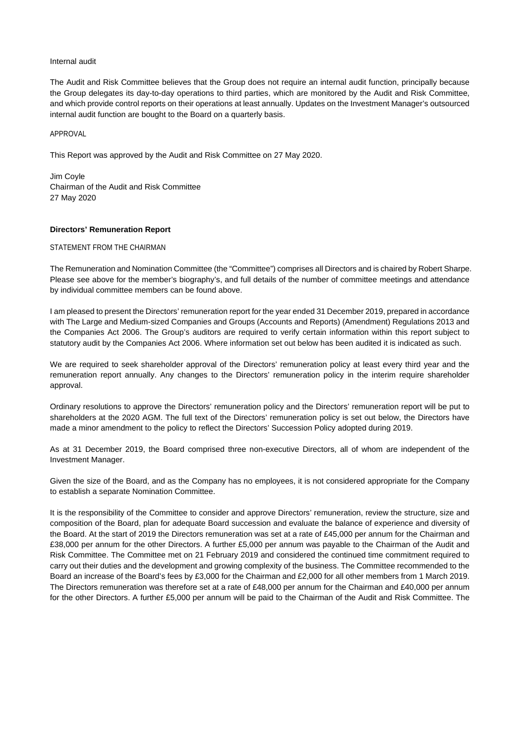Internal audit

The Audit and Risk Committee believes that the Group does not require an internal audit function, principally because the Group delegates its day-to-day operations to third parties, which are monitored by the Audit and Risk Committee, and which provide control reports on their operations at least annually. Updates on the Investment Manager's outsourced internal audit function are bought to the Board on a quarterly basis.

APPROVAL

This Report was approved by the Audit and Risk Committee on 27 May 2020.

Jim Coyle
Chairman of the Audit and Risk Committee
27 May 2020

## Directors' Remuneration Report

STATEMENT FROM THE CHAIRMAN

The Remuneration and Nomination Committee (the "Committee") comprises all Directors and is chaired by Robert Sharpe. Please see above for the member's biography's, and full details of the number of committee meetings and attendance by individual committee members can be found above.

I am pleased to present the Directors' remuneration report for the year ended 31 December 2019, prepared in accordance with The Large and Medium-sized Companies and Groups (Accounts and Reports) (Amendment) Regulations 2013 and the Companies Act 2006. The Group's auditors are required to verify certain information within this report subject to statutory audit by the Companies Act 2006. Where information set out below has been audited it is indicated as such.

We are required to seek shareholder approval of the Directors' remuneration policy at least every third year and the remuneration report annually. Any changes to the Directors' remuneration policy in the interim require shareholder approval.

Ordinary resolutions to approve the Directors' remuneration policy and the Directors' remuneration report will be put to shareholders at the 2020 AGM. The full text of the Directors' remuneration policy is set out below, the Directors have made a minor amendment to the policy to reflect the Directors' Succession Policy adopted during 2019.

As at 31 December 2019, the Board comprised three non-executive Directors, all of whom are independent of the Investment Manager.

Given the size of the Board, and as the Company has no employees, it is not considered appropriate for the Company to establish a separate Nomination Committee.

It is the responsibility of the Committee to consider and approve Directors' remuneration, review the structure, size and composition of the Board, plan for adequate Board succession and evaluate the balance of experience and diversity of the Board. At the start of 2019 the Directors remuneration was set at a rate of £45,000 per annum for the Chairman and £38,000 per annum for the other Directors. A further £5,000 per annum was payable to the Chairman of the Audit and Risk Committee. The Committee met on 21 February 2019 and considered the continued time commitment required to carry out their duties and the development and growing complexity of the business. The Committee recommended to the Board an increase of the Board's fees by £3,000 for the Chairman and £2,000 for all other members from 1 March 2019. The Directors remuneration was therefore set at a rate of £48,000 per annum for the Chairman and £40,000 per annum for the other Directors. A further £5,000 per annum will be paid to the Chairman of the Audit and Risk Committee. The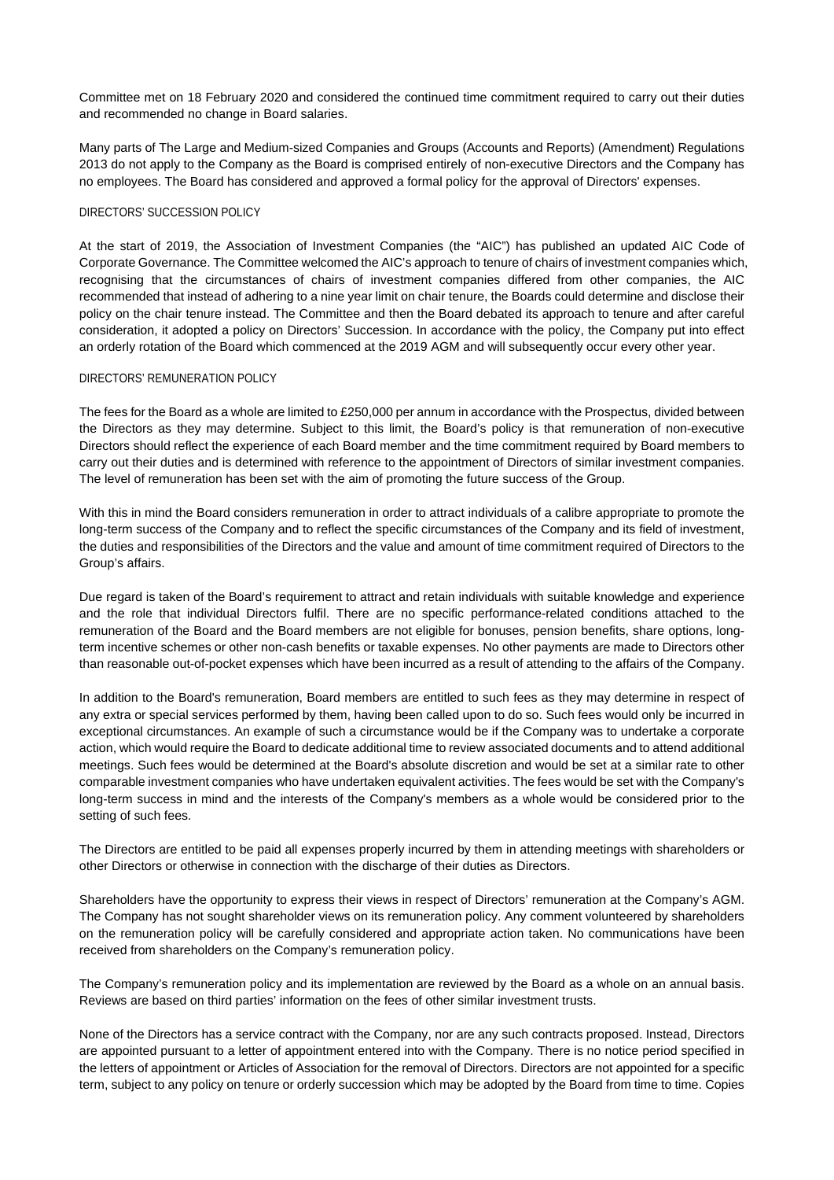Committee met on 18 February 2020 and considered the continued time commitment required to carry out their duties and recommended no change in Board salaries.

Many parts of The Large and Medium-sized Companies and Groups (Accounts and Reports) (Amendment) Regulations 2013 do not apply to the Company as the Board is comprised entirely of non-executive Directors and the Company has no employees. The Board has considered and approved a formal policy for the approval of Directors' expenses.

### DIRECTORS' SUCCESSION POLICY

At the start of 2019, the Association of Investment Companies (the "AIC") has published an updated AIC Code of Corporate Governance. The Committee welcomed the AIC's approach to tenure of chairs of investment companies which, recognising that the circumstances of chairs of investment companies differed from other companies, the AIC recommended that instead of adhering to a nine year limit on chair tenure, the Boards could determine and disclose their policy on the chair tenure instead. The Committee and then the Board debated its approach to tenure and after careful consideration, it adopted a policy on Directors' Succession. In accordance with the policy, the Company put into effect an orderly rotation of the Board which commenced at the 2019 AGM and will subsequently occur every other year.

### DIRECTORS' REMUNERATION POLICY

The fees for the Board as a whole are limited to £250,000 per annum in accordance with the Prospectus, divided between the Directors as they may determine. Subject to this limit, the Board's policy is that remuneration of non-executive Directors should reflect the experience of each Board member and the time commitment required by Board members to carry out their duties and is determined with reference to the appointment of Directors of similar investment companies. The level of remuneration has been set with the aim of promoting the future success of the Group.

With this in mind the Board considers remuneration in order to attract individuals of a calibre appropriate to promote the long-term success of the Company and to reflect the specific circumstances of the Company and its field of investment, the duties and responsibilities of the Directors and the value and amount of time commitment required of Directors to the Group's affairs.

Due regard is taken of the Board's requirement to attract and retain individuals with suitable knowledge and experience and the role that individual Directors fulfil. There are no specific performance-related conditions attached to the remuneration of the Board and the Board members are not eligible for bonuses, pension benefits, share options, long-term incentive schemes or other non-cash benefits or taxable expenses. No other payments are made to Directors other than reasonable out-of-pocket expenses which have been incurred as a result of attending to the affairs of the Company.

In addition to the Board's remuneration, Board members are entitled to such fees as they may determine in respect of any extra or special services performed by them, having been called upon to do so. Such fees would only be incurred in exceptional circumstances. An example of such a circumstance would be if the Company was to undertake a corporate action, which would require the Board to dedicate additional time to review associated documents and to attend additional meetings. Such fees would be determined at the Board's absolute discretion and would be set at a similar rate to other comparable investment companies who have undertaken equivalent activities. The fees would be set with the Company's long-term success in mind and the interests of the Company's members as a whole would be considered prior to the setting of such fees.

The Directors are entitled to be paid all expenses properly incurred by them in attending meetings with shareholders or other Directors or otherwise in connection with the discharge of their duties as Directors.

Shareholders have the opportunity to express their views in respect of Directors' remuneration at the Company's AGM. The Company has not sought shareholder views on its remuneration policy. Any comment volunteered by shareholders on the remuneration policy will be carefully considered and appropriate action taken. No communications have been received from shareholders on the Company's remuneration policy.

The Company's remuneration policy and its implementation are reviewed by the Board as a whole on an annual basis. Reviews are based on third parties' information on the fees of other similar investment trusts.

None of the Directors has a service contract with the Company, nor are any such contracts proposed. Instead, Directors are appointed pursuant to a letter of appointment entered into with the Company. There is no notice period specified in the letters of appointment or Articles of Association for the removal of Directors. Directors are not appointed for a specific term, subject to any policy on tenure or orderly succession which may be adopted by the Board from time to time. Copies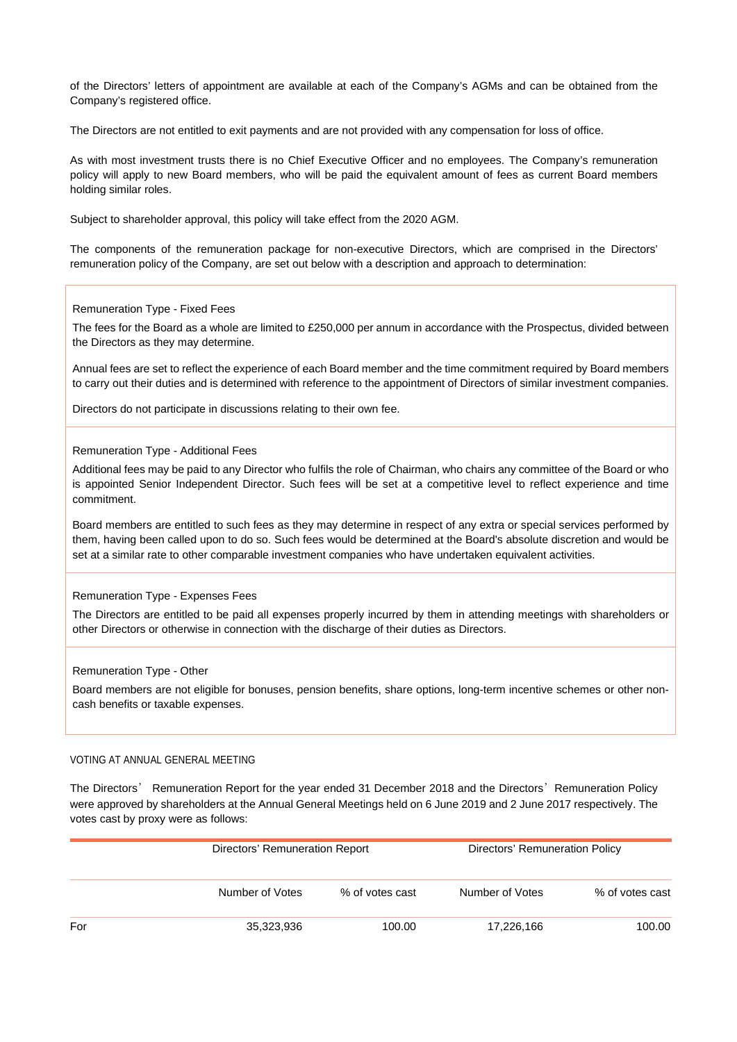of the Directors' letters of appointment are available at each of the Company's AGMs and can be obtained from the Company's registered office.

The Directors are not entitled to exit payments and are not provided with any compensation for loss of office.

As with most investment trusts there is no Chief Executive Officer and no employees. The Company's remuneration policy will apply to new Board members, who will be paid the equivalent amount of fees as current Board members holding similar roles.

Subject to shareholder approval, this policy will take effect from the 2020 AGM.

The components of the remuneration package for non-executive Directors, which are comprised in the Directors' remuneration policy of the Company, are set out below with a description and approach to determination:

Remuneration Type - Fixed Fees

The fees for the Board as a whole are limited to £250,000 per annum in accordance with the Prospectus, divided between the Directors as they may determine.

Annual fees are set to reflect the experience of each Board member and the time commitment required by Board members to carry out their duties and is determined with reference to the appointment of Directors of similar investment companies.

Directors do not participate in discussions relating to their own fee.

Remuneration Type - Additional Fees

Additional fees may be paid to any Director who fulfils the role of Chairman, who chairs any committee of the Board or who is appointed Senior Independent Director. Such fees will be set at a competitive level to reflect experience and time commitment.

Board members are entitled to such fees as they may determine in respect of any extra or special services performed by them, having been called upon to do so. Such fees would be determined at the Board's absolute discretion and would be set at a similar rate to other comparable investment companies who have undertaken equivalent activities.

Remuneration Type - Expenses Fees

The Directors are entitled to be paid all expenses properly incurred by them in attending meetings with shareholders or other Directors or otherwise in connection with the discharge of their duties as Directors.

Remuneration Type - Other

Board members are not eligible for bonuses, pension benefits, share options, long-term incentive schemes or other non-cash benefits or taxable expenses.

VOTING AT ANNUAL GENERAL MEETING

The Directors' Remuneration Report for the year ended 31 December 2018 and the Directors' Remuneration Policy were approved by shareholders at the Annual General Meetings held on 6 June 2019 and 2 June 2017 respectively. The votes cast by proxy were as follows:

| | Directors' Remuneration Report | | Directors' Remuneration Policy | |
|---|---|---|---|---|
| | Number of Votes | % of votes cast | Number of Votes | % of votes cast |
| For | 35,323,936 | 100.00 | 17,226,166 | 100.00 |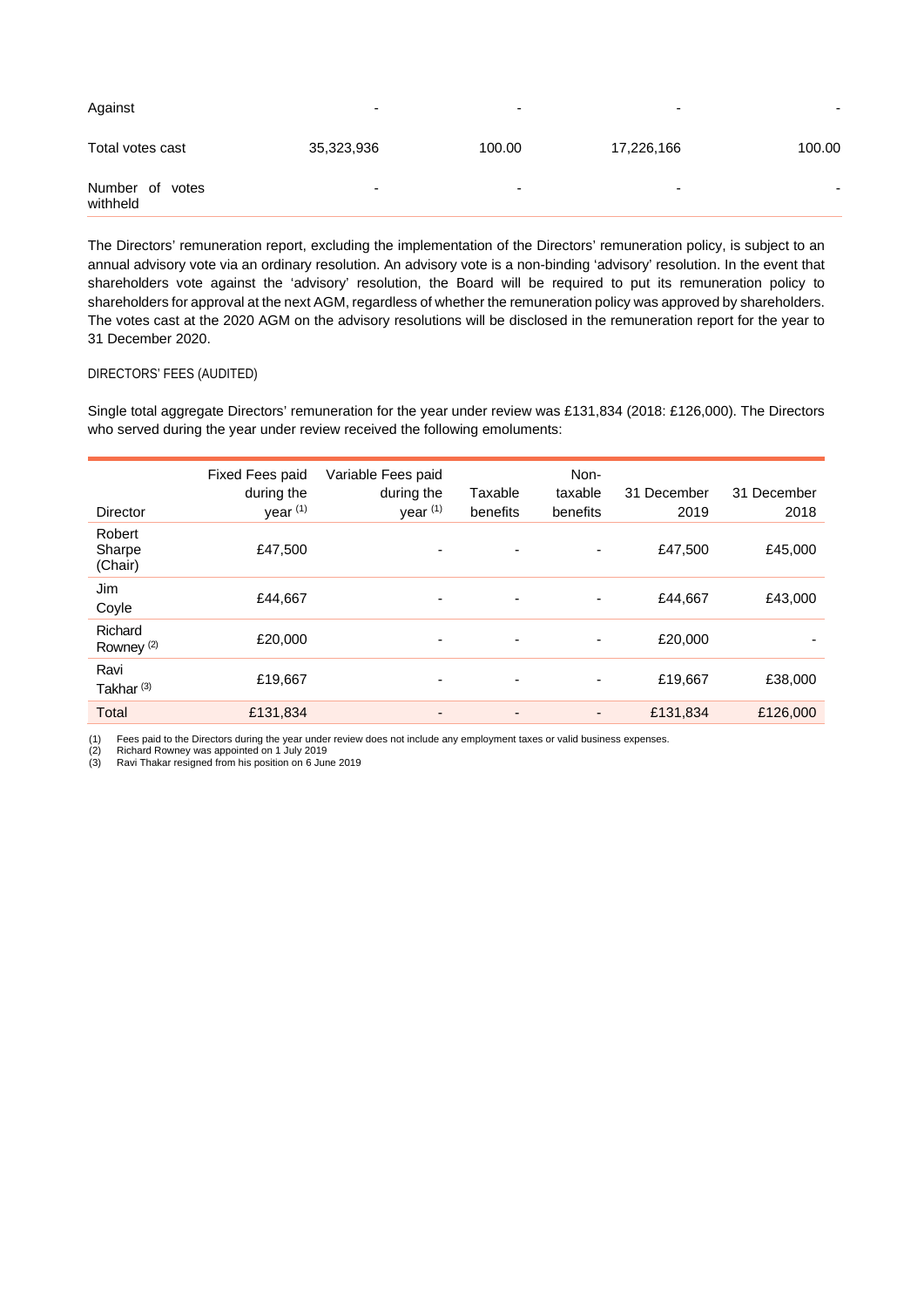| | | | | |
|---|---|---|---|---|
| Against | - | - | - | - |
| Total votes cast | 35,323,936 | 100.00 | 17,226,166 | 100.00 |
| Number of votes withheld | - | - | - | - |

The Directors' remuneration report, excluding the implementation of the Directors' remuneration policy, is subject to an annual advisory vote via an ordinary resolution. An advisory vote is a non-binding 'advisory' resolution. In the event that shareholders vote against the 'advisory' resolution, the Board will be required to put its remuneration policy to shareholders for approval at the next AGM, regardless of whether the remuneration policy was approved by shareholders. The votes cast at the 2020 AGM on the advisory resolutions will be disclosed in the remuneration report for the year to 31 December 2020.

DIRECTORS' FEES (AUDITED)

Single total aggregate Directors' remuneration for the year under review was £131,834 (2018: £126,000). The Directors who served during the year under review received the following emoluments:

| Director | Fixed Fees paid during the year [(1)] | Variable Fees paid during the year [(1)] | Taxable benefits | Non-taxable benefits | 31 December 2019 | 31 December 2018 |
|---|---|---|---|---|---|---|
| Robert Sharpe (Chair) | £47,500 | - | - | - | £47,500 | £45,000 |
| Jim Coyle | £44,667 | - | - | - | £44,667 | £43,000 |
| Richard Rowney [(2)] | £20,000 | - | - | - | £20,000 | - |
| Ravi Takhar [(3)] | £19,667 | - | - | - | £19,667 | £38,000 |
| Total | £131,834 | - | - | - | £131,834 | £126,000 |

(1) Fees paid to the Directors during the year under review does not include any employment taxes or valid business expenses.
(2) Richard Rowney was appointed on 1 July 2019
(3) Ravi Thakar resigned from his position on 6 June 2019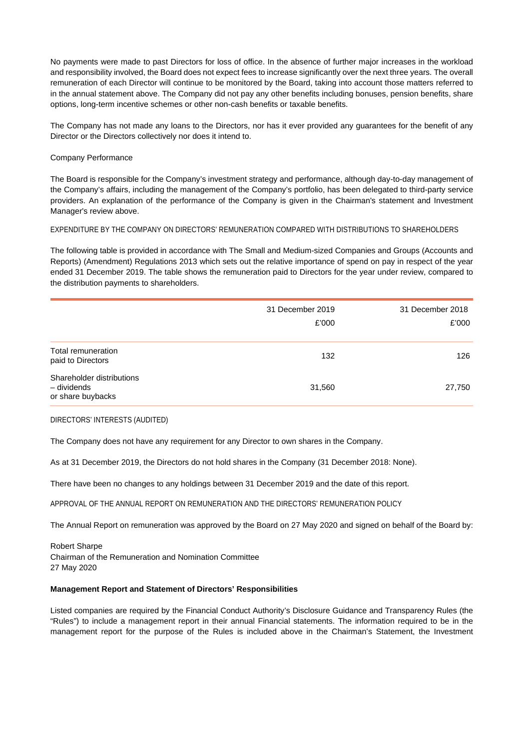No payments were made to past Directors for loss of office. In the absence of further major increases in the workload and responsibility involved, the Board does not expect fees to increase significantly over the next three years. The overall remuneration of each Director will continue to be monitored by the Board, taking into account those matters referred to in the annual statement above. The Company did not pay any other benefits including bonuses, pension benefits, share options, long-term incentive schemes or other non-cash benefits or taxable benefits.

The Company has not made any loans to the Directors, nor has it ever provided any guarantees for the benefit of any Director or the Directors collectively nor does it intend to.

Company Performance

The Board is responsible for the Company's investment strategy and performance, although day-to-day management of the Company's affairs, including the management of the Company's portfolio, has been delegated to third-party service providers. An explanation of the performance of the Company is given in the Chairman's statement and Investment Manager's review above.

EXPENDITURE BY THE COMPANY ON DIRECTORS' REMUNERATION COMPARED WITH DISTRIBUTIONS TO SHAREHOLDERS

The following table is provided in accordance with The Small and Medium-sized Companies and Groups (Accounts and Reports) (Amendment) Regulations 2013 which sets out the relative importance of spend on pay in respect of the year ended 31 December 2019. The table shows the remuneration paid to Directors for the year under review, compared to the distribution payments to shareholders.

| | 31 December 2019<br>£'000 | 31 December 2018<br>£'000 |
|---|---|---|
| Total remuneration paid to Directors | 132 | 126 |
| Shareholder distributions – dividends or share buybacks | 31,560 | 27,750 |

DIRECTORS' INTERESTS (AUDITED)

The Company does not have any requirement for any Director to own shares in the Company.

As at 31 December 2019, the Directors do not hold shares in the Company (31 December 2018: None).

There have been no changes to any holdings between 31 December 2019 and the date of this report.

APPROVAL OF THE ANNUAL REPORT ON REMUNERATION AND THE DIRECTORS' REMUNERATION POLICY

The Annual Report on remuneration was approved by the Board on 27 May 2020 and signed on behalf of the Board by:

Robert Sharpe
Chairman of the Remuneration and Nomination Committee
27 May 2020

**Management Report and Statement of Directors' Responsibilities**

Listed companies are required by the Financial Conduct Authority's Disclosure Guidance and Transparency Rules (the "Rules") to include a management report in their annual Financial statements. The information required to be in the management report for the purpose of the Rules is included above in the Chairman's Statement, the Investment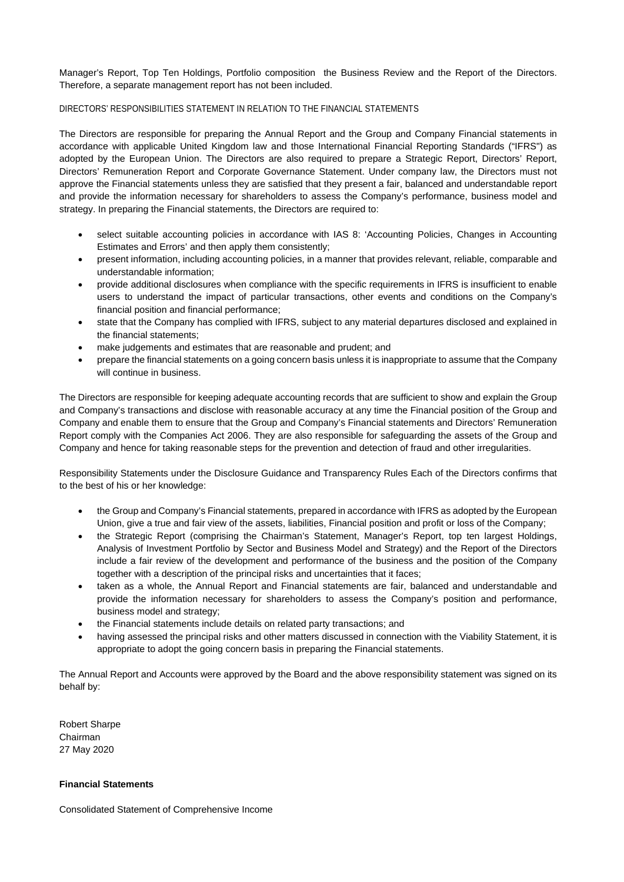Manager's Report, Top Ten Holdings, Portfolio composition the Business Review and the Report of the Directors. Therefore, a separate management report has not been included.

DIRECTORS' RESPONSIBILITIES STATEMENT IN RELATION TO THE FINANCIAL STATEMENTS

The Directors are responsible for preparing the Annual Report and the Group and Company Financial statements in accordance with applicable United Kingdom law and those International Financial Reporting Standards ("IFRS") as adopted by the European Union. The Directors are also required to prepare a Strategic Report, Directors' Report, Directors' Remuneration Report and Corporate Governance Statement. Under company law, the Directors must not approve the Financial statements unless they are satisfied that they present a fair, balanced and understandable report and provide the information necessary for shareholders to assess the Company's performance, business model and strategy. In preparing the Financial statements, the Directors are required to:

- select suitable accounting policies in accordance with IAS 8: 'Accounting Policies, Changes in Accounting Estimates and Errors' and then apply them consistently;
- present information, including accounting policies, in a manner that provides relevant, reliable, comparable and understandable information;
- provide additional disclosures when compliance with the specific requirements in IFRS is insufficient to enable users to understand the impact of particular transactions, other events and conditions on the Company's financial position and financial performance;
- state that the Company has complied with IFRS, subject to any material departures disclosed and explained in the financial statements;
- make judgements and estimates that are reasonable and prudent; and
- prepare the financial statements on a going concern basis unless it is inappropriate to assume that the Company will continue in business.

The Directors are responsible for keeping adequate accounting records that are sufficient to show and explain the Group and Company's transactions and disclose with reasonable accuracy at any time the Financial position of the Group and Company and enable them to ensure that the Group and Company's Financial statements and Directors' Remuneration Report comply with the Companies Act 2006. They are also responsible for safeguarding the assets of the Group and Company and hence for taking reasonable steps for the prevention and detection of fraud and other irregularities.

Responsibility Statements under the Disclosure Guidance and Transparency Rules Each of the Directors confirms that to the best of his or her knowledge:

- the Group and Company's Financial statements, prepared in accordance with IFRS as adopted by the European Union, give a true and fair view of the assets, liabilities, Financial position and profit or loss of the Company;
- the Strategic Report (comprising the Chairman's Statement, Manager's Report, top ten largest Holdings, Analysis of Investment Portfolio by Sector and Business Model and Strategy) and the Report of the Directors include a fair review of the development and performance of the business and the position of the Company together with a description of the principal risks and uncertainties that it faces;
- taken as a whole, the Annual Report and Financial statements are fair, balanced and understandable and provide the information necessary for shareholders to assess the Company's position and performance, business model and strategy;
- the Financial statements include details on related party transactions; and
- having assessed the principal risks and other matters discussed in connection with the Viability Statement, it is appropriate to adopt the going concern basis in preparing the Financial statements.

The Annual Report and Accounts were approved by the Board and the above responsibility statement was signed on its behalf by:

Robert Sharpe
Chairman
27 May 2020

**Financial Statements**

Consolidated Statement of Comprehensive Income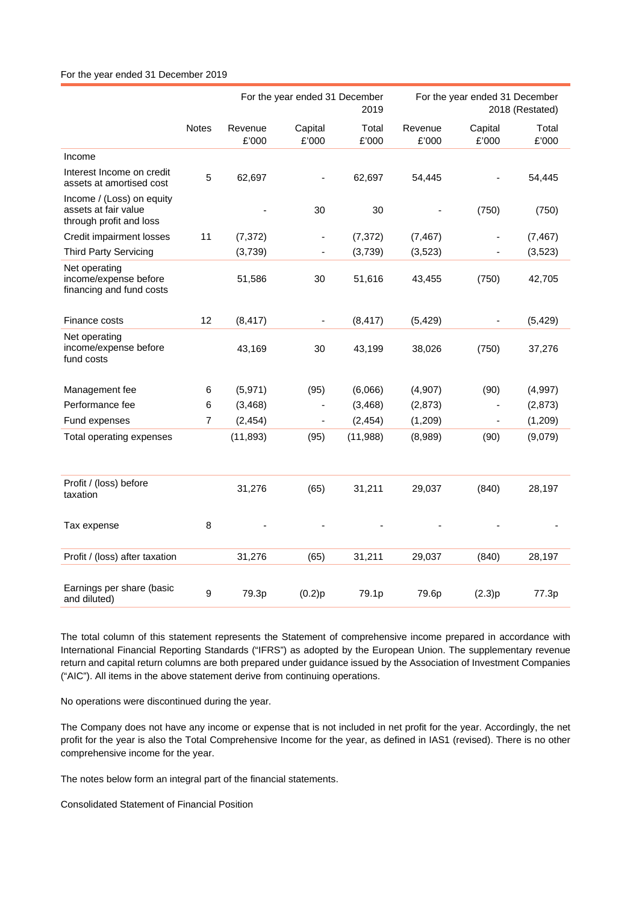For the year ended 31 December 2019

| | Notes | For the year ended 31 December 2019 | | | For the year ended 31 December 2018 (Restated) | | |
|---|---|---|---|---|---|---|---|
| | | Revenue £'000 | Capital £'000 | Total £'000 | Revenue £'000 | Capital £'000 | Total £'000 |
| Income | | | | | | | |
| Interest Income on credit assets at amortised cost | 5 | 62,697 | - | 62,697 | 54,445 | - | 54,445 |
| Income / (Loss) on equity assets at fair value through profit and loss | | - | 30 | 30 | - | (750) | (750) |
| Credit impairment losses | 11 | (7,372) | - | (7,372) | (7,467) | - | (7,467) |
| Third Party Servicing | | (3,739) | - | (3,739) | (3,523) | - | (3,523) |
| Net operating income/expense before financing and fund costs | | 51,586 | 30 | 51,616 | 43,455 | (750) | 42,705 |
| Finance costs | 12 | (8,417) | - | (8,417) | (5,429) | - | (5,429) |
| Net operating income/expense before fund costs | | 43,169 | 30 | 43,199 | 38,026 | (750) | 37,276 |
| Management fee | 6 | (5,971) | (95) | (6,066) | (4,907) | (90) | (4,997) |
| Performance fee | 6 | (3,468) | - | (3,468) | (2,873) | - | (2,873) |
| Fund expenses | 7 | (2,454) | - | (2,454) | (1,209) | - | (1,209) |
| Total operating expenses | | (11,893) | (95) | (11,988) | (8,989) | (90) | (9,079) |
| Profit / (loss) before taxation | | 31,276 | (65) | 31,211 | 29,037 | (840) | 28,197 |
| Tax expense | 8 | - | - | - | - | - | - |
| Profit / (loss) after taxation | | 31,276 | (65) | 31,211 | 29,037 | (840) | 28,197 |
| Earnings per share (basic and diluted) | 9 | 79.3p | (0.2)p | 79.1p | 79.6p | (2.3)p | 77.3p |

The total column of this statement represents the Statement of comprehensive income prepared in accordance with International Financial Reporting Standards ("IFRS") as adopted by the European Union. The supplementary revenue return and capital return columns are both prepared under guidance issued by the Association of Investment Companies ("AIC"). All items in the above statement derive from continuing operations.

No operations were discontinued during the year.

The Company does not have any income or expense that is not included in net profit for the year. Accordingly, the net profit for the year is also the Total Comprehensive Income for the year, as defined in IAS1 (revised). There is no other comprehensive income for the year.

The notes below form an integral part of the financial statements.

Consolidated Statement of Financial Position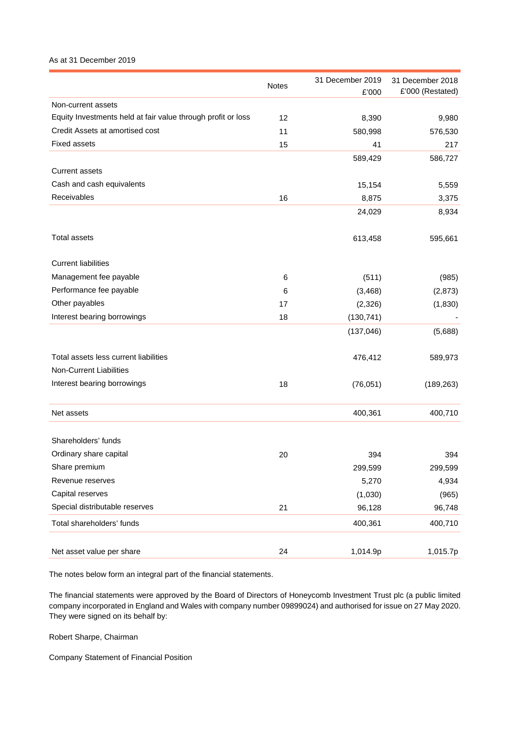As at 31 December 2019

| | Notes | 31 December 2019 £'000 | 31 December 2018 £'000 (Restated) |
|---|---|---|---|
| Non-current assets | | | |
| Equity Investments held at fair value through profit or loss | 12 | 8,390 | 9,980 |
| Credit Assets at amortised cost | 11 | 580,998 | 576,530 |
| Fixed assets | 15 | 41 | 217 |
| | | 589,429 | 586,727 |
| Current assets | | | |
| Cash and cash equivalents | | 15,154 | 5,559 |
| Receivables | 16 | 8,875 | 3,375 |
| | | 24,029 | 8,934 |
| Total assets | | 613,458 | 595,661 |
| Current liabilities | | | |
| Management fee payable | 6 | (511) | (985) |
| Performance fee payable | 6 | (3,468) | (2,873) |
| Other payables | 17 | (2,326) | (1,830) |
| Interest bearing borrowings | 18 | (130,741) | - |
| | | (137,046) | (5,688) |
| Total assets less current liabilities | | 476,412 | 589,973 |
| Non-Current Liabilities | | | |
| Interest bearing borrowings | 18 | (76,051) | (189,263) |
| Net assets | | 400,361 | 400,710 |
| Shareholders' funds | | | |
| Ordinary share capital | 20 | 394 | 394 |
| Share premium | | 299,599 | 299,599 |
| Revenue reserves | | 5,270 | 4,934 |
| Capital reserves | | (1,030) | (965) |
| Special distributable reserves | 21 | 96,128 | 96,748 |
| Total shareholders' funds | | 400,361 | 400,710 |
| Net asset value per share | 24 | 1,014.9p | 1,015.7p |

The notes below form an integral part of the financial statements.

The financial statements were approved by the Board of Directors of Honeycomb Investment Trust plc (a public limited company incorporated in England and Wales with company number 09899024) and authorised for issue on 27 May 2020. They were signed on its behalf by:

Robert Sharpe, Chairman

Company Statement of Financial Position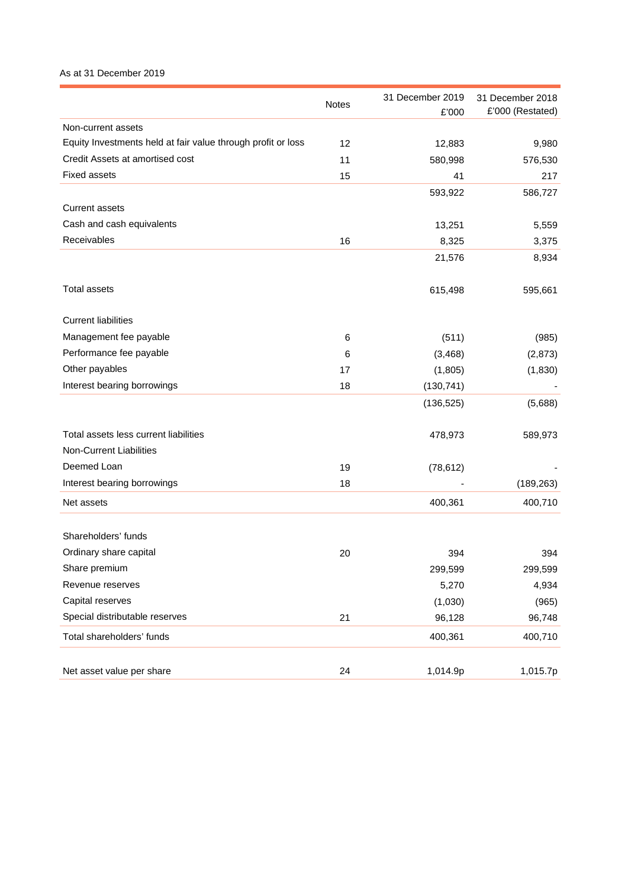As at 31 December 2019

| | Notes | 31 December 2019 £'000 | 31 December 2018 £'000 (Restated) |
|---|---|---|---|
| Non-current assets | | | |
| Equity Investments held at fair value through profit or loss | 12 | 12,883 | 9,980 |
| Credit Assets at amortised cost | 11 | 580,998 | 576,530 |
| Fixed assets | 15 | 41 | 217 |
| | | 593,922 | 586,727 |
| Current assets | | | |
| Cash and cash equivalents | | 13,251 | 5,559 |
| Receivables | 16 | 8,325 | 3,375 |
| | | 21,576 | 8,934 |
| Total assets | | 615,498 | 595,661 |
| Current liabilities | | | |
| Management fee payable | 6 | (511) | (985) |
| Performance fee payable | 6 | (3,468) | (2,873) |
| Other payables | 17 | (1,805) | (1,830) |
| Interest bearing borrowings | 18 | (130,741) | - |
| | | (136,525) | (5,688) |
| Total assets less current liabilities | | 478,973 | 589,973 |
| Non-Current Liabilities | | | |
| Deemed Loan | 19 | (78,612) | - |
| Interest bearing borrowings | 18 | - | (189,263) |
| Net assets | | 400,361 | 400,710 |
| Shareholders' funds | | | |
| Ordinary share capital | 20 | 394 | 394 |
| Share premium | | 299,599 | 299,599 |
| Revenue reserves | | 5,270 | 4,934 |
| Capital reserves | | (1,030) | (965) |
| Special distributable reserves | 21 | 96,128 | 96,748 |
| Total shareholders' funds | | 400,361 | 400,710 |
| Net asset value per share | 24 | 1,014.9p | 1,015.7p |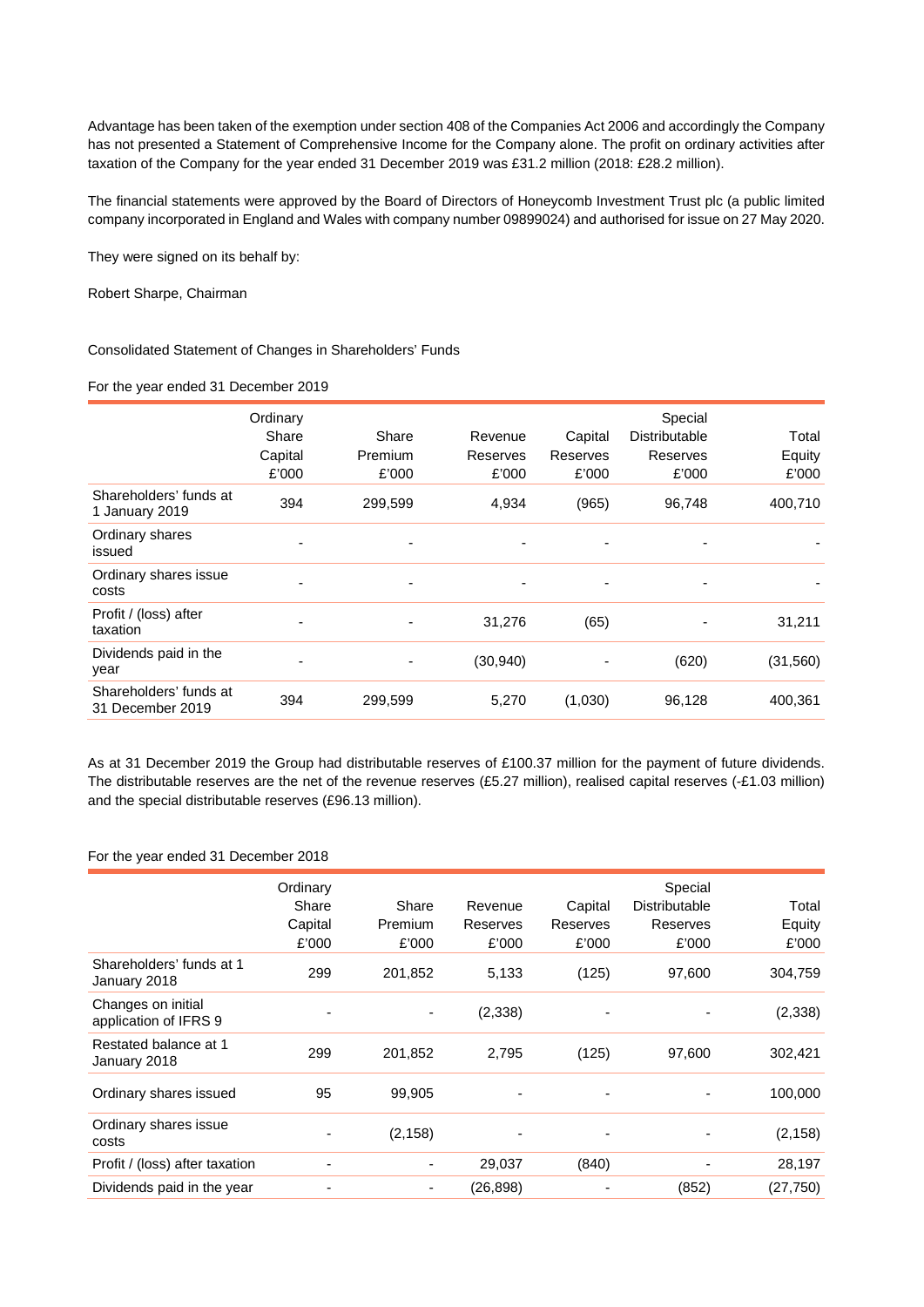Advantage has been taken of the exemption under section 408 of the Companies Act 2006 and accordingly the Company has not presented a Statement of Comprehensive Income for the Company alone. The profit on ordinary activities after taxation of the Company for the year ended 31 December 2019 was £31.2 million (2018: £28.2 million).

The financial statements were approved by the Board of Directors of Honeycomb Investment Trust plc (a public limited company incorporated in England and Wales with company number 09899024) and authorised for issue on 27 May 2020.

They were signed on its behalf by:

Robert Sharpe, Chairman

## Consolidated Statement of Changes in Shareholders' Funds

For the year ended 31 December 2019

| | Ordinary Share Capital £'000 | Share Premium £'000 | Revenue Reserves £'000 | Capital Reserves £'000 | Special Distributable Reserves £'000 | Total Equity £'000 |
|---|---|---|---|---|---|---|
| Shareholders' funds at 1 January 2019 | 394 | 299,599 | 4,934 | (965) | 96,748 | 400,710 |
| Ordinary shares issued | - | - | - | - | - | - |
| Ordinary shares issue costs | - | - | - | - | - | - |
| Profit / (loss) after taxation | - | - | 31,276 | (65) | - | 31,211 |
| Dividends paid in the year | - | - | (30,940) | - | (620) | (31,560) |
| Shareholders' funds at 31 December 2019 | 394 | 299,599 | 5,270 | (1,030) | 96,128 | 400,361 |

As at 31 December 2019 the Group had distributable reserves of £100.37 million for the payment of future dividends. The distributable reserves are the net of the revenue reserves (£5.27 million), realised capital reserves (-£1.03 million) and the special distributable reserves (£96.13 million).

For the year ended 31 December 2018

| | Ordinary Share Capital £'000 | Share Premium £'000 | Revenue Reserves £'000 | Capital Reserves £'000 | Special Distributable Reserves £'000 | Total Equity £'000 |
|---|---|---|---|---|---|---|
| Shareholders' funds at 1 January 2018 | 299 | 201,852 | 5,133 | (125) | 97,600 | 304,759 |
| Changes on initial application of IFRS 9 | - | - | (2,338) | - | - | (2,338) |
| Restated balance at 1 January 2018 | 299 | 201,852 | 2,795 | (125) | 97,600 | 302,421 |
| Ordinary shares issued | 95 | 99,905 | - | - | - | 100,000 |
| Ordinary shares issue costs | - | (2,158) | - | - | - | (2,158) |
| Profit / (loss) after taxation | - | - | 29,037 | (840) | - | 28,197 |
| Dividends paid in the year | - | - | (26,898) | - | (852) | (27,750) |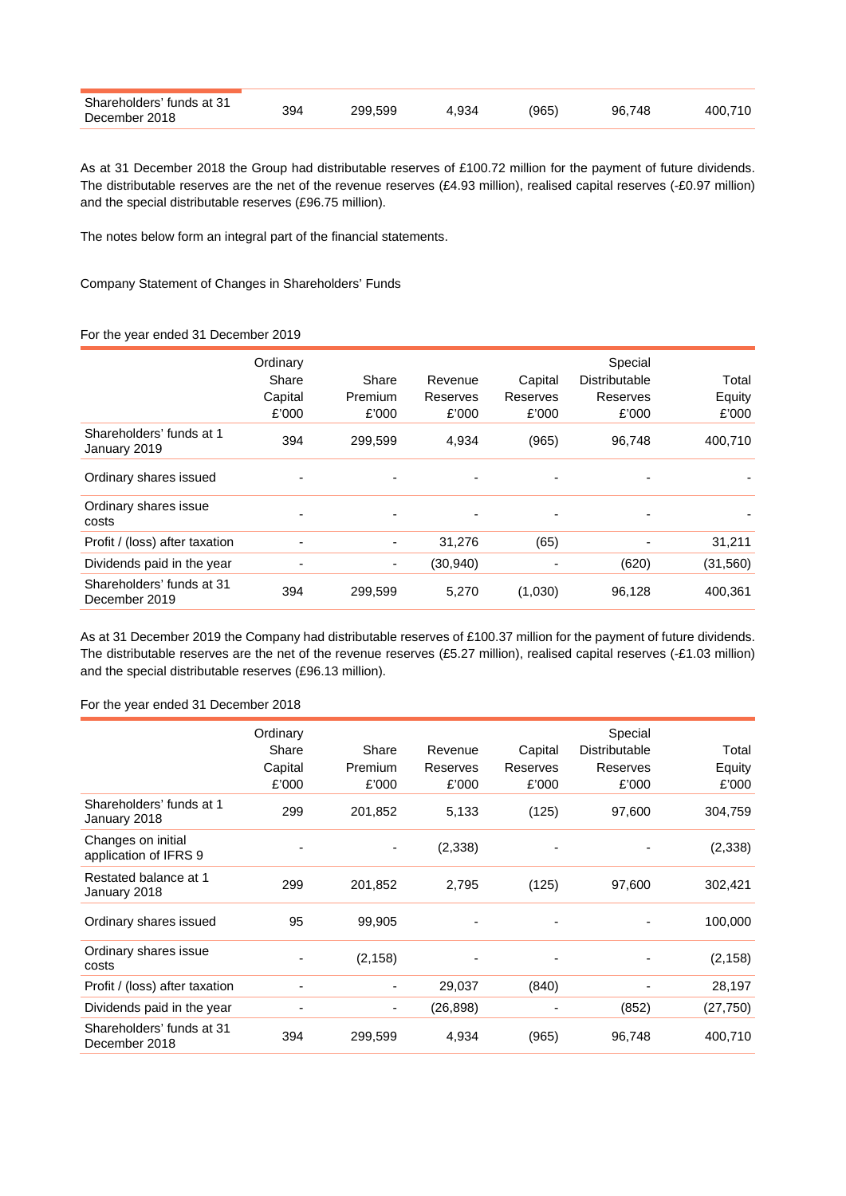| | | | | | | |
|---|---|---|---|---|---|---|
| Shareholders' funds at 31 December 2018 | 394 | 299,599 | 4,934 | (965) | 96,748 | 400,710 |

As at 31 December 2018 the Group had distributable reserves of £100.72 million for the payment of future dividends. The distributable reserves are the net of the revenue reserves (£4.93 million), realised capital reserves (-£0.97 million) and the special distributable reserves (£96.75 million).

The notes below form an integral part of the financial statements.

Company Statement of Changes in Shareholders' Funds

For the year ended 31 December 2019

| | Ordinary Share Capital £'000 | Share Premium £'000 | Revenue Reserves £'000 | Capital Reserves £'000 | Special Distributable Reserves £'000 | Total Equity £'000 |
|---|---|---|---|---|---|---|
| Shareholders' funds at 1 January 2019 | 394 | 299,599 | 4,934 | (965) | 96,748 | 400,710 |
| Ordinary shares issued | - | - | - | - | - | - |
| Ordinary shares issue costs | - | - | - | - | - | - |
| Profit / (loss) after taxation | - | - | 31,276 | (65) | - | 31,211 |
| Dividends paid in the year | - | - | (30,940) | - | (620) | (31,560) |
| Shareholders' funds at 31 December 2019 | 394 | 299,599 | 5,270 | (1,030) | 96,128 | 400,361 |

As at 31 December 2019 the Company had distributable reserves of £100.37 million for the payment of future dividends. The distributable reserves are the net of the revenue reserves (£5.27 million), realised capital reserves (-£1.03 million) and the special distributable reserves (£96.13 million).

For the year ended 31 December 2018

| | Ordinary Share Capital £'000 | Share Premium £'000 | Revenue Reserves £'000 | Capital Reserves £'000 | Special Distributable Reserves £'000 | Total Equity £'000 |
|---|---|---|---|---|---|---|
| Shareholders' funds at 1 January 2018 | 299 | 201,852 | 5,133 | (125) | 97,600 | 304,759 |
| Changes on initial application of IFRS 9 | - | - | (2,338) | - | - | (2,338) |
| Restated balance at 1 January 2018 | 299 | 201,852 | 2,795 | (125) | 97,600 | 302,421 |
| Ordinary shares issued | 95 | 99,905 | - | - | - | 100,000 |
| Ordinary shares issue costs | - | (2,158) | - | - | - | (2,158) |
| Profit / (loss) after taxation | - | - | 29,037 | (840) | - | 28,197 |
| Dividends paid in the year | - | - | (26,898) | - | (852) | (27,750) |
| Shareholders' funds at 31 December 2018 | 394 | 299,599 | 4,934 | (965) | 96,748 | 400,710 |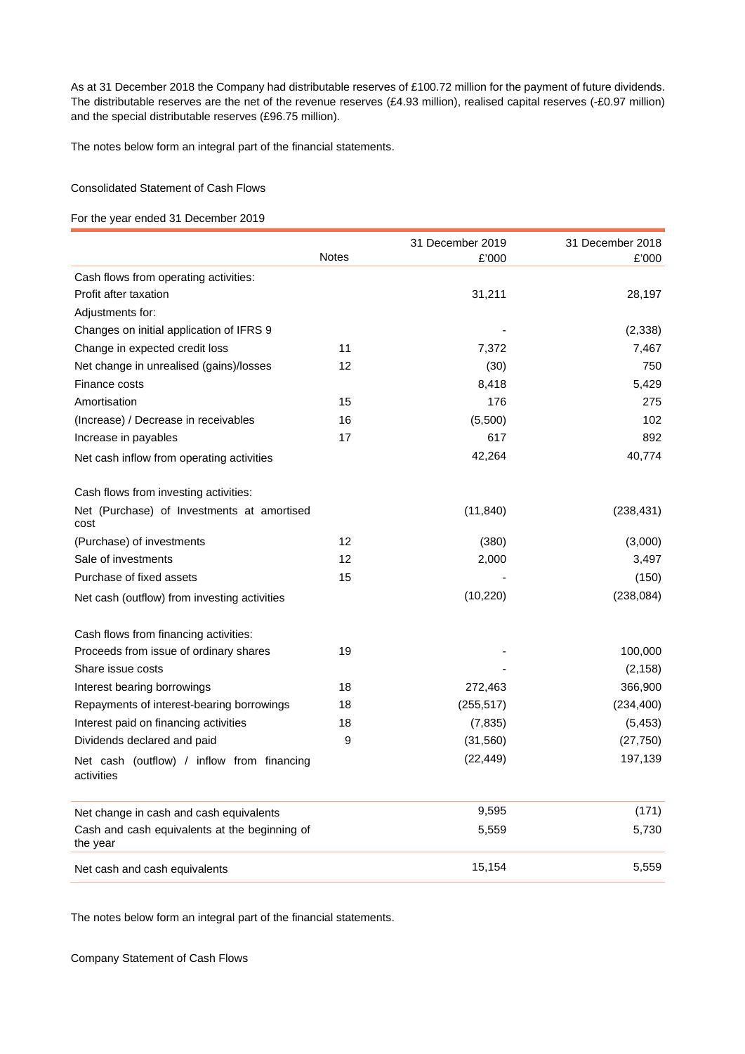As at 31 December 2018 the Company had distributable reserves of £100.72 million for the payment of future dividends. The distributable reserves are the net of the revenue reserves (£4.93 million), realised capital reserves (-£0.97 million) and the special distributable reserves (£96.75 million).

The notes below form an integral part of the financial statements.

Consolidated Statement of Cash Flows

For the year ended 31 December 2019

| | Notes | 31 December 2019 £'000 | 31 December 2018 £'000 |
|---|---|---|---|
| Cash flows from operating activities: | | | |
| Profit after taxation | | 31,211 | 28,197 |
| Adjustments for: | | | |
| Changes on initial application of IFRS 9 | | - | (2,338) |
| Change in expected credit loss | 11 | 7,372 | 7,467 |
| Net change in unrealised (gains)/losses | 12 | (30) | 750 |
| Finance costs | | 8,418 | 5,429 |
| Amortisation | 15 | 176 | 275 |
| (Increase) / Decrease in receivables | 16 | (5,500) | 102 |
| Increase in payables | 17 | 617 | 892 |
| Net cash inflow from operating activities | | 42,264 | 40,774 |
| | | | |
| Cash flows from investing activities: | | | |
| Net (Purchase) of Investments at amortised cost | | (11,840) | (238,431) |
| (Purchase) of investments | 12 | (380) | (3,000) |
| Sale of investments | 12 | 2,000 | 3,497 |
| Purchase of fixed assets | 15 | - | (150) |
| Net cash (outflow) from investing activities | | (10,220) | (238,084) |
| | | | |
| Cash flows from financing activities: | | | |
| Proceeds from issue of ordinary shares | 19 | - | 100,000 |
| Share issue costs | | - | (2,158) |
| Interest bearing borrowings | 18 | 272,463 | 366,900 |
| Repayments of interest-bearing borrowings | 18 | (255,517) | (234,400) |
| Interest paid on financing activities | 18 | (7,835) | (5,453) |
| Dividends declared and paid | 9 | (31,560) | (27,750) |
| Net cash (outflow) / inflow from financing activities | | (22,449) | 197,139 |
| | | | |
| Net change in cash and cash equivalents | | 9,595 | (171) |
| Cash and cash equivalents at the beginning of the year | | 5,559 | 5,730 |
| Net cash and cash equivalents | | 15,154 | 5,559 |

The notes below form an integral part of the financial statements.

Company Statement of Cash Flows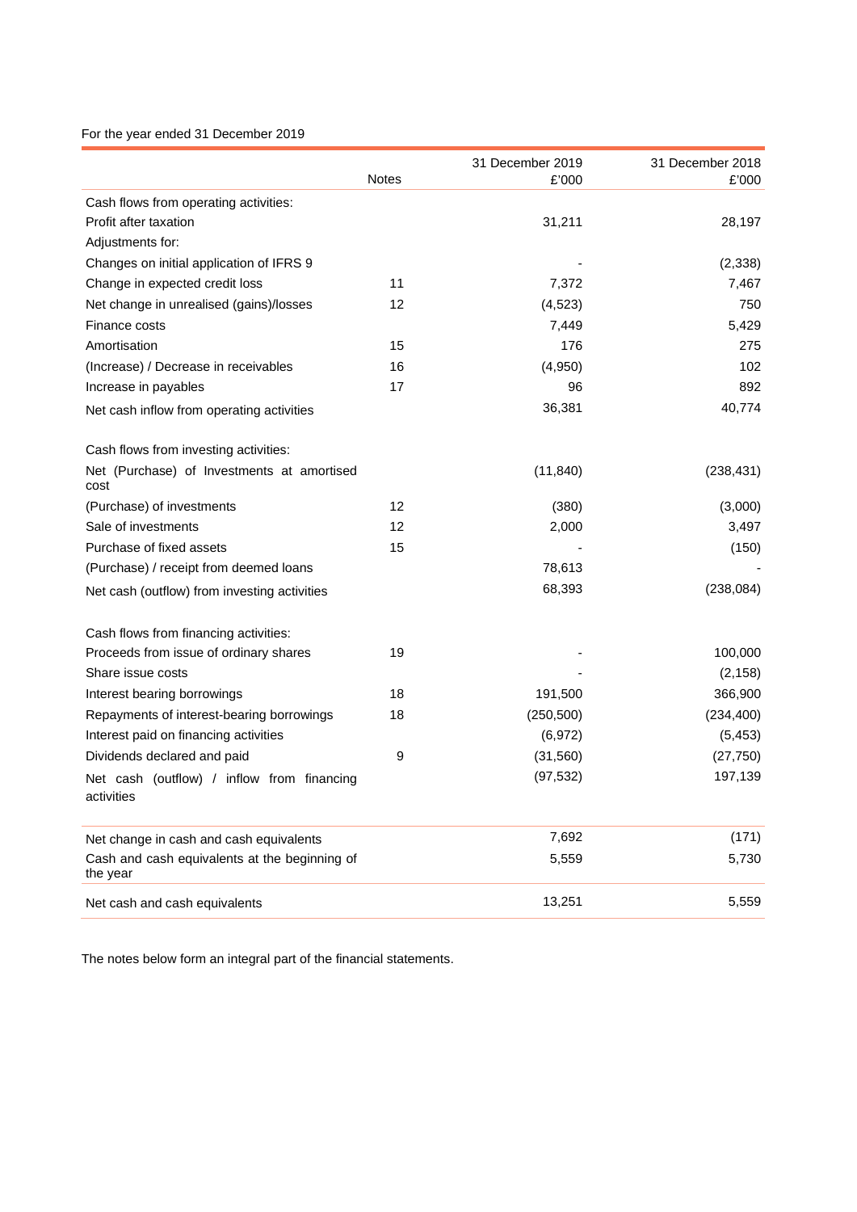For the year ended 31 December 2019

| | Notes | 31 December 2019 £'000 | 31 December 2018 £'000 |
|---|---|---|---|
| Cash flows from operating activities: | | | |
| Profit after taxation | | 31,211 | 28,197 |
| Adjustments for: | | | |
| Changes on initial application of IFRS 9 | | - | (2,338) |
| Change in expected credit loss | 11 | 7,372 | 7,467 |
| Net change in unrealised (gains)/losses | 12 | (4,523) | 750 |
| Finance costs | | 7,449 | 5,429 |
| Amortisation | 15 | 176 | 275 |
| (Increase) / Decrease in receivables | 16 | (4,950) | 102 |
| Increase in payables | 17 | 96 | 892 |
| Net cash inflow from operating activities | | 36,381 | 40,774 |
| | | | |
| Cash flows from investing activities: | | | |
| Net (Purchase) of Investments at amortised cost | | (11,840) | (238,431) |
| (Purchase) of investments | 12 | (380) | (3,000) |
| Sale of investments | 12 | 2,000 | 3,497 |
| Purchase of fixed assets | 15 | - | (150) |
| (Purchase) / receipt from deemed loans | | 78,613 | - |
| Net cash (outflow) from investing activities | | 68,393 | (238,084) |
| | | | |
| Cash flows from financing activities: | | | |
| Proceeds from issue of ordinary shares | 19 | - | 100,000 |
| Share issue costs | | - | (2,158) |
| Interest bearing borrowings | 18 | 191,500 | 366,900 |
| Repayments of interest-bearing borrowings | 18 | (250,500) | (234,400) |
| Interest paid on financing activities | | (6,972) | (5,453) |
| Dividends declared and paid | 9 | (31,560) | (27,750) |
| Net cash (outflow) / inflow from financing activities | | (97,532) | 197,139 |
| | | | |
| Net change in cash and cash equivalents | | 7,692 | (171) |
| Cash and cash equivalents at the beginning of the year | | 5,559 | 5,730 |
| Net cash and cash equivalents | | 13,251 | 5,559 |

The notes below form an integral part of the financial statements.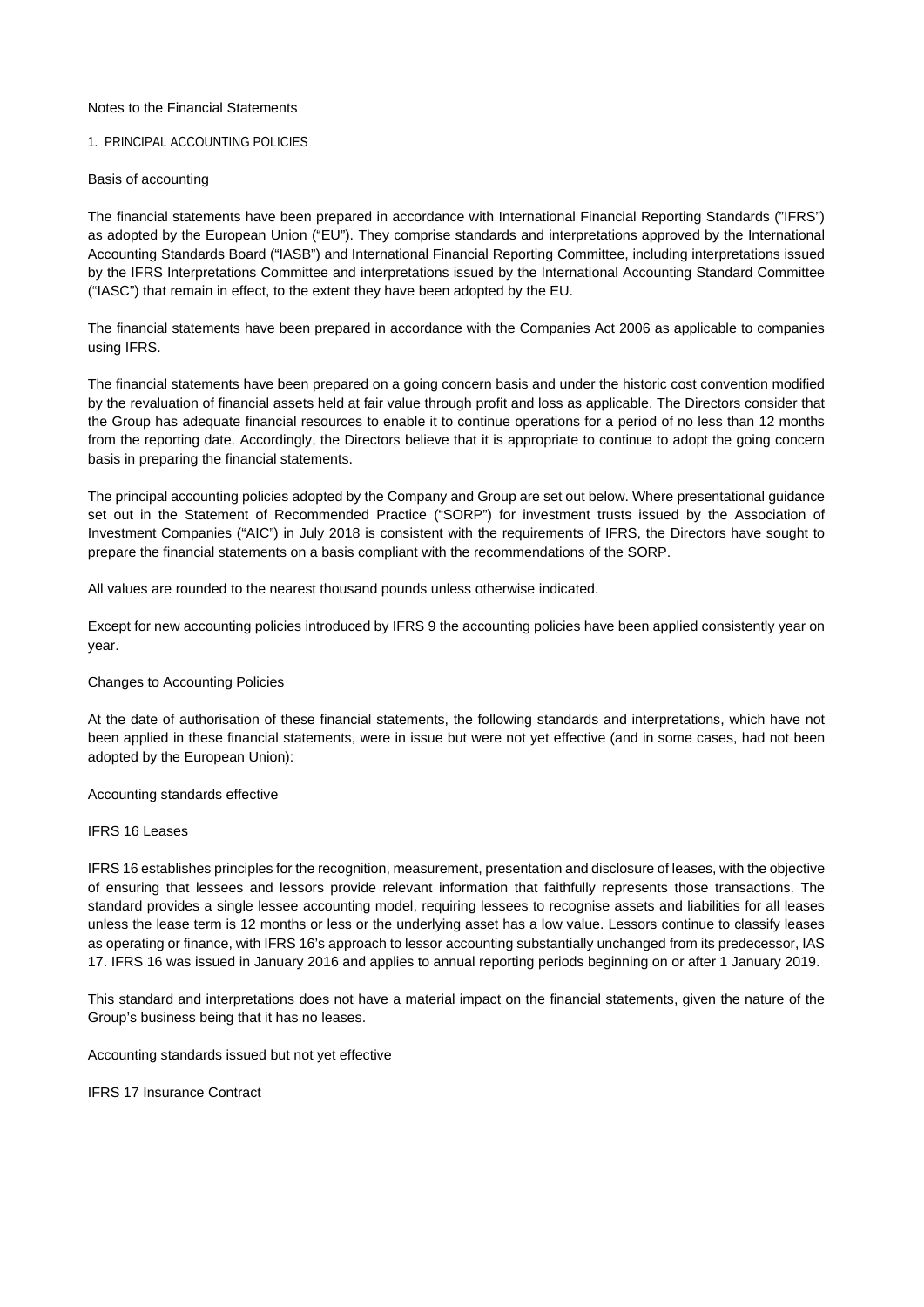Notes to the Financial Statements

## 1. PRINCIPAL ACCOUNTING POLICIES

### Basis of accounting

The financial statements have been prepared in accordance with International Financial Reporting Standards ("IFRS") as adopted by the European Union ("EU"). They comprise standards and interpretations approved by the International Accounting Standards Board ("IASB") and International Financial Reporting Committee, including interpretations issued by the IFRS Interpretations Committee and interpretations issued by the International Accounting Standard Committee ("IASC") that remain in effect, to the extent they have been adopted by the EU.

The financial statements have been prepared in accordance with the Companies Act 2006 as applicable to companies using IFRS.

The financial statements have been prepared on a going concern basis and under the historic cost convention modified by the revaluation of financial assets held at fair value through profit and loss as applicable. The Directors consider that the Group has adequate financial resources to enable it to continue operations for a period of no less than 12 months from the reporting date. Accordingly, the Directors believe that it is appropriate to continue to adopt the going concern basis in preparing the financial statements.

The principal accounting policies adopted by the Company and Group are set out below. Where presentational guidance set out in the Statement of Recommended Practice ("SORP") for investment trusts issued by the Association of Investment Companies ("AIC") in July 2018 is consistent with the requirements of IFRS, the Directors have sought to prepare the financial statements on a basis compliant with the recommendations of the SORP.

All values are rounded to the nearest thousand pounds unless otherwise indicated.

Except for new accounting policies introduced by IFRS 9 the accounting policies have been applied consistently year on year.

### Changes to Accounting Policies

At the date of authorisation of these financial statements, the following standards and interpretations, which have not been applied in these financial statements, were in issue but were not yet effective (and in some cases, had not been adopted by the European Union):

#### Accounting standards effective

IFRS 16 Leases

IFRS 16 establishes principles for the recognition, measurement, presentation and disclosure of leases, with the objective of ensuring that lessees and lessors provide relevant information that faithfully represents those transactions. The standard provides a single lessee accounting model, requiring lessees to recognise assets and liabilities for all leases unless the lease term is 12 months or less or the underlying asset has a low value. Lessors continue to classify leases as operating or finance, with IFRS 16's approach to lessor accounting substantially unchanged from its predecessor, IAS 17. IFRS 16 was issued in January 2016 and applies to annual reporting periods beginning on or after 1 January 2019.

This standard and interpretations does not have a material impact on the financial statements, given the nature of the Group's business being that it has no leases.

#### Accounting standards issued but not yet effective

IFRS 17 Insurance Contract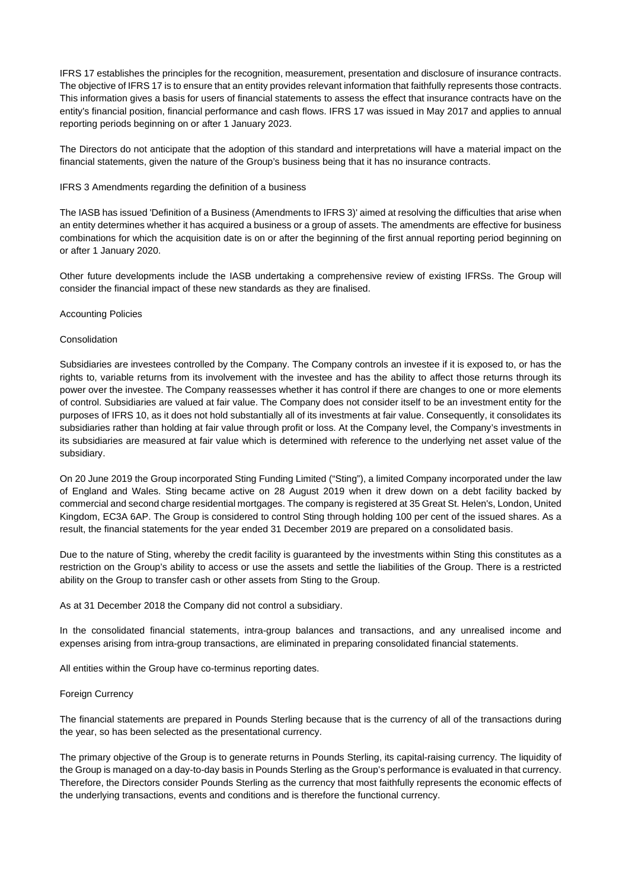IFRS 17 establishes the principles for the recognition, measurement, presentation and disclosure of insurance contracts. The objective of IFRS 17 is to ensure that an entity provides relevant information that faithfully represents those contracts. This information gives a basis for users of financial statements to assess the effect that insurance contracts have on the entity's financial position, financial performance and cash flows. IFRS 17 was issued in May 2017 and applies to annual reporting periods beginning on or after 1 January 2023.

The Directors do not anticipate that the adoption of this standard and interpretations will have a material impact on the financial statements, given the nature of the Group's business being that it has no insurance contracts.

IFRS 3 Amendments regarding the definition of a business

The IASB has issued 'Definition of a Business (Amendments to IFRS 3)' aimed at resolving the difficulties that arise when an entity determines whether it has acquired a business or a group of assets. The amendments are effective for business combinations for which the acquisition date is on or after the beginning of the first annual reporting period beginning on or after 1 January 2020.

Other future developments include the IASB undertaking a comprehensive review of existing IFRSs. The Group will consider the financial impact of these new standards as they are finalised.

## Accounting Policies

### Consolidation

Subsidiaries are investees controlled by the Company. The Company controls an investee if it is exposed to, or has the rights to, variable returns from its involvement with the investee and has the ability to affect those returns through its power over the investee. The Company reassesses whether it has control if there are changes to one or more elements of control. Subsidiaries are valued at fair value. The Company does not consider itself to be an investment entity for the purposes of IFRS 10, as it does not hold substantially all of its investments at fair value. Consequently, it consolidates its subsidiaries rather than holding at fair value through profit or loss. At the Company level, the Company's investments in its subsidiaries are measured at fair value which is determined with reference to the underlying net asset value of the subsidiary.

On 20 June 2019 the Group incorporated Sting Funding Limited ("Sting"), a limited Company incorporated under the law of England and Wales. Sting became active on 28 August 2019 when it drew down on a debt facility backed by commercial and second charge residential mortgages. The company is registered at 35 Great St. Helen's, London, United Kingdom, EC3A 6AP. The Group is considered to control Sting through holding 100 per cent of the issued shares. As a result, the financial statements for the year ended 31 December 2019 are prepared on a consolidated basis.

Due to the nature of Sting, whereby the credit facility is guaranteed by the investments within Sting this constitutes as a restriction on the Group's ability to access or use the assets and settle the liabilities of the Group. There is a restricted ability on the Group to transfer cash or other assets from Sting to the Group.

As at 31 December 2018 the Company did not control a subsidiary.

In the consolidated financial statements, intra-group balances and transactions, and any unrealised income and expenses arising from intra-group transactions, are eliminated in preparing consolidated financial statements.

All entities within the Group have co-terminus reporting dates.

### Foreign Currency

The financial statements are prepared in Pounds Sterling because that is the currency of all of the transactions during the year, so has been selected as the presentational currency.

The primary objective of the Group is to generate returns in Pounds Sterling, its capital-raising currency. The liquidity of the Group is managed on a day-to-day basis in Pounds Sterling as the Group's performance is evaluated in that currency. Therefore, the Directors consider Pounds Sterling as the currency that most faithfully represents the economic effects of the underlying transactions, events and conditions and is therefore the functional currency.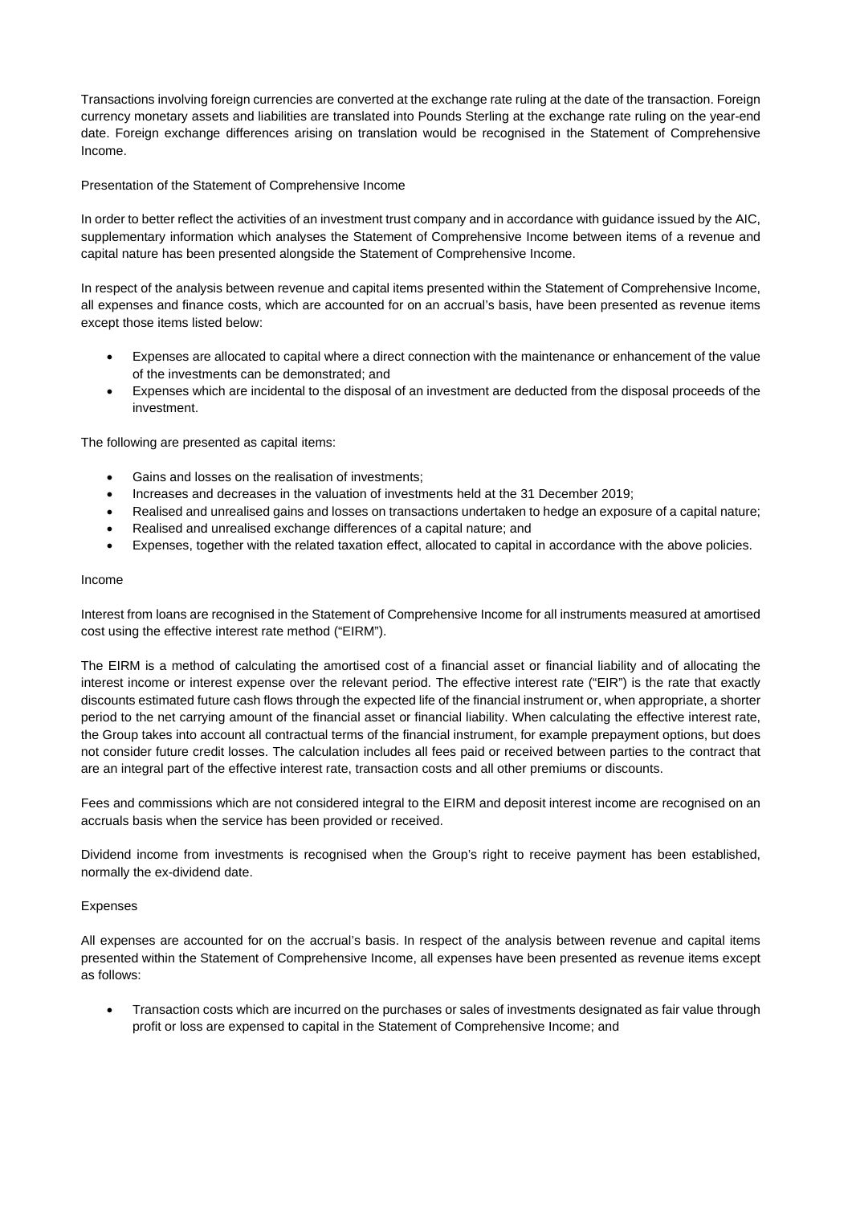Transactions involving foreign currencies are converted at the exchange rate ruling at the date of the transaction. Foreign currency monetary assets and liabilities are translated into Pounds Sterling at the exchange rate ruling on the year-end date. Foreign exchange differences arising on translation would be recognised in the Statement of Comprehensive Income.

Presentation of the Statement of Comprehensive Income

In order to better reflect the activities of an investment trust company and in accordance with guidance issued by the AIC, supplementary information which analyses the Statement of Comprehensive Income between items of a revenue and capital nature has been presented alongside the Statement of Comprehensive Income.

In respect of the analysis between revenue and capital items presented within the Statement of Comprehensive Income, all expenses and finance costs, which are accounted for on an accrual's basis, have been presented as revenue items except those items listed below:

- Expenses are allocated to capital where a direct connection with the maintenance or enhancement of the value of the investments can be demonstrated; and
- Expenses which are incidental to the disposal of an investment are deducted from the disposal proceeds of the investment.

The following are presented as capital items:

- Gains and losses on the realisation of investments;
- Increases and decreases in the valuation of investments held at the 31 December 2019;
- Realised and unrealised gains and losses on transactions undertaken to hedge an exposure of a capital nature;
- Realised and unrealised exchange differences of a capital nature; and
- Expenses, together with the related taxation effect, allocated to capital in accordance with the above policies.

Income

Interest from loans are recognised in the Statement of Comprehensive Income for all instruments measured at amortised cost using the effective interest rate method ("EIRM").

The EIRM is a method of calculating the amortised cost of a financial asset or financial liability and of allocating the interest income or interest expense over the relevant period. The effective interest rate ("EIR") is the rate that exactly discounts estimated future cash flows through the expected life of the financial instrument or, when appropriate, a shorter period to the net carrying amount of the financial asset or financial liability. When calculating the effective interest rate, the Group takes into account all contractual terms of the financial instrument, for example prepayment options, but does not consider future credit losses. The calculation includes all fees paid or received between parties to the contract that are an integral part of the effective interest rate, transaction costs and all other premiums or discounts.

Fees and commissions which are not considered integral to the EIRM and deposit interest income are recognised on an accruals basis when the service has been provided or received.

Dividend income from investments is recognised when the Group's right to receive payment has been established, normally the ex-dividend date.

Expenses

All expenses are accounted for on the accrual's basis. In respect of the analysis between revenue and capital items presented within the Statement of Comprehensive Income, all expenses have been presented as revenue items except as follows:

- Transaction costs which are incurred on the purchases or sales of investments designated as fair value through profit or loss are expensed to capital in the Statement of Comprehensive Income; and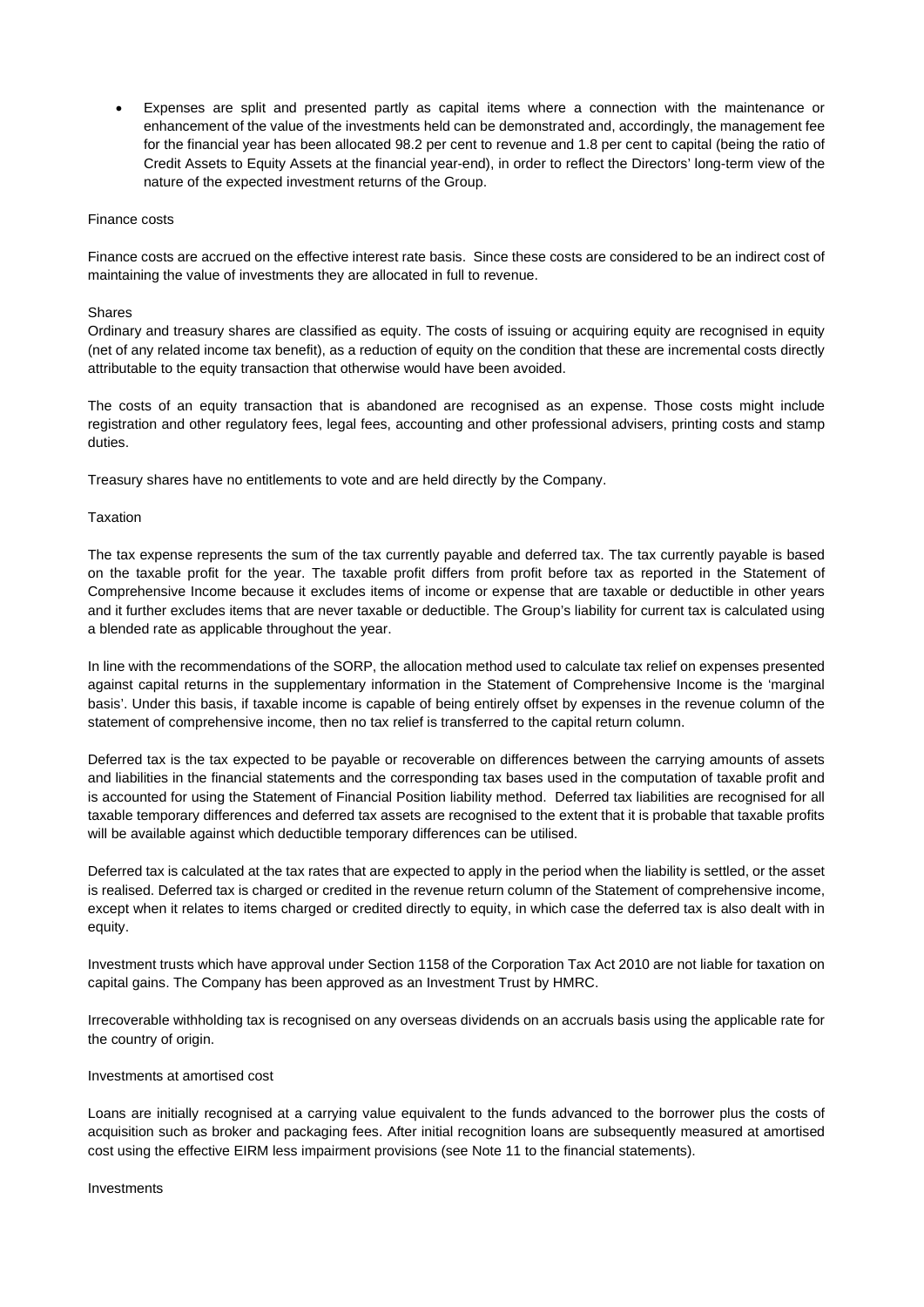- Expenses are split and presented partly as capital items where a connection with the maintenance or enhancement of the value of the investments held can be demonstrated and, accordingly, the management fee for the financial year has been allocated 98.2 per cent to revenue and 1.8 per cent to capital (being the ratio of Credit Assets to Equity Assets at the financial year-end), in order to reflect the Directors' long-term view of the nature of the expected investment returns of the Group.

Finance costs

Finance costs are accrued on the effective interest rate basis. Since these costs are considered to be an indirect cost of maintaining the value of investments they are allocated in full to revenue.

Shares

Ordinary and treasury shares are classified as equity. The costs of issuing or acquiring equity are recognised in equity (net of any related income tax benefit), as a reduction of equity on the condition that these are incremental costs directly attributable to the equity transaction that otherwise would have been avoided.

The costs of an equity transaction that is abandoned are recognised as an expense. Those costs might include registration and other regulatory fees, legal fees, accounting and other professional advisers, printing costs and stamp duties.

Treasury shares have no entitlements to vote and are held directly by the Company.

Taxation

The tax expense represents the sum of the tax currently payable and deferred tax. The tax currently payable is based on the taxable profit for the year. The taxable profit differs from profit before tax as reported in the Statement of Comprehensive Income because it excludes items of income or expense that are taxable or deductible in other years and it further excludes items that are never taxable or deductible. The Group's liability for current tax is calculated using a blended rate as applicable throughout the year.

In line with the recommendations of the SORP, the allocation method used to calculate tax relief on expenses presented against capital returns in the supplementary information in the Statement of Comprehensive Income is the 'marginal basis'. Under this basis, if taxable income is capable of being entirely offset by expenses in the revenue column of the statement of comprehensive income, then no tax relief is transferred to the capital return column.

Deferred tax is the tax expected to be payable or recoverable on differences between the carrying amounts of assets and liabilities in the financial statements and the corresponding tax bases used in the computation of taxable profit and is accounted for using the Statement of Financial Position liability method. Deferred tax liabilities are recognised for all taxable temporary differences and deferred tax assets are recognised to the extent that it is probable that taxable profits will be available against which deductible temporary differences can be utilised.

Deferred tax is calculated at the tax rates that are expected to apply in the period when the liability is settled, or the asset is realised. Deferred tax is charged or credited in the revenue return column of the Statement of comprehensive income, except when it relates to items charged or credited directly to equity, in which case the deferred tax is also dealt with in equity.

Investment trusts which have approval under Section 1158 of the Corporation Tax Act 2010 are not liable for taxation on capital gains. The Company has been approved as an Investment Trust by HMRC.

Irrecoverable withholding tax is recognised on any overseas dividends on an accruals basis using the applicable rate for the country of origin.

Investments at amortised cost

Loans are initially recognised at a carrying value equivalent to the funds advanced to the borrower plus the costs of acquisition such as broker and packaging fees. After initial recognition loans are subsequently measured at amortised cost using the effective EIRM less impairment provisions (see Note 11 to the financial statements).

Investments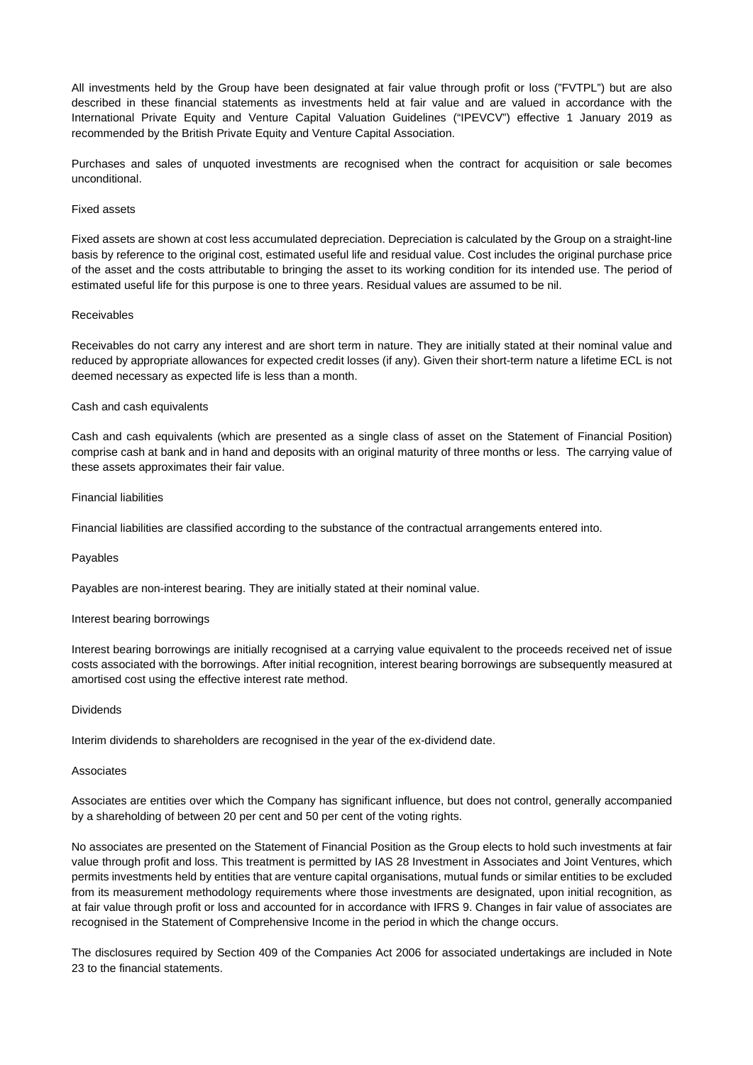All investments held by the Group have been designated at fair value through profit or loss ("FVTPL") but are also described in these financial statements as investments held at fair value and are valued in accordance with the International Private Equity and Venture Capital Valuation Guidelines ("IPEVCV") effective 1 January 2019 as recommended by the British Private Equity and Venture Capital Association.

Purchases and sales of unquoted investments are recognised when the contract for acquisition or sale becomes unconditional.

### Fixed assets

Fixed assets are shown at cost less accumulated depreciation. Depreciation is calculated by the Group on a straight-line basis by reference to the original cost, estimated useful life and residual value. Cost includes the original purchase price of the asset and the costs attributable to bringing the asset to its working condition for its intended use. The period of estimated useful life for this purpose is one to three years. Residual values are assumed to be nil.

### Receivables

Receivables do not carry any interest and are short term in nature. They are initially stated at their nominal value and reduced by appropriate allowances for expected credit losses (if any). Given their short-term nature a lifetime ECL is not deemed necessary as expected life is less than a month.

### Cash and cash equivalents

Cash and cash equivalents (which are presented as a single class of asset on the Statement of Financial Position) comprise cash at bank and in hand and deposits with an original maturity of three months or less. The carrying value of these assets approximates their fair value.

### Financial liabilities

Financial liabilities are classified according to the substance of the contractual arrangements entered into.

### Payables

Payables are non-interest bearing. They are initially stated at their nominal value.

### Interest bearing borrowings

Interest bearing borrowings are initially recognised at a carrying value equivalent to the proceeds received net of issue costs associated with the borrowings. After initial recognition, interest bearing borrowings are subsequently measured at amortised cost using the effective interest rate method.

### Dividends

Interim dividends to shareholders are recognised in the year of the ex-dividend date.

### Associates

Associates are entities over which the Company has significant influence, but does not control, generally accompanied by a shareholding of between 20 per cent and 50 per cent of the voting rights.

No associates are presented on the Statement of Financial Position as the Group elects to hold such investments at fair value through profit and loss. This treatment is permitted by IAS 28 Investment in Associates and Joint Ventures, which permits investments held by entities that are venture capital organisations, mutual funds or similar entities to be excluded from its measurement methodology requirements where those investments are designated, upon initial recognition, as at fair value through profit or loss and accounted for in accordance with IFRS 9. Changes in fair value of associates are recognised in the Statement of Comprehensive Income in the period in which the change occurs.

The disclosures required by Section 409 of the Companies Act 2006 for associated undertakings are included in Note 23 to the financial statements.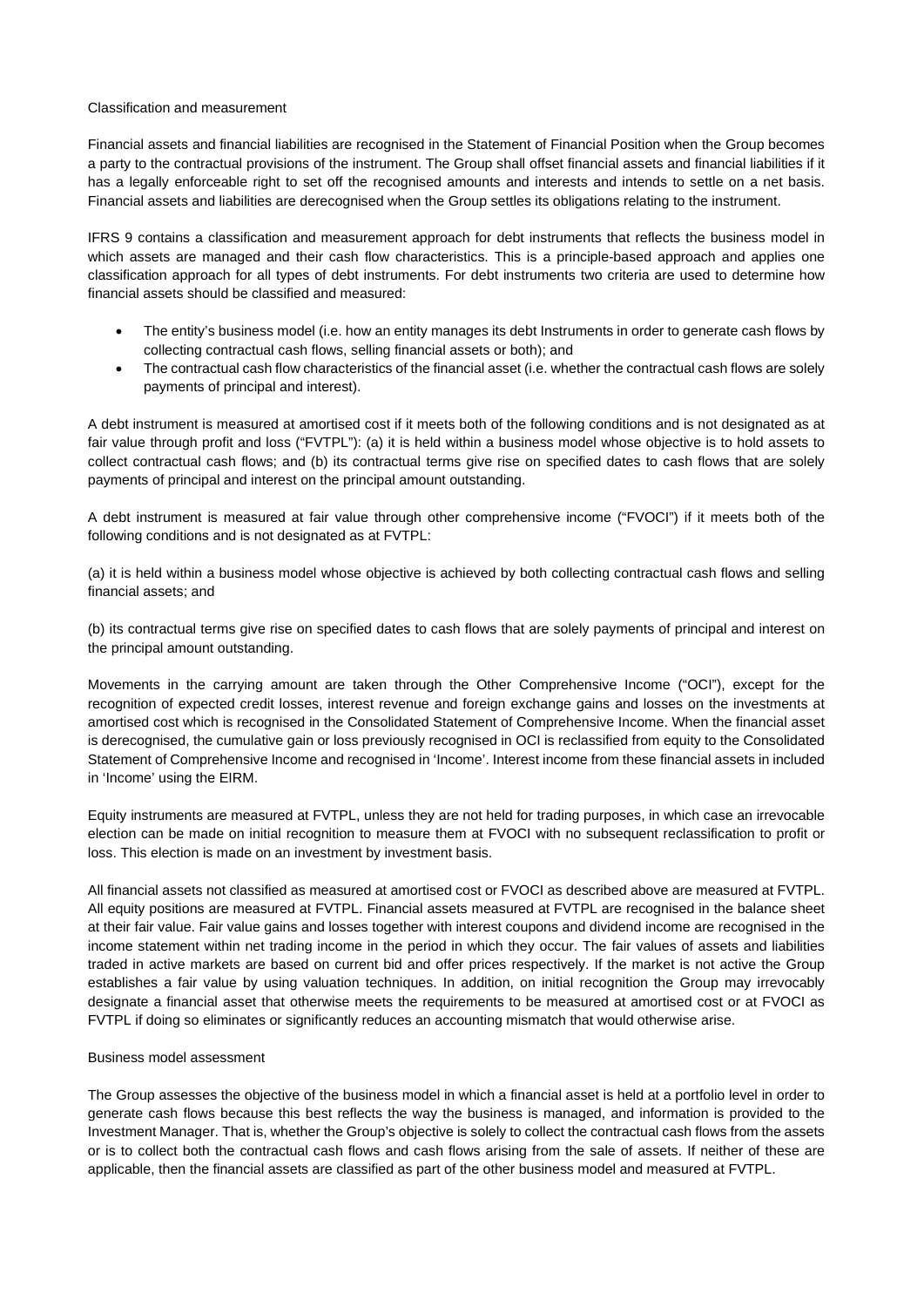Classification and measurement

Financial assets and financial liabilities are recognised in the Statement of Financial Position when the Group becomes a party to the contractual provisions of the instrument. The Group shall offset financial assets and financial liabilities if it has a legally enforceable right to set off the recognised amounts and interests and intends to settle on a net basis. Financial assets and liabilities are derecognised when the Group settles its obligations relating to the instrument.

IFRS 9 contains a classification and measurement approach for debt instruments that reflects the business model in which assets are managed and their cash flow characteristics. This is a principle-based approach and applies one classification approach for all types of debt instruments. For debt instruments two criteria are used to determine how financial assets should be classified and measured:

- The entity's business model (i.e. how an entity manages its debt Instruments in order to generate cash flows by collecting contractual cash flows, selling financial assets or both); and
- The contractual cash flow characteristics of the financial asset (i.e. whether the contractual cash flows are solely payments of principal and interest).

A debt instrument is measured at amortised cost if it meets both of the following conditions and is not designated as at fair value through profit and loss ("FVTPL"): (a) it is held within a business model whose objective is to hold assets to collect contractual cash flows; and (b) its contractual terms give rise on specified dates to cash flows that are solely payments of principal and interest on the principal amount outstanding.

A debt instrument is measured at fair value through other comprehensive income ("FVOCI") if it meets both of the following conditions and is not designated as at FVTPL:

(a) it is held within a business model whose objective is achieved by both collecting contractual cash flows and selling financial assets; and

(b) its contractual terms give rise on specified dates to cash flows that are solely payments of principal and interest on the principal amount outstanding.

Movements in the carrying amount are taken through the Other Comprehensive Income ("OCI"), except for the recognition of expected credit losses, interest revenue and foreign exchange gains and losses on the investments at amortised cost which is recognised in the Consolidated Statement of Comprehensive Income. When the financial asset is derecognised, the cumulative gain or loss previously recognised in OCI is reclassified from equity to the Consolidated Statement of Comprehensive Income and recognised in 'Income'. Interest income from these financial assets in included in 'Income' using the EIRM.

Equity instruments are measured at FVTPL, unless they are not held for trading purposes, in which case an irrevocable election can be made on initial recognition to measure them at FVOCI with no subsequent reclassification to profit or loss. This election is made on an investment by investment basis.

All financial assets not classified as measured at amortised cost or FVOCI as described above are measured at FVTPL. All equity positions are measured at FVTPL. Financial assets measured at FVTPL are recognised in the balance sheet at their fair value. Fair value gains and losses together with interest coupons and dividend income are recognised in the income statement within net trading income in the period in which they occur. The fair values of assets and liabilities traded in active markets are based on current bid and offer prices respectively. If the market is not active the Group establishes a fair value by using valuation techniques. In addition, on initial recognition the Group may irrevocably designate a financial asset that otherwise meets the requirements to be measured at amortised cost or at FVOCI as FVTPL if doing so eliminates or significantly reduces an accounting mismatch that would otherwise arise.

Business model assessment

The Group assesses the objective of the business model in which a financial asset is held at a portfolio level in order to generate cash flows because this best reflects the way the business is managed, and information is provided to the Investment Manager. That is, whether the Group's objective is solely to collect the contractual cash flows from the assets or is to collect both the contractual cash flows and cash flows arising from the sale of assets. If neither of these are applicable, then the financial assets are classified as part of the other business model and measured at FVTPL.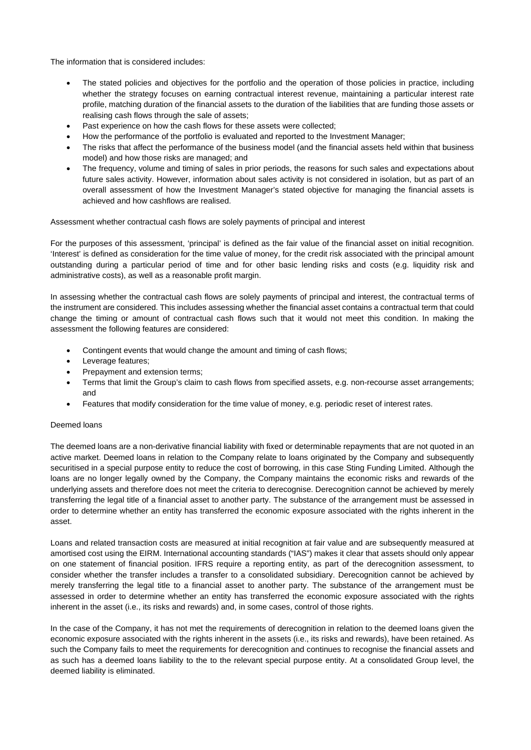The information that is considered includes:

- The stated policies and objectives for the portfolio and the operation of those policies in practice, including whether the strategy focuses on earning contractual interest revenue, maintaining a particular interest rate profile, matching duration of the financial assets to the duration of the liabilities that are funding those assets or realising cash flows through the sale of assets;
- Past experience on how the cash flows for these assets were collected;
- How the performance of the portfolio is evaluated and reported to the Investment Manager;
- The risks that affect the performance of the business model (and the financial assets held within that business model) and how those risks are managed; and
- The frequency, volume and timing of sales in prior periods, the reasons for such sales and expectations about future sales activity. However, information about sales activity is not considered in isolation, but as part of an overall assessment of how the Investment Manager's stated objective for managing the financial assets is achieved and how cashflows are realised.

Assessment whether contractual cash flows are solely payments of principal and interest

For the purposes of this assessment, 'principal' is defined as the fair value of the financial asset on initial recognition. 'Interest' is defined as consideration for the time value of money, for the credit risk associated with the principal amount outstanding during a particular period of time and for other basic lending risks and costs (e.g. liquidity risk and administrative costs), as well as a reasonable profit margin.

In assessing whether the contractual cash flows are solely payments of principal and interest, the contractual terms of the instrument are considered. This includes assessing whether the financial asset contains a contractual term that could change the timing or amount of contractual cash flows such that it would not meet this condition. In making the assessment the following features are considered:

- Contingent events that would change the amount and timing of cash flows;
- Leverage features;
- Prepayment and extension terms;
- Terms that limit the Group's claim to cash flows from specified assets, e.g. non-recourse asset arrangements; and
- Features that modify consideration for the time value of money, e.g. periodic reset of interest rates.

Deemed loans

The deemed loans are a non-derivative financial liability with fixed or determinable repayments that are not quoted in an active market. Deemed loans in relation to the Company relate to loans originated by the Company and subsequently securitised in a special purpose entity to reduce the cost of borrowing, in this case Sting Funding Limited. Although the loans are no longer legally owned by the Company, the Company maintains the economic risks and rewards of the underlying assets and therefore does not meet the criteria to derecognise. Derecognition cannot be achieved by merely transferring the legal title of a financial asset to another party. The substance of the arrangement must be assessed in order to determine whether an entity has transferred the economic exposure associated with the rights inherent in the asset.

Loans and related transaction costs are measured at initial recognition at fair value and are subsequently measured at amortised cost using the EIRM. International accounting standards ("IAS") makes it clear that assets should only appear on one statement of financial position. IFRS require a reporting entity, as part of the derecognition assessment, to consider whether the transfer includes a transfer to a consolidated subsidiary. Derecognition cannot be achieved by merely transferring the legal title to a financial asset to another party. The substance of the arrangement must be assessed in order to determine whether an entity has transferred the economic exposure associated with the rights inherent in the asset (i.e., its risks and rewards) and, in some cases, control of those rights.

In the case of the Company, it has not met the requirements of derecognition in relation to the deemed loans given the economic exposure associated with the rights inherent in the assets (i.e., its risks and rewards), have been retained. As such the Company fails to meet the requirements for derecognition and continues to recognise the financial assets and as such has a deemed loans liability to the to the relevant special purpose entity. At a consolidated Group level, the deemed liability is eliminated.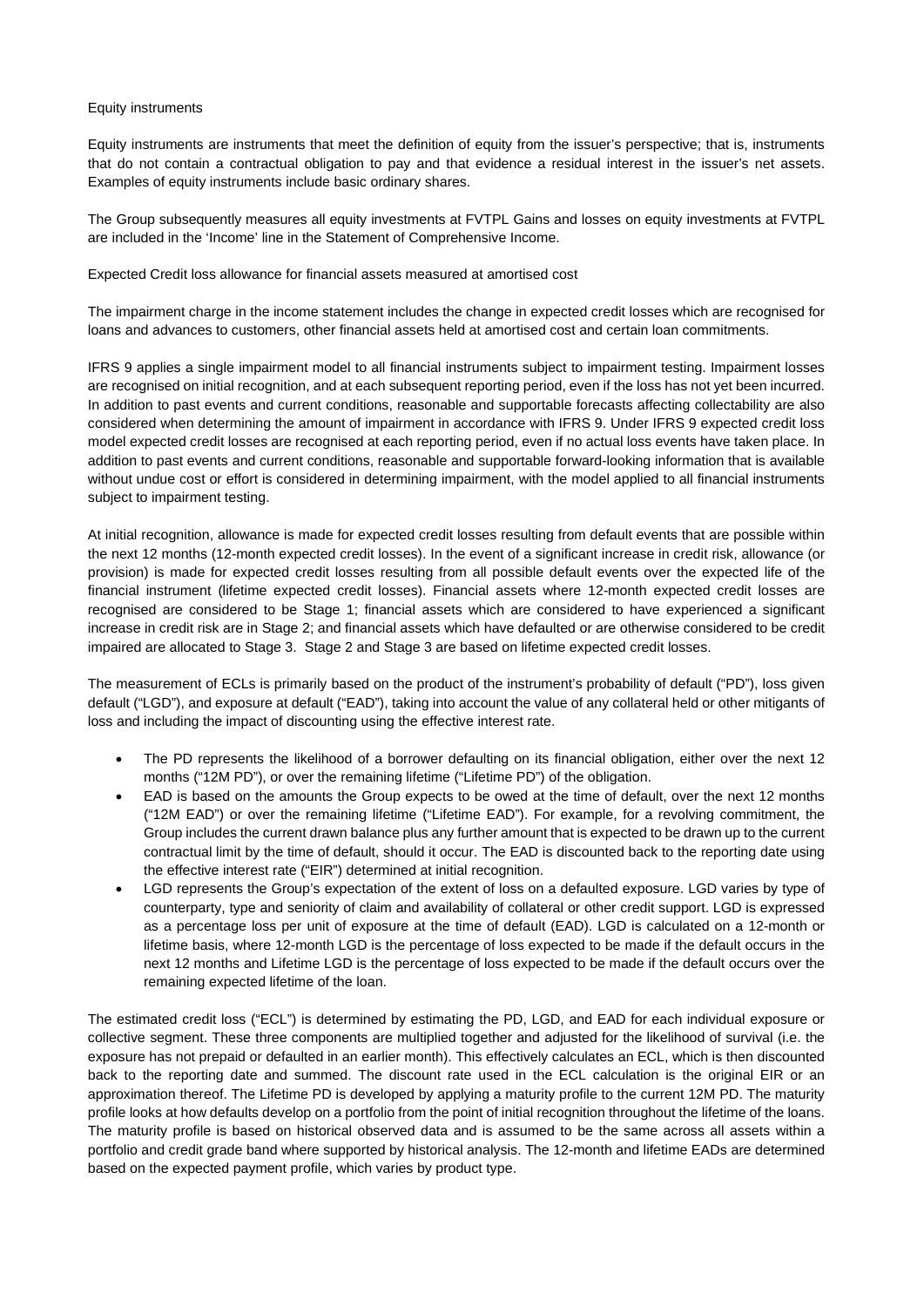Equity instruments

Equity instruments are instruments that meet the definition of equity from the issuer's perspective; that is, instruments that do not contain a contractual obligation to pay and that evidence a residual interest in the issuer's net assets. Examples of equity instruments include basic ordinary shares.

The Group subsequently measures all equity investments at FVTPL Gains and losses on equity investments at FVTPL are included in the 'Income' line in the Statement of Comprehensive Income.

Expected Credit loss allowance for financial assets measured at amortised cost

The impairment charge in the income statement includes the change in expected credit losses which are recognised for loans and advances to customers, other financial assets held at amortised cost and certain loan commitments.

IFRS 9 applies a single impairment model to all financial instruments subject to impairment testing. Impairment losses are recognised on initial recognition, and at each subsequent reporting period, even if the loss has not yet been incurred. In addition to past events and current conditions, reasonable and supportable forecasts affecting collectability are also considered when determining the amount of impairment in accordance with IFRS 9. Under IFRS 9 expected credit loss model expected credit losses are recognised at each reporting period, even if no actual loss events have taken place. In addition to past events and current conditions, reasonable and supportable forward-looking information that is available without undue cost or effort is considered in determining impairment, with the model applied to all financial instruments subject to impairment testing.

At initial recognition, allowance is made for expected credit losses resulting from default events that are possible within the next 12 months (12-month expected credit losses). In the event of a significant increase in credit risk, allowance (or provision) is made for expected credit losses resulting from all possible default events over the expected life of the financial instrument (lifetime expected credit losses). Financial assets where 12-month expected credit losses are recognised are considered to be Stage 1; financial assets which are considered to have experienced a significant increase in credit risk are in Stage 2; and financial assets which have defaulted or are otherwise considered to be credit impaired are allocated to Stage 3. Stage 2 and Stage 3 are based on lifetime expected credit losses.

The measurement of ECLs is primarily based on the product of the instrument's probability of default ("PD"), loss given default ("LGD"), and exposure at default ("EAD"), taking into account the value of any collateral held or other mitigants of loss and including the impact of discounting using the effective interest rate.

- The PD represents the likelihood of a borrower defaulting on its financial obligation, either over the next 12 months ("12M PD"), or over the remaining lifetime ("Lifetime PD") of the obligation.
- EAD is based on the amounts the Group expects to be owed at the time of default, over the next 12 months ("12M EAD") or over the remaining lifetime ("Lifetime EAD"). For example, for a revolving commitment, the Group includes the current drawn balance plus any further amount that is expected to be drawn up to the current contractual limit by the time of default, should it occur. The EAD is discounted back to the reporting date using the effective interest rate ("EIR") determined at initial recognition.
- LGD represents the Group's expectation of the extent of loss on a defaulted exposure. LGD varies by type of counterparty, type and seniority of claim and availability of collateral or other credit support. LGD is expressed as a percentage loss per unit of exposure at the time of default (EAD). LGD is calculated on a 12-month or lifetime basis, where 12-month LGD is the percentage of loss expected to be made if the default occurs in the next 12 months and Lifetime LGD is the percentage of loss expected to be made if the default occurs over the remaining expected lifetime of the loan.

The estimated credit loss ("ECL") is determined by estimating the PD, LGD, and EAD for each individual exposure or collective segment. These three components are multiplied together and adjusted for the likelihood of survival (i.e. the exposure has not prepaid or defaulted in an earlier month). This effectively calculates an ECL, which is then discounted back to the reporting date and summed. The discount rate used in the ECL calculation is the original EIR or an approximation thereof. The Lifetime PD is developed by applying a maturity profile to the current 12M PD. The maturity profile looks at how defaults develop on a portfolio from the point of initial recognition throughout the lifetime of the loans. The maturity profile is based on historical observed data and is assumed to be the same across all assets within a portfolio and credit grade band where supported by historical analysis. The 12-month and lifetime EADs are determined based on the expected payment profile, which varies by product type.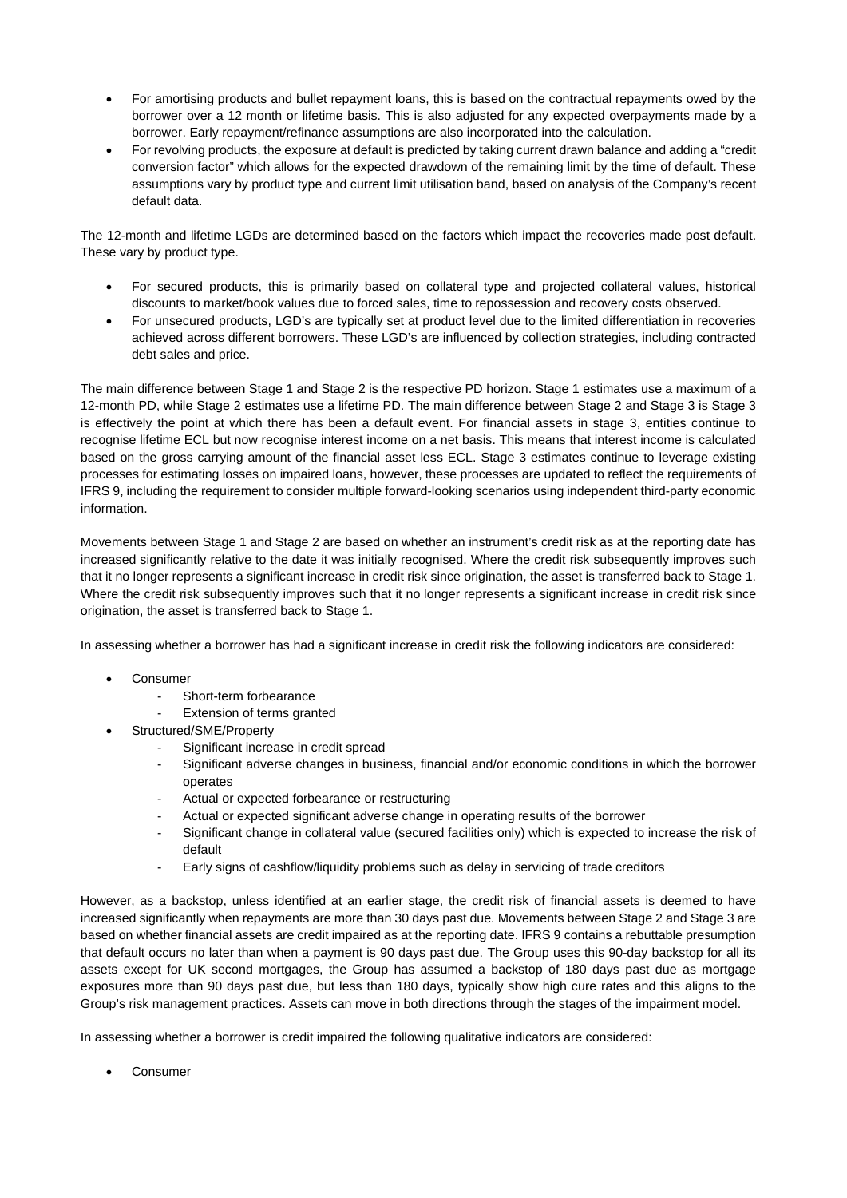- For amortising products and bullet repayment loans, this is based on the contractual repayments owed by the borrower over a 12 month or lifetime basis. This is also adjusted for any expected overpayments made by a borrower. Early repayment/refinance assumptions are also incorporated into the calculation.
- For revolving products, the exposure at default is predicted by taking current drawn balance and adding a "credit conversion factor" which allows for the expected drawdown of the remaining limit by the time of default. These assumptions vary by product type and current limit utilisation band, based on analysis of the Company's recent default data.

The 12-month and lifetime LGDs are determined based on the factors which impact the recoveries made post default. These vary by product type.

- For secured products, this is primarily based on collateral type and projected collateral values, historical discounts to market/book values due to forced sales, time to repossession and recovery costs observed.
- For unsecured products, LGD's are typically set at product level due to the limited differentiation in recoveries achieved across different borrowers. These LGD's are influenced by collection strategies, including contracted debt sales and price.

The main difference between Stage 1 and Stage 2 is the respective PD horizon. Stage 1 estimates use a maximum of a 12-month PD, while Stage 2 estimates use a lifetime PD. The main difference between Stage 2 and Stage 3 is Stage 3 is effectively the point at which there has been a default event. For financial assets in stage 3, entities continue to recognise lifetime ECL but now recognise interest income on a net basis. This means that interest income is calculated based on the gross carrying amount of the financial asset less ECL. Stage 3 estimates continue to leverage existing processes for estimating losses on impaired loans, however, these processes are updated to reflect the requirements of IFRS 9, including the requirement to consider multiple forward-looking scenarios using independent third-party economic information.

Movements between Stage 1 and Stage 2 are based on whether an instrument's credit risk as at the reporting date has increased significantly relative to the date it was initially recognised. Where the credit risk subsequently improves such that it no longer represents a significant increase in credit risk since origination, the asset is transferred back to Stage 1. Where the credit risk subsequently improves such that it no longer represents a significant increase in credit risk since origination, the asset is transferred back to Stage 1.

In assessing whether a borrower has had a significant increase in credit risk the following indicators are considered:

- Consumer
  - Short-term forbearance
  - Extension of terms granted
- Structured/SME/Property
  - Significant increase in credit spread
  - Significant adverse changes in business, financial and/or economic conditions in which the borrower operates
  - Actual or expected forbearance or restructuring
  - Actual or expected significant adverse change in operating results of the borrower
  - Significant change in collateral value (secured facilities only) which is expected to increase the risk of default
  - Early signs of cashflow/liquidity problems such as delay in servicing of trade creditors

However, as a backstop, unless identified at an earlier stage, the credit risk of financial assets is deemed to have increased significantly when repayments are more than 30 days past due. Movements between Stage 2 and Stage 3 are based on whether financial assets are credit impaired as at the reporting date. IFRS 9 contains a rebuttable presumption that default occurs no later than when a payment is 90 days past due. The Group uses this 90-day backstop for all its assets except for UK second mortgages, the Group has assumed a backstop of 180 days past due as mortgage exposures more than 90 days past due, but less than 180 days, typically show high cure rates and this aligns to the Group's risk management practices. Assets can move in both directions through the stages of the impairment model.

In assessing whether a borrower is credit impaired the following qualitative indicators are considered:

- Consumer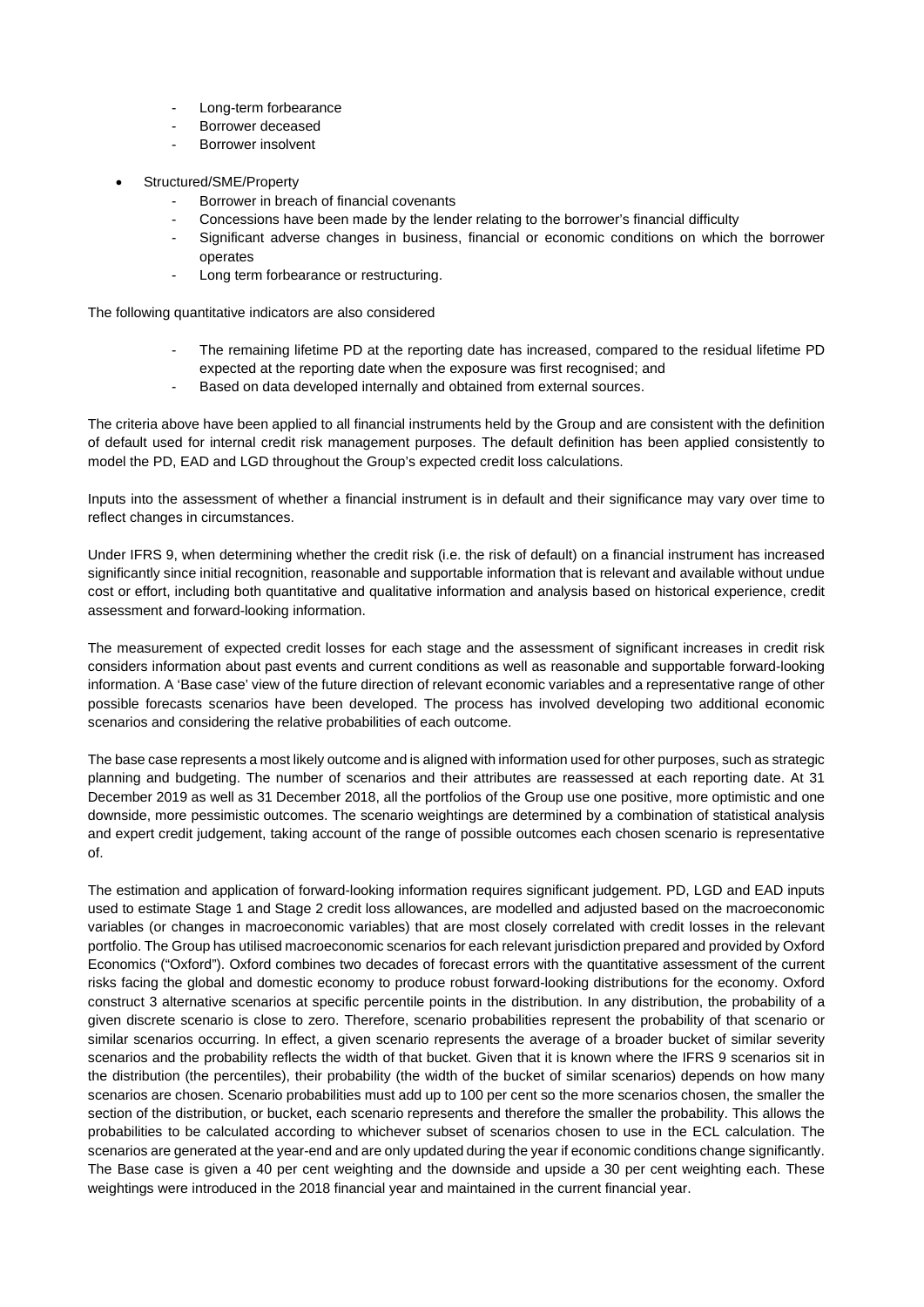- Long-term forbearance
  - Borrower deceased
  - Borrower insolvent

- Structured/SME/Property
  - Borrower in breach of financial covenants
  - Concessions have been made by the lender relating to the borrower's financial difficulty
  - Significant adverse changes in business, financial or economic conditions on which the borrower operates
  - Long term forbearance or restructuring.

The following quantitative indicators are also considered

- The remaining lifetime PD at the reporting date has increased, compared to the residual lifetime PD expected at the reporting date when the exposure was first recognised; and
- Based on data developed internally and obtained from external sources.

The criteria above have been applied to all financial instruments held by the Group and are consistent with the definition of default used for internal credit risk management purposes. The default definition has been applied consistently to model the PD, EAD and LGD throughout the Group's expected credit loss calculations.

Inputs into the assessment of whether a financial instrument is in default and their significance may vary over time to reflect changes in circumstances.

Under IFRS 9, when determining whether the credit risk (i.e. the risk of default) on a financial instrument has increased significantly since initial recognition, reasonable and supportable information that is relevant and available without undue cost or effort, including both quantitative and qualitative information and analysis based on historical experience, credit assessment and forward-looking information.

The measurement of expected credit losses for each stage and the assessment of significant increases in credit risk considers information about past events and current conditions as well as reasonable and supportable forward-looking information. A 'Base case' view of the future direction of relevant economic variables and a representative range of other possible forecasts scenarios have been developed. The process has involved developing two additional economic scenarios and considering the relative probabilities of each outcome.

The base case represents a most likely outcome and is aligned with information used for other purposes, such as strategic planning and budgeting. The number of scenarios and their attributes are reassessed at each reporting date. At 31 December 2019 as well as 31 December 2018, all the portfolios of the Group use one positive, more optimistic and one downside, more pessimistic outcomes. The scenario weightings are determined by a combination of statistical analysis and expert credit judgement, taking account of the range of possible outcomes each chosen scenario is representative of.

The estimation and application of forward-looking information requires significant judgement. PD, LGD and EAD inputs used to estimate Stage 1 and Stage 2 credit loss allowances, are modelled and adjusted based on the macroeconomic variables (or changes in macroeconomic variables) that are most closely correlated with credit losses in the relevant portfolio. The Group has utilised macroeconomic scenarios for each relevant jurisdiction prepared and provided by Oxford Economics ("Oxford"). Oxford combines two decades of forecast errors with the quantitative assessment of the current risks facing the global and domestic economy to produce robust forward-looking distributions for the economy. Oxford construct 3 alternative scenarios at specific percentile points in the distribution. In any distribution, the probability of a given discrete scenario is close to zero. Therefore, scenario probabilities represent the probability of that scenario or similar scenarios occurring. In effect, a given scenario represents the average of a broader bucket of similar severity scenarios and the probability reflects the width of that bucket. Given that it is known where the IFRS 9 scenarios sit in the distribution (the percentiles), their probability (the width of the bucket of similar scenarios) depends on how many scenarios are chosen. Scenario probabilities must add up to 100 per cent so the more scenarios chosen, the smaller the section of the distribution, or bucket, each scenario represents and therefore the smaller the probability. This allows the probabilities to be calculated according to whichever subset of scenarios chosen to use in the ECL calculation. The scenarios are generated at the year-end and are only updated during the year if economic conditions change significantly. The Base case is given a 40 per cent weighting and the downside and upside a 30 per cent weighting each. These weightings were introduced in the 2018 financial year and maintained in the current financial year.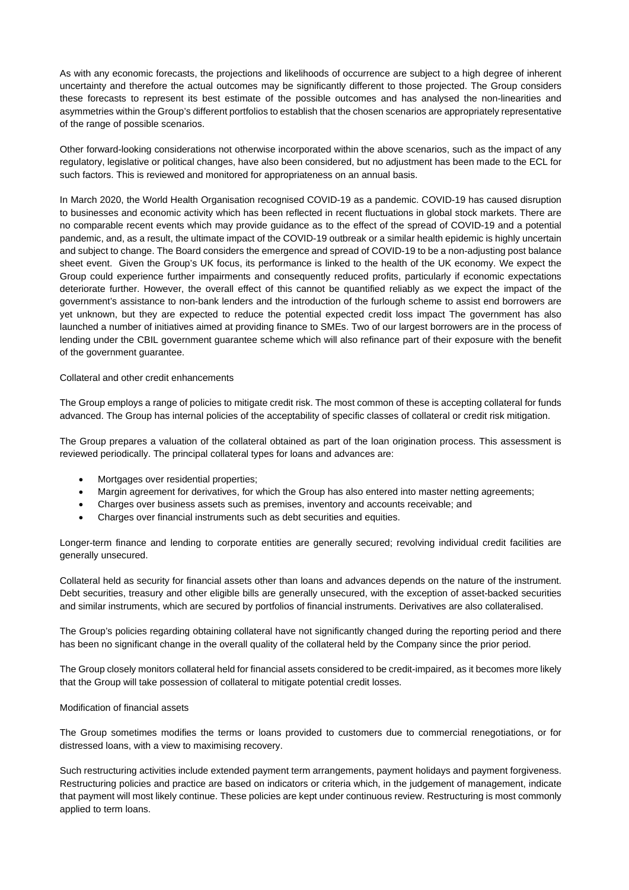As with any economic forecasts, the projections and likelihoods of occurrence are subject to a high degree of inherent uncertainty and therefore the actual outcomes may be significantly different to those projected. The Group considers these forecasts to represent its best estimate of the possible outcomes and has analysed the non-linearities and asymmetries within the Group's different portfolios to establish that the chosen scenarios are appropriately representative of the range of possible scenarios.

Other forward-looking considerations not otherwise incorporated within the above scenarios, such as the impact of any regulatory, legislative or political changes, have also been considered, but no adjustment has been made to the ECL for such factors. This is reviewed and monitored for appropriateness on an annual basis.

In March 2020, the World Health Organisation recognised COVID-19 as a pandemic. COVID-19 has caused disruption to businesses and economic activity which has been reflected in recent fluctuations in global stock markets. There are no comparable recent events which may provide guidance as to the effect of the spread of COVID-19 and a potential pandemic, and, as a result, the ultimate impact of the COVID-19 outbreak or a similar health epidemic is highly uncertain and subject to change. The Board considers the emergence and spread of COVID-19 to be a non-adjusting post balance sheet event. Given the Group's UK focus, its performance is linked to the health of the UK economy. We expect the Group could experience further impairments and consequently reduced profits, particularly if economic expectations deteriorate further. However, the overall effect of this cannot be quantified reliably as we expect the impact of the government's assistance to non-bank lenders and the introduction of the furlough scheme to assist end borrowers are yet unknown, but they are expected to reduce the potential expected credit loss impact The government has also launched a number of initiatives aimed at providing finance to SMEs. Two of our largest borrowers are in the process of lending under the CBIL government guarantee scheme which will also refinance part of their exposure with the benefit of the government guarantee.

Collateral and other credit enhancements

The Group employs a range of policies to mitigate credit risk. The most common of these is accepting collateral for funds advanced. The Group has internal policies of the acceptability of specific classes of collateral or credit risk mitigation.

The Group prepares a valuation of the collateral obtained as part of the loan origination process. This assessment is reviewed periodically. The principal collateral types for loans and advances are:

- Mortgages over residential properties;
- Margin agreement for derivatives, for which the Group has also entered into master netting agreements;
- Charges over business assets such as premises, inventory and accounts receivable; and
- Charges over financial instruments such as debt securities and equities.

Longer-term finance and lending to corporate entities are generally secured; revolving individual credit facilities are generally unsecured.

Collateral held as security for financial assets other than loans and advances depends on the nature of the instrument. Debt securities, treasury and other eligible bills are generally unsecured, with the exception of asset-backed securities and similar instruments, which are secured by portfolios of financial instruments. Derivatives are also collateralised.

The Group's policies regarding obtaining collateral have not significantly changed during the reporting period and there has been no significant change in the overall quality of the collateral held by the Company since the prior period.

The Group closely monitors collateral held for financial assets considered to be credit-impaired, as it becomes more likely that the Group will take possession of collateral to mitigate potential credit losses.

Modification of financial assets

The Group sometimes modifies the terms or loans provided to customers due to commercial renegotiations, or for distressed loans, with a view to maximising recovery.

Such restructuring activities include extended payment term arrangements, payment holidays and payment forgiveness. Restructuring policies and practice are based on indicators or criteria which, in the judgement of management, indicate that payment will most likely continue. These policies are kept under continuous review. Restructuring is most commonly applied to term loans.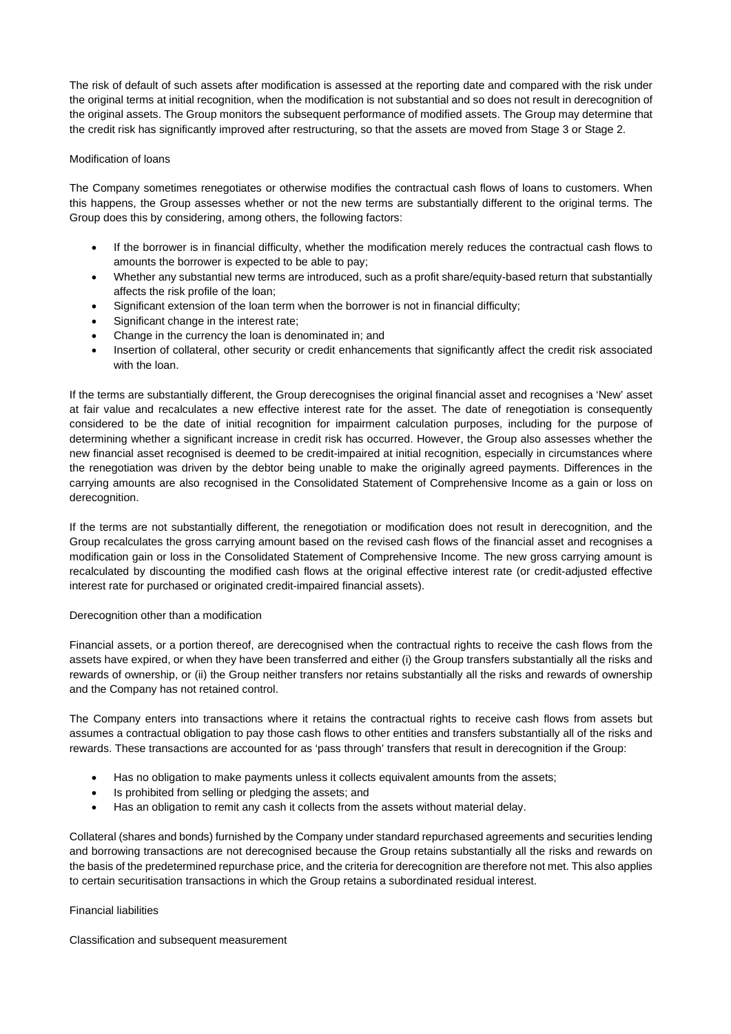The risk of default of such assets after modification is assessed at the reporting date and compared with the risk under the original terms at initial recognition, when the modification is not substantial and so does not result in derecognition of the original assets. The Group monitors the subsequent performance of modified assets. The Group may determine that the credit risk has significantly improved after restructuring, so that the assets are moved from Stage 3 or Stage 2.

Modification of loans

The Company sometimes renegotiates or otherwise modifies the contractual cash flows of loans to customers. When this happens, the Group assesses whether or not the new terms are substantially different to the original terms. The Group does this by considering, among others, the following factors:

- If the borrower is in financial difficulty, whether the modification merely reduces the contractual cash flows to amounts the borrower is expected to be able to pay;
- Whether any substantial new terms are introduced, such as a profit share/equity-based return that substantially affects the risk profile of the loan;
- Significant extension of the loan term when the borrower is not in financial difficulty;
- Significant change in the interest rate;
- Change in the currency the loan is denominated in; and
- Insertion of collateral, other security or credit enhancements that significantly affect the credit risk associated with the loan.

If the terms are substantially different, the Group derecognises the original financial asset and recognises a 'New' asset at fair value and recalculates a new effective interest rate for the asset. The date of renegotiation is consequently considered to be the date of initial recognition for impairment calculation purposes, including for the purpose of determining whether a significant increase in credit risk has occurred. However, the Group also assesses whether the new financial asset recognised is deemed to be credit-impaired at initial recognition, especially in circumstances where the renegotiation was driven by the debtor being unable to make the originally agreed payments. Differences in the carrying amounts are also recognised in the Consolidated Statement of Comprehensive Income as a gain or loss on derecognition.

If the terms are not substantially different, the renegotiation or modification does not result in derecognition, and the Group recalculates the gross carrying amount based on the revised cash flows of the financial asset and recognises a modification gain or loss in the Consolidated Statement of Comprehensive Income. The new gross carrying amount is recalculated by discounting the modified cash flows at the original effective interest rate (or credit-adjusted effective interest rate for purchased or originated credit-impaired financial assets).

Derecognition other than a modification

Financial assets, or a portion thereof, are derecognised when the contractual rights to receive the cash flows from the assets have expired, or when they have been transferred and either (i) the Group transfers substantially all the risks and rewards of ownership, or (ii) the Group neither transfers nor retains substantially all the risks and rewards of ownership and the Company has not retained control.

The Company enters into transactions where it retains the contractual rights to receive cash flows from assets but assumes a contractual obligation to pay those cash flows to other entities and transfers substantially all of the risks and rewards. These transactions are accounted for as 'pass through' transfers that result in derecognition if the Group:

- Has no obligation to make payments unless it collects equivalent amounts from the assets;
- Is prohibited from selling or pledging the assets; and
- Has an obligation to remit any cash it collects from the assets without material delay.

Collateral (shares and bonds) furnished by the Company under standard repurchased agreements and securities lending and borrowing transactions are not derecognised because the Group retains substantially all the risks and rewards on the basis of the predetermined repurchase price, and the criteria for derecognition are therefore not met. This also applies to certain securitisation transactions in which the Group retains a subordinated residual interest.

Financial liabilities

Classification and subsequent measurement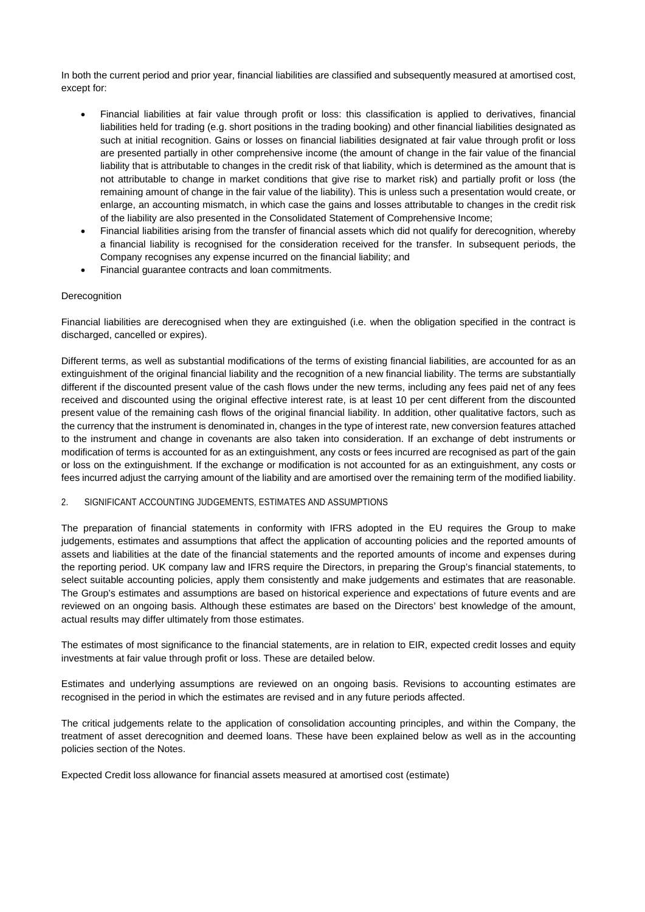In both the current period and prior year, financial liabilities are classified and subsequently measured at amortised cost, except for:

- Financial liabilities at fair value through profit or loss: this classification is applied to derivatives, financial liabilities held for trading (e.g. short positions in the trading booking) and other financial liabilities designated as such at initial recognition. Gains or losses on financial liabilities designated at fair value through profit or loss are presented partially in other comprehensive income (the amount of change in the fair value of the financial liability that is attributable to changes in the credit risk of that liability, which is determined as the amount that is not attributable to change in market conditions that give rise to market risk) and partially profit or loss (the remaining amount of change in the fair value of the liability). This is unless such a presentation would create, or enlarge, an accounting mismatch, in which case the gains and losses attributable to changes in the credit risk of the liability are also presented in the Consolidated Statement of Comprehensive Income;
- Financial liabilities arising from the transfer of financial assets which did not qualify for derecognition, whereby a financial liability is recognised for the consideration received for the transfer. In subsequent periods, the Company recognises any expense incurred on the financial liability; and
- Financial guarantee contracts and loan commitments.

Derecognition

Financial liabilities are derecognised when they are extinguished (i.e. when the obligation specified in the contract is discharged, cancelled or expires).

Different terms, as well as substantial modifications of the terms of existing financial liabilities, are accounted for as an extinguishment of the original financial liability and the recognition of a new financial liability. The terms are substantially different if the discounted present value of the cash flows under the new terms, including any fees paid net of any fees received and discounted using the original effective interest rate, is at least 10 per cent different from the discounted present value of the remaining cash flows of the original financial liability. In addition, other qualitative factors, such as the currency that the instrument is denominated in, changes in the type of interest rate, new conversion features attached to the instrument and change in covenants are also taken into consideration. If an exchange of debt instruments or modification of terms is accounted for as an extinguishment, any costs or fees incurred are recognised as part of the gain or loss on the extinguishment. If the exchange or modification is not accounted for as an extinguishment, any costs or fees incurred adjust the carrying amount of the liability and are amortised over the remaining term of the modified liability.

## 2. SIGNIFICANT ACCOUNTING JUDGEMENTS, ESTIMATES AND ASSUMPTIONS

The preparation of financial statements in conformity with IFRS adopted in the EU requires the Group to make judgements, estimates and assumptions that affect the application of accounting policies and the reported amounts of assets and liabilities at the date of the financial statements and the reported amounts of income and expenses during the reporting period. UK company law and IFRS require the Directors, in preparing the Group's financial statements, to select suitable accounting policies, apply them consistently and make judgements and estimates that are reasonable. The Group's estimates and assumptions are based on historical experience and expectations of future events and are reviewed on an ongoing basis. Although these estimates are based on the Directors' best knowledge of the amount, actual results may differ ultimately from those estimates.

The estimates of most significance to the financial statements, are in relation to EIR, expected credit losses and equity investments at fair value through profit or loss. These are detailed below.

Estimates and underlying assumptions are reviewed on an ongoing basis. Revisions to accounting estimates are recognised in the period in which the estimates are revised and in any future periods affected.

The critical judgements relate to the application of consolidation accounting principles, and within the Company, the treatment of asset derecognition and deemed loans. These have been explained below as well as in the accounting policies section of the Notes.

Expected Credit loss allowance for financial assets measured at amortised cost (estimate)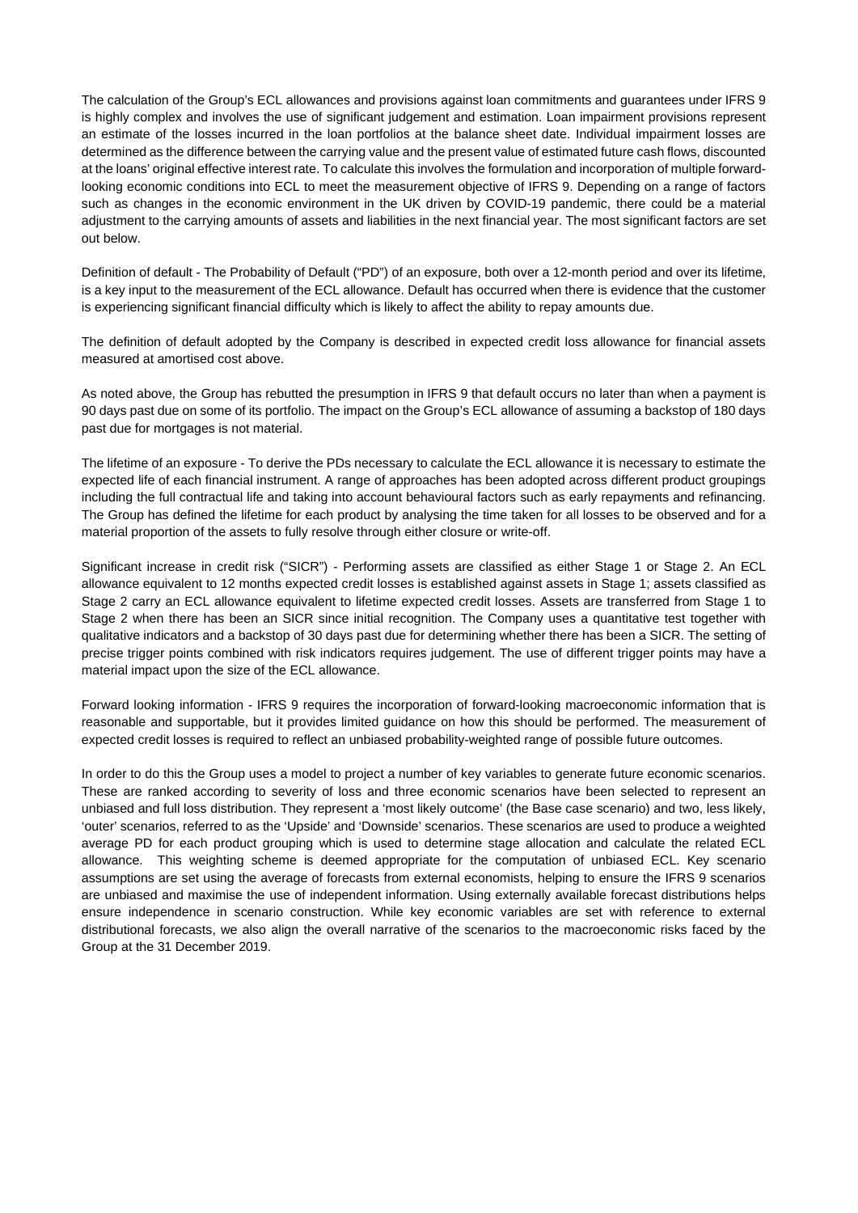The calculation of the Group's ECL allowances and provisions against loan commitments and guarantees under IFRS 9 is highly complex and involves the use of significant judgement and estimation. Loan impairment provisions represent an estimate of the losses incurred in the loan portfolios at the balance sheet date. Individual impairment losses are determined as the difference between the carrying value and the present value of estimated future cash flows, discounted at the loans' original effective interest rate. To calculate this involves the formulation and incorporation of multiple forward-looking economic conditions into ECL to meet the measurement objective of IFRS 9. Depending on a range of factors such as changes in the economic environment in the UK driven by COVID-19 pandemic, there could be a material adjustment to the carrying amounts of assets and liabilities in the next financial year. The most significant factors are set out below.

Definition of default - The Probability of Default ("PD") of an exposure, both over a 12-month period and over its lifetime, is a key input to the measurement of the ECL allowance. Default has occurred when there is evidence that the customer is experiencing significant financial difficulty which is likely to affect the ability to repay amounts due.

The definition of default adopted by the Company is described in expected credit loss allowance for financial assets measured at amortised cost above.

As noted above, the Group has rebutted the presumption in IFRS 9 that default occurs no later than when a payment is 90 days past due on some of its portfolio. The impact on the Group's ECL allowance of assuming a backstop of 180 days past due for mortgages is not material.

The lifetime of an exposure - To derive the PDs necessary to calculate the ECL allowance it is necessary to estimate the expected life of each financial instrument. A range of approaches has been adopted across different product groupings including the full contractual life and taking into account behavioural factors such as early repayments and refinancing. The Group has defined the lifetime for each product by analysing the time taken for all losses to be observed and for a material proportion of the assets to fully resolve through either closure or write-off.

Significant increase in credit risk ("SICR") - Performing assets are classified as either Stage 1 or Stage 2. An ECL allowance equivalent to 12 months expected credit losses is established against assets in Stage 1; assets classified as Stage 2 carry an ECL allowance equivalent to lifetime expected credit losses. Assets are transferred from Stage 1 to Stage 2 when there has been an SICR since initial recognition. The Company uses a quantitative test together with qualitative indicators and a backstop of 30 days past due for determining whether there has been a SICR. The setting of precise trigger points combined with risk indicators requires judgement. The use of different trigger points may have a material impact upon the size of the ECL allowance.

Forward looking information - IFRS 9 requires the incorporation of forward-looking macroeconomic information that is reasonable and supportable, but it provides limited guidance on how this should be performed. The measurement of expected credit losses is required to reflect an unbiased probability-weighted range of possible future outcomes.

In order to do this the Group uses a model to project a number of key variables to generate future economic scenarios. These are ranked according to severity of loss and three economic scenarios have been selected to represent an unbiased and full loss distribution. They represent a 'most likely outcome' (the Base case scenario) and two, less likely, 'outer' scenarios, referred to as the 'Upside' and 'Downside' scenarios. These scenarios are used to produce a weighted average PD for each product grouping which is used to determine stage allocation and calculate the related ECL allowance. This weighting scheme is deemed appropriate for the computation of unbiased ECL. Key scenario assumptions are set using the average of forecasts from external economists, helping to ensure the IFRS 9 scenarios are unbiased and maximise the use of independent information. Using externally available forecast distributions helps ensure independence in scenario construction. While key economic variables are set with reference to external distributional forecasts, we also align the overall narrative of the scenarios to the macroeconomic risks faced by the Group at the 31 December 2019.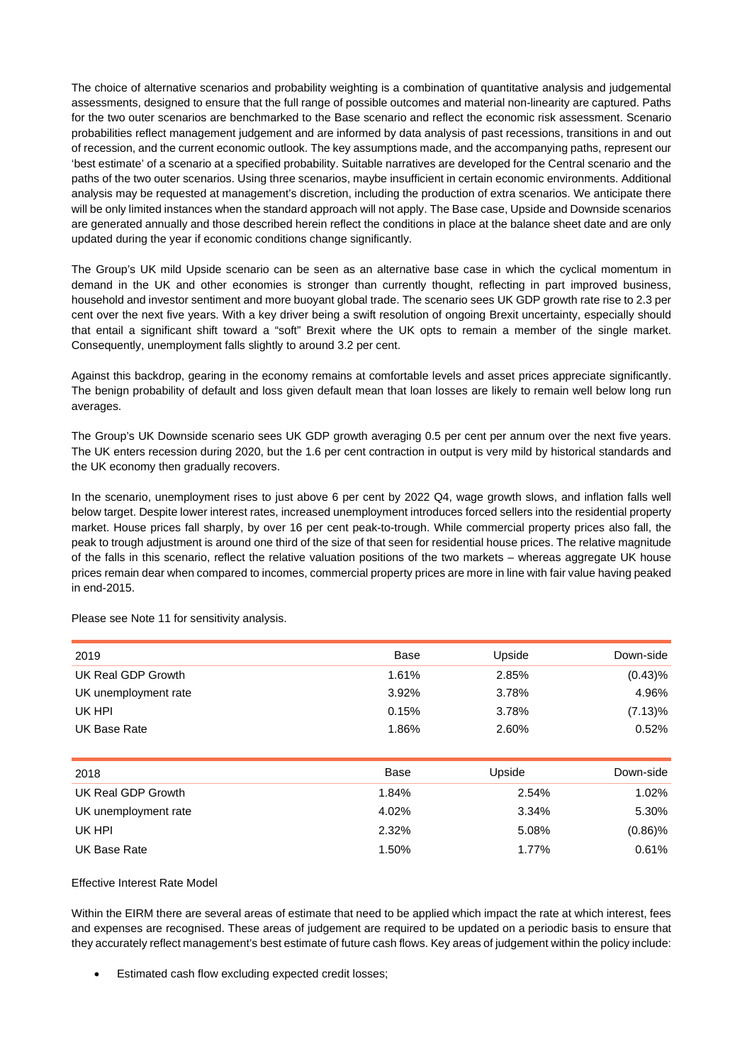The choice of alternative scenarios and probability weighting is a combination of quantitative analysis and judgemental assessments, designed to ensure that the full range of possible outcomes and material non-linearity are captured. Paths for the two outer scenarios are benchmarked to the Base scenario and reflect the economic risk assessment. Scenario probabilities reflect management judgement and are informed by data analysis of past recessions, transitions in and out of recession, and the current economic outlook. The key assumptions made, and the accompanying paths, represent our 'best estimate' of a scenario at a specified probability. Suitable narratives are developed for the Central scenario and the paths of the two outer scenarios. Using three scenarios, maybe insufficient in certain economic environments. Additional analysis may be requested at management's discretion, including the production of extra scenarios. We anticipate there will be only limited instances when the standard approach will not apply. The Base case, Upside and Downside scenarios are generated annually and those described herein reflect the conditions in place at the balance sheet date and are only updated during the year if economic conditions change significantly.

The Group's UK mild Upside scenario can be seen as an alternative base case in which the cyclical momentum in demand in the UK and other economies is stronger than currently thought, reflecting in part improved business, household and investor sentiment and more buoyant global trade. The scenario sees UK GDP growth rate rise to 2.3 per cent over the next five years. With a key driver being a swift resolution of ongoing Brexit uncertainty, especially should that entail a significant shift toward a "soft" Brexit where the UK opts to remain a member of the single market. Consequently, unemployment falls slightly to around 3.2 per cent.

Against this backdrop, gearing in the economy remains at comfortable levels and asset prices appreciate significantly. The benign probability of default and loss given default mean that loan losses are likely to remain well below long run averages.

The Group's UK Downside scenario sees UK GDP growth averaging 0.5 per cent per annum over the next five years. The UK enters recession during 2020, but the 1.6 per cent contraction in output is very mild by historical standards and the UK economy then gradually recovers.

In the scenario, unemployment rises to just above 6 per cent by 2022 Q4, wage growth slows, and inflation falls well below target. Despite lower interest rates, increased unemployment introduces forced sellers into the residential property market. House prices fall sharply, by over 16 per cent peak-to-trough. While commercial property prices also fall, the peak to trough adjustment is around one third of the size of that seen for residential house prices. The relative magnitude of the falls in this scenario, reflect the relative valuation positions of the two markets – whereas aggregate UK house prices remain dear when compared to incomes, commercial property prices are more in line with fair value having peaked in end-2015.

Please see Note 11 for sensitivity analysis.

| 2019 | Base | Upside | Down-side |
|---|---|---|---|
| UK Real GDP Growth | 1.61% | 2.85% | (0.43)% |
| UK unemployment rate | 3.92% | 3.78% | 4.96% |
| UK HPI | 0.15% | 3.78% | (7.13)% |
| UK Base Rate | 1.86% | 2.60% | 0.52% |

| 2018 | Base | Upside | Down-side |
|---|---|---|---|
| UK Real GDP Growth | 1.84% | 2.54% | 1.02% |
| UK unemployment rate | 4.02% | 3.34% | 5.30% |
| UK HPI | 2.32% | 5.08% | (0.86)% |
| UK Base Rate | 1.50% | 1.77% | 0.61% |

Effective Interest Rate Model

Within the EIRM there are several areas of estimate that need to be applied which impact the rate at which interest, fees and expenses are recognised. These areas of judgement are required to be updated on a periodic basis to ensure that they accurately reflect management's best estimate of future cash flows. Key areas of judgement within the policy include:

- Estimated cash flow excluding expected credit losses;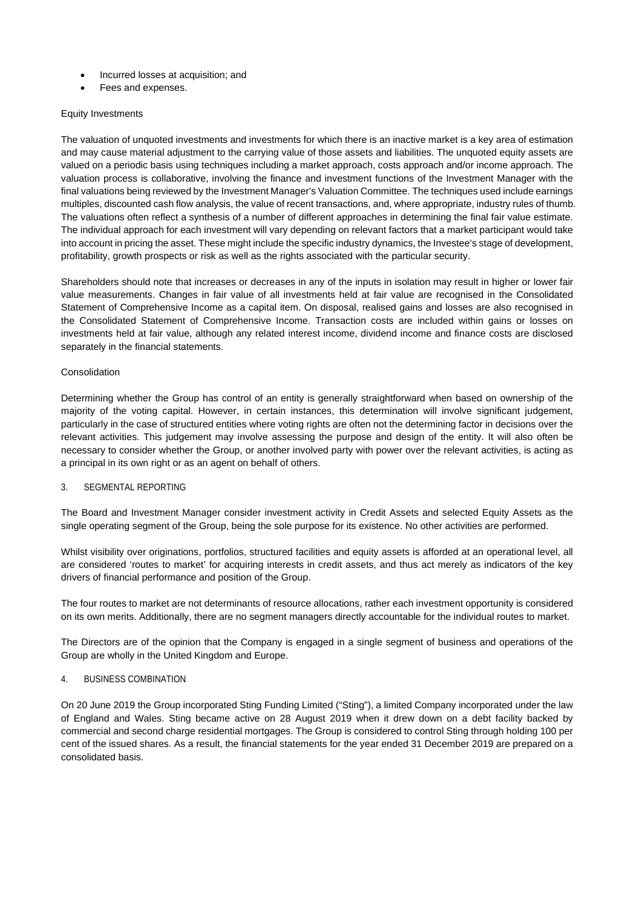- Incurred losses at acquisition; and
- Fees and expenses.

Equity Investments

The valuation of unquoted investments and investments for which there is an inactive market is a key area of estimation and may cause material adjustment to the carrying value of those assets and liabilities. The unquoted equity assets are valued on a periodic basis using techniques including a market approach, costs approach and/or income approach. The valuation process is collaborative, involving the finance and investment functions of the Investment Manager with the final valuations being reviewed by the Investment Manager's Valuation Committee. The techniques used include earnings multiples, discounted cash flow analysis, the value of recent transactions, and, where appropriate, industry rules of thumb. The valuations often reflect a synthesis of a number of different approaches in determining the final fair value estimate. The individual approach for each investment will vary depending on relevant factors that a market participant would take into account in pricing the asset. These might include the specific industry dynamics, the Investee's stage of development, profitability, growth prospects or risk as well as the rights associated with the particular security.

Shareholders should note that increases or decreases in any of the inputs in isolation may result in higher or lower fair value measurements. Changes in fair value of all investments held at fair value are recognised in the Consolidated Statement of Comprehensive Income as a capital item. On disposal, realised gains and losses are also recognised in the Consolidated Statement of Comprehensive Income. Transaction costs are included within gains or losses on investments held at fair value, although any related interest income, dividend income and finance costs are disclosed separately in the financial statements.

Consolidation

Determining whether the Group has control of an entity is generally straightforward when based on ownership of the majority of the voting capital. However, in certain instances, this determination will involve significant judgement, particularly in the case of structured entities where voting rights are often not the determining factor in decisions over the relevant activities. This judgement may involve assessing the purpose and design of the entity. It will also often be necessary to consider whether the Group, or another involved party with power over the relevant activities, is acting as a principal in its own right or as an agent on behalf of others.

## 3. SEGMENTAL REPORTING

The Board and Investment Manager consider investment activity in Credit Assets and selected Equity Assets as the single operating segment of the Group, being the sole purpose for its existence. No other activities are performed.

Whilst visibility over originations, portfolios, structured facilities and equity assets is afforded at an operational level, all are considered 'routes to market' for acquiring interests in credit assets, and thus act merely as indicators of the key drivers of financial performance and position of the Group.

The four routes to market are not determinants of resource allocations, rather each investment opportunity is considered on its own merits. Additionally, there are no segment managers directly accountable for the individual routes to market.

The Directors are of the opinion that the Company is engaged in a single segment of business and operations of the Group are wholly in the United Kingdom and Europe.

## 4. BUSINESS COMBINATION

On 20 June 2019 the Group incorporated Sting Funding Limited ("Sting"), a limited Company incorporated under the law of England and Wales. Sting became active on 28 August 2019 when it drew down on a debt facility backed by commercial and second charge residential mortgages. The Group is considered to control Sting through holding 100 per cent of the issued shares. As a result, the financial statements for the year ended 31 December 2019 are prepared on a consolidated basis.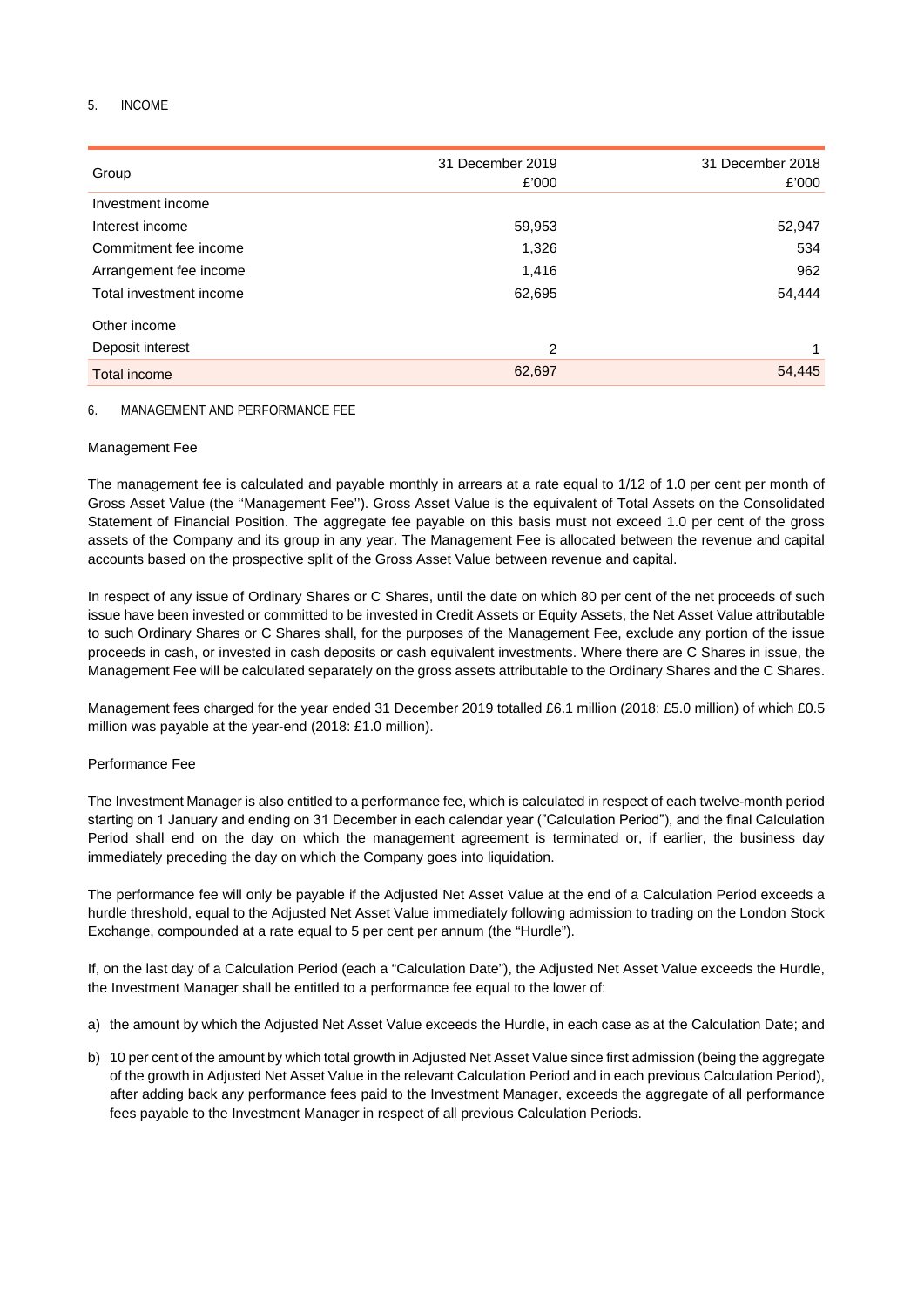## 5. INCOME

| Group | 31 December 2019<br>£'000 | 31 December 2018<br>£'000 |
|---|---|---|
| Investment income | | |
| Interest income | 59,953 | 52,947 |
| Commitment fee income | 1,326 | 534 |
| Arrangement fee income | 1,416 | 962 |
| Total investment income | 62,695 | 54,444 |
| Other income | | |
| Deposit interest | 2 | 1 |
| Total income | 62,697 | 54,445 |

## 6. MANAGEMENT AND PERFORMANCE FEE

### Management Fee

The management fee is calculated and payable monthly in arrears at a rate equal to 1/12 of 1.0 per cent per month of Gross Asset Value (the ''Management Fee''). Gross Asset Value is the equivalent of Total Assets on the Consolidated Statement of Financial Position. The aggregate fee payable on this basis must not exceed 1.0 per cent of the gross assets of the Company and its group in any year. The Management Fee is allocated between the revenue and capital accounts based on the prospective split of the Gross Asset Value between revenue and capital.

In respect of any issue of Ordinary Shares or C Shares, until the date on which 80 per cent of the net proceeds of such issue have been invested or committed to be invested in Credit Assets or Equity Assets, the Net Asset Value attributable to such Ordinary Shares or C Shares shall, for the purposes of the Management Fee, exclude any portion of the issue proceeds in cash, or invested in cash deposits or cash equivalent investments. Where there are C Shares in issue, the Management Fee will be calculated separately on the gross assets attributable to the Ordinary Shares and the C Shares.

Management fees charged for the year ended 31 December 2019 totalled £6.1 million (2018: £5.0 million) of which £0.5 million was payable at the year-end (2018: £1.0 million).

### Performance Fee

The Investment Manager is also entitled to a performance fee, which is calculated in respect of each twelve-month period starting on 1 January and ending on 31 December in each calendar year ("Calculation Period"), and the final Calculation Period shall end on the day on which the management agreement is terminated or, if earlier, the business day immediately preceding the day on which the Company goes into liquidation.

The performance fee will only be payable if the Adjusted Net Asset Value at the end of a Calculation Period exceeds a hurdle threshold, equal to the Adjusted Net Asset Value immediately following admission to trading on the London Stock Exchange, compounded at a rate equal to 5 per cent per annum (the "Hurdle").

If, on the last day of a Calculation Period (each a "Calculation Date"), the Adjusted Net Asset Value exceeds the Hurdle, the Investment Manager shall be entitled to a performance fee equal to the lower of:

a) the amount by which the Adjusted Net Asset Value exceeds the Hurdle, in each case as at the Calculation Date; and

b) 10 per cent of the amount by which total growth in Adjusted Net Asset Value since first admission (being the aggregate of the growth in Adjusted Net Asset Value in the relevant Calculation Period and in each previous Calculation Period), after adding back any performance fees paid to the Investment Manager, exceeds the aggregate of all performance fees payable to the Investment Manager in respect of all previous Calculation Periods.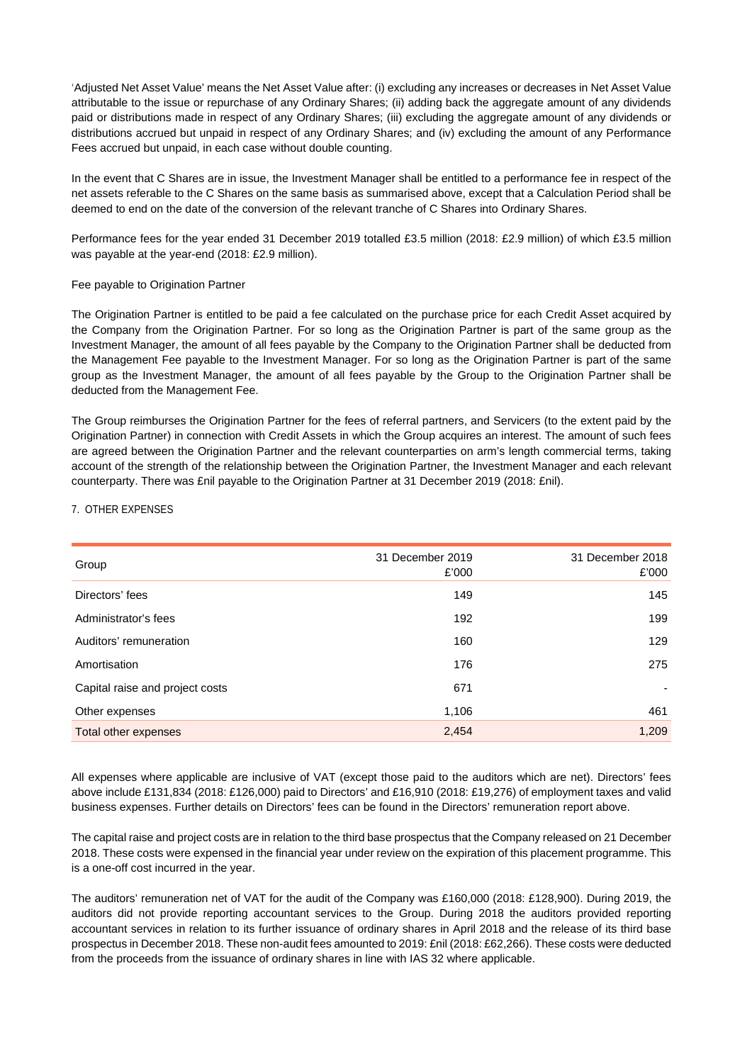'Adjusted Net Asset Value' means the Net Asset Value after: (i) excluding any increases or decreases in Net Asset Value attributable to the issue or repurchase of any Ordinary Shares; (ii) adding back the aggregate amount of any dividends paid or distributions made in respect of any Ordinary Shares; (iii) excluding the aggregate amount of any dividends or distributions accrued but unpaid in respect of any Ordinary Shares; and (iv) excluding the amount of any Performance Fees accrued but unpaid, in each case without double counting.

In the event that C Shares are in issue, the Investment Manager shall be entitled to a performance fee in respect of the net assets referable to the C Shares on the same basis as summarised above, except that a Calculation Period shall be deemed to end on the date of the conversion of the relevant tranche of C Shares into Ordinary Shares.

Performance fees for the year ended 31 December 2019 totalled £3.5 million (2018: £2.9 million) of which £3.5 million was payable at the year-end (2018: £2.9 million).

Fee payable to Origination Partner

The Origination Partner is entitled to be paid a fee calculated on the purchase price for each Credit Asset acquired by the Company from the Origination Partner. For so long as the Origination Partner is part of the same group as the Investment Manager, the amount of all fees payable by the Company to the Origination Partner shall be deducted from the Management Fee payable to the Investment Manager. For so long as the Origination Partner is part of the same group as the Investment Manager, the amount of all fees payable by the Group to the Origination Partner shall be deducted from the Management Fee.

The Group reimburses the Origination Partner for the fees of referral partners, and Servicers (to the extent paid by the Origination Partner) in connection with Credit Assets in which the Group acquires an interest. The amount of such fees are agreed between the Origination Partner and the relevant counterparties on arm's length commercial terms, taking account of the strength of the relationship between the Origination Partner, the Investment Manager and each relevant counterparty. There was £nil payable to the Origination Partner at 31 December 2019 (2018: £nil).

## 7. OTHER EXPENSES

| Group | 31 December 2019 £'000 | 31 December 2018 £'000 |
|---|---|---|
| Directors' fees | 149 | 145 |
| Administrator's fees | 192 | 199 |
| Auditors' remuneration | 160 | 129 |
| Amortisation | 176 | 275 |
| Capital raise and project costs | 671 | - |
| Other expenses | 1,106 | 461 |
| Total other expenses | 2,454 | 1,209 |

All expenses where applicable are inclusive of VAT (except those paid to the auditors which are net). Directors' fees above include £131,834 (2018: £126,000) paid to Directors' and £16,910 (2018: £19,276) of employment taxes and valid business expenses. Further details on Directors' fees can be found in the Directors' remuneration report above.

The capital raise and project costs are in relation to the third base prospectus that the Company released on 21 December 2018. These costs were expensed in the financial year under review on the expiration of this placement programme. This is a one-off cost incurred in the year.

The auditors' remuneration net of VAT for the audit of the Company was £160,000 (2018: £128,900). During 2019, the auditors did not provide reporting accountant services to the Group. During 2018 the auditors provided reporting accountant services in relation to its further issuance of ordinary shares in April 2018 and the release of its third base prospectus in December 2018. These non-audit fees amounted to 2019: £nil (2018: £62,266). These costs were deducted from the proceeds from the issuance of ordinary shares in line with IAS 32 where applicable.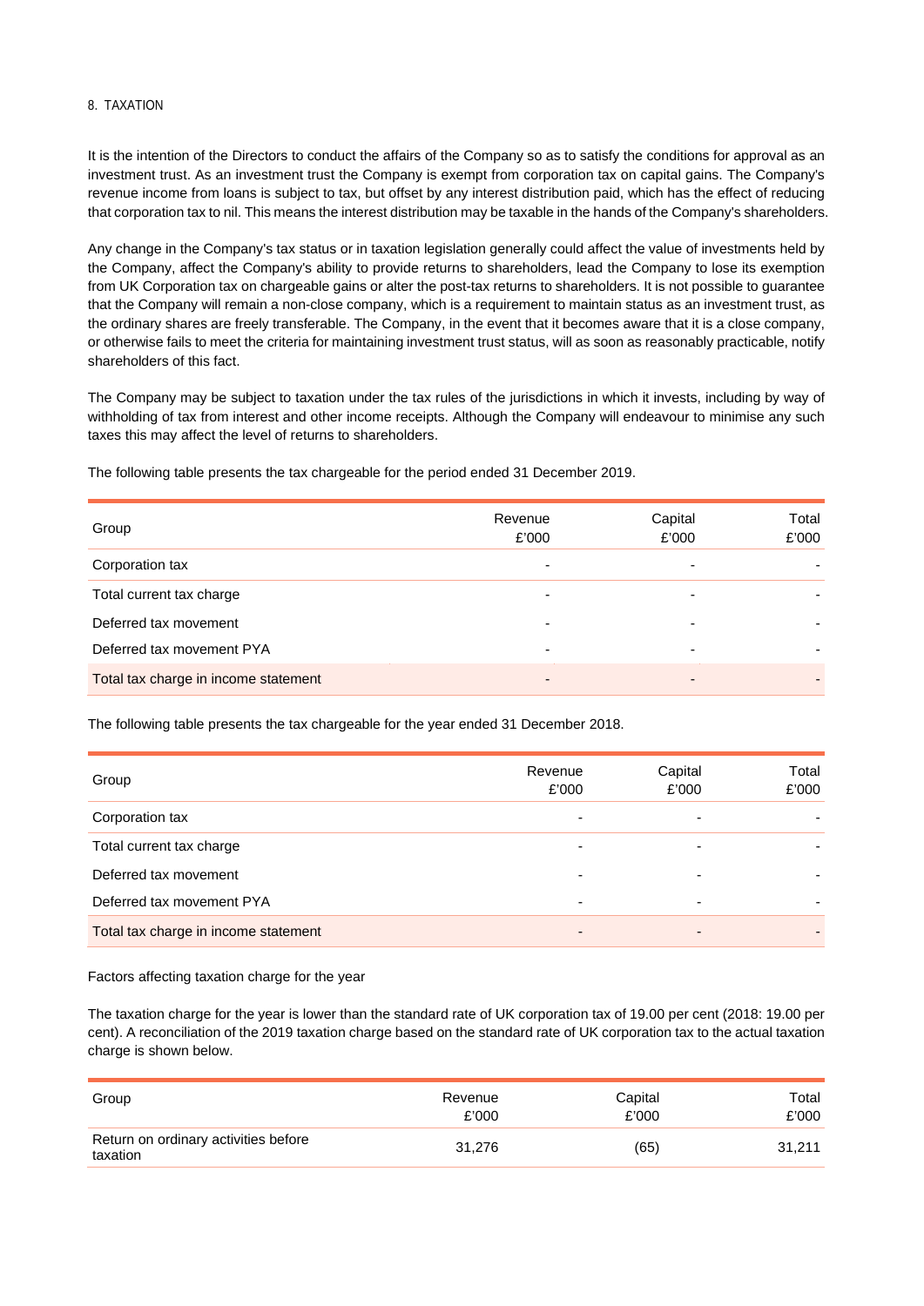8. TAXATION

It is the intention of the Directors to conduct the affairs of the Company so as to satisfy the conditions for approval as an investment trust. As an investment trust the Company is exempt from corporation tax on capital gains. The Company's revenue income from loans is subject to tax, but offset by any interest distribution paid, which has the effect of reducing that corporation tax to nil. This means the interest distribution may be taxable in the hands of the Company's shareholders.

Any change in the Company's tax status or in taxation legislation generally could affect the value of investments held by the Company, affect the Company's ability to provide returns to shareholders, lead the Company to lose its exemption from UK Corporation tax on chargeable gains or alter the post-tax returns to shareholders. It is not possible to guarantee that the Company will remain a non-close company, which is a requirement to maintain status as an investment trust, as the ordinary shares are freely transferable. The Company, in the event that it becomes aware that it is a close company, or otherwise fails to meet the criteria for maintaining investment trust status, will as soon as reasonably practicable, notify shareholders of this fact.

The Company may be subject to taxation under the tax rules of the jurisdictions in which it invests, including by way of withholding of tax from interest and other income receipts. Although the Company will endeavour to minimise any such taxes this may affect the level of returns to shareholders.

The following table presents the tax chargeable for the period ended 31 December 2019.

| Group | Revenue £'000 | Capital £'000 | Total £'000 |
|---|---|---|---|
| Corporation tax | - | - | - |
| Total current tax charge | - | - | - |
| Deferred tax movement | - | - | - |
| Deferred tax movement PYA | - | - | - |
| Total tax charge in income statement | - | - | - |

The following table presents the tax chargeable for the year ended 31 December 2018.

| Group | Revenue £'000 | Capital £'000 | Total £'000 |
|---|---|---|---|
| Corporation tax | - | - | - |
| Total current tax charge | - | - | - |
| Deferred tax movement | - | - | - |
| Deferred tax movement PYA | - | - | - |
| Total tax charge in income statement | - | - | - |

Factors affecting taxation charge for the year

The taxation charge for the year is lower than the standard rate of UK corporation tax of 19.00 per cent (2018: 19.00 per cent). A reconciliation of the 2019 taxation charge based on the standard rate of UK corporation tax to the actual taxation charge is shown below.

| Group | Revenue £'000 | Capital £'000 | Total £'000 |
|---|---|---|---|
| Return on ordinary activities before taxation | 31,276 | (65) | 31,211 |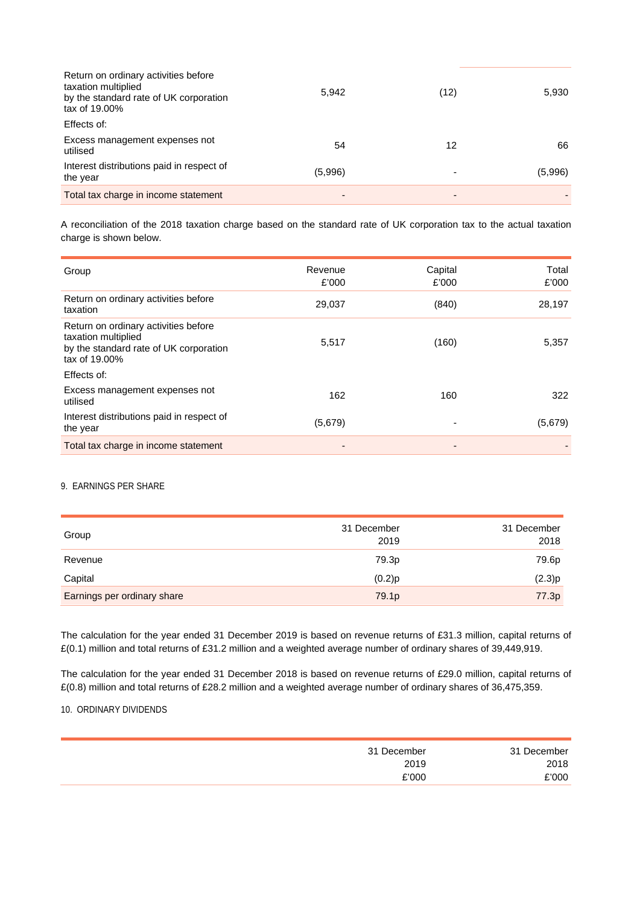| | | | |
|---|---|---|---|
| Return on ordinary activities before taxation multiplied by the standard rate of UK corporation tax of 19.00% | 5,942 | (12) | 5,930 |
| Effects of: | | | |
| Excess management expenses not utilised | 54 | 12 | 66 |
| Interest distributions paid in respect of the year | (5,996) | - | (5,996) |
| Total tax charge in income statement | - | - | - |

A reconciliation of the 2018 taxation charge based on the standard rate of UK corporation tax to the actual taxation charge is shown below.

| Group | Revenue £'000 | Capital £'000 | Total £'000 |
|---|---|---|---|
| Return on ordinary activities before taxation | 29,037 | (840) | 28,197 |
| Return on ordinary activities before taxation multiplied by the standard rate of UK corporation tax of 19.00% | 5,517 | (160) | 5,357 |
| Effects of: | | | |
| Excess management expenses not utilised | 162 | 160 | 322 |
| Interest distributions paid in respect of the year | (5,679) | - | (5,679) |
| Total tax charge in income statement | - | - | - |

9. EARNINGS PER SHARE

| Group | 31 December 2019 | 31 December 2018 |
|---|---|---|
| Revenue | 79.3p | 79.6p |
| Capital | (0.2)p | (2.3)p |
| Earnings per ordinary share | 79.1p | 77.3p |

The calculation for the year ended 31 December 2019 is based on revenue returns of £31.3 million, capital returns of £(0.1) million and total returns of £31.2 million and a weighted average number of ordinary shares of 39,449,919.

The calculation for the year ended 31 December 2018 is based on revenue returns of £29.0 million, capital returns of £(0.8) million and total returns of £28.2 million and a weighted average number of ordinary shares of 36,475,359.

10. ORDINARY DIVIDENDS

| | 31 December 2019 £'000 | 31 December 2018 £'000 |
|---|---|---|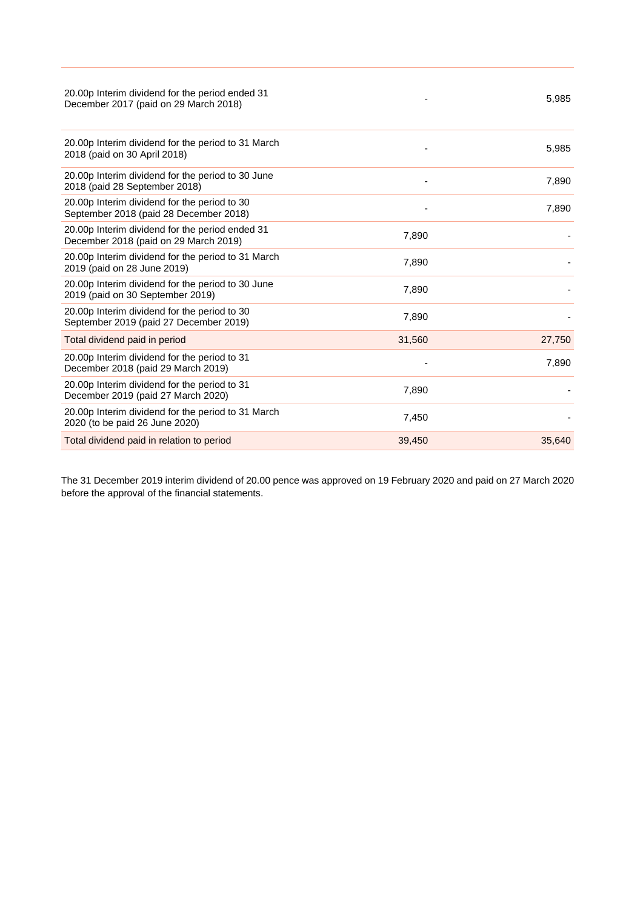| | | |
|---|---|---|
| 20.00p Interim dividend for the period ended 31 December 2017 (paid on 29 March 2018) | - | 5,985 |
| 20.00p Interim dividend for the period to 31 March 2018 (paid on 30 April 2018) | - | 5,985 |
| 20.00p Interim dividend for the period to 30 June 2018 (paid 28 September 2018) | - | 7,890 |
| 20.00p Interim dividend for the period to 30 September 2018 (paid 28 December 2018) | - | 7,890 |
| 20.00p Interim dividend for the period ended 31 December 2018 (paid on 29 March 2019) | 7,890 | - |
| 20.00p Interim dividend for the period to 31 March 2019 (paid on 28 June 2019) | 7,890 | - |
| 20.00p Interim dividend for the period to 30 June 2019 (paid on 30 September 2019) | 7,890 | - |
| 20.00p Interim dividend for the period to 30 September 2019 (paid 27 December 2019) | 7,890 | - |
| Total dividend paid in period | 31,560 | 27,750 |
| 20.00p Interim dividend for the period to 31 December 2018 (paid 29 March 2019) | - | 7,890 |
| 20.00p Interim dividend for the period to 31 December 2019 (paid 27 March 2020) | 7,890 | - |
| 20.00p Interim dividend for the period to 31 March 2020 (to be paid 26 June 2020) | 7,450 | - |
| Total dividend paid in relation to period | 39,450 | 35,640 |

The 31 December 2019 interim dividend of 20.00 pence was approved on 19 February 2020 and paid on 27 March 2020 before the approval of the financial statements.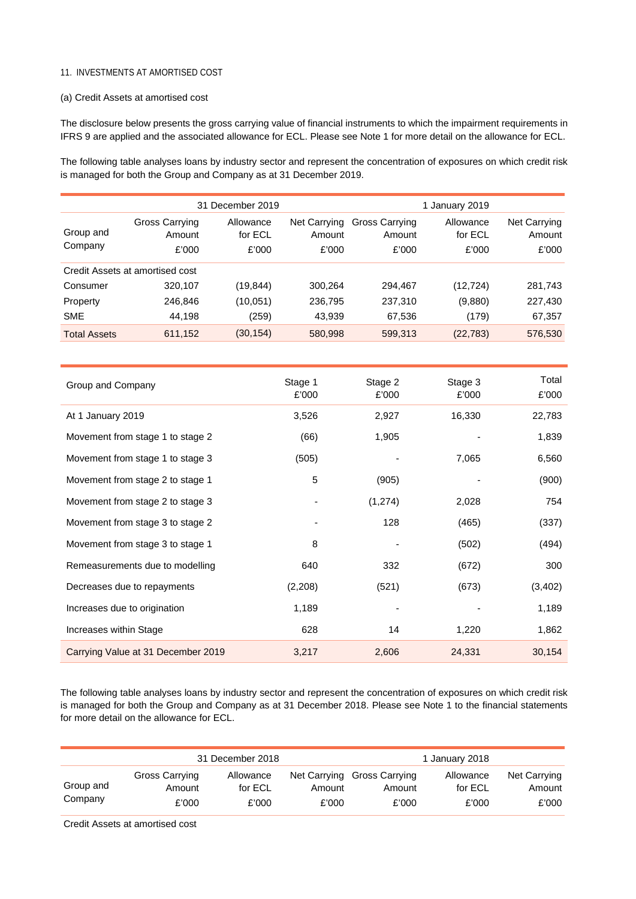11. INVESTMENTS AT AMORTISED COST

(a) Credit Assets at amortised cost

The disclosure below presents the gross carrying value of financial instruments to which the impairment requirements in IFRS 9 are applied and the associated allowance for ECL. Please see Note 1 for more detail on the allowance for ECL.

The following table analyses loans by industry sector and represent the concentration of exposures on which credit risk is managed for both the Group and Company as at 31 December 2019.

| | 31 December 2019 | | | 1 January 2019 | | |
|---|---|---|---|---|---|---|
| Group and Company | Gross Carrying Amount £'000 | Allowance for ECL £'000 | Net Carrying Amount £'000 | Gross Carrying Amount £'000 | Allowance for ECL £'000 | Net Carrying Amount £'000 |
| Credit Assets at amortised cost | | | | | | |
| Consumer | 320,107 | (19,844) | 300,264 | 294,467 | (12,724) | 281,743 |
| Property | 246,846 | (10,051) | 236,795 | 237,310 | (9,880) | 227,430 |
| SME | 44,198 | (259) | 43,939 | 67,536 | (179) | 67,357 |
| Total Assets | 611,152 | (30,154) | 580,998 | 599,313 | (22,783) | 576,530 |

| Group and Company | Stage 1 £'000 | Stage 2 £'000 | Stage 3 £'000 | Total £'000 |
|---|---|---|---|---|
| At 1 January 2019 | 3,526 | 2,927 | 16,330 | 22,783 |
| Movement from stage 1 to stage 2 | (66) | 1,905 | - | 1,839 |
| Movement from stage 1 to stage 3 | (505) | - | 7,065 | 6,560 |
| Movement from stage 2 to stage 1 | 5 | (905) | - | (900) |
| Movement from stage 2 to stage 3 | - | (1,274) | 2,028 | 754 |
| Movement from stage 3 to stage 2 | - | 128 | (465) | (337) |
| Movement from stage 3 to stage 1 | 8 | - | (502) | (494) |
| Remeasurements due to modelling | 640 | 332 | (672) | 300 |
| Decreases due to repayments | (2,208) | (521) | (673) | (3,402) |
| Increases due to origination | 1,189 | - | - | 1,189 |
| Increases within Stage | 628 | 14 | 1,220 | 1,862 |
| Carrying Value at 31 December 2019 | 3,217 | 2,606 | 24,331 | 30,154 |

The following table analyses loans by industry sector and represent the concentration of exposures on which credit risk is managed for both the Group and Company as at 31 December 2018. Please see Note 1 to the financial statements for more detail on the allowance for ECL.

| | 31 December 2018 | | | 1 January 2018 | | |
|---|---|---|---|---|---|---|
| Group and Company | Gross Carrying Amount £'000 | Allowance for ECL £'000 | Net Carrying Amount £'000 | Gross Carrying Amount £'000 | Allowance for ECL £'000 | Net Carrying Amount £'000 |
| Credit Assets at amortised cost | | | | | | |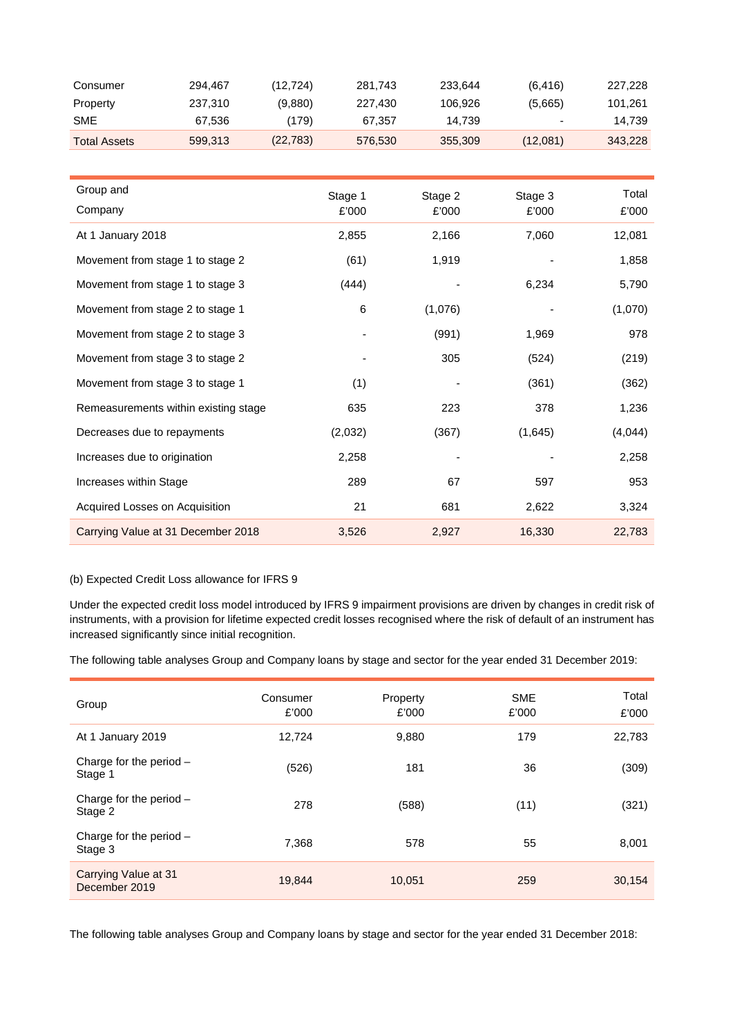| | | | | | | |
|---|---|---|---|---|---|---|
| Consumer | 294,467 | (12,724) | 281,743 | 233,644 | (6,416) | 227,228 |
| Property | 237,310 | (9,880) | 227,430 | 106,926 | (5,665) | 101,261 |
| SME | 67,536 | (179) | 67,357 | 14,739 | - | 14,739 |
| Total Assets | 599,313 | (22,783) | 576,530 | 355,309 | (12,081) | 343,228 |

| Group and Company | Stage 1 £'000 | Stage 2 £'000 | Stage 3 £'000 | Total £'000 |
|---|---|---|---|---|
| At 1 January 2018 | 2,855 | 2,166 | 7,060 | 12,081 |
| Movement from stage 1 to stage 2 | (61) | 1,919 | - | 1,858 |
| Movement from stage 1 to stage 3 | (444) | - | 6,234 | 5,790 |
| Movement from stage 2 to stage 1 | 6 | (1,076) | - | (1,070) |
| Movement from stage 2 to stage 3 | - | (991) | 1,969 | 978 |
| Movement from stage 3 to stage 2 | - | 305 | (524) | (219) |
| Movement from stage 3 to stage 1 | (1) | - | (361) | (362) |
| Remeasurements within existing stage | 635 | 223 | 378 | 1,236 |
| Decreases due to repayments | (2,032) | (367) | (1,645) | (4,044) |
| Increases due to origination | 2,258 | - | - | 2,258 |
| Increases within Stage | 289 | 67 | 597 | 953 |
| Acquired Losses on Acquisition | 21 | 681 | 2,622 | 3,324 |
| Carrying Value at 31 December 2018 | 3,526 | 2,927 | 16,330 | 22,783 |

(b) Expected Credit Loss allowance for IFRS 9

Under the expected credit loss model introduced by IFRS 9 impairment provisions are driven by changes in credit risk of instruments, with a provision for lifetime expected credit losses recognised where the risk of default of an instrument has increased significantly since initial recognition.

The following table analyses Group and Company loans by stage and sector for the year ended 31 December 2019:

| Group | Consumer £'000 | Property £'000 | SME £'000 | Total £'000 |
|---|---|---|---|---|
| At 1 January 2019 | 12,724 | 9,880 | 179 | 22,783 |
| Charge for the period – Stage 1 | (526) | 181 | 36 | (309) |
| Charge for the period – Stage 2 | 278 | (588) | (11) | (321) |
| Charge for the period – Stage 3 | 7,368 | 578 | 55 | 8,001 |
| Carrying Value at 31 December 2019 | 19,844 | 10,051 | 259 | 30,154 |

The following table analyses Group and Company loans by stage and sector for the year ended 31 December 2018: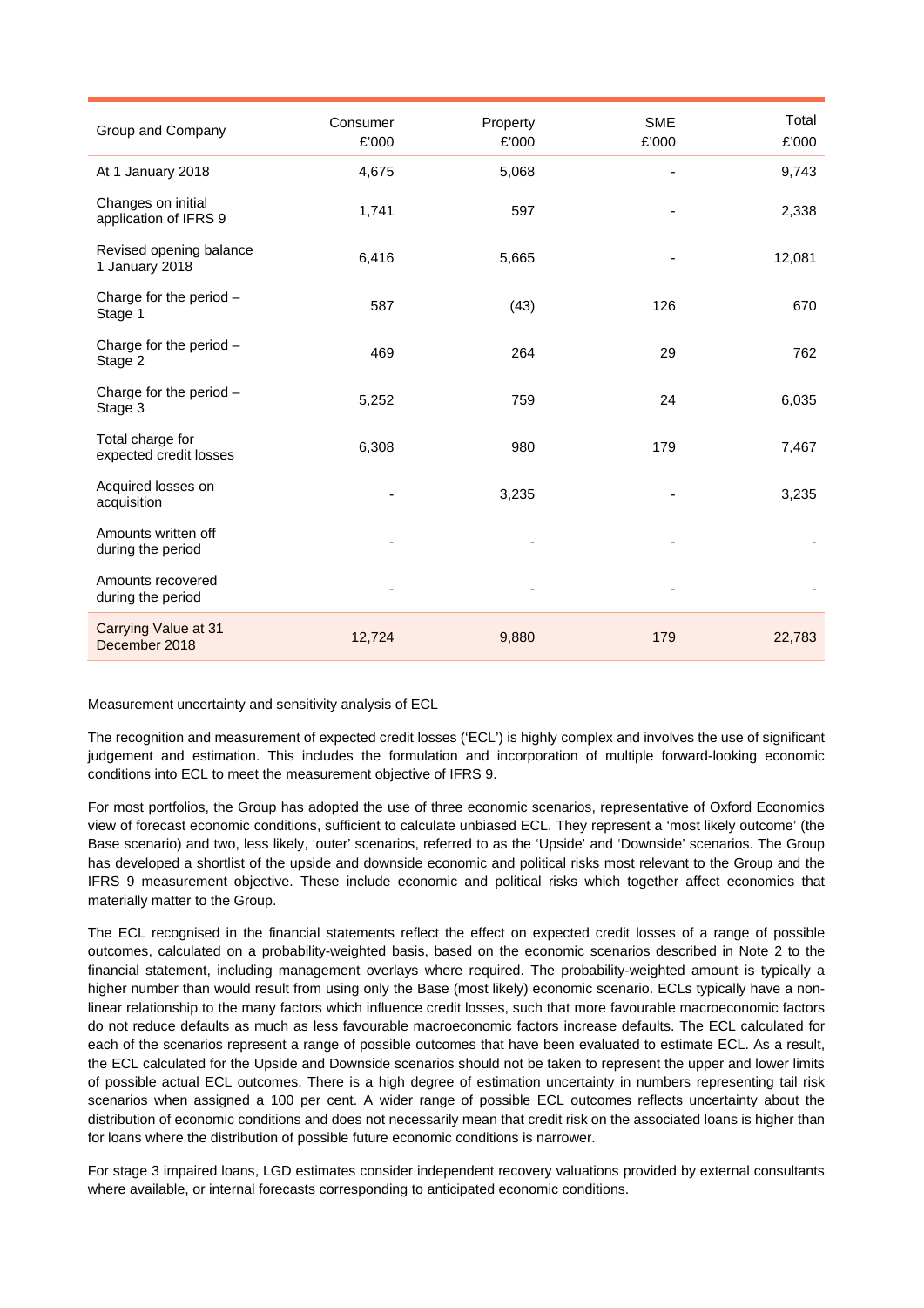| Group and Company | Consumer £'000 | Property £'000 | SME £'000 | Total £'000 |
|---|---|---|---|---|
| At 1 January 2018 | 4,675 | 5,068 | - | 9,743 |
| Changes on initial application of IFRS 9 | 1,741 | 597 | - | 2,338 |
| Revised opening balance 1 January 2018 | 6,416 | 5,665 | - | 12,081 |
| Charge for the period – Stage 1 | 587 | (43) | 126 | 670 |
| Charge for the period – Stage 2 | 469 | 264 | 29 | 762 |
| Charge for the period – Stage 3 | 5,252 | 759 | 24 | 6,035 |
| Total charge for expected credit losses | 6,308 | 980 | 179 | 7,467 |
| Acquired losses on acquisition | - | 3,235 | - | 3,235 |
| Amounts written off during the period | - | - | - | - |
| Amounts recovered during the period | - | - | - | - |
| Carrying Value at 31 December 2018 | 12,724 | 9,880 | 179 | 22,783 |

Measurement uncertainty and sensitivity analysis of ECL

The recognition and measurement of expected credit losses ('ECL') is highly complex and involves the use of significant judgement and estimation. This includes the formulation and incorporation of multiple forward-looking economic conditions into ECL to meet the measurement objective of IFRS 9.

For most portfolios, the Group has adopted the use of three economic scenarios, representative of Oxford Economics view of forecast economic conditions, sufficient to calculate unbiased ECL. They represent a 'most likely outcome' (the Base scenario) and two, less likely, 'outer' scenarios, referred to as the 'Upside' and 'Downside' scenarios. The Group has developed a shortlist of the upside and downside economic and political risks most relevant to the Group and the IFRS 9 measurement objective. These include economic and political risks which together affect economies that materially matter to the Group.

The ECL recognised in the financial statements reflect the effect on expected credit losses of a range of possible outcomes, calculated on a probability-weighted basis, based on the economic scenarios described in Note 2 to the financial statement, including management overlays where required. The probability-weighted amount is typically a higher number than would result from using only the Base (most likely) economic scenario. ECLs typically have a non-linear relationship to the many factors which influence credit losses, such that more favourable macroeconomic factors do not reduce defaults as much as less favourable macroeconomic factors increase defaults. The ECL calculated for each of the scenarios represent a range of possible outcomes that have been evaluated to estimate ECL. As a result, the ECL calculated for the Upside and Downside scenarios should not be taken to represent the upper and lower limits of possible actual ECL outcomes. There is a high degree of estimation uncertainty in numbers representing tail risk scenarios when assigned a 100 per cent. A wider range of possible ECL outcomes reflects uncertainty about the distribution of economic conditions and does not necessarily mean that credit risk on the associated loans is higher than for loans where the distribution of possible future economic conditions is narrower.

For stage 3 impaired loans, LGD estimates consider independent recovery valuations provided by external consultants where available, or internal forecasts corresponding to anticipated economic conditions.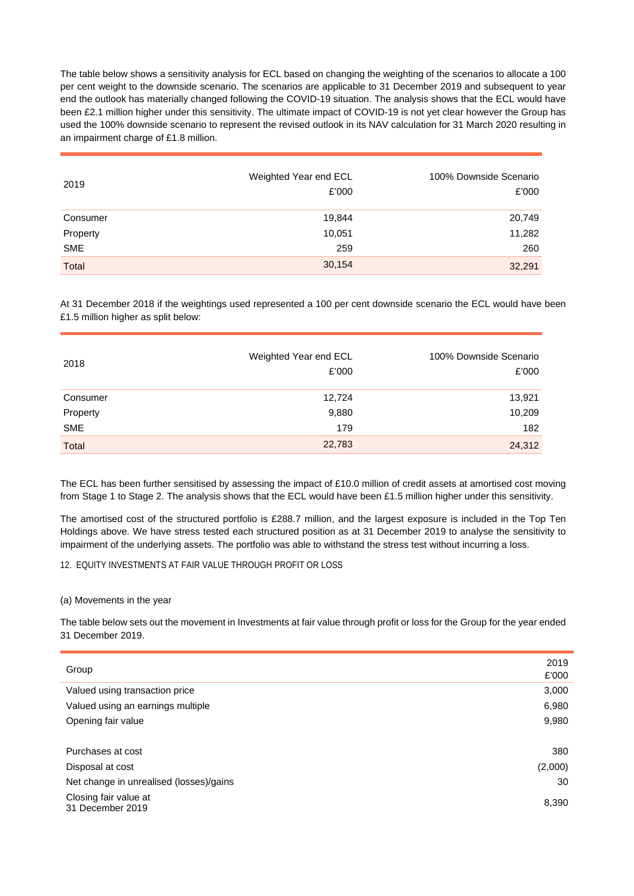The table below shows a sensitivity analysis for ECL based on changing the weighting of the scenarios to allocate a 100 per cent weight to the downside scenario. The scenarios are applicable to 31 December 2019 and subsequent to year end the outlook has materially changed following the COVID-19 situation. The analysis shows that the ECL would have been £2.1 million higher under this sensitivity. The ultimate impact of COVID-19 is not yet clear however the Group has used the 100% downside scenario to represent the revised outlook in its NAV calculation for 31 March 2020 resulting in an impairment charge of £1.8 million.

| 2019 | Weighted Year end ECL £'000 | 100% Downside Scenario £'000 |
|---|---|---|
| Consumer | 19,844 | 20,749 |
| Property | 10,051 | 11,282 |
| SME | 259 | 260 |
| Total | 30,154 | 32,291 |

At 31 December 2018 if the weightings used represented a 100 per cent downside scenario the ECL would have been £1.5 million higher as split below:

| 2018 | Weighted Year end ECL £'000 | 100% Downside Scenario £'000 |
|---|---|---|
| Consumer | 12,724 | 13,921 |
| Property | 9,880 | 10,209 |
| SME | 179 | 182 |
| Total | 22,783 | 24,312 |

The ECL has been further sensitised by assessing the impact of £10.0 million of credit assets at amortised cost moving from Stage 1 to Stage 2. The analysis shows that the ECL would have been £1.5 million higher under this sensitivity.

The amortised cost of the structured portfolio is £288.7 million, and the largest exposure is included in the Top Ten Holdings above. We have stress tested each structured position as at 31 December 2019 to analyse the sensitivity to impairment of the underlying assets. The portfolio was able to withstand the stress test without incurring a loss.

## 12. EQUITY INVESTMENTS AT FAIR VALUE THROUGH PROFIT OR LOSS

### (a) Movements in the year

The table below sets out the movement in Investments at fair value through profit or loss for the Group for the year ended 31 December 2019.

| Group | 2019 £'000 |
|---|---|
| Valued using transaction price | 3,000 |
| Valued using an earnings multiple | 6,980 |
| Opening fair value | 9,980 |
| | |
| Purchases at cost | 380 |
| Disposal at cost | (2,000) |
| Net change in unrealised (losses)/gains | 30 |
| Closing fair value at 31 December 2019 | 8,390 |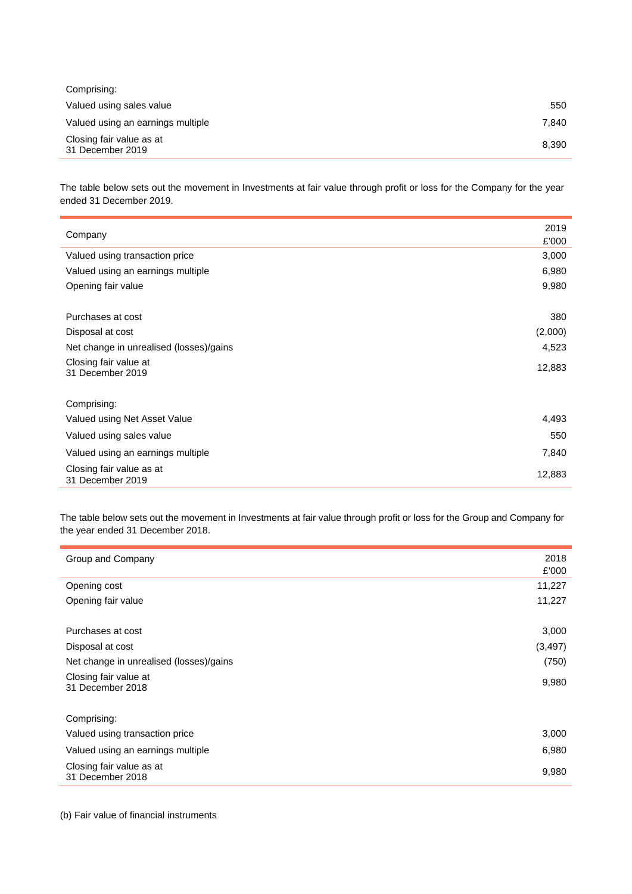| | |
|---|---|
| Comprising: | |
| Valued using sales value | 550 |
| Valued using an earnings multiple | 7,840 |
| Closing fair value as at 31 December 2019 | 8,390 |

The table below sets out the movement in Investments at fair value through profit or loss for the Company for the year ended 31 December 2019.

| Company | 2019 £'000 |
|---|---|
| Valued using transaction price | 3,000 |
| Valued using an earnings multiple | 6,980 |
| Opening fair value | 9,980 |
| | |
| Purchases at cost | 380 |
| Disposal at cost | (2,000) |
| Net change in unrealised (losses)/gains | 4,523 |
| Closing fair value at 31 December 2019 | 12,883 |
| | |
| Comprising: | |
| Valued using Net Asset Value | 4,493 |
| Valued using sales value | 550 |
| Valued using an earnings multiple | 7,840 |
| Closing fair value as at 31 December 2019 | 12,883 |

The table below sets out the movement in Investments at fair value through profit or loss for the Group and Company for the year ended 31 December 2018.

| Group and Company | 2018 £'000 |
|---|---|
| Opening cost | 11,227 |
| Opening fair value | 11,227 |
| | |
| Purchases at cost | 3,000 |
| Disposal at cost | (3,497) |
| Net change in unrealised (losses)/gains | (750) |
| Closing fair value at 31 December 2018 | 9,980 |
| | |
| Comprising: | |
| Valued using transaction price | 3,000 |
| Valued using an earnings multiple | 6,980 |
| Closing fair value as at 31 December 2018 | 9,980 |

(b) Fair value of financial instruments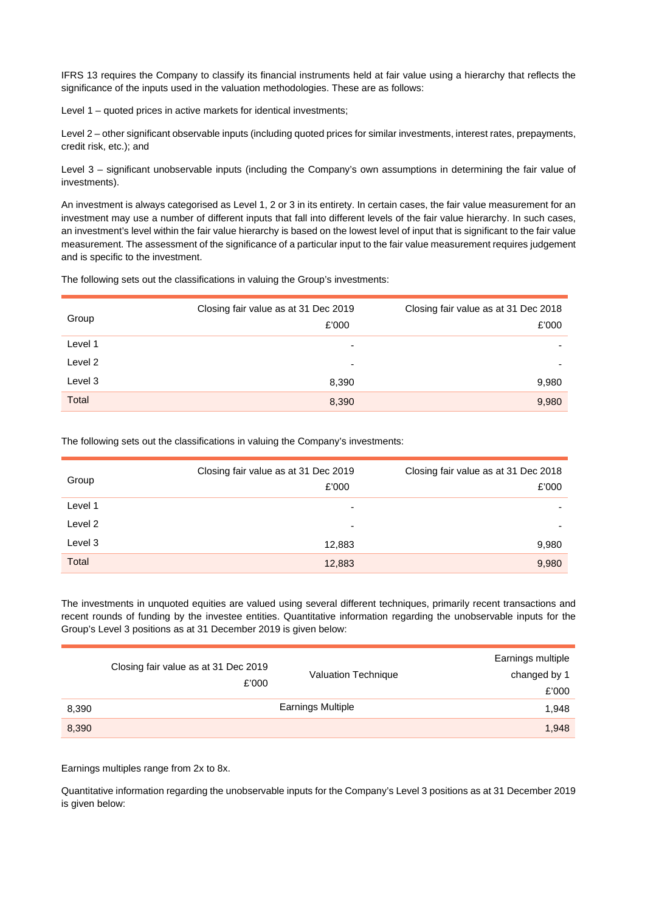IFRS 13 requires the Company to classify its financial instruments held at fair value using a hierarchy that reflects the significance of the inputs used in the valuation methodologies. These are as follows:

Level 1 – quoted prices in active markets for identical investments;

Level 2 – other significant observable inputs (including quoted prices for similar investments, interest rates, prepayments, credit risk, etc.); and

Level 3 – significant unobservable inputs (including the Company's own assumptions in determining the fair value of investments).

An investment is always categorised as Level 1, 2 or 3 in its entirety. In certain cases, the fair value measurement for an investment may use a number of different inputs that fall into different levels of the fair value hierarchy. In such cases, an investment's level within the fair value hierarchy is based on the lowest level of input that is significant to the fair value measurement. The assessment of the significance of a particular input to the fair value measurement requires judgement and is specific to the investment.

The following sets out the classifications in valuing the Group's investments:

| Group | Closing fair value as at 31 Dec 2019 £'000 | Closing fair value as at 31 Dec 2018 £'000 |
|---|---|---|
| Level 1 | - | - |
| Level 2 | - | - |
| Level 3 | 8,390 | 9,980 |
| Total | 8,390 | 9,980 |

The following sets out the classifications in valuing the Company's investments:

| Group | Closing fair value as at 31 Dec 2019 £'000 | Closing fair value as at 31 Dec 2018 £'000 |
|---|---|---|
| Level 1 | - | - |
| Level 2 | - | - |
| Level 3 | 12,883 | 9,980 |
| Total | 12,883 | 9,980 |

The investments in unquoted equities are valued using several different techniques, primarily recent transactions and recent rounds of funding by the investee entities. Quantitative information regarding the unobservable inputs for the Group's Level 3 positions as at 31 December 2019 is given below:

| Closing fair value as at 31 Dec 2019 £'000 | Valuation Technique | Earnings multiple changed by 1 £'000 |
|---|---|---|
| 8,390 | Earnings Multiple | 1,948 |
| 8,390 | | 1,948 |

Earnings multiples range from 2x to 8x.

Quantitative information regarding the unobservable inputs for the Company's Level 3 positions as at 31 December 2019 is given below: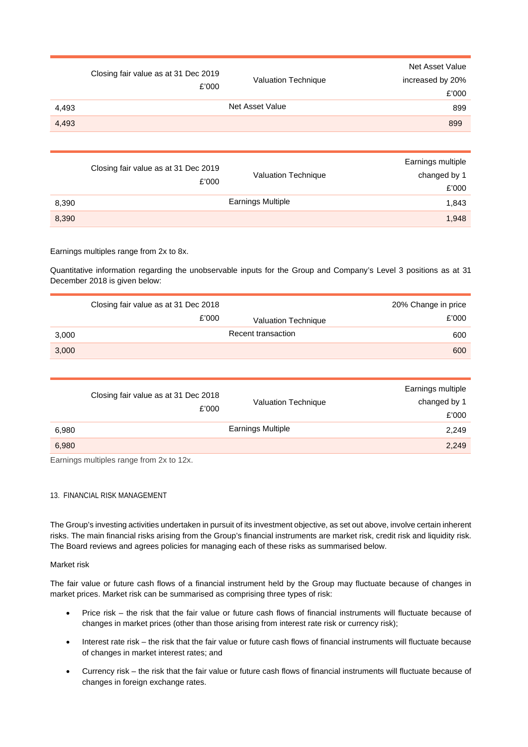| Closing fair value as at 31 Dec 2019 £'000 | Valuation Technique | Net Asset Value increased by 20% £'000 |
|---|---|---|
| 4,493 | Net Asset Value | 899 |
| 4,493 | | 899 |

| Closing fair value as at 31 Dec 2019 £'000 | Valuation Technique | Earnings multiple changed by 1 £'000 |
|---|---|---|
| 8,390 | Earnings Multiple | 1,843 |
| 8,390 | | 1,948 |

Earnings multiples range from 2x to 8x.

Quantitative information regarding the unobservable inputs for the Group and Company's Level 3 positions as at 31 December 2018 is given below:

| Closing fair value as at 31 Dec 2018 £'000 | Valuation Technique | 20% Change in price £'000 |
|---|---|---|
| 3,000 | Recent transaction | 600 |
| 3,000 | | 600 |

| Closing fair value as at 31 Dec 2018 £'000 | Valuation Technique | Earnings multiple changed by 1 £'000 |
|---|---|---|
| 6,980 | Earnings Multiple | 2,249 |
| 6,980 | | 2,249 |

Earnings multiples range from 2x to 12x.

## 13. FINANCIAL RISK MANAGEMENT

The Group's investing activities undertaken in pursuit of its investment objective, as set out above, involve certain inherent risks. The main financial risks arising from the Group's financial instruments are market risk, credit risk and liquidity risk. The Board reviews and agrees policies for managing each of these risks as summarised below.

Market risk

The fair value or future cash flows of a financial instrument held by the Group may fluctuate because of changes in market prices. Market risk can be summarised as comprising three types of risk:

- Price risk – the risk that the fair value or future cash flows of financial instruments will fluctuate because of changes in market prices (other than those arising from interest rate risk or currency risk);
- Interest rate risk – the risk that the fair value or future cash flows of financial instruments will fluctuate because of changes in market interest rates; and
- Currency risk – the risk that the fair value or future cash flows of financial instruments will fluctuate because of changes in foreign exchange rates.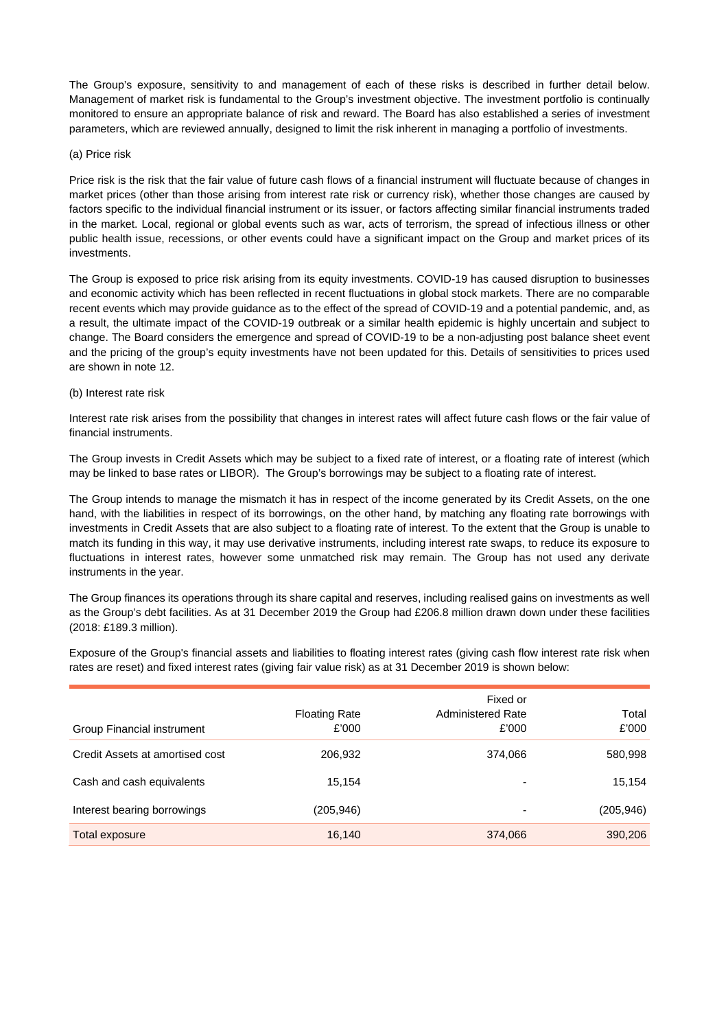The Group's exposure, sensitivity to and management of each of these risks is described in further detail below. Management of market risk is fundamental to the Group's investment objective. The investment portfolio is continually monitored to ensure an appropriate balance of risk and reward. The Board has also established a series of investment parameters, which are reviewed annually, designed to limit the risk inherent in managing a portfolio of investments.

(a) Price risk

Price risk is the risk that the fair value of future cash flows of a financial instrument will fluctuate because of changes in market prices (other than those arising from interest rate risk or currency risk), whether those changes are caused by factors specific to the individual financial instrument or its issuer, or factors affecting similar financial instruments traded in the market. Local, regional or global events such as war, acts of terrorism, the spread of infectious illness or other public health issue, recessions, or other events could have a significant impact on the Group and market prices of its investments.

The Group is exposed to price risk arising from its equity investments. COVID-19 has caused disruption to businesses and economic activity which has been reflected in recent fluctuations in global stock markets. There are no comparable recent events which may provide guidance as to the effect of the spread of COVID-19 and a potential pandemic, and, as a result, the ultimate impact of the COVID-19 outbreak or a similar health epidemic is highly uncertain and subject to change. The Board considers the emergence and spread of COVID-19 to be a non-adjusting post balance sheet event and the pricing of the group's equity investments have not been updated for this. Details of sensitivities to prices used are shown in note 12.

(b) Interest rate risk

Interest rate risk arises from the possibility that changes in interest rates will affect future cash flows or the fair value of financial instruments.

The Group invests in Credit Assets which may be subject to a fixed rate of interest, or a floating rate of interest (which may be linked to base rates or LIBOR). The Group's borrowings may be subject to a floating rate of interest.

The Group intends to manage the mismatch it has in respect of the income generated by its Credit Assets, on the one hand, with the liabilities in respect of its borrowings, on the other hand, by matching any floating rate borrowings with investments in Credit Assets that are also subject to a floating rate of interest. To the extent that the Group is unable to match its funding in this way, it may use derivative instruments, including interest rate swaps, to reduce its exposure to fluctuations in interest rates, however some unmatched risk may remain. The Group has not used any derivate instruments in the year.

The Group finances its operations through its share capital and reserves, including realised gains on investments as well as the Group's debt facilities. As at 31 December 2019 the Group had £206.8 million drawn down under these facilities (2018: £189.3 million).

Exposure of the Group's financial assets and liabilities to floating interest rates (giving cash flow interest rate risk when rates are reset) and fixed interest rates (giving fair value risk) as at 31 December 2019 is shown below:

| Group Financial instrument | Floating Rate £'000 | Fixed or Administered Rate £'000 | Total £'000 |
|---|---|---|---|
| Credit Assets at amortised cost | 206,932 | 374,066 | 580,998 |
| Cash and cash equivalents | 15,154 | - | 15,154 |
| Interest bearing borrowings | (205,946) | - | (205,946) |
| Total exposure | 16,140 | 374,066 | 390,206 |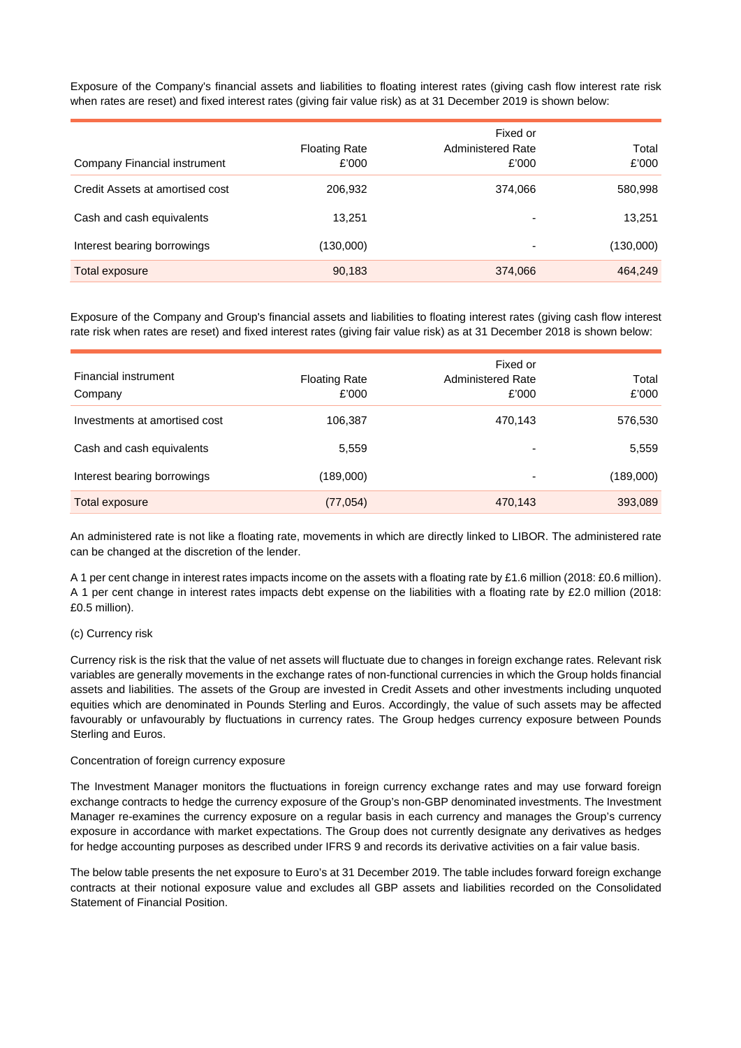Exposure of the Company's financial assets and liabilities to floating interest rates (giving cash flow interest rate risk when rates are reset) and fixed interest rates (giving fair value risk) as at 31 December 2019 is shown below:

| Company Financial instrument | Floating Rate £'000 | Fixed or Administered Rate £'000 | Total £'000 |
|---|---|---|---|
| Credit Assets at amortised cost | 206,932 | 374,066 | 580,998 |
| Cash and cash equivalents | 13,251 | - | 13,251 |
| Interest bearing borrowings | (130,000) | - | (130,000) |
| Total exposure | 90,183 | 374,066 | 464,249 |

Exposure of the Company and Group's financial assets and liabilities to floating interest rates (giving cash flow interest rate risk when rates are reset) and fixed interest rates (giving fair value risk) as at 31 December 2018 is shown below:

| Financial instrument Company | Floating Rate £'000 | Fixed or Administered Rate £'000 | Total £'000 |
|---|---|---|---|
| Investments at amortised cost | 106,387 | 470,143 | 576,530 |
| Cash and cash equivalents | 5,559 | - | 5,559 |
| Interest bearing borrowings | (189,000) | - | (189,000) |
| Total exposure | (77,054) | 470,143 | 393,089 |

An administered rate is not like a floating rate, movements in which are directly linked to LIBOR. The administered rate can be changed at the discretion of the lender.

A 1 per cent change in interest rates impacts income on the assets with a floating rate by £1.6 million (2018: £0.6 million). A 1 per cent change in interest rates impacts debt expense on the liabilities with a floating rate by £2.0 million (2018: £0.5 million).

(c) Currency risk

Currency risk is the risk that the value of net assets will fluctuate due to changes in foreign exchange rates. Relevant risk variables are generally movements in the exchange rates of non-functional currencies in which the Group holds financial assets and liabilities. The assets of the Group are invested in Credit Assets and other investments including unquoted equities which are denominated in Pounds Sterling and Euros. Accordingly, the value of such assets may be affected favourably or unfavourably by fluctuations in currency rates. The Group hedges currency exposure between Pounds Sterling and Euros.

Concentration of foreign currency exposure

The Investment Manager monitors the fluctuations in foreign currency exchange rates and may use forward foreign exchange contracts to hedge the currency exposure of the Group's non-GBP denominated investments. The Investment Manager re-examines the currency exposure on a regular basis in each currency and manages the Group's currency exposure in accordance with market expectations. The Group does not currently designate any derivatives as hedges for hedge accounting purposes as described under IFRS 9 and records its derivative activities on a fair value basis.

The below table presents the net exposure to Euro's at 31 December 2019. The table includes forward foreign exchange contracts at their notional exposure value and excludes all GBP assets and liabilities recorded on the Consolidated Statement of Financial Position.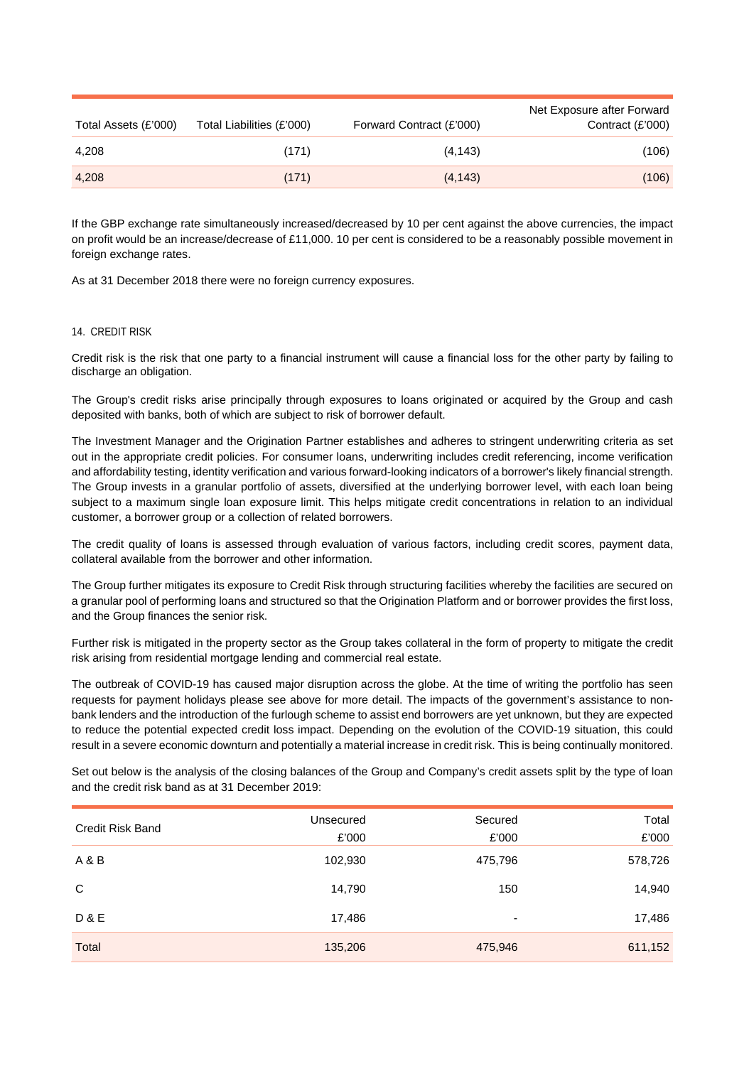| Total Assets (£'000) | Total Liabilities (£'000) | Forward Contract (£'000) | Net Exposure after Forward Contract (£'000) |
|---|---|---|---|
| 4,208 | (171) | (4,143) | (106) |
| 4,208 | (171) | (4,143) | (106) |

If the GBP exchange rate simultaneously increased/decreased by 10 per cent against the above currencies, the impact on profit would be an increase/decrease of £11,000. 10 per cent is considered to be a reasonably possible movement in foreign exchange rates.

As at 31 December 2018 there were no foreign currency exposures.

## 14. CREDIT RISK

Credit risk is the risk that one party to a financial instrument will cause a financial loss for the other party by failing to discharge an obligation.

The Group's credit risks arise principally through exposures to loans originated or acquired by the Group and cash deposited with banks, both of which are subject to risk of borrower default.

The Investment Manager and the Origination Partner establishes and adheres to stringent underwriting criteria as set out in the appropriate credit policies. For consumer loans, underwriting includes credit referencing, income verification and affordability testing, identity verification and various forward-looking indicators of a borrower's likely financial strength. The Group invests in a granular portfolio of assets, diversified at the underlying borrower level, with each loan being subject to a maximum single loan exposure limit. This helps mitigate credit concentrations in relation to an individual customer, a borrower group or a collection of related borrowers.

The credit quality of loans is assessed through evaluation of various factors, including credit scores, payment data, collateral available from the borrower and other information.

The Group further mitigates its exposure to Credit Risk through structuring facilities whereby the facilities are secured on a granular pool of performing loans and structured so that the Origination Platform and or borrower provides the first loss, and the Group finances the senior risk.

Further risk is mitigated in the property sector as the Group takes collateral in the form of property to mitigate the credit risk arising from residential mortgage lending and commercial real estate.

The outbreak of COVID-19 has caused major disruption across the globe. At the time of writing the portfolio has seen requests for payment holidays please see above for more detail. The impacts of the government's assistance to non-bank lenders and the introduction of the furlough scheme to assist end borrowers are yet unknown, but they are expected to reduce the potential expected credit loss impact. Depending on the evolution of the COVID-19 situation, this could result in a severe economic downturn and potentially a material increase in credit risk. This is being continually monitored.

Set out below is the analysis of the closing balances of the Group and Company's credit assets split by the type of loan and the credit risk band as at 31 December 2019:

| Credit Risk Band | Unsecured £'000 | Secured £'000 | Total £'000 |
|---|---|---|---|
| A & B | 102,930 | 475,796 | 578,726 |
| C | 14,790 | 150 | 14,940 |
| D & E | 17,486 | - | 17,486 |
| Total | 135,206 | 475,946 | 611,152 |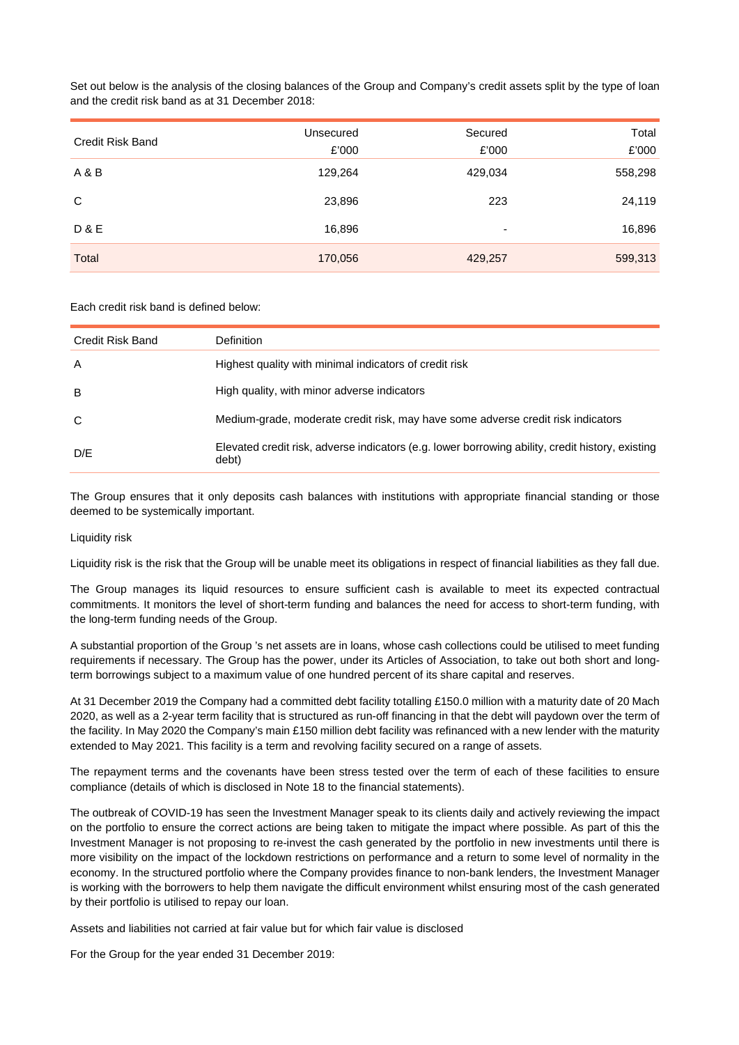Set out below is the analysis of the closing balances of the Group and Company's credit assets split by the type of loan and the credit risk band as at 31 December 2018:

| Credit Risk Band | Unsecured £'000 | Secured £'000 | Total £'000 |
|---|---|---|---|
| A & B | 129,264 | 429,034 | 558,298 |
| C | 23,896 | 223 | 24,119 |
| D & E | 16,896 | - | 16,896 |
| Total | 170,056 | 429,257 | 599,313 |

Each credit risk band is defined below:

| Credit Risk Band | Definition |
|---|---|
| A | Highest quality with minimal indicators of credit risk |
| B | High quality, with minor adverse indicators |
| C | Medium-grade, moderate credit risk, may have some adverse credit risk indicators |
| D/E | Elevated credit risk, adverse indicators (e.g. lower borrowing ability, credit history, existing debt) |

The Group ensures that it only deposits cash balances with institutions with appropriate financial standing or those deemed to be systemically important.

Liquidity risk

Liquidity risk is the risk that the Group will be unable meet its obligations in respect of financial liabilities as they fall due.

The Group manages its liquid resources to ensure sufficient cash is available to meet its expected contractual commitments. It monitors the level of short-term funding and balances the need for access to short-term funding, with the long-term funding needs of the Group.

A substantial proportion of the Group 's net assets are in loans, whose cash collections could be utilised to meet funding requirements if necessary. The Group has the power, under its Articles of Association, to take out both short and long-term borrowings subject to a maximum value of one hundred percent of its share capital and reserves.

At 31 December 2019 the Company had a committed debt facility totalling £150.0 million with a maturity date of 20 Mach 2020, as well as a 2-year term facility that is structured as run-off financing in that the debt will paydown over the term of the facility. In May 2020 the Company's main £150 million debt facility was refinanced with a new lender with the maturity extended to May 2021. This facility is a term and revolving facility secured on a range of assets.

The repayment terms and the covenants have been stress tested over the term of each of these facilities to ensure compliance (details of which is disclosed in Note 18 to the financial statements).

The outbreak of COVID-19 has seen the Investment Manager speak to its clients daily and actively reviewing the impact on the portfolio to ensure the correct actions are being taken to mitigate the impact where possible. As part of this the Investment Manager is not proposing to re-invest the cash generated by the portfolio in new investments until there is more visibility on the impact of the lockdown restrictions on performance and a return to some level of normality in the economy. In the structured portfolio where the Company provides finance to non-bank lenders, the Investment Manager is working with the borrowers to help them navigate the difficult environment whilst ensuring most of the cash generated by their portfolio is utilised to repay our loan.

Assets and liabilities not carried at fair value but for which fair value is disclosed

For the Group for the year ended 31 December 2019: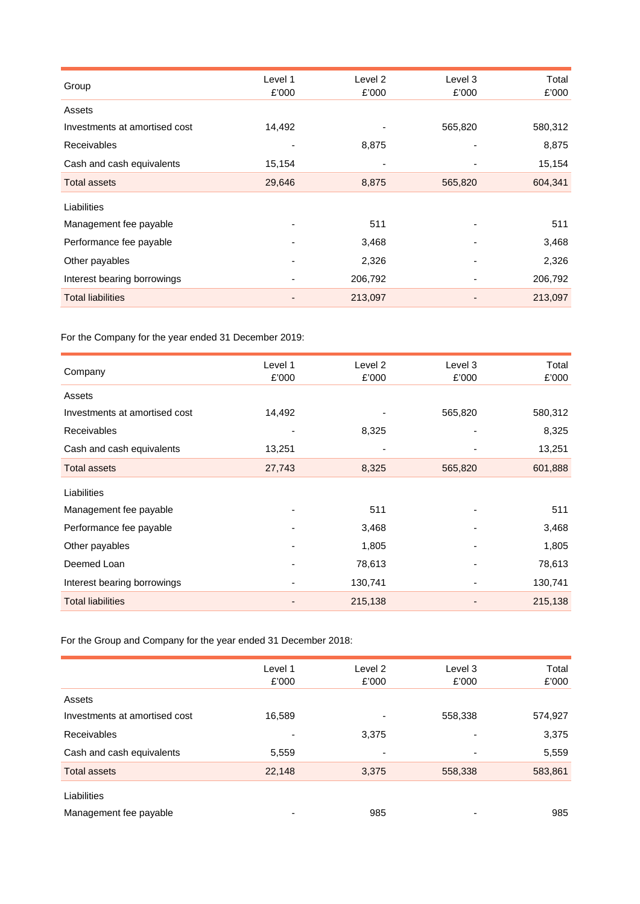| Group | Level 1 £'000 | Level 2 £'000 | Level 3 £'000 | Total £'000 |
|---|---|---|---|---|
| Assets | | | | |
| Investments at amortised cost | 14,492 | - | 565,820 | 580,312 |
| Receivables | - | 8,875 | - | 8,875 |
| Cash and cash equivalents | 15,154 | - | - | 15,154 |
| Total assets | 29,646 | 8,875 | 565,820 | 604,341 |
| Liabilities | | | | |
| Management fee payable | - | 511 | - | 511 |
| Performance fee payable | - | 3,468 | - | 3,468 |
| Other payables | - | 2,326 | - | 2,326 |
| Interest bearing borrowings | - | 206,792 | - | 206,792 |
| Total liabilities | - | 213,097 | - | 213,097 |

For the Company for the year ended 31 December 2019:

| Company | Level 1 £'000 | Level 2 £'000 | Level 3 £'000 | Total £'000 |
|---|---|---|---|---|
| Assets | | | | |
| Investments at amortised cost | 14,492 | - | 565,820 | 580,312 |
| Receivables | - | 8,325 | - | 8,325 |
| Cash and cash equivalents | 13,251 | - | - | 13,251 |
| Total assets | 27,743 | 8,325 | 565,820 | 601,888 |
| Liabilities | | | | |
| Management fee payable | - | 511 | - | 511 |
| Performance fee payable | - | 3,468 | - | 3,468 |
| Other payables | - | 1,805 | - | 1,805 |
| Deemed Loan | - | 78,613 | - | 78,613 |
| Interest bearing borrowings | - | 130,741 | - | 130,741 |
| Total liabilities | - | 215,138 | - | 215,138 |

For the Group and Company for the year ended 31 December 2018:

| | Level 1 £'000 | Level 2 £'000 | Level 3 £'000 | Total £'000 |
|---|---|---|---|---|
| Assets | | | | |
| Investments at amortised cost | 16,589 | - | 558,338 | 574,927 |
| Receivables | - | 3,375 | - | 3,375 |
| Cash and cash equivalents | 5,559 | - | - | 5,559 |
| Total assets | 22,148 | 3,375 | 558,338 | 583,861 |
| Liabilities | | | | |
| Management fee payable | - | 985 | - | 985 |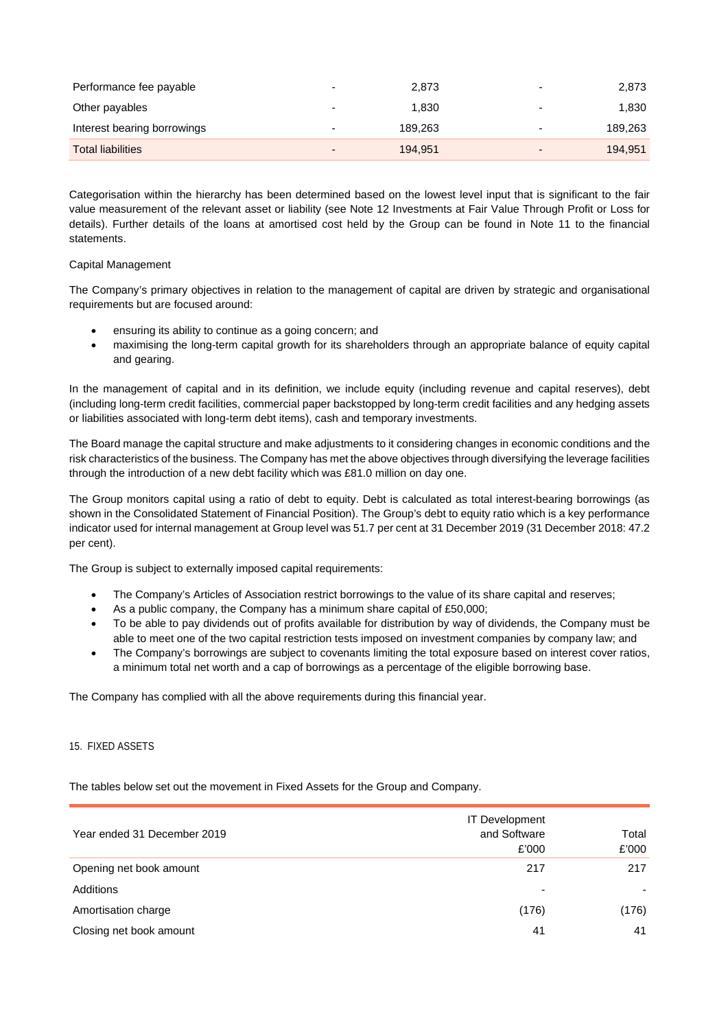| | | | | |
|---|---|---|---|---|
| Performance fee payable | - | 2,873 | - | 2,873 |
| Other payables | - | 1,830 | - | 1,830 |
| Interest bearing borrowings | - | 189,263 | - | 189,263 |
| Total liabilities | - | 194,951 | - | 194,951 |

Categorisation within the hierarchy has been determined based on the lowest level input that is significant to the fair value measurement of the relevant asset or liability (see Note 12 Investments at Fair Value Through Profit or Loss for details). Further details of the loans at amortised cost held by the Group can be found in Note 11 to the financial statements.

Capital Management

The Company's primary objectives in relation to the management of capital are driven by strategic and organisational requirements but are focused around:

- ensuring its ability to continue as a going concern; and
- maximising the long-term capital growth for its shareholders through an appropriate balance of equity capital and gearing.

In the management of capital and in its definition, we include equity (including revenue and capital reserves), debt (including long-term credit facilities, commercial paper backstopped by long-term credit facilities and any hedging assets or liabilities associated with long-term debt items), cash and temporary investments.

The Board manage the capital structure and make adjustments to it considering changes in economic conditions and the risk characteristics of the business. The Company has met the above objectives through diversifying the leverage facilities through the introduction of a new debt facility which was £81.0 million on day one.

The Group monitors capital using a ratio of debt to equity. Debt is calculated as total interest-bearing borrowings (as shown in the Consolidated Statement of Financial Position). The Group's debt to equity ratio which is a key performance indicator used for internal management at Group level was 51.7 per cent at 31 December 2019 (31 December 2018: 47.2 per cent).

The Group is subject to externally imposed capital requirements:

- The Company's Articles of Association restrict borrowings to the value of its share capital and reserves;
- As a public company, the Company has a minimum share capital of £50,000;
- To be able to pay dividends out of profits available for distribution by way of dividends, the Company must be able to meet one of the two capital restriction tests imposed on investment companies by company law; and
- The Company's borrowings are subject to covenants limiting the total exposure based on interest cover ratios, a minimum total net worth and a cap of borrowings as a percentage of the eligible borrowing base.

The Company has complied with all the above requirements during this financial year.

## 15. FIXED ASSETS

The tables below set out the movement in Fixed Assets for the Group and Company.

| Year ended 31 December 2019 | IT Development and Software £'000 | Total £'000 |
|---|---|---|
| Opening net book amount | 217 | 217 |
| Additions | - | - |
| Amortisation charge | (176) | (176) |
| Closing net book amount | 41 | 41 |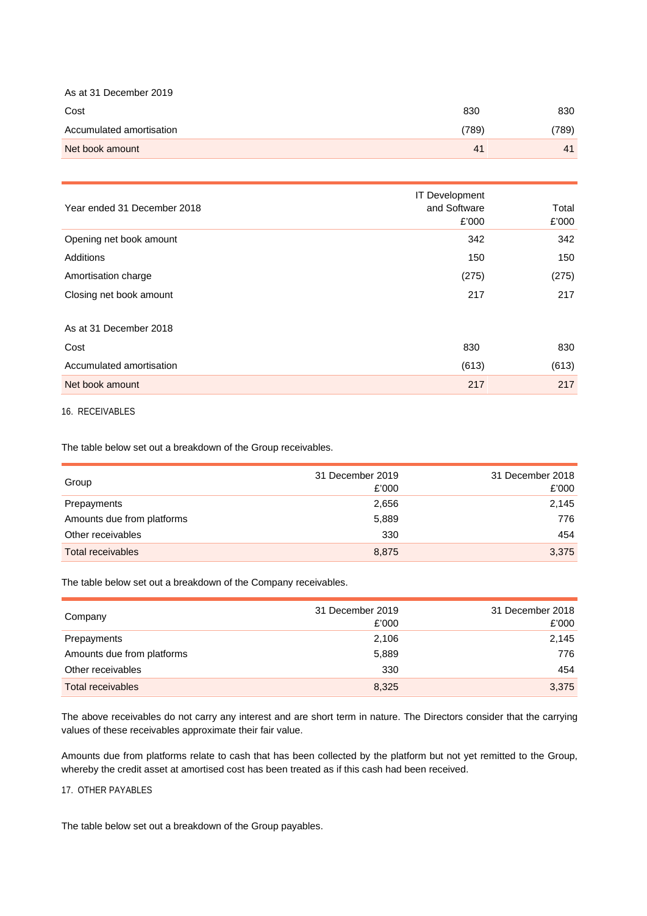| As at 31 December 2019 | | |
|---|---|---|
| Cost | 830 | 830 |
| Accumulated amortisation | (789) | (789) |
| Net book amount | 41 | 41 |

| Year ended 31 December 2018 | IT Development and Software £'000 | Total £'000 |
|---|---|---|
| Opening net book amount | 342 | 342 |
| Additions | 150 | 150 |
| Amortisation charge | (275) | (275) |
| Closing net book amount | 217 | 217 |
| | | |
| As at 31 December 2018 | | |
| Cost | 830 | 830 |
| Accumulated amortisation | (613) | (613) |
| Net book amount | 217 | 217 |

16. RECEIVABLES

The table below set out a breakdown of the Group receivables.

| Group | 31 December 2019 £'000 | 31 December 2018 £'000 |
|---|---|---|
| Prepayments | 2,656 | 2,145 |
| Amounts due from platforms | 5,889 | 776 |
| Other receivables | 330 | 454 |
| Total receivables | 8,875 | 3,375 |

The table below set out a breakdown of the Company receivables.

| Company | 31 December 2019 £'000 | 31 December 2018 £'000 |
|---|---|---|
| Prepayments | 2,106 | 2,145 |
| Amounts due from platforms | 5,889 | 776 |
| Other receivables | 330 | 454 |
| Total receivables | 8,325 | 3,375 |

The above receivables do not carry any interest and are short term in nature. The Directors consider that the carrying values of these receivables approximate their fair value.

Amounts due from platforms relate to cash that has been collected by the platform but not yet remitted to the Group, whereby the credit asset at amortised cost has been treated as if this cash had been received.

17. OTHER PAYABLES

The table below set out a breakdown of the Group payables.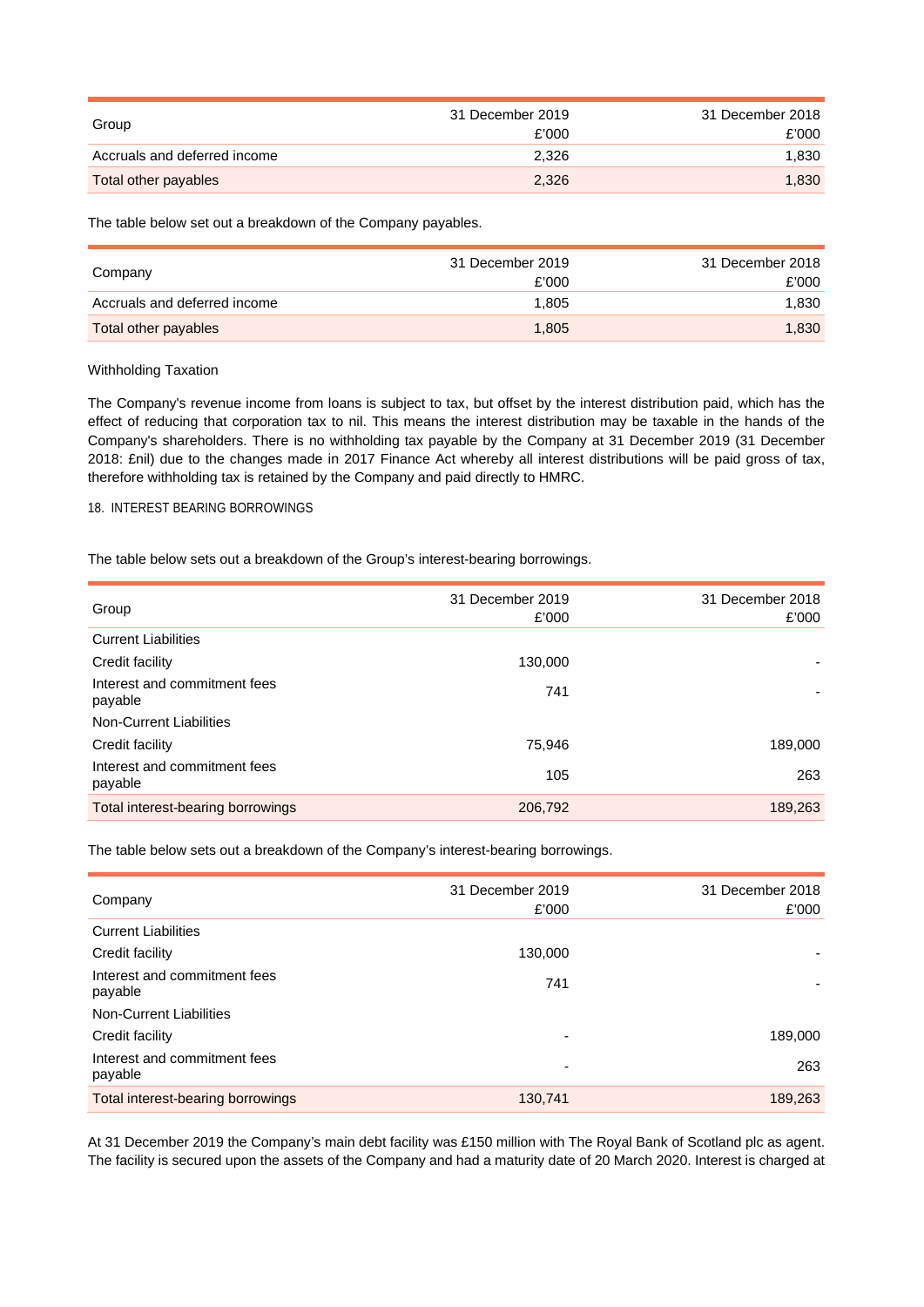| Group | 31 December 2019<br>£'000 | 31 December 2018<br>£'000 |
|---|---|---|
| Accruals and deferred income | 2,326 | 1,830 |
| Total other payables | 2,326 | 1,830 |

The table below set out a breakdown of the Company payables.

| Company | 31 December 2019<br>£'000 | 31 December 2018<br>£'000 |
|---|---|---|
| Accruals and deferred income | 1,805 | 1,830 |
| Total other payables | 1,805 | 1,830 |

Withholding Taxation

The Company's revenue income from loans is subject to tax, but offset by the interest distribution paid, which has the effect of reducing that corporation tax to nil. This means the interest distribution may be taxable in the hands of the Company's shareholders. There is no withholding tax payable by the Company at 31 December 2019 (31 December 2018: £nil) due to the changes made in 2017 Finance Act whereby all interest distributions will be paid gross of tax, therefore withholding tax is retained by the Company and paid directly to HMRC.

## 18. INTEREST BEARING BORROWINGS

The table below sets out a breakdown of the Group's interest-bearing borrowings.

| Group | 31 December 2019<br>£'000 | 31 December 2018<br>£'000 |
|---|---|---|
| Current Liabilities | | |
| Credit facility | 130,000 | - |
| Interest and commitment fees payable | 741 | - |
| Non-Current Liabilities | | |
| Credit facility | 75,946 | 189,000 |
| Interest and commitment fees payable | 105 | 263 |
| Total interest-bearing borrowings | 206,792 | 189,263 |

The table below sets out a breakdown of the Company's interest-bearing borrowings.

| Company | 31 December 2019<br>£'000 | 31 December 2018<br>£'000 |
|---|---|---|
| Current Liabilities | | |
| Credit facility | 130,000 | - |
| Interest and commitment fees payable | 741 | - |
| Non-Current Liabilities | | |
| Credit facility | - | 189,000 |
| Interest and commitment fees payable | - | 263 |
| Total interest-bearing borrowings | 130,741 | 189,263 |

At 31 December 2019 the Company's main debt facility was £150 million with The Royal Bank of Scotland plc as agent. The facility is secured upon the assets of the Company and had a maturity date of 20 March 2020. Interest is charged at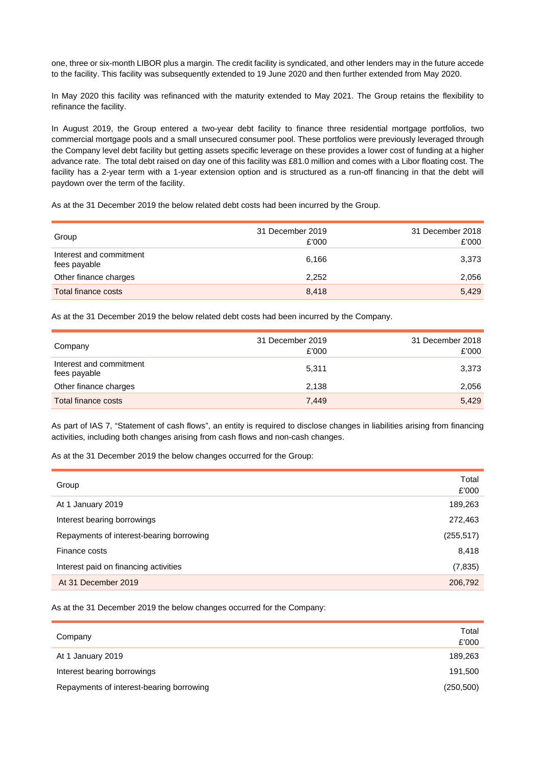one, three or six-month LIBOR plus a margin. The credit facility is syndicated, and other lenders may in the future accede to the facility. This facility was subsequently extended to 19 June 2020 and then further extended from May 2020.

In May 2020 this facility was refinanced with the maturity extended to May 2021. The Group retains the flexibility to refinance the facility.

In August 2019, the Group entered a two-year debt facility to finance three residential mortgage portfolios, two commercial mortgage pools and a small unsecured consumer pool. These portfolios were previously leveraged through the Company level debt facility but getting assets specific leverage on these provides a lower cost of funding at a higher advance rate. The total debt raised on day one of this facility was £81.0 million and comes with a Libor floating cost. The facility has a 2-year term with a 1-year extension option and is structured as a run-off financing in that the debt will paydown over the term of the facility.

As at the 31 December 2019 the below related debt costs had been incurred by the Group.

| Group | 31 December 2019 £'000 | 31 December 2018 £'000 |
|---|---|---|
| Interest and commitment fees payable | 6,166 | 3,373 |
| Other finance charges | 2,252 | 2,056 |
| Total finance costs | 8,418 | 5,429 |

As at the 31 December 2019 the below related debt costs had been incurred by the Company.

| Company | 31 December 2019 £'000 | 31 December 2018 £'000 |
|---|---|---|
| Interest and commitment fees payable | 5,311 | 3,373 |
| Other finance charges | 2,138 | 2,056 |
| Total finance costs | 7,449 | 5,429 |

As part of IAS 7, "Statement of cash flows", an entity is required to disclose changes in liabilities arising from financing activities, including both changes arising from cash flows and non-cash changes.

As at the 31 December 2019 the below changes occurred for the Group:

| Group | Total £'000 |
|---|---|
| At 1 January 2019 | 189,263 |
| Interest bearing borrowings | 272,463 |
| Repayments of interest-bearing borrowing | (255,517) |
| Finance costs | 8,418 |
| Interest paid on financing activities | (7,835) |
| At 31 December 2019 | 206,792 |

As at the 31 December 2019 the below changes occurred for the Company:

| Company | Total £'000 |
|---|---|
| At 1 January 2019 | 189,263 |
| Interest bearing borrowings | 191,500 |
| Repayments of interest-bearing borrowing | (250,500) |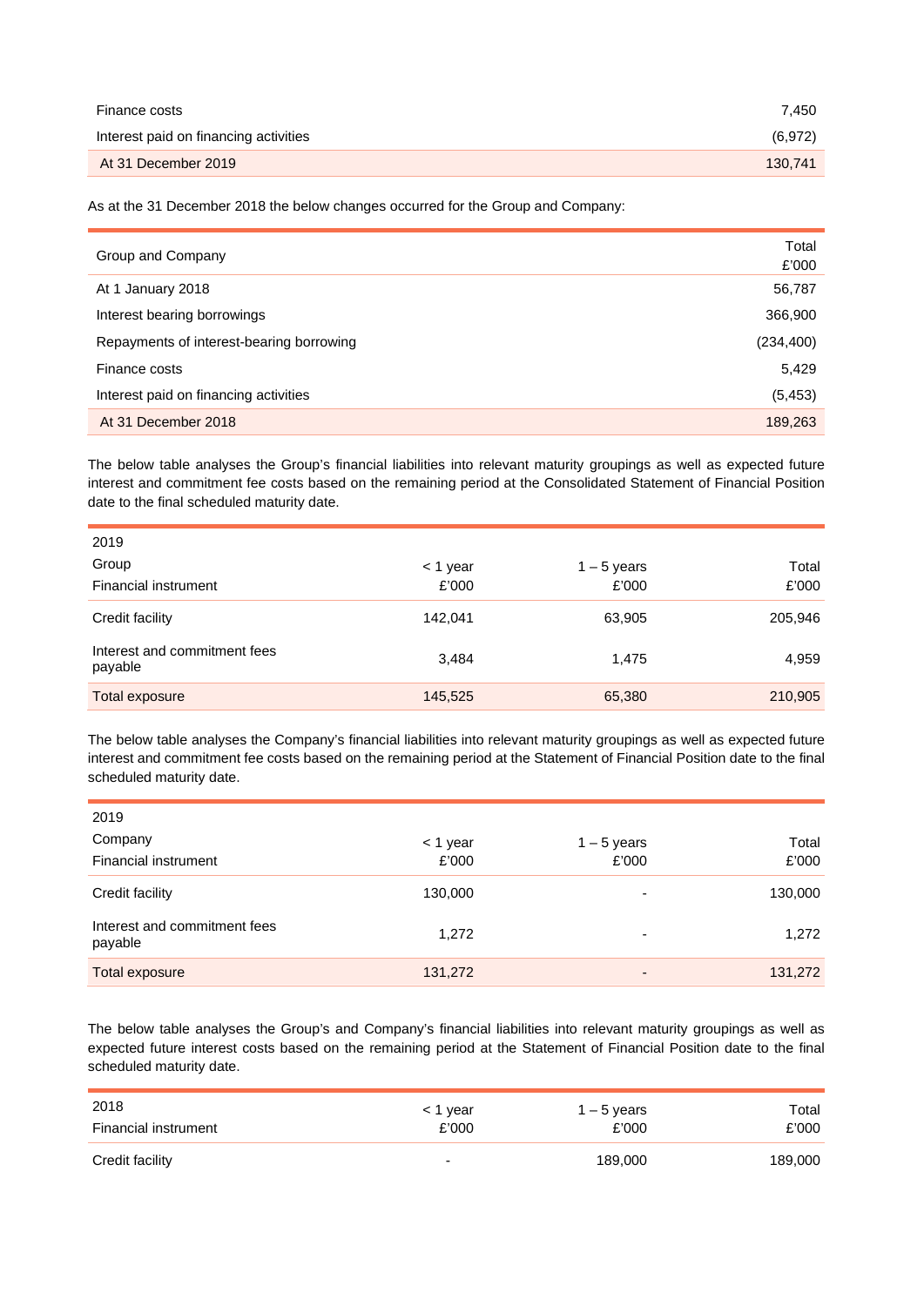| | |
|---|---|
| Finance costs | 7,450 |
| Interest paid on financing activities | (6,972) |
| At 31 December 2019 | 130,741 |

As at the 31 December 2018 the below changes occurred for the Group and Company:

| Group and Company | Total £'000 |
|---|---|
| At 1 January 2018 | 56,787 |
| Interest bearing borrowings | 366,900 |
| Repayments of interest-bearing borrowing | (234,400) |
| Finance costs | 5,429 |
| Interest paid on financing activities | (5,453) |
| At 31 December 2018 | 189,263 |

The below table analyses the Group's financial liabilities into relevant maturity groupings as well as expected future interest and commitment fee costs based on the remaining period at the Consolidated Statement of Financial Position date to the final scheduled maturity date.

| 2019<br>Group<br>Financial instrument | < 1 year<br>£'000 | 1 – 5 years<br>£'000 | Total<br>£'000 |
|---|---|---|---|
| Credit facility | 142,041 | 63,905 | 205,946 |
| Interest and commitment fees payable | 3,484 | 1,475 | 4,959 |
| Total exposure | 145,525 | 65,380 | 210,905 |

The below table analyses the Company's financial liabilities into relevant maturity groupings as well as expected future interest and commitment fee costs based on the remaining period at the Statement of Financial Position date to the final scheduled maturity date.

| 2019<br>Company<br>Financial instrument | < 1 year<br>£'000 | 1 – 5 years<br>£'000 | Total<br>£'000 |
|---|---|---|---|
| Credit facility | 130,000 | - | 130,000 |
| Interest and commitment fees payable | 1,272 | - | 1,272 |
| Total exposure | 131,272 | - | 131,272 |

The below table analyses the Group's and Company's financial liabilities into relevant maturity groupings as well as expected future interest costs based on the remaining period at the Statement of Financial Position date to the final scheduled maturity date.

| 2018<br>Financial instrument | < 1 year<br>£'000 | 1 – 5 years<br>£'000 | Total<br>£'000 |
|---|---|---|---|
| Credit facility | - | 189,000 | 189,000 |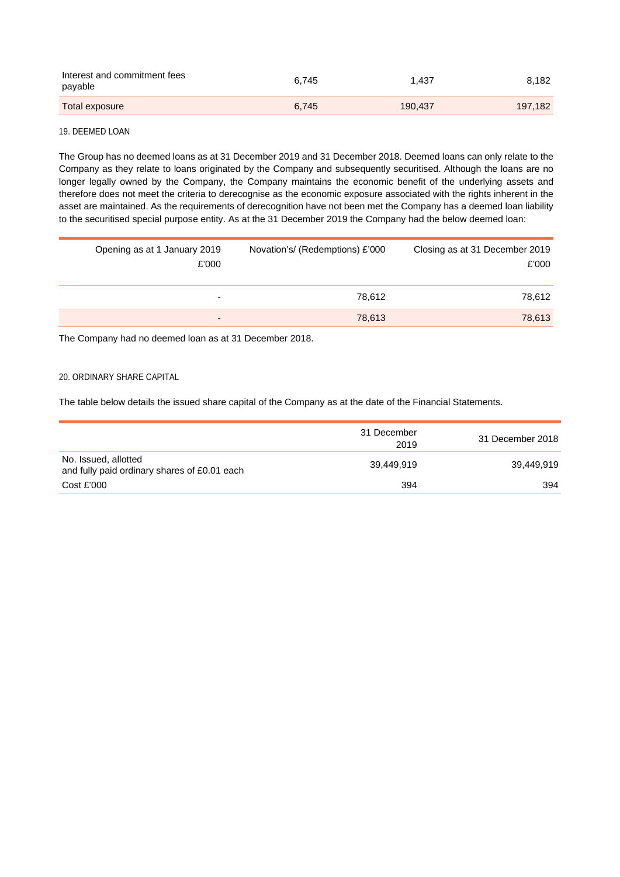| | | | |
|---|---|---|---|
| Interest and commitment fees payable | 6,745 | 1,437 | 8,182 |
| Total exposure | 6,745 | 190,437 | 197,182 |

19. DEEMED LOAN

The Group has no deemed loans as at 31 December 2019 and 31 December 2018. Deemed loans can only relate to the Company as they relate to loans originated by the Company and subsequently securitised. Although the loans are no longer legally owned by the Company, the Company maintains the economic benefit of the underlying assets and therefore does not meet the criteria to derecognise as the economic exposure associated with the rights inherent in the asset are maintained. As the requirements of derecognition have not been met the Company has a deemed loan liability to the securitised special purpose entity. As at the 31 December 2019 the Company had the below deemed loan:

| Opening as at 1 January 2019 £'000 | Novation's/ (Redemptions) £'000 | Closing as at 31 December 2019 £'000 |
|---|---|---|
| - | 78,612 | 78,612 |
| - | 78,613 | 78,613 |

The Company had no deemed loan as at 31 December 2018.

20. ORDINARY SHARE CAPITAL

The table below details the issued share capital of the Company as at the date of the Financial Statements.

| | 31 December 2019 | 31 December 2018 |
|---|---|---|
| No. Issued, allotted and fully paid ordinary shares of £0.01 each | 39,449,919 | 39,449,919 |
| Cost £'000 | 394 | 394 |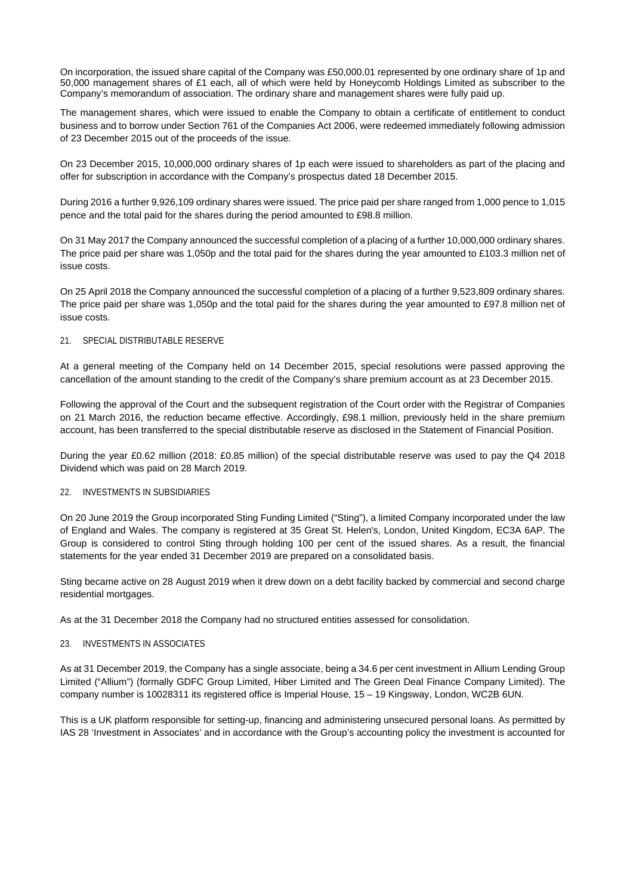On incorporation, the issued share capital of the Company was £50,000.01 represented by one ordinary share of 1p and 50,000 management shares of £1 each, all of which were held by Honeycomb Holdings Limited as subscriber to the Company's memorandum of association. The ordinary share and management shares were fully paid up.

The management shares, which were issued to enable the Company to obtain a certificate of entitlement to conduct business and to borrow under Section 761 of the Companies Act 2006, were redeemed immediately following admission of 23 December 2015 out of the proceeds of the issue.

On 23 December 2015, 10,000,000 ordinary shares of 1p each were issued to shareholders as part of the placing and offer for subscription in accordance with the Company's prospectus dated 18 December 2015.

During 2016 a further 9,926,109 ordinary shares were issued. The price paid per share ranged from 1,000 pence to 1,015 pence and the total paid for the shares during the period amounted to £98.8 million.

On 31 May 2017 the Company announced the successful completion of a placing of a further 10,000,000 ordinary shares. The price paid per share was 1,050p and the total paid for the shares during the year amounted to £103.3 million net of issue costs.

On 25 April 2018 the Company announced the successful completion of a placing of a further 9,523,809 ordinary shares. The price paid per share was 1,050p and the total paid for the shares during the year amounted to £97.8 million net of issue costs.

## 21. SPECIAL DISTRIBUTABLE RESERVE

At a general meeting of the Company held on 14 December 2015, special resolutions were passed approving the cancellation of the amount standing to the credit of the Company's share premium account as at 23 December 2015.

Following the approval of the Court and the subsequent registration of the Court order with the Registrar of Companies on 21 March 2016, the reduction became effective. Accordingly, £98.1 million, previously held in the share premium account, has been transferred to the special distributable reserve as disclosed in the Statement of Financial Position.

During the year £0.62 million (2018: £0.85 million) of the special distributable reserve was used to pay the Q4 2018 Dividend which was paid on 28 March 2019.

## 22. INVESTMENTS IN SUBSIDIARIES

On 20 June 2019 the Group incorporated Sting Funding Limited ("Sting"), a limited Company incorporated under the law of England and Wales. The company is registered at 35 Great St. Helen's, London, United Kingdom, EC3A 6AP. The Group is considered to control Sting through holding 100 per cent of the issued shares. As a result, the financial statements for the year ended 31 December 2019 are prepared on a consolidated basis.

Sting became active on 28 August 2019 when it drew down on a debt facility backed by commercial and second charge residential mortgages.

As at the 31 December 2018 the Company had no structured entities assessed for consolidation.

## 23. INVESTMENTS IN ASSOCIATES

As at 31 December 2019, the Company has a single associate, being a 34.6 per cent investment in Allium Lending Group Limited ("Allium") (formally GDFC Group Limited, Hiber Limited and The Green Deal Finance Company Limited). The company number is 10028311 its registered office is Imperial House, 15 – 19 Kingsway, London, WC2B 6UN.

This is a UK platform responsible for setting-up, financing and administering unsecured personal loans. As permitted by IAS 28 'Investment in Associates' and in accordance with the Group's accounting policy the investment is accounted for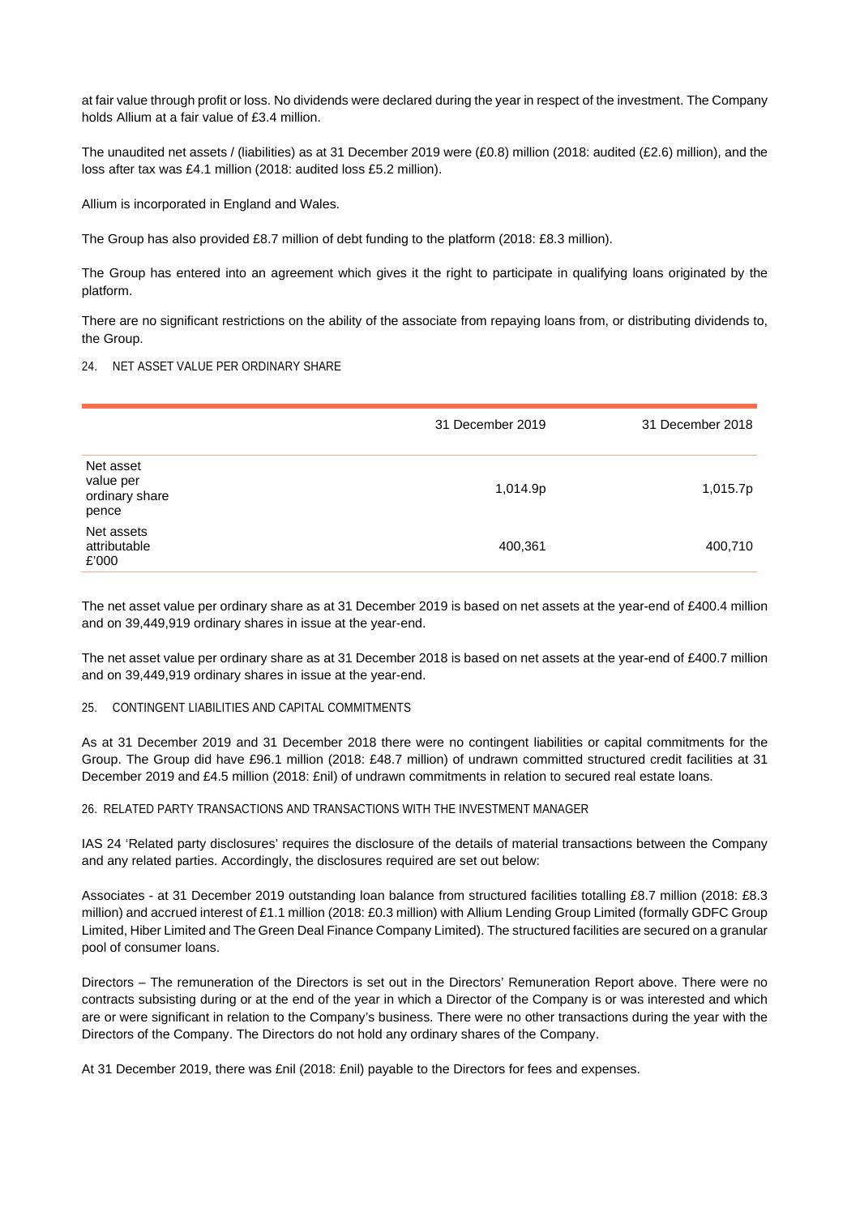at fair value through profit or loss. No dividends were declared during the year in respect of the investment. The Company holds Allium at a fair value of £3.4 million.

The unaudited net assets / (liabilities) as at 31 December 2019 were (£0.8) million (2018: audited (£2.6) million), and the loss after tax was £4.1 million (2018: audited loss £5.2 million).

Allium is incorporated in England and Wales.

The Group has also provided £8.7 million of debt funding to the platform (2018: £8.3 million).

The Group has entered into an agreement which gives it the right to participate in qualifying loans originated by the platform.

There are no significant restrictions on the ability of the associate from repaying loans from, or distributing dividends to, the Group.

24. NET ASSET VALUE PER ORDINARY SHARE

| | 31 December 2019 | 31 December 2018 |
|---|---|---|
| Net asset value per ordinary share pence | 1,014.9p | 1,015.7p |
| Net assets attributable £'000 | 400,361 | 400,710 |

The net asset value per ordinary share as at 31 December 2019 is based on net assets at the year-end of £400.4 million and on 39,449,919 ordinary shares in issue at the year-end.

The net asset value per ordinary share as at 31 December 2018 is based on net assets at the year-end of £400.7 million and on 39,449,919 ordinary shares in issue at the year-end.

25. CONTINGENT LIABILITIES AND CAPITAL COMMITMENTS

As at 31 December 2019 and 31 December 2018 there were no contingent liabilities or capital commitments for the Group. The Group did have £96.1 million (2018: £48.7 million) of undrawn committed structured credit facilities at 31 December 2019 and £4.5 million (2018: £nil) of undrawn commitments in relation to secured real estate loans.

26. RELATED PARTY TRANSACTIONS AND TRANSACTIONS WITH THE INVESTMENT MANAGER

IAS 24 'Related party disclosures' requires the disclosure of the details of material transactions between the Company and any related parties. Accordingly, the disclosures required are set out below:

Associates - at 31 December 2019 outstanding loan balance from structured facilities totalling £8.7 million (2018: £8.3 million) and accrued interest of £1.1 million (2018: £0.3 million) with Allium Lending Group Limited (formally GDFC Group Limited, Hiber Limited and The Green Deal Finance Company Limited). The structured facilities are secured on a granular pool of consumer loans.

Directors – The remuneration of the Directors is set out in the Directors' Remuneration Report above. There were no contracts subsisting during or at the end of the year in which a Director of the Company is or was interested and which are or were significant in relation to the Company's business. There were no other transactions during the year with the Directors of the Company. The Directors do not hold any ordinary shares of the Company.

At 31 December 2019, there was £nil (2018: £nil) payable to the Directors for fees and expenses.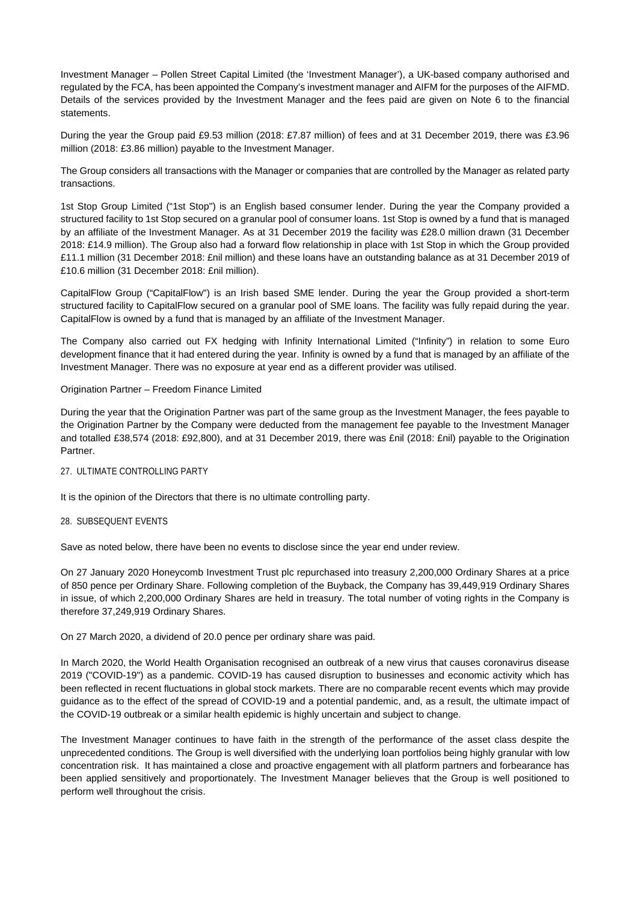Investment Manager – Pollen Street Capital Limited (the 'Investment Manager'), a UK-based company authorised and regulated by the FCA, has been appointed the Company's investment manager and AIFM for the purposes of the AIFMD. Details of the services provided by the Investment Manager and the fees paid are given on Note 6 to the financial statements.

During the year the Group paid £9.53 million (2018: £7.87 million) of fees and at 31 December 2019, there was £3.96 million (2018: £3.86 million) payable to the Investment Manager.

The Group considers all transactions with the Manager or companies that are controlled by the Manager as related party transactions.

1st Stop Group Limited ("1st Stop") is an English based consumer lender. During the year the Company provided a structured facility to 1st Stop secured on a granular pool of consumer loans. 1st Stop is owned by a fund that is managed by an affiliate of the Investment Manager. As at 31 December 2019 the facility was £28.0 million drawn (31 December 2018: £14.9 million). The Group also had a forward flow relationship in place with 1st Stop in which the Group provided £11.1 million (31 December 2018: £nil million) and these loans have an outstanding balance as at 31 December 2019 of £10.6 million (31 December 2018: £nil million).

CapitalFlow Group ("CapitalFlow") is an Irish based SME lender. During the year the Group provided a short-term structured facility to CapitalFlow secured on a granular pool of SME loans. The facility was fully repaid during the year. CapitalFlow is owned by a fund that is managed by an affiliate of the Investment Manager.

The Company also carried out FX hedging with Infinity International Limited ("Infinity") in relation to some Euro development finance that it had entered during the year. Infinity is owned by a fund that is managed by an affiliate of the Investment Manager. There was no exposure at year end as a different provider was utilised.

Origination Partner – Freedom Finance Limited

During the year that the Origination Partner was part of the same group as the Investment Manager, the fees payable to the Origination Partner by the Company were deducted from the management fee payable to the Investment Manager and totalled £38,574 (2018: £92,800), and at 31 December 2019, there was £nil (2018: £nil) payable to the Origination Partner.

## 27. ULTIMATE CONTROLLING PARTY

It is the opinion of the Directors that there is no ultimate controlling party.

## 28. SUBSEQUENT EVENTS

Save as noted below, there have been no events to disclose since the year end under review.

On 27 January 2020 Honeycomb Investment Trust plc repurchased into treasury 2,200,000 Ordinary Shares at a price of 850 pence per Ordinary Share. Following completion of the Buyback, the Company has 39,449,919 Ordinary Shares in issue, of which 2,200,000 Ordinary Shares are held in treasury. The total number of voting rights in the Company is therefore 37,249,919 Ordinary Shares.

On 27 March 2020, a dividend of 20.0 pence per ordinary share was paid.

In March 2020, the World Health Organisation recognised an outbreak of a new virus that causes coronavirus disease 2019 ("COVID-19") as a pandemic. COVID-19 has caused disruption to businesses and economic activity which has been reflected in recent fluctuations in global stock markets. There are no comparable recent events which may provide guidance as to the effect of the spread of COVID-19 and a potential pandemic, and, as a result, the ultimate impact of the COVID-19 outbreak or a similar health epidemic is highly uncertain and subject to change.

The Investment Manager continues to have faith in the strength of the performance of the asset class despite the unprecedented conditions. The Group is well diversified with the underlying loan portfolios being highly granular with low concentration risk. It has maintained a close and proactive engagement with all platform partners and forbearance has been applied sensitively and proportionately. The Investment Manager believes that the Group is well positioned to perform well throughout the crisis.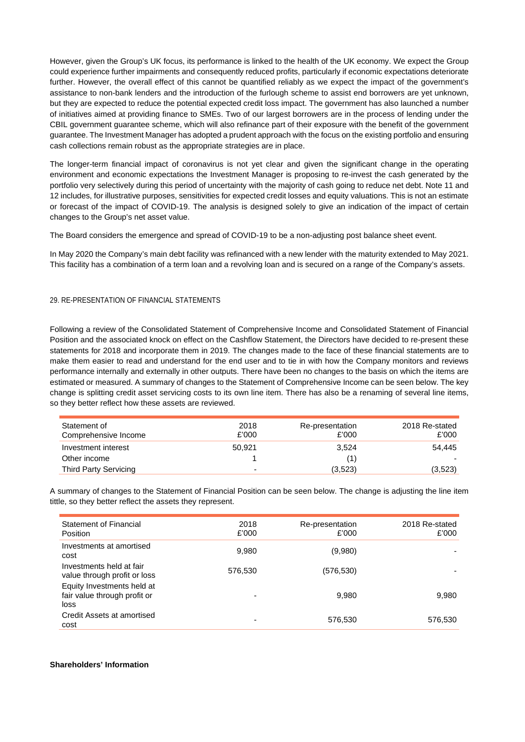However, given the Group's UK focus, its performance is linked to the health of the UK economy. We expect the Group could experience further impairments and consequently reduced profits, particularly if economic expectations deteriorate further. However, the overall effect of this cannot be quantified reliably as we expect the impact of the government's assistance to non-bank lenders and the introduction of the furlough scheme to assist end borrowers are yet unknown, but they are expected to reduce the potential expected credit loss impact. The government has also launched a number of initiatives aimed at providing finance to SMEs. Two of our largest borrowers are in the process of lending under the CBIL government guarantee scheme, which will also refinance part of their exposure with the benefit of the government guarantee. The Investment Manager has adopted a prudent approach with the focus on the existing portfolio and ensuring cash collections remain robust as the appropriate strategies are in place.

The longer-term financial impact of coronavirus is not yet clear and given the significant change in the operating environment and economic expectations the Investment Manager is proposing to re-invest the cash generated by the portfolio very selectively during this period of uncertainty with the majority of cash going to reduce net debt. Note 11 and 12 includes, for illustrative purposes, sensitivities for expected credit losses and equity valuations. This is not an estimate or forecast of the impact of COVID-19. The analysis is designed solely to give an indication of the impact of certain changes to the Group's net asset value.

The Board considers the emergence and spread of COVID-19 to be a non-adjusting post balance sheet event.

In May 2020 the Company's main debt facility was refinanced with a new lender with the maturity extended to May 2021. This facility has a combination of a term loan and a revolving loan and is secured on a range of the Company's assets.

## 29. RE-PRESENTATION OF FINANCIAL STATEMENTS

Following a review of the Consolidated Statement of Comprehensive Income and Consolidated Statement of Financial Position and the associated knock on effect on the Cashflow Statement, the Directors have decided to re-present these statements for 2018 and incorporate them in 2019. The changes made to the face of these financial statements are to make them easier to read and understand for the end user and to tie in with how the Company monitors and reviews performance internally and externally in other outputs. There have been no changes to the basis on which the items are estimated or measured. A summary of changes to the Statement of Comprehensive Income can be seen below. The key change is splitting credit asset servicing costs to its own line item. There has also be a renaming of several line items, so they better reflect how these assets are reviewed.

| Statement of Comprehensive Income | 2018 £'000 | Re-presentation £'000 | 2018 Re-stated £'000 |
|---|---|---|---|
| Investment interest | 50,921 | 3,524 | 54,445 |
| Other income | 1 | (1) | - |
| Third Party Servicing | - | (3,523) | (3,523) |

A summary of changes to the Statement of Financial Position can be seen below. The change is adjusting the line item tittle, so they better reflect the assets they represent.

| Statement of Financial Position | 2018 £'000 | Re-presentation £'000 | 2018 Re-stated £'000 |
|---|---|---|---|
| Investments at amortised cost | 9,980 | (9,980) | - |
| Investments held at fair value through profit or loss | 576,530 | (576,530) | - |
| Equity Investments held at fair value through profit or loss | - | 9,980 | 9,980 |
| Credit Assets at amortised cost | - | 576,530 | 576,530 |

**Shareholders' Information**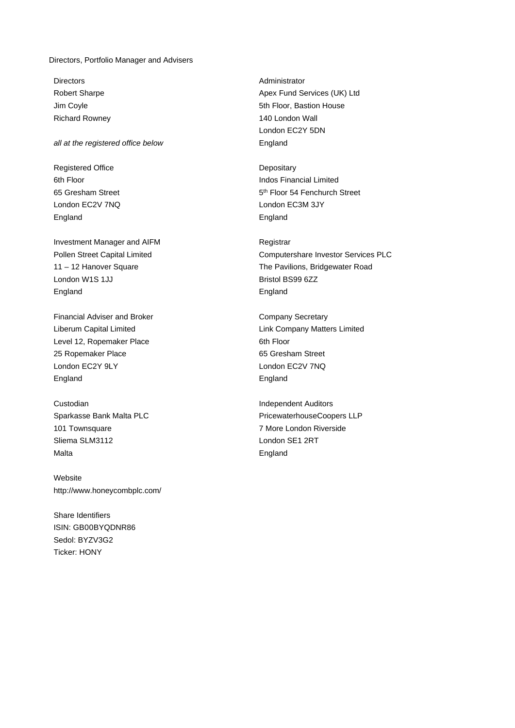# Directors, Portfolio Manager and Advisers

**Directors**
Robert Sharpe
Jim Coyle
Richard Rowney

*all at the registered office below*

**Registered Office**
6th Floor
65 Gresham Street
London EC2V 7NQ
England

**Investment Manager and AIFM**
Pollen Street Capital Limited
11 – 12 Hanover Square
London W1S 1JJ
England

**Financial Adviser and Broker**
Liberum Capital Limited
Level 12, Ropemaker Place
25 Ropemaker Place
London EC2Y 9LY
England

**Custodian**
Sparkasse Bank Malta PLC
101 Townsquare
Sliema SLM3112
Malta

**Website**
http://www.honeycombplc.com/

**Share Identifiers**
ISIN: GB00BYQDNR86
Sedol: BYZV3G2
Ticker: HONY

**Administrator**
Apex Fund Services (UK) Ltd
5th Floor, Bastion House
140 London Wall
London EC2Y 5DN
England

**Depositary**
Indos Financial Limited
5th Floor 54 Fenchurch Street
London EC3M 3JY
England

**Registrar**
Computershare Investor Services PLC
The Pavilions, Bridgewater Road
Bristol BS99 6ZZ
England

**Company Secretary**
Link Company Matters Limited
6th Floor
65 Gresham Street
London EC2V 7NQ
England

**Independent Auditors**
PricewaterhouseCoopers LLP
7 More London Riverside
London SE1 2RT
England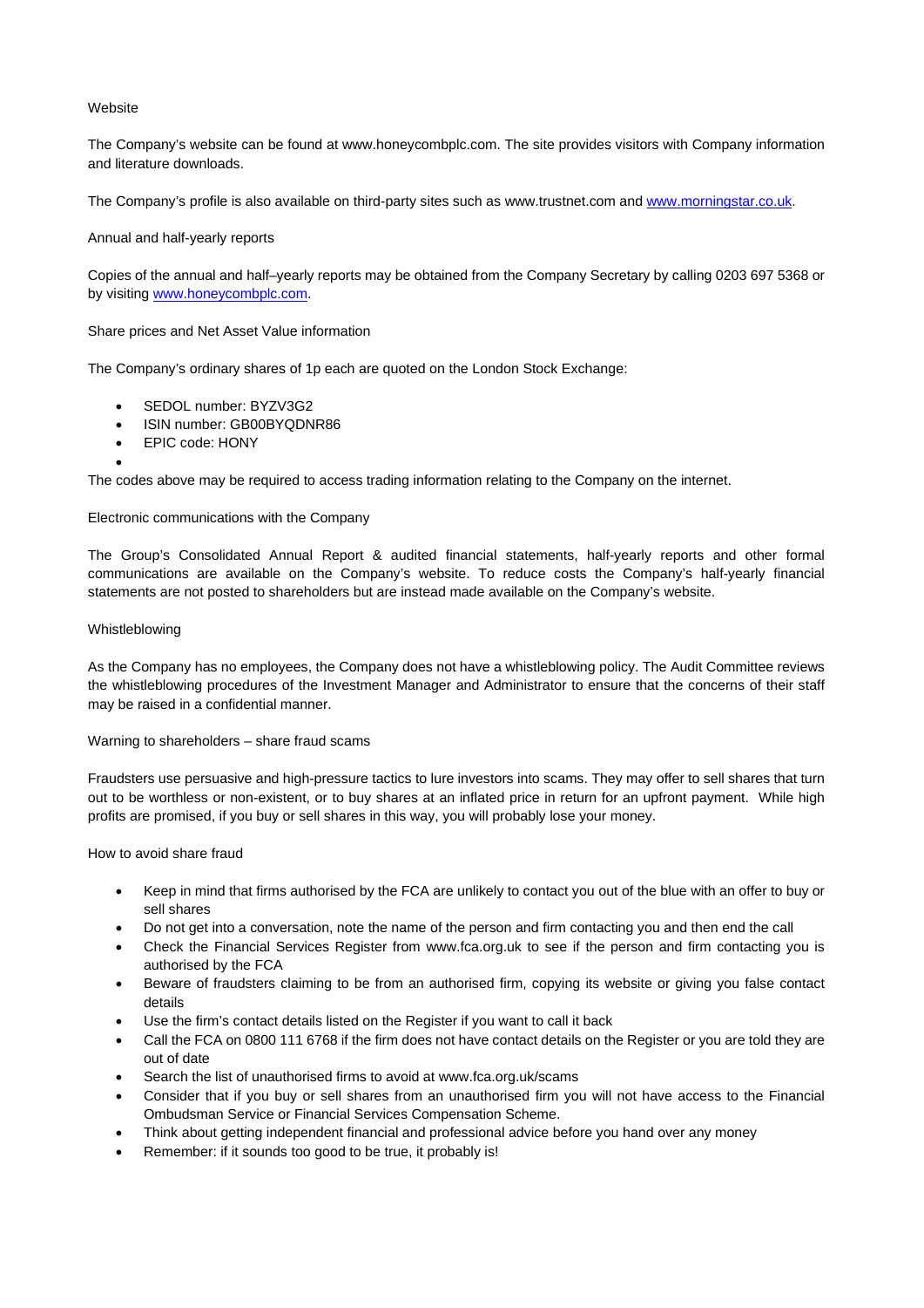## Website

The Company's website can be found at www.honeycombplc.com. The site provides visitors with Company information and literature downloads.

The Company's profile is also available on third-party sites such as www.trustnet.com and [www.morningstar.co.uk](www.morningstar.co.uk).

## Annual and half-yearly reports

Copies of the annual and half–yearly reports may be obtained from the Company Secretary by calling 0203 697 5368 or by visiting [www.honeycombplc.com](www.honeycombplc.com).

## Share prices and Net Asset Value information

The Company's ordinary shares of 1p each are quoted on the London Stock Exchange:

- SEDOL number: BYZV3G2
- ISIN number: GB00BYQDNR86
- EPIC code: HONY

The codes above may be required to access trading information relating to the Company on the internet.

## Electronic communications with the Company

The Group's Consolidated Annual Report & audited financial statements, half-yearly reports and other formal communications are available on the Company's website. To reduce costs the Company's half-yearly financial statements are not posted to shareholders but are instead made available on the Company's website.

## Whistleblowing

As the Company has no employees, the Company does not have a whistleblowing policy. The Audit Committee reviews the whistleblowing procedures of the Investment Manager and Administrator to ensure that the concerns of their staff may be raised in a confidential manner.

## Warning to shareholders – share fraud scams

Fraudsters use persuasive and high-pressure tactics to lure investors into scams. They may offer to sell shares that turn out to be worthless or non-existent, or to buy shares at an inflated price in return for an upfront payment. While high profits are promised, if you buy or sell shares in this way, you will probably lose your money.

## How to avoid share fraud

- Keep in mind that firms authorised by the FCA are unlikely to contact you out of the blue with an offer to buy or sell shares
- Do not get into a conversation, note the name of the person and firm contacting you and then end the call
- Check the Financial Services Register from www.fca.org.uk to see if the person and firm contacting you is authorised by the FCA
- Beware of fraudsters claiming to be from an authorised firm, copying its website or giving you false contact details
- Use the firm's contact details listed on the Register if you want to call it back
- Call the FCA on 0800 111 6768 if the firm does not have contact details on the Register or you are told they are out of date
- Search the list of unauthorised firms to avoid at www.fca.org.uk/scams
- Consider that if you buy or sell shares from an unauthorised firm you will not have access to the Financial Ombudsman Service or Financial Services Compensation Scheme.
- Think about getting independent financial and professional advice before you hand over any money
- Remember: if it sounds too good to be true, it probably is!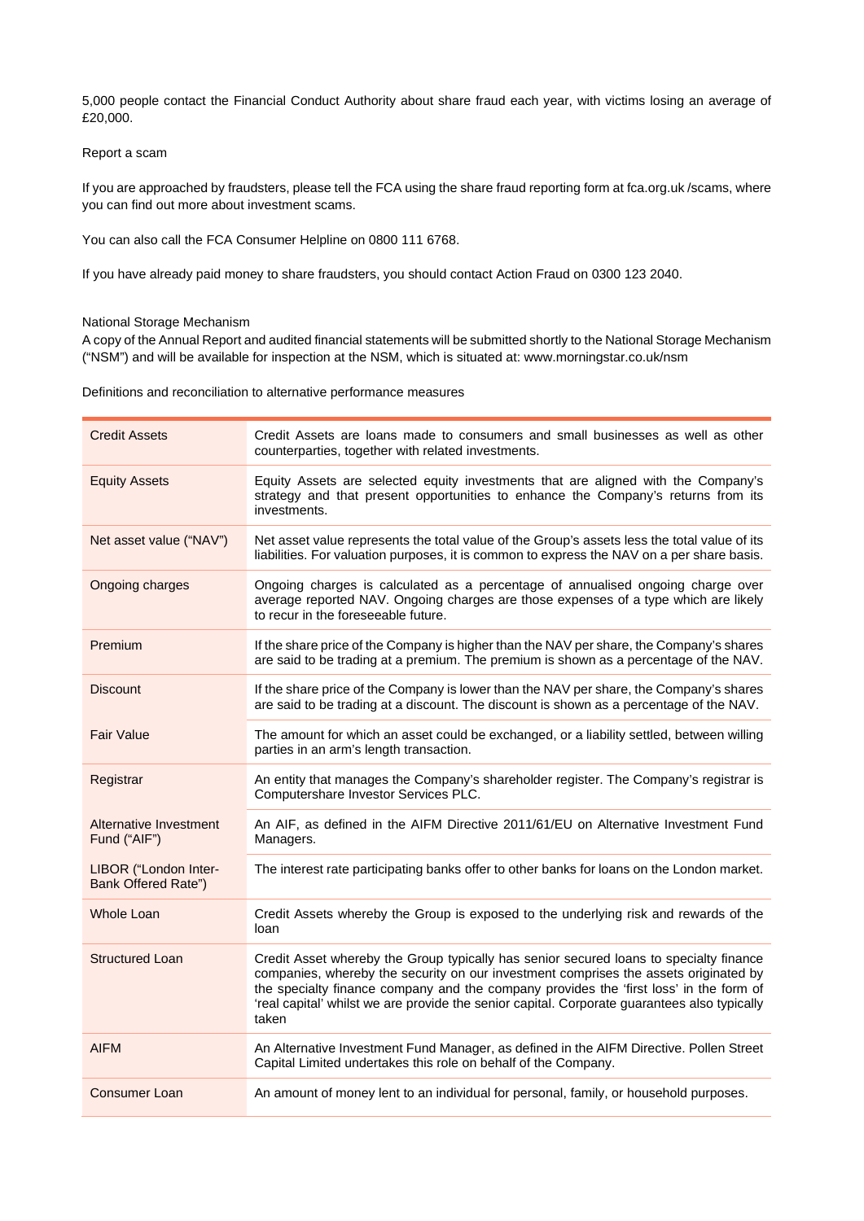5,000 people contact the Financial Conduct Authority about share fraud each year, with victims losing an average of £20,000.

Report a scam

If you are approached by fraudsters, please tell the FCA using the share fraud reporting form at fca.org.uk /scams, where you can find out more about investment scams.

You can also call the FCA Consumer Helpline on 0800 111 6768.

If you have already paid money to share fraudsters, you should contact Action Fraud on 0300 123 2040.

National Storage Mechanism

A copy of the Annual Report and audited financial statements will be submitted shortly to the National Storage Mechanism ("NSM") and will be available for inspection at the NSM, which is situated at: www.morningstar.co.uk/nsm

Definitions and reconciliation to alternative performance measures

| Term | Definition |
|---|---|
| Credit Assets | Credit Assets are loans made to consumers and small businesses as well as other counterparties, together with related investments. |
| Equity Assets | Equity Assets are selected equity investments that are aligned with the Company's strategy and that present opportunities to enhance the Company's returns from its investments. |
| Net asset value ("NAV") | Net asset value represents the total value of the Group's assets less the total value of its liabilities. For valuation purposes, it is common to express the NAV on a per share basis. |
| Ongoing charges | Ongoing charges is calculated as a percentage of annualised ongoing charge over average reported NAV. Ongoing charges are those expenses of a type which are likely to recur in the foreseeable future. |
| Premium | If the share price of the Company is higher than the NAV per share, the Company's shares are said to be trading at a premium. The premium is shown as a percentage of the NAV. |
| Discount | If the share price of the Company is lower than the NAV per share, the Company's shares are said to be trading at a discount. The discount is shown as a percentage of the NAV. |
| Fair Value | The amount for which an asset could be exchanged, or a liability settled, between willing parties in an arm's length transaction. |
| Registrar | An entity that manages the Company's shareholder register. The Company's registrar is Computershare Investor Services PLC. |
| Alternative Investment Fund ("AIF") | An AIF, as defined in the AIFM Directive 2011/61/EU on Alternative Investment Fund Managers. |
| LIBOR ("London Inter-Bank Offered Rate") | The interest rate participating banks offer to other banks for loans on the London market. |
| Whole Loan | Credit Assets whereby the Group is exposed to the underlying risk and rewards of the loan |
| Structured Loan | Credit Asset whereby the Group typically has senior secured loans to specialty finance companies, whereby the security on our investment comprises the assets originated by the specialty finance company and the company provides the 'first loss' in the form of 'real capital' whilst we are provide the senior capital. Corporate guarantees also typically taken |
| AIFM | An Alternative Investment Fund Manager, as defined in the AIFM Directive. Pollen Street Capital Limited undertakes this role on behalf of the Company. |
| Consumer Loan | An amount of money lent to an individual for personal, family, or household purposes. |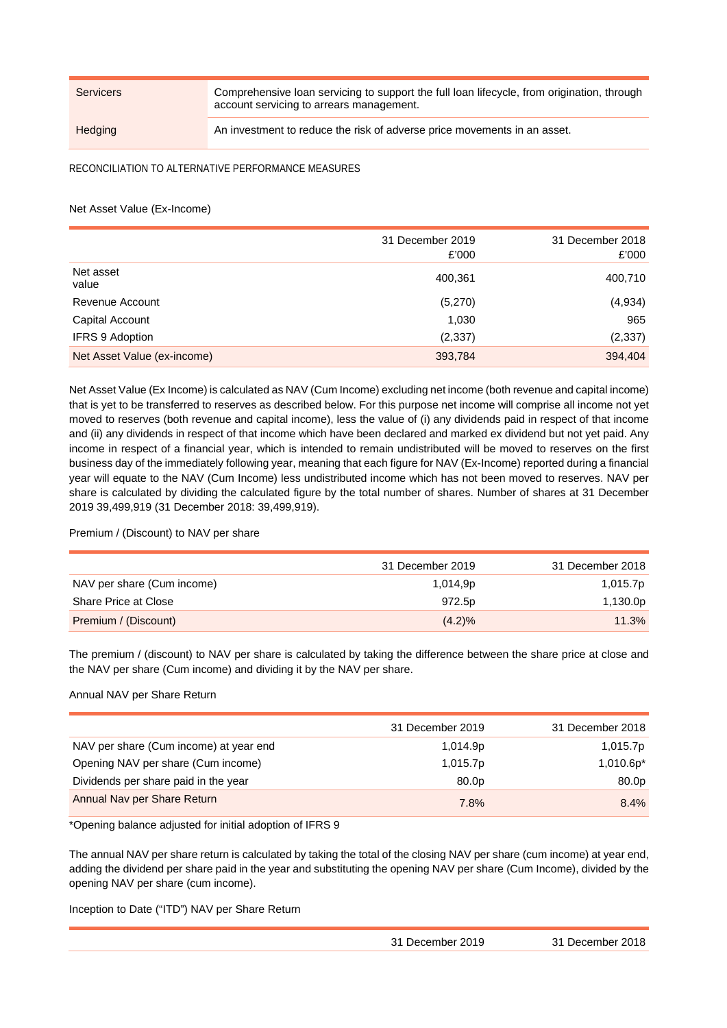| | |
|---|---|
| Servicers | Comprehensive loan servicing to support the full loan lifecycle, from origination, through account servicing to arrears management. |
| Hedging | An investment to reduce the risk of adverse price movements in an asset. |

## RECONCILIATION TO ALTERNATIVE PERFORMANCE MEASURES

### Net Asset Value (Ex-Income)

| | 31 December 2019 £'000 | 31 December 2018 £'000 |
|---|---|---|
| Net asset value | 400,361 | 400,710 |
| Revenue Account | (5,270) | (4,934) |
| Capital Account | 1,030 | 965 |
| IFRS 9 Adoption | (2,337) | (2,337) |
| Net Asset Value (ex-income) | 393,784 | 394,404 |

Net Asset Value (Ex Income) is calculated as NAV (Cum Income) excluding net income (both revenue and capital income) that is yet to be transferred to reserves as described below. For this purpose net income will comprise all income not yet moved to reserves (both revenue and capital income), less the value of (i) any dividends paid in respect of that income and (ii) any dividends in respect of that income which have been declared and marked ex dividend but not yet paid. Any income in respect of a financial year, which is intended to remain undistributed will be moved to reserves on the first business day of the immediately following year, meaning that each figure for NAV (Ex-Income) reported during a financial year will equate to the NAV (Cum Income) less undistributed income which has not been moved to reserves. NAV per share is calculated by dividing the calculated figure by the total number of shares. Number of shares at 31 December 2019 39,499,919 (31 December 2018: 39,499,919).

### Premium / (Discount) to NAV per share

| | 31 December 2019 | 31 December 2018 |
|---|---|---|
| NAV per share (Cum income) | 1,014,9p | 1,015.7p |
| Share Price at Close | 972.5p | 1,130.0p |
| Premium / (Discount) | (4.2)% | 11.3% |

The premium / (discount) to NAV per share is calculated by taking the difference between the share price at close and the NAV per share (Cum income) and dividing it by the NAV per share.

### Annual NAV per Share Return

| | 31 December 2019 | 31 December 2018 |
|---|---|---|
| NAV per share (Cum income) at year end | 1,014.9p | 1,015.7p |
| Opening NAV per share (Cum income) | 1,015.7p | 1,010.6p* |
| Dividends per share paid in the year | 80.0p | 80.0p |
| Annual Nav per Share Return | 7.8% | 8.4% |

*Opening balance adjusted for initial adoption of IFRS 9

The annual NAV per share return is calculated by taking the total of the closing NAV per share (cum income) at year end, adding the dividend per share paid in the year and substituting the opening NAV per share (Cum Income), divided by the opening NAV per share (cum income).

### Inception to Date ("ITD") NAV per Share Return

| | 31 December 2019 | 31 December 2018 |
|---|---|---|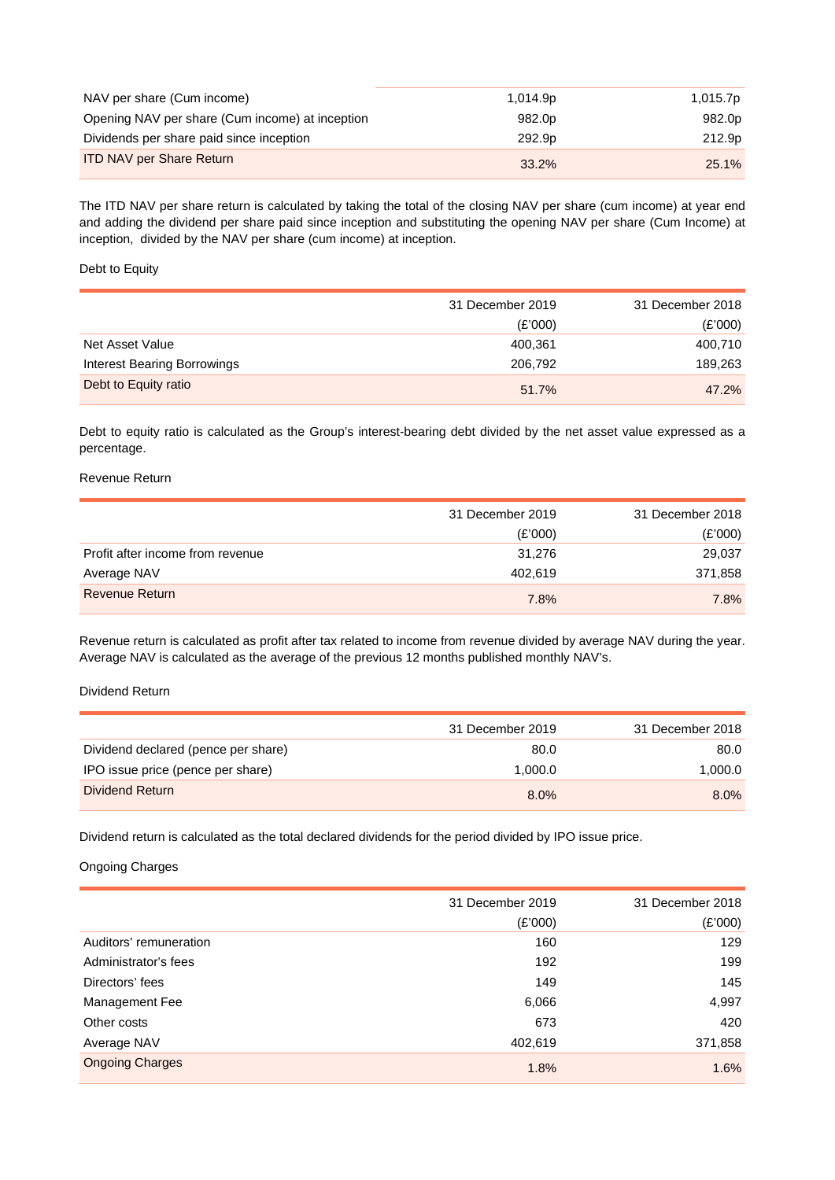| | | |
|---|---|---|
| NAV per share (Cum income) | 1,014.9p | 1,015.7p |
| Opening NAV per share (Cum income) at inception | 982.0p | 982.0p |
| Dividends per share paid since inception | 292.9p | 212.9p |
| ITD NAV per Share Return | 33.2% | 25.1% |

The ITD NAV per share return is calculated by taking the total of the closing NAV per share (cum income) at year end and adding the dividend per share paid since inception and substituting the opening NAV per share (Cum Income) at inception, divided by the NAV per share (cum income) at inception.

Debt to Equity

| | 31 December 2019 (£'000) | 31 December 2018 (£'000) |
|---|---|---|
| Net Asset Value | 400,361 | 400,710 |
| Interest Bearing Borrowings | 206,792 | 189,263 |
| Debt to Equity ratio | 51.7% | 47.2% |

Debt to equity ratio is calculated as the Group's interest-bearing debt divided by the net asset value expressed as a percentage.

Revenue Return

| | 31 December 2019 (£'000) | 31 December 2018 (£'000) |
|---|---|---|
| Profit after income from revenue | 31,276 | 29,037 |
| Average NAV | 402,619 | 371,858 |
| Revenue Return | 7.8% | 7.8% |

Revenue return is calculated as profit after tax related to income from revenue divided by average NAV during the year. Average NAV is calculated as the average of the previous 12 months published monthly NAV's.

Dividend Return

| | 31 December 2019 | 31 December 2018 |
|---|---|---|
| Dividend declared (pence per share) | 80.0 | 80.0 |
| IPO issue price (pence per share) | 1,000.0 | 1,000.0 |
| Dividend Return | 8.0% | 8.0% |

Dividend return is calculated as the total declared dividends for the period divided by IPO issue price.

Ongoing Charges

| | 31 December 2019 (£'000) | 31 December 2018 (£'000) |
|---|---|---|
| Auditors' remuneration | 160 | 129 |
| Administrator's fees | 192 | 199 |
| Directors' fees | 149 | 145 |
| Management Fee | 6,066 | 4,997 |
| Other costs | 673 | 420 |
| Average NAV | 402,619 | 371,858 |
| Ongoing Charges | 1.8% | 1.6% |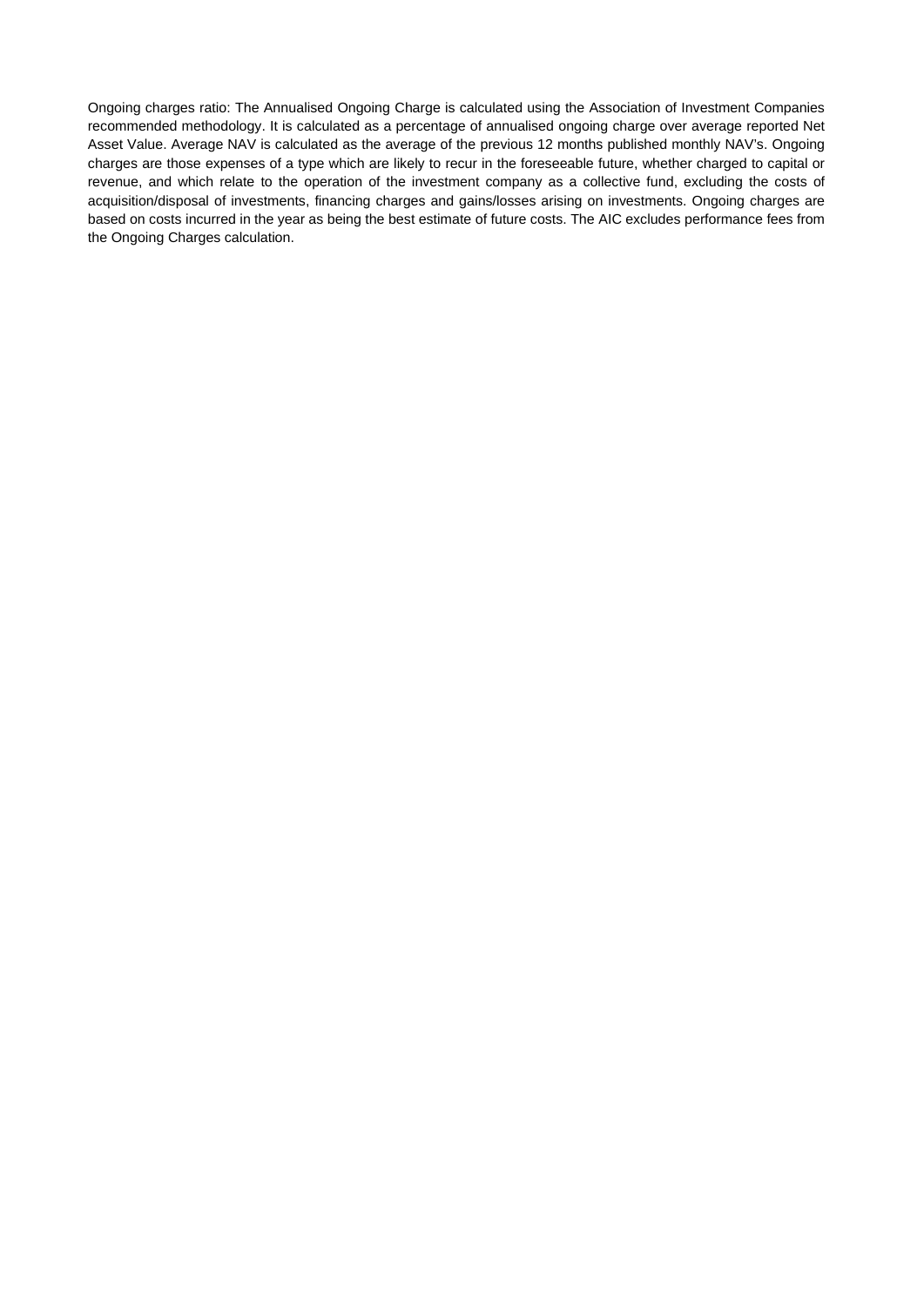Ongoing charges ratio: The Annualised Ongoing Charge is calculated using the Association of Investment Companies recommended methodology. It is calculated as a percentage of annualised ongoing charge over average reported Net Asset Value. Average NAV is calculated as the average of the previous 12 months published monthly NAV's. Ongoing charges are those expenses of a type which are likely to recur in the foreseeable future, whether charged to capital or revenue, and which relate to the operation of the investment company as a collective fund, excluding the costs of acquisition/disposal of investments, financing charges and gains/losses arising on investments. Ongoing charges are based on costs incurred in the year as being the best estimate of future costs. The AIC excludes performance fees from the Ongoing Charges calculation.